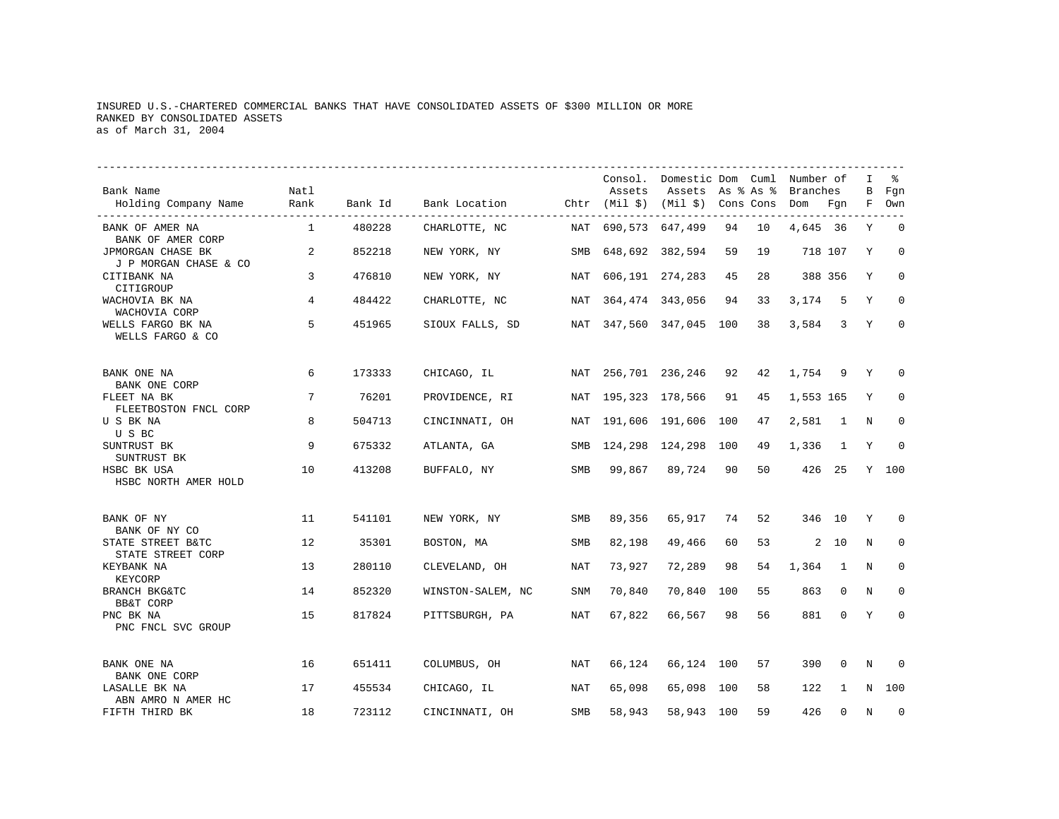INSURED U.S.-CHARTERED COMMERCIAL BANKS THAT HAVE CONSOLIDATED ASSETS OF $300 MILLION OR MORE
RANKED BY CONSOLIDATED ASSETS
as of March 31, 2004

| Bank Name<br>Holding Company Name | Natl Rank | Bank Id | Bank Location | Chtr | Consol. Assets (Mil $) | Domestic Assets (Mil $) | Dom As % Cons | Cuml As % Cons | Number of Branches Dom | Number of Branches Fgn | IBF | % Fgn Own |
|---|---|---|---|---|---|---|---|---|---|---|---|---|
| BANK OF AMER NA<br>BANK OF AMER CORP | 1 | 480228 | CHARLOTTE, NC | NAT | 690,573 | 647,499 | 94 | 10 | 4,645 | 36 | Y | 0 |
| JPMORGAN CHASE BK<br>J P MORGAN CHASE & CO | 2 | 852218 | NEW YORK, NY | SMB | 648,692 | 382,594 | 59 | 19 | 718 | 107 | Y | 0 |
| CITIBANK NA<br>CITIGROUP | 3 | 476810 | NEW YORK, NY | NAT | 606,191 | 274,283 | 45 | 28 | 388 | 356 | Y | 0 |
| WACHOVIA BK NA<br>WACHOVIA CORP | 4 | 484422 | CHARLOTTE, NC | NAT | 364,474 | 343,056 | 94 | 33 | 3,174 | 5 | Y | 0 |
| WELLS FARGO BK NA<br>WELLS FARGO & CO | 5 | 451965 | SIOUX FALLS, SD | NAT | 347,560 | 347,045 | 100 | 38 | 3,584 | 3 | Y | 0 |
| BANK ONE NA<br>BANK ONE CORP | 6 | 173333 | CHICAGO, IL | NAT | 256,701 | 236,246 | 92 | 42 | 1,754 | 9 | Y | 0 |
| FLEET NA BK<br>FLEETBOSTON FNCL CORP | 7 | 76201 | PROVIDENCE, RI | NAT | 195,323 | 178,566 | 91 | 45 | 1,553 | 165 | Y | 0 |
| U S BK NA<br>U S BC | 8 | 504713 | CINCINNATI, OH | NAT | 191,606 | 191,606 | 100 | 47 | 2,581 | 1 | N | 0 |
| SUNTRUST BK<br>SUNTRUST BK | 9 | 675332 | ATLANTA, GA | SMB | 124,298 | 124,298 | 100 | 49 | 1,336 | 1 | Y | 0 |
| HSBC BK USA<br>HSBC NORTH AMER HOLD | 10 | 413208 | BUFFALO, NY | SMB | 99,867 | 89,724 | 90 | 50 | 426 | 25 | Y | 100 |
| BANK OF NY<br>BANK OF NY CO | 11 | 541101 | NEW YORK, NY | SMB | 89,356 | 65,917 | 74 | 52 | 346 | 10 | Y | 0 |
| STATE STREET B&TC<br>STATE STREET CORP | 12 | 35301 | BOSTON, MA | SMB | 82,198 | 49,466 | 60 | 53 | 2 | 10 | N | 0 |
| KEYBANK NA<br>KEYCORP | 13 | 280110 | CLEVELAND, OH | NAT | 73,927 | 72,289 | 98 | 54 | 1,364 | 1 | N | 0 |
| BRANCH BKG&TC<br>BB&T CORP | 14 | 852320 | WINSTON-SALEM, NC | SNM | 70,840 | 70,840 | 100 | 55 | 863 | 0 | N | 0 |
| PNC BK NA<br>PNC FNCL SVC GROUP | 15 | 817824 | PITTSBURGH, PA | NAT | 67,822 | 66,567 | 98 | 56 | 881 | 0 | Y | 0 |
| BANK ONE NA<br>BANK ONE CORP | 16 | 651411 | COLUMBUS, OH | NAT | 66,124 | 66,124 | 100 | 57 | 390 | 0 | N | 0 |
| LASALLE BK NA<br>ABN AMRO N AMER HC | 17 | 455534 | CHICAGO, IL | NAT | 65,098 | 65,098 | 100 | 58 | 122 | 1 | N | 100 |
| FIFTH THIRD BK | 18 | 723112 | CINCINNATI, OH | SMB | 58,943 | 58,943 | 100 | 59 | 426 | 0 | N | 0 |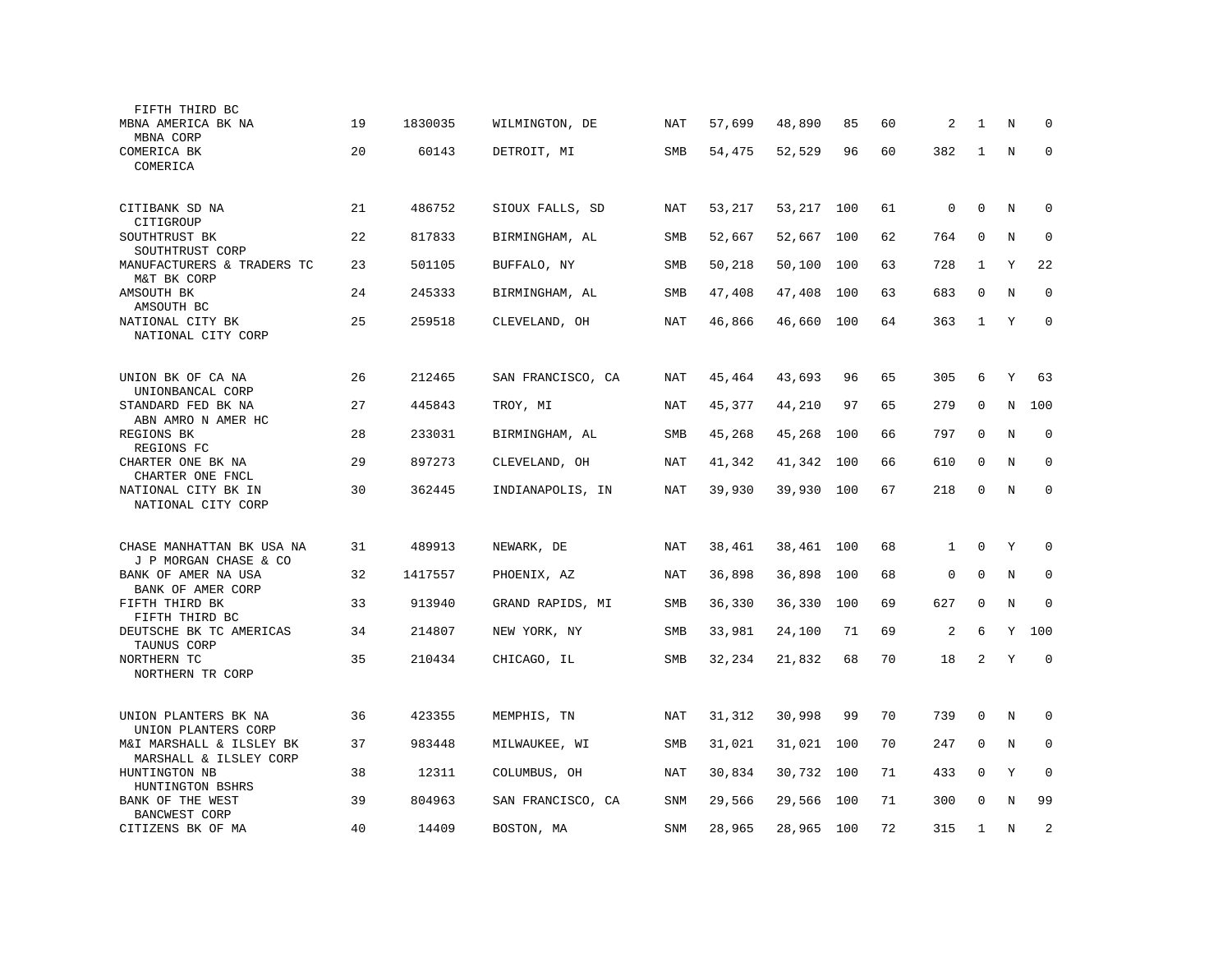| Bank / Holding Company | Rank | ID | Location | Charter | Col1 | Col2 | Col3 | Col4 | Col5 | Col6 | Col7 | Col8 |
|---|---|---|---|---|---|---|---|---|---|---|---|---|
| FIFTH THIRD BC | | | | | | | | | | | | |
| MBNA AMERICA BK NA<br>MBNA CORP | 19 | 1830035 | WILMINGTON, DE | NAT | 57,699 | 48,890 | 85 | 60 | 2 | 1 | N | 0 |
| COMERICA BK<br>COMERICA | 20 | 60143 | DETROIT, MI | SMB | 54,475 | 52,529 | 96 | 60 | 382 | 1 | N | 0 |
| CITIBANK SD NA<br>CITIGROUP | 21 | 486752 | SIOUX FALLS, SD | NAT | 53,217 | 53,217 | 100 | 61 | 0 | 0 | N | 0 |
| SOUTHTRUST BK<br>SOUTHTRUST CORP | 22 | 817833 | BIRMINGHAM, AL | SMB | 52,667 | 52,667 | 100 | 62 | 764 | 0 | N | 0 |
| MANUFACTURERS & TRADERS TC<br>M&T BK CORP | 23 | 501105 | BUFFALO, NY | SMB | 50,218 | 50,100 | 100 | 63 | 728 | 1 | Y | 22 |
| AMSOUTH BK<br>AMSOUTH BC | 24 | 245333 | BIRMINGHAM, AL | SMB | 47,408 | 47,408 | 100 | 63 | 683 | 0 | N | 0 |
| NATIONAL CITY BK<br>NATIONAL CITY CORP | 25 | 259518 | CLEVELAND, OH | NAT | 46,866 | 46,660 | 100 | 64 | 363 | 1 | Y | 0 |
| UNION BK OF CA NA<br>UNIONBANCAL CORP | 26 | 212465 | SAN FRANCISCO, CA | NAT | 45,464 | 43,693 | 96 | 65 | 305 | 6 | Y | 63 |
| STANDARD FED BK NA<br>ABN AMRO N AMER HC | 27 | 445843 | TROY, MI | NAT | 45,377 | 44,210 | 97 | 65 | 279 | 0 | N | 100 |
| REGIONS BK<br>REGIONS FC | 28 | 233031 | BIRMINGHAM, AL | SMB | 45,268 | 45,268 | 100 | 66 | 797 | 0 | N | 0 |
| CHARTER ONE BK NA<br>CHARTER ONE FNCL | 29 | 897273 | CLEVELAND, OH | NAT | 41,342 | 41,342 | 100 | 66 | 610 | 0 | N | 0 |
| NATIONAL CITY BK IN<br>NATIONAL CITY CORP | 30 | 362445 | INDIANAPOLIS, IN | NAT | 39,930 | 39,930 | 100 | 67 | 218 | 0 | N | 0 |
| CHASE MANHATTAN BK USA NA<br>J P MORGAN CHASE & CO | 31 | 489913 | NEWARK, DE | NAT | 38,461 | 38,461 | 100 | 68 | 1 | 0 | Y | 0 |
| BANK OF AMER NA USA<br>BANK OF AMER CORP | 32 | 1417557 | PHOENIX, AZ | NAT | 36,898 | 36,898 | 100 | 68 | 0 | 0 | N | 0 |
| FIFTH THIRD BK<br>FIFTH THIRD BC | 33 | 913940 | GRAND RAPIDS, MI | SMB | 36,330 | 36,330 | 100 | 69 | 627 | 0 | N | 0 |
| DEUTSCHE BK TC AMERICAS<br>TAUNUS CORP | 34 | 214807 | NEW YORK, NY | SMB | 33,981 | 24,100 | 71 | 69 | 2 | 6 | Y | 100 |
| NORTHERN TC<br>NORTHERN TR CORP | 35 | 210434 | CHICAGO, IL | SMB | 32,234 | 21,832 | 68 | 70 | 18 | 2 | Y | 0 |
| UNION PLANTERS BK NA<br>UNION PLANTERS CORP | 36 | 423355 | MEMPHIS, TN | NAT | 31,312 | 30,998 | 99 | 70 | 739 | 0 | N | 0 |
| M&I MARSHALL & ILSLEY BK<br>MARSHALL & ILSLEY CORP | 37 | 983448 | MILWAUKEE, WI | SMB | 31,021 | 31,021 | 100 | 70 | 247 | 0 | N | 0 |
| HUNTINGTON NB<br>HUNTINGTON BSHRS | 38 | 12311 | COLUMBUS, OH | NAT | 30,834 | 30,732 | 100 | 71 | 433 | 0 | Y | 0 |
| BANK OF THE WEST<br>BANCWEST CORP | 39 | 804963 | SAN FRANCISCO, CA | SNM | 29,566 | 29,566 | 100 | 71 | 300 | 0 | N | 99 |
| CITIZENS BK OF MA | 40 | 14409 | BOSTON, MA | SNM | 28,965 | 28,965 | 100 | 72 | 315 | 1 | N | 2 |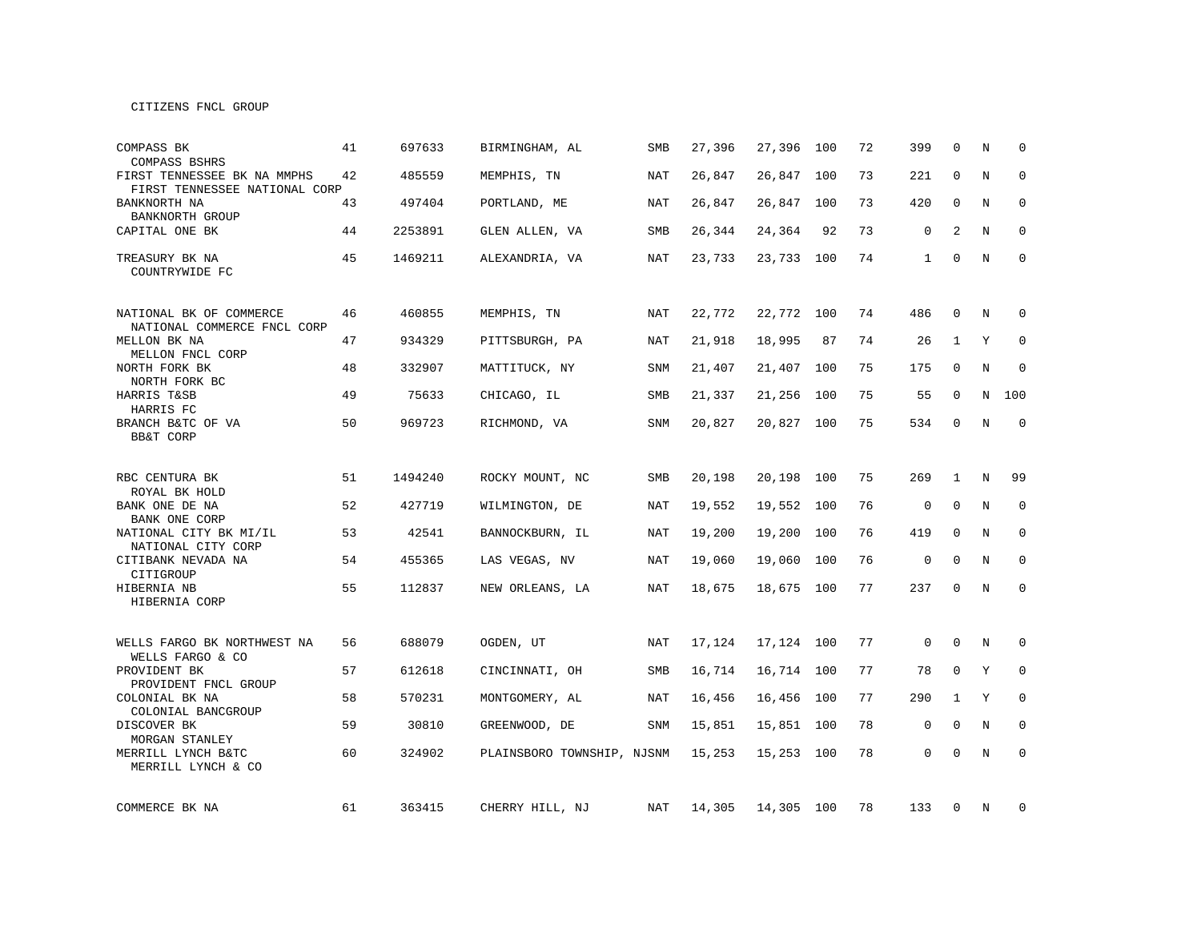CITIZENS FNCL GROUP

| | | | | | | | | | | | | |
|---|---|---|---|---|---|---|---|---|---|---|---|---|
| COMPASS BK<br>COMPASS BSHRS | 41 | 697633 | BIRMINGHAM, AL | SMB | 27,396 | 27,396 | 100 | 72 | 399 | 0 | N | 0 |
| FIRST TENNESSEE BK NA MMPHS<br>FIRST TENNESSEE NATIONAL CORP | 42 | 485559 | MEMPHIS, TN | NAT | 26,847 | 26,847 | 100 | 73 | 221 | 0 | N | 0 |
| BANKNORTH NA<br>BANKNORTH GROUP | 43 | 497404 | PORTLAND, ME | NAT | 26,847 | 26,847 | 100 | 73 | 420 | 0 | N | 0 |
| CAPITAL ONE BK | 44 | 2253891 | GLEN ALLEN, VA | SMB | 26,344 | 24,364 | 92 | 73 | 0 | 2 | N | 0 |
| TREASURY BK NA<br>COUNTRYWIDE FC | 45 | 1469211 | ALEXANDRIA, VA | NAT | 23,733 | 23,733 | 100 | 74 | 1 | 0 | N | 0 |
| NATIONAL BK OF COMMERCE<br>NATIONAL COMMERCE FNCL CORP | 46 | 460855 | MEMPHIS, TN | NAT | 22,772 | 22,772 | 100 | 74 | 486 | 0 | N | 0 |
| MELLON BK NA<br>MELLON FNCL CORP | 47 | 934329 | PITTSBURGH, PA | NAT | 21,918 | 18,995 | 87 | 74 | 26 | 1 | Y | 0 |
| NORTH FORK BK<br>NORTH FORK BC | 48 | 332907 | MATTITUCK, NY | SNM | 21,407 | 21,407 | 100 | 75 | 175 | 0 | N | 0 |
| HARRIS T&SB<br>HARRIS FC | 49 | 75633 | CHICAGO, IL | SMB | 21,337 | 21,256 | 100 | 75 | 55 | 0 | N | 100 |
| BRANCH B&TC OF VA<br>BB&T CORP | 50 | 969723 | RICHMOND, VA | SNM | 20,827 | 20,827 | 100 | 75 | 534 | 0 | N | 0 |
| RBC CENTURA BK<br>ROYAL BK HOLD | 51 | 1494240 | ROCKY MOUNT, NC | SMB | 20,198 | 20,198 | 100 | 75 | 269 | 1 | N | 99 |
| BANK ONE DE NA<br>BANK ONE CORP | 52 | 427719 | WILMINGTON, DE | NAT | 19,552 | 19,552 | 100 | 76 | 0 | 0 | N | 0 |
| NATIONAL CITY BK MI/IL<br>NATIONAL CITY CORP | 53 | 42541 | BANNOCKBURN, IL | NAT | 19,200 | 19,200 | 100 | 76 | 419 | 0 | N | 0 |
| CITIBANK NEVADA NA<br>CITIGROUP | 54 | 455365 | LAS VEGAS, NV | NAT | 19,060 | 19,060 | 100 | 76 | 0 | 0 | N | 0 |
| HIBERNIA NB<br>HIBERNIA CORP | 55 | 112837 | NEW ORLEANS, LA | NAT | 18,675 | 18,675 | 100 | 77 | 237 | 0 | N | 0 |
| WELLS FARGO BK NORTHWEST NA<br>WELLS FARGO & CO | 56 | 688079 | OGDEN, UT | NAT | 17,124 | 17,124 | 100 | 77 | 0 | 0 | N | 0 |
| PROVIDENT BK<br>PROVIDENT FNCL GROUP | 57 | 612618 | CINCINNATI, OH | SMB | 16,714 | 16,714 | 100 | 77 | 78 | 0 | Y | 0 |
| COLONIAL BK NA<br>COLONIAL BANCGROUP | 58 | 570231 | MONTGOMERY, AL | NAT | 16,456 | 16,456 | 100 | 77 | 290 | 1 | Y | 0 |
| DISCOVER BK<br>MORGAN STANLEY | 59 | 30810 | GREENWOOD, DE | SNM | 15,851 | 15,851 | 100 | 78 | 0 | 0 | N | 0 |
| MERRILL LYNCH B&TC<br>MERRILL LYNCH & CO | 60 | 324902 | PLAINSBORO TOWNSHIP, NJ | SNM | 15,253 | 15,253 | 100 | 78 | 0 | 0 | N | 0 |
| COMMERCE BK NA | 61 | 363415 | CHERRY HILL, NJ | NAT | 14,305 | 14,305 | 100 | 78 | 133 | 0 | N | 0 |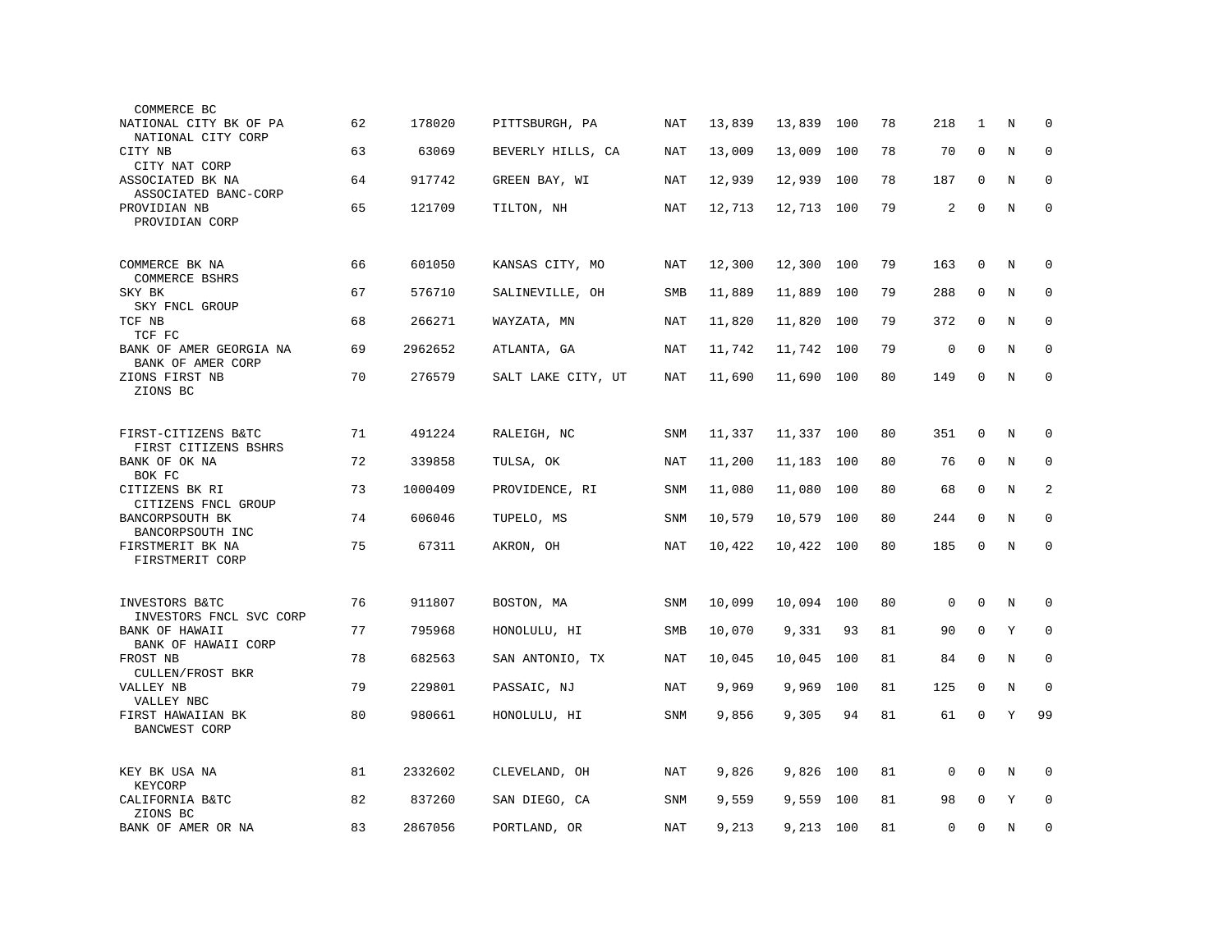| Bank / Holding Company | Rank | ID | Location | Type | | | | | | | | |
|---|---|---|---|---|---|---|---|---|---|---|---|---|
| COMMERCE BC | | | | | | | | | | | | |
| NATIONAL CITY BK OF PA<br>NATIONAL CITY CORP | 62 | 178020 | PITTSBURGH, PA | NAT | 13,839 | 13,839 | 100 | 78 | 218 | 1 | N | 0 |
| CITY NB<br>CITY NAT CORP | 63 | 63069 | BEVERLY HILLS, CA | NAT | 13,009 | 13,009 | 100 | 78 | 70 | 0 | N | 0 |
| ASSOCIATED BK NA<br>ASSOCIATED BANC-CORP | 64 | 917742 | GREEN BAY, WI | NAT | 12,939 | 12,939 | 100 | 78 | 187 | 0 | N | 0 |
| PROVIDIAN NB<br>PROVIDIAN CORP | 65 | 121709 | TILTON, NH | NAT | 12,713 | 12,713 | 100 | 79 | 2 | 0 | N | 0 |
| COMMERCE BK NA<br>COMMERCE BSHRS | 66 | 601050 | KANSAS CITY, MO | NAT | 12,300 | 12,300 | 100 | 79 | 163 | 0 | N | 0 |
| SKY BK<br>SKY FNCL GROUP | 67 | 576710 | SALINEVILLE, OH | SMB | 11,889 | 11,889 | 100 | 79 | 288 | 0 | N | 0 |
| TCF NB<br>TCF FC | 68 | 266271 | WAYZATA, MN | NAT | 11,820 | 11,820 | 100 | 79 | 372 | 0 | N | 0 |
| BANK OF AMER GEORGIA NA<br>BANK OF AMER CORP | 69 | 2962652 | ATLANTA, GA | NAT | 11,742 | 11,742 | 100 | 79 | 0 | 0 | N | 0 |
| ZIONS FIRST NB<br>ZIONS BC | 70 | 276579 | SALT LAKE CITY, UT | NAT | 11,690 | 11,690 | 100 | 80 | 149 | 0 | N | 0 |
| FIRST-CITIZENS B&TC<br>FIRST CITIZENS BSHRS | 71 | 491224 | RALEIGH, NC | SNM | 11,337 | 11,337 | 100 | 80 | 351 | 0 | N | 0 |
| BANK OF OK NA<br>BOK FC | 72 | 339858 | TULSA, OK | NAT | 11,200 | 11,183 | 100 | 80 | 76 | 0 | N | 0 |
| CITIZENS BK RI<br>CITIZENS FNCL GROUP | 73 | 1000409 | PROVIDENCE, RI | SNM | 11,080 | 11,080 | 100 | 80 | 68 | 0 | N | 2 |
| BANCORPSOUTH BK<br>BANCORPSOUTH INC | 74 | 606046 | TUPELO, MS | SNM | 10,579 | 10,579 | 100 | 80 | 244 | 0 | N | 0 |
| FIRSTMERIT BK NA<br>FIRSTMERIT CORP | 75 | 67311 | AKRON, OH | NAT | 10,422 | 10,422 | 100 | 80 | 185 | 0 | N | 0 |
| INVESTORS B&TC<br>INVESTORS FNCL SVC CORP | 76 | 911807 | BOSTON, MA | SNM | 10,099 | 10,094 | 100 | 80 | 0 | 0 | N | 0 |
| BANK OF HAWAII<br>BANK OF HAWAII CORP | 77 | 795968 | HONOLULU, HI | SMB | 10,070 | 9,331 | 93 | 81 | 90 | 0 | Y | 0 |
| FROST NB<br>CULLEN/FROST BKR | 78 | 682563 | SAN ANTONIO, TX | NAT | 10,045 | 10,045 | 100 | 81 | 84 | 0 | N | 0 |
| VALLEY NB<br>VALLEY NBC | 79 | 229801 | PASSAIC, NJ | NAT | 9,969 | 9,969 | 100 | 81 | 125 | 0 | N | 0 |
| FIRST HAWAIIAN BK<br>BANCWEST CORP | 80 | 980661 | HONOLULU, HI | SNM | 9,856 | 9,305 | 94 | 81 | 61 | 0 | Y | 99 |
| KEY BK USA NA<br>KEYCORP | 81 | 2332602 | CLEVELAND, OH | NAT | 9,826 | 9,826 | 100 | 81 | 0 | 0 | N | 0 |
| CALIFORNIA B&TC<br>ZIONS BC | 82 | 837260 | SAN DIEGO, CA | SNM | 9,559 | 9,559 | 100 | 81 | 98 | 0 | Y | 0 |
| BANK OF AMER OR NA | 83 | 2867056 | PORTLAND, OR | NAT | 9,213 | 9,213 | 100 | 81 | 0 | 0 | N | 0 |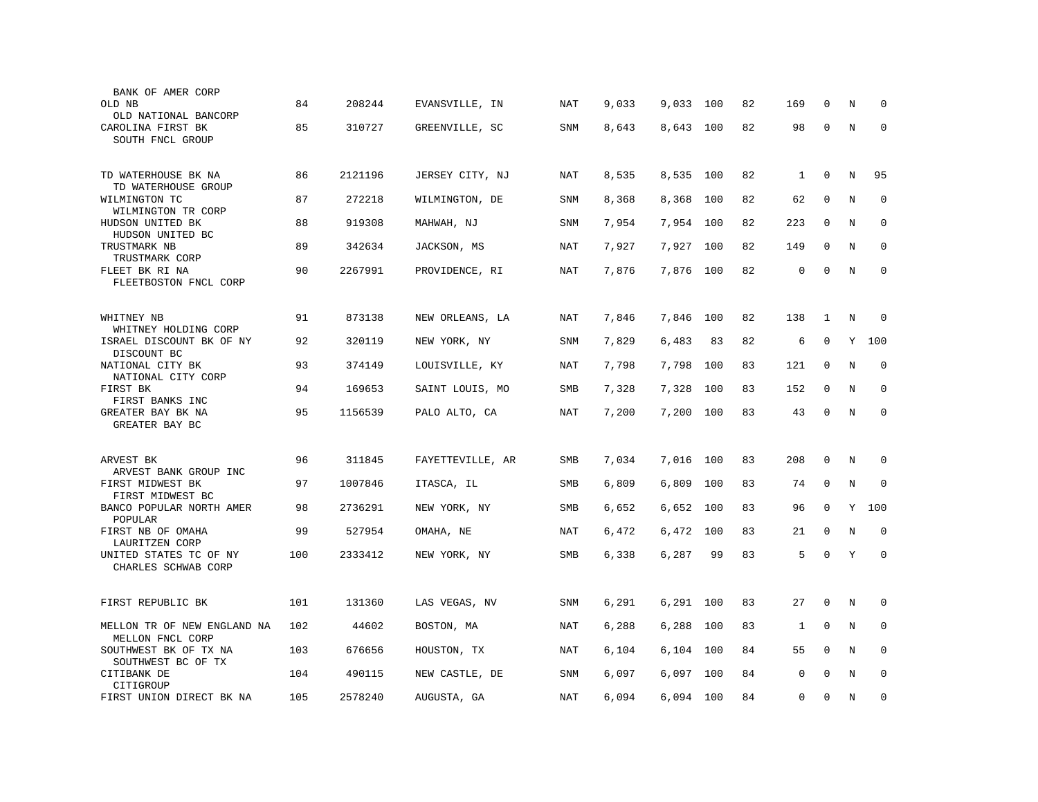| Bank / Holding Company | Rank | ID | Location | Charter | Total | Domestic | % | Col | Branches | Col | Col | Col |
|---|---|---|---|---|---|---|---|---|---|---|---|---|
| BANK OF AMER CORP | | | | | | | | | | | | |
| OLD NB<br>OLD NATIONAL BANCORP | 84 | 208244 | EVANSVILLE, IN | NAT | 9,033 | 9,033 | 100 | 82 | 169 | 0 | N | 0 |
| CAROLINA FIRST BK<br>SOUTH FNCL GROUP | 85 | 310727 | GREENVILLE, SC | SNM | 8,643 | 8,643 | 100 | 82 | 98 | 0 | N | 0 |
| TD WATERHOUSE BK NA<br>TD WATERHOUSE GROUP | 86 | 2121196 | JERSEY CITY, NJ | NAT | 8,535 | 8,535 | 100 | 82 | 1 | 0 | N | 95 |
| WILMINGTON TC<br>WILMINGTON TR CORP | 87 | 272218 | WILMINGTON, DE | SNM | 8,368 | 8,368 | 100 | 82 | 62 | 0 | N | 0 |
| HUDSON UNITED BK<br>HUDSON UNITED BC | 88 | 919308 | MAHWAH, NJ | SNM | 7,954 | 7,954 | 100 | 82 | 223 | 0 | N | 0 |
| TRUSTMARK NB<br>TRUSTMARK CORP | 89 | 342634 | JACKSON, MS | NAT | 7,927 | 7,927 | 100 | 82 | 149 | 0 | N | 0 |
| FLEET BK RI NA<br>FLEETBOSTON FNCL CORP | 90 | 2267991 | PROVIDENCE, RI | NAT | 7,876 | 7,876 | 100 | 82 | 0 | 0 | N | 0 |
| WHITNEY NB<br>WHITNEY HOLDING CORP | 91 | 873138 | NEW ORLEANS, LA | NAT | 7,846 | 7,846 | 100 | 82 | 138 | 1 | N | 0 |
| ISRAEL DISCOUNT BK OF NY<br>DISCOUNT BC | 92 | 320119 | NEW YORK, NY | SNM | 7,829 | 6,483 | 83 | 82 | 6 | 0 | Y | 100 |
| NATIONAL CITY BK<br>NATIONAL CITY CORP | 93 | 374149 | LOUISVILLE, KY | NAT | 7,798 | 7,798 | 100 | 83 | 121 | 0 | N | 0 |
| FIRST BK<br>FIRST BANKS INC | 94 | 169653 | SAINT LOUIS, MO | SMB | 7,328 | 7,328 | 100 | 83 | 152 | 0 | N | 0 |
| GREATER BAY BK NA<br>GREATER BAY BC | 95 | 1156539 | PALO ALTO, CA | NAT | 7,200 | 7,200 | 100 | 83 | 43 | 0 | N | 0 |
| ARVEST BK<br>ARVEST BANK GROUP INC | 96 | 311845 | FAYETTEVILLE, AR | SMB | 7,034 | 7,016 | 100 | 83 | 208 | 0 | N | 0 |
| FIRST MIDWEST BK<br>FIRST MIDWEST BC | 97 | 1007846 | ITASCA, IL | SMB | 6,809 | 6,809 | 100 | 83 | 74 | 0 | N | 0 |
| BANCO POPULAR NORTH AMER<br>POPULAR | 98 | 2736291 | NEW YORK, NY | SMB | 6,652 | 6,652 | 100 | 83 | 96 | 0 | Y | 100 |
| FIRST NB OF OMAHA<br>LAURITZEN CORP | 99 | 527954 | OMAHA, NE | NAT | 6,472 | 6,472 | 100 | 83 | 21 | 0 | N | 0 |
| UNITED STATES TC OF NY<br>CHARLES SCHWAB CORP | 100 | 2333412 | NEW YORK, NY | SMB | 6,338 | 6,287 | 99 | 83 | 5 | 0 | Y | 0 |
| FIRST REPUBLIC BK | 101 | 131360 | LAS VEGAS, NV | SNM | 6,291 | 6,291 | 100 | 83 | 27 | 0 | N | 0 |
| MELLON TR OF NEW ENGLAND NA<br>MELLON FNCL CORP | 102 | 44602 | BOSTON, MA | NAT | 6,288 | 6,288 | 100 | 83 | 1 | 0 | N | 0 |
| SOUTHWEST BK OF TX NA<br>SOUTHWEST BC OF TX | 103 | 676656 | HOUSTON, TX | NAT | 6,104 | 6,104 | 100 | 84 | 55 | 0 | N | 0 |
| CITIBANK DE<br>CITIGROUP | 104 | 490115 | NEW CASTLE, DE | SNM | 6,097 | 6,097 | 100 | 84 | 0 | 0 | N | 0 |
| FIRST UNION DIRECT BK NA | 105 | 2578240 | AUGUSTA, GA | NAT | 6,094 | 6,094 | 100 | 84 | 0 | 0 | N | 0 |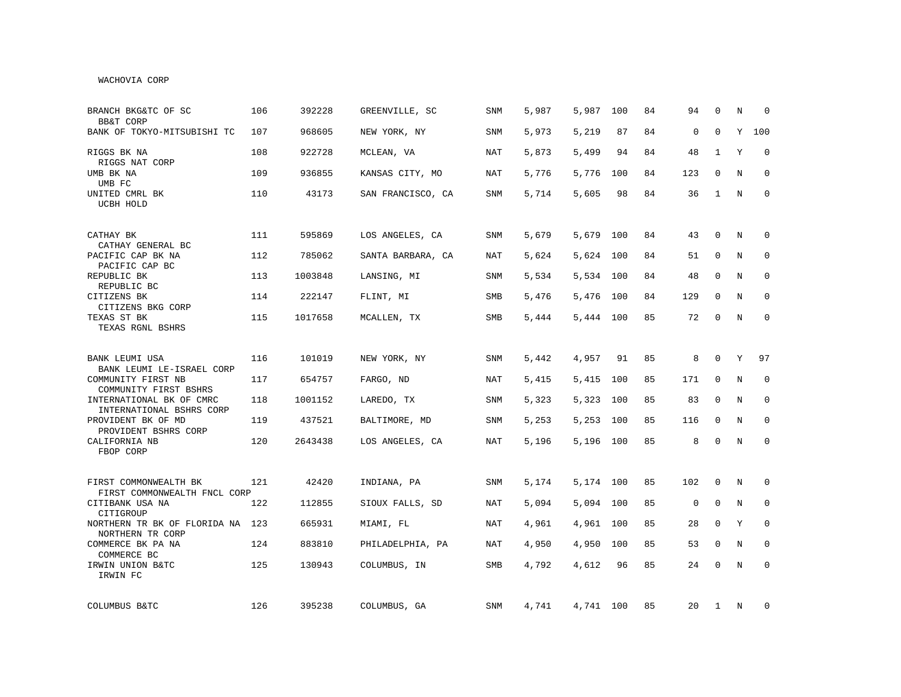WACHOVIA CORP

| Bank / Holding Company | Rank | ID | Location | Type | Col1 | Col2 | Col3 | Col4 | Col5 | Col6 | Col7 | Col8 |
|---|---|---|---|---|---|---|---|---|---|---|---|---|
| BRANCH BKG&TC OF SC<br>BB&T CORP | 106 | 392228 | GREENVILLE, SC | SNM | 5,987 | 5,987 | 100 | 84 | 94 | 0 | N | 0 |
| BANK OF TOKYO-MITSUBISHI TC | 107 | 968605 | NEW YORK, NY | SNM | 5,973 | 5,219 | 87 | 84 | 0 | 0 | Y | 100 |
| RIGGS BK NA<br>RIGGS NAT CORP | 108 | 922728 | MCLEAN, VA | NAT | 5,873 | 5,499 | 94 | 84 | 48 | 1 | Y | 0 |
| UMB BK NA<br>UMB FC | 109 | 936855 | KANSAS CITY, MO | NAT | 5,776 | 5,776 | 100 | 84 | 123 | 0 | N | 0 |
| UNITED CMRL BK<br>UCBH HOLD | 110 | 43173 | SAN FRANCISCO, CA | SNM | 5,714 | 5,605 | 98 | 84 | 36 | 1 | N | 0 |
| CATHAY BK<br>CATHAY GENERAL BC | 111 | 595869 | LOS ANGELES, CA | SNM | 5,679 | 5,679 | 100 | 84 | 43 | 0 | N | 0 |
| PACIFIC CAP BK NA<br>PACIFIC CAP BC | 112 | 785062 | SANTA BARBARA, CA | NAT | 5,624 | 5,624 | 100 | 84 | 51 | 0 | N | 0 |
| REPUBLIC BK<br>REPUBLIC BC | 113 | 1003848 | LANSING, MI | SNM | 5,534 | 5,534 | 100 | 84 | 48 | 0 | N | 0 |
| CITIZENS BK<br>CITIZENS BKG CORP | 114 | 222147 | FLINT, MI | SMB | 5,476 | 5,476 | 100 | 84 | 129 | 0 | N | 0 |
| TEXAS ST BK<br>TEXAS RGNL BSHRS | 115 | 1017658 | MCALLEN, TX | SMB | 5,444 | 5,444 | 100 | 85 | 72 | 0 | N | 0 |
| BANK LEUMI USA<br>BANK LEUMI LE-ISRAEL CORP | 116 | 101019 | NEW YORK, NY | SNM | 5,442 | 4,957 | 91 | 85 | 8 | 0 | Y | 97 |
| COMMUNITY FIRST NB<br>COMMUNITY FIRST BSHRS | 117 | 654757 | FARGO, ND | NAT | 5,415 | 5,415 | 100 | 85 | 171 | 0 | N | 0 |
| INTERNATIONAL BK OF CMRC<br>INTERNATIONAL BSHRS CORP | 118 | 1001152 | LAREDO, TX | SNM | 5,323 | 5,323 | 100 | 85 | 83 | 0 | N | 0 |
| PROVIDENT BK OF MD<br>PROVIDENT BSHRS CORP | 119 | 437521 | BALTIMORE, MD | SNM | 5,253 | 5,253 | 100 | 85 | 116 | 0 | N | 0 |
| CALIFORNIA NB<br>FBOP CORP | 120 | 2643438 | LOS ANGELES, CA | NAT | 5,196 | 5,196 | 100 | 85 | 8 | 0 | N | 0 |
| FIRST COMMONWEALTH BK<br>FIRST COMMONWEALTH FNCL CORP | 121 | 42420 | INDIANA, PA | SNM | 5,174 | 5,174 | 100 | 85 | 102 | 0 | N | 0 |
| CITIBANK USA NA<br>CITIGROUP | 122 | 112855 | SIOUX FALLS, SD | NAT | 5,094 | 5,094 | 100 | 85 | 0 | 0 | N | 0 |
| NORTHERN TR BK OF FLORIDA NA<br>NORTHERN TR CORP | 123 | 665931 | MIAMI, FL | NAT | 4,961 | 4,961 | 100 | 85 | 28 | 0 | Y | 0 |
| COMMERCE BK PA NA<br>COMMERCE BC | 124 | 883810 | PHILADELPHIA, PA | NAT | 4,950 | 4,950 | 100 | 85 | 53 | 0 | N | 0 |
| IRWIN UNION B&TC<br>IRWIN FC | 125 | 130943 | COLUMBUS, IN | SMB | 4,792 | 4,612 | 96 | 85 | 24 | 0 | N | 0 |
| COLUMBUS B&TC | 126 | 395238 | COLUMBUS, GA | SNM | 4,741 | 4,741 | 100 | 85 | 20 | 1 | N | 0 |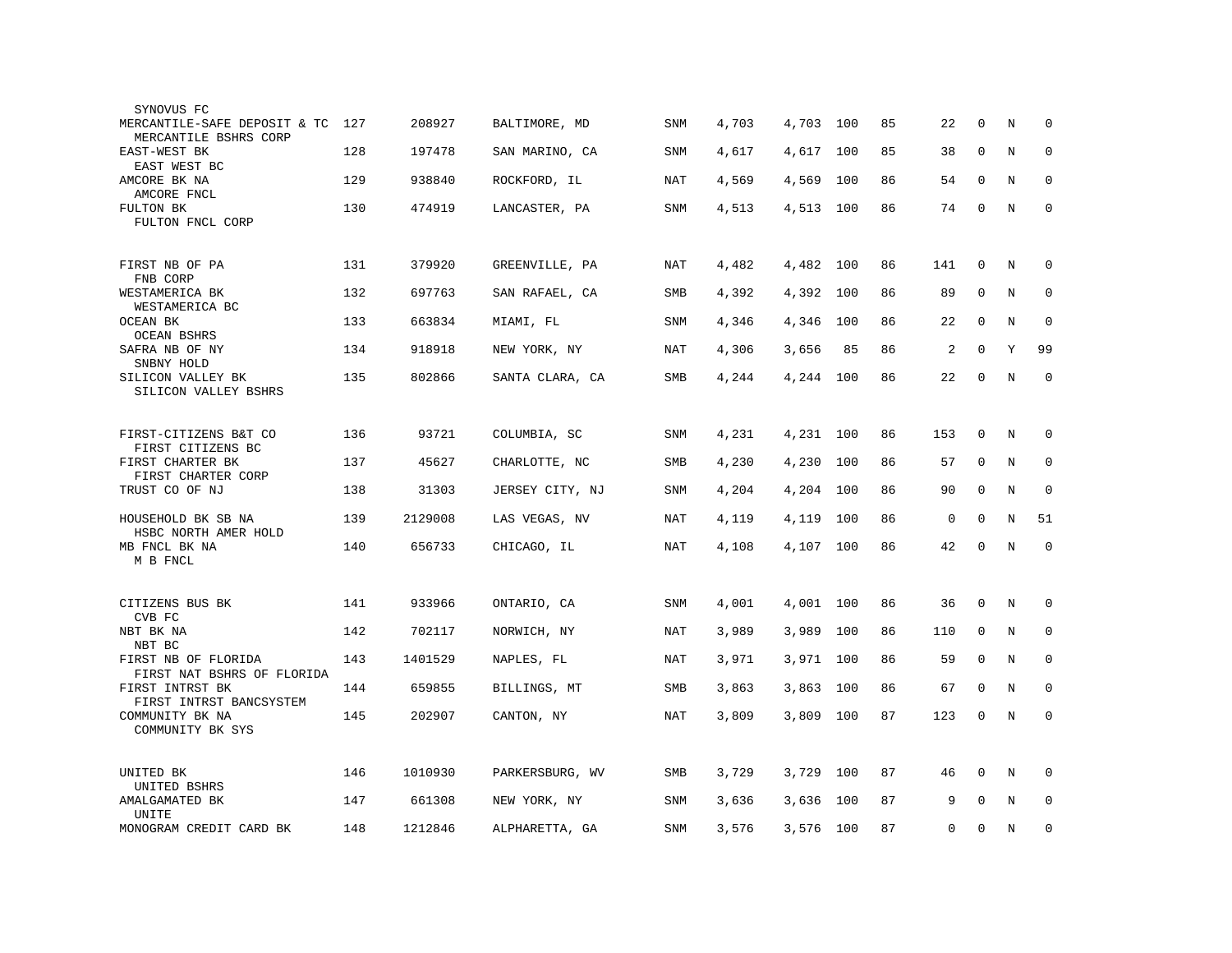| | | | | | | | | | | | | |
|---|---|---|---|---|---|---|---|---|---|---|---|---|
| SYNOVUS FC | | | | | | | | | | | | |
| MERCANTILE-SAFE DEPOSIT & TC<br>MERCANTILE BSHRS CORP | 127 | 208927 | BALTIMORE, MD | SNM | 4,703 | 4,703 | 100 | 85 | 22 | 0 | N | 0 |
| EAST-WEST BK<br>EAST WEST BC | 128 | 197478 | SAN MARINO, CA | SNM | 4,617 | 4,617 | 100 | 85 | 38 | 0 | N | 0 |
| AMCORE BK NA<br>AMCORE FNCL | 129 | 938840 | ROCKFORD, IL | NAT | 4,569 | 4,569 | 100 | 86 | 54 | 0 | N | 0 |
| FULTON BK<br>FULTON FNCL CORP | 130 | 474919 | LANCASTER, PA | SNM | 4,513 | 4,513 | 100 | 86 | 74 | 0 | N | 0 |
| FIRST NB OF PA<br>FNB CORP | 131 | 379920 | GREENVILLE, PA | NAT | 4,482 | 4,482 | 100 | 86 | 141 | 0 | N | 0 |
| WESTAMERICA BK<br>WESTAMERICA BC | 132 | 697763 | SAN RAFAEL, CA | SMB | 4,392 | 4,392 | 100 | 86 | 89 | 0 | N | 0 |
| OCEAN BK<br>OCEAN BSHRS | 133 | 663834 | MIAMI, FL | SNM | 4,346 | 4,346 | 100 | 86 | 22 | 0 | N | 0 |
| SAFRA NB OF NY<br>SNBNY HOLD | 134 | 918918 | NEW YORK, NY | NAT | 4,306 | 3,656 | 85 | 86 | 2 | 0 | Y | 99 |
| SILICON VALLEY BK<br>SILICON VALLEY BSHRS | 135 | 802866 | SANTA CLARA, CA | SMB | 4,244 | 4,244 | 100 | 86 | 22 | 0 | N | 0 |
| FIRST-CITIZENS B&T CO<br>FIRST CITIZENS BC | 136 | 93721 | COLUMBIA, SC | SNM | 4,231 | 4,231 | 100 | 86 | 153 | 0 | N | 0 |
| FIRST CHARTER BK<br>FIRST CHARTER CORP | 137 | 45627 | CHARLOTTE, NC | SMB | 4,230 | 4,230 | 100 | 86 | 57 | 0 | N | 0 |
| TRUST CO OF NJ | 138 | 31303 | JERSEY CITY, NJ | SNM | 4,204 | 4,204 | 100 | 86 | 90 | 0 | N | 0 |
| HOUSEHOLD BK SB NA<br>HSBC NORTH AMER HOLD | 139 | 2129008 | LAS VEGAS, NV | NAT | 4,119 | 4,119 | 100 | 86 | 0 | 0 | N | 51 |
| MB FNCL BK NA<br>M B FNCL | 140 | 656733 | CHICAGO, IL | NAT | 4,108 | 4,107 | 100 | 86 | 42 | 0 | N | 0 |
| CITIZENS BUS BK<br>CVB FC | 141 | 933966 | ONTARIO, CA | SNM | 4,001 | 4,001 | 100 | 86 | 36 | 0 | N | 0 |
| NBT BK NA<br>NBT BC | 142 | 702117 | NORWICH, NY | NAT | 3,989 | 3,989 | 100 | 86 | 110 | 0 | N | 0 |
| FIRST NB OF FLORIDA<br>FIRST NAT BSHRS OF FLORIDA | 143 | 1401529 | NAPLES, FL | NAT | 3,971 | 3,971 | 100 | 86 | 59 | 0 | N | 0 |
| FIRST INTRST BK<br>FIRST INTRST BANCSYSTEM | 144 | 659855 | BILLINGS, MT | SMB | 3,863 | 3,863 | 100 | 86 | 67 | 0 | N | 0 |
| COMMUNITY BK NA<br>COMMUNITY BK SYS | 145 | 202907 | CANTON, NY | NAT | 3,809 | 3,809 | 100 | 87 | 123 | 0 | N | 0 |
| UNITED BK<br>UNITED BSHRS | 146 | 1010930 | PARKERSBURG, WV | SMB | 3,729 | 3,729 | 100 | 87 | 46 | 0 | N | 0 |
| AMALGAMATED BK<br>UNITE | 147 | 661308 | NEW YORK, NY | SNM | 3,636 | 3,636 | 100 | 87 | 9 | 0 | N | 0 |
| MONOGRAM CREDIT CARD BK | 148 | 1212846 | ALPHARETTA, GA | SNM | 3,576 | 3,576 | 100 | 87 | 0 | 0 | N | 0 |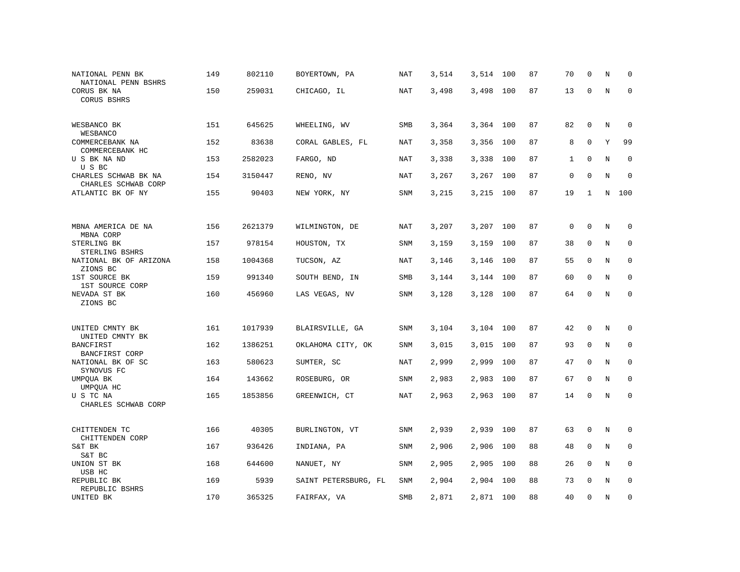| | | | | | | | | | | | | |
|---|---|---|---|---|---|---|---|---|---|---|---|---|
| NATIONAL PENN BK<br>NATIONAL PENN BSHRS | 149 | 802110 | BOYERTOWN, PA | NAT | 3,514 | 3,514 | 100 | 87 | 70 | 0 | N | 0 |
| CORUS BK NA<br>CORUS BSHRS | 150 | 259031 | CHICAGO, IL | NAT | 3,498 | 3,498 | 100 | 87 | 13 | 0 | N | 0 |
| WESBANCO BK<br>WESBANCO | 151 | 645625 | WHEELING, WV | SMB | 3,364 | 3,364 | 100 | 87 | 82 | 0 | N | 0 |
| COMMERCEBANK NA<br>COMMERCEBANK HC | 152 | 83638 | CORAL GABLES, FL | NAT | 3,358 | 3,356 | 100 | 87 | 8 | 0 | Y | 99 |
| U S BK NA ND<br>U S BC | 153 | 2582023 | FARGO, ND | NAT | 3,338 | 3,338 | 100 | 87 | 1 | 0 | N | 0 |
| CHARLES SCHWAB BK NA<br>CHARLES SCHWAB CORP | 154 | 3150447 | RENO, NV | NAT | 3,267 | 3,267 | 100 | 87 | 0 | 0 | N | 0 |
| ATLANTIC BK OF NY | 155 | 90403 | NEW YORK, NY | SNM | 3,215 | 3,215 | 100 | 87 | 19 | 1 | N | 100 |
| MBNA AMERICA DE NA<br>MBNA CORP | 156 | 2621379 | WILMINGTON, DE | NAT | 3,207 | 3,207 | 100 | 87 | 0 | 0 | N | 0 |
| STERLING BK<br>STERLING BSHRS | 157 | 978154 | HOUSTON, TX | SNM | 3,159 | 3,159 | 100 | 87 | 38 | 0 | N | 0 |
| NATIONAL BK OF ARIZONA<br>ZIONS BC | 158 | 1004368 | TUCSON, AZ | NAT | 3,146 | 3,146 | 100 | 87 | 55 | 0 | N | 0 |
| 1ST SOURCE BK<br>1ST SOURCE CORP | 159 | 991340 | SOUTH BEND, IN | SMB | 3,144 | 3,144 | 100 | 87 | 60 | 0 | N | 0 |
| NEVADA ST BK<br>ZIONS BC | 160 | 456960 | LAS VEGAS, NV | SNM | 3,128 | 3,128 | 100 | 87 | 64 | 0 | N | 0 |
| UNITED CMNTY BK<br>UNITED CMNTY BK | 161 | 1017939 | BLAIRSVILLE, GA | SNM | 3,104 | 3,104 | 100 | 87 | 42 | 0 | N | 0 |
| BANCFIRST<br>BANCFIRST CORP | 162 | 1386251 | OKLAHOMA CITY, OK | SNM | 3,015 | 3,015 | 100 | 87 | 93 | 0 | N | 0 |
| NATIONAL BK OF SC<br>SYNOVUS FC | 163 | 580623 | SUMTER, SC | NAT | 2,999 | 2,999 | 100 | 87 | 47 | 0 | N | 0 |
| UMPQUA BK<br>UMPQUA HC | 164 | 143662 | ROSEBURG, OR | SNM | 2,983 | 2,983 | 100 | 87 | 67 | 0 | N | 0 |
| U S TC NA<br>CHARLES SCHWAB CORP | 165 | 1853856 | GREENWICH, CT | NAT | 2,963 | 2,963 | 100 | 87 | 14 | 0 | N | 0 |
| CHITTENDEN TC<br>CHITTENDEN CORP | 166 | 40305 | BURLINGTON, VT | SNM | 2,939 | 2,939 | 100 | 87 | 63 | 0 | N | 0 |
| S&T BK<br>S&T BC | 167 | 936426 | INDIANA, PA | SNM | 2,906 | 2,906 | 100 | 88 | 48 | 0 | N | 0 |
| UNION ST BK<br>USB HC | 168 | 644600 | NANUET, NY | SNM | 2,905 | 2,905 | 100 | 88 | 26 | 0 | N | 0 |
| REPUBLIC BK<br>REPUBLIC BSHRS | 169 | 5939 | SAINT PETERSBURG, FL | SNM | 2,904 | 2,904 | 100 | 88 | 73 | 0 | N | 0 |
| UNITED BK | 170 | 365325 | FAIRFAX, VA | SMB | 2,871 | 2,871 | 100 | 88 | 40 | 0 | N | 0 |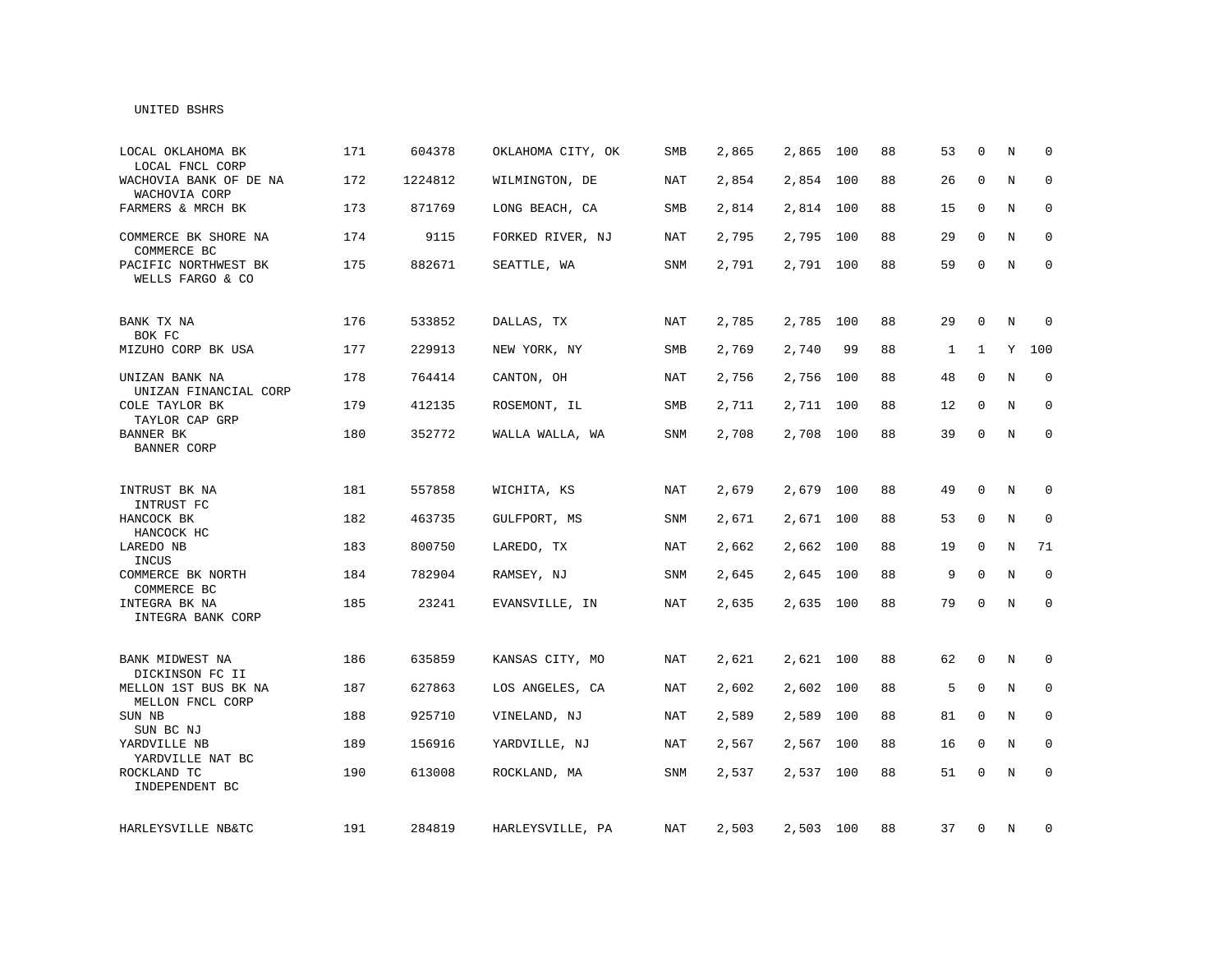UNITED BSHRS

| | | | | | | | | | | | | |
|---|---|---|---|---|---|---|---|---|---|---|---|---|
| LOCAL OKLAHOMA BK<br>LOCAL FNCL CORP | 171 | 604378 | OKLAHOMA CITY, OK | SMB | 2,865 | 2,865 | 100 | 88 | 53 | 0 | N | 0 |
| WACHOVIA BANK OF DE NA<br>WACHOVIA CORP | 172 | 1224812 | WILMINGTON, DE | NAT | 2,854 | 2,854 | 100 | 88 | 26 | 0 | N | 0 |
| FARMERS & MRCH BK | 173 | 871769 | LONG BEACH, CA | SMB | 2,814 | 2,814 | 100 | 88 | 15 | 0 | N | 0 |
| COMMERCE BK SHORE NA<br>COMMERCE BC | 174 | 9115 | FORKED RIVER, NJ | NAT | 2,795 | 2,795 | 100 | 88 | 29 | 0 | N | 0 |
| PACIFIC NORTHWEST BK<br>WELLS FARGO & CO | 175 | 882671 | SEATTLE, WA | SNM | 2,791 | 2,791 | 100 | 88 | 59 | 0 | N | 0 |
| BANK TX NA<br>BOK FC | 176 | 533852 | DALLAS, TX | NAT | 2,785 | 2,785 | 100 | 88 | 29 | 0 | N | 0 |
| MIZUHO CORP BK USA | 177 | 229913 | NEW YORK, NY | SMB | 2,769 | 2,740 | 99 | 88 | 1 | 1 | Y | 100 |
| UNIZAN BANK NA<br>UNIZAN FINANCIAL CORP | 178 | 764414 | CANTON, OH | NAT | 2,756 | 2,756 | 100 | 88 | 48 | 0 | N | 0 |
| COLE TAYLOR BK<br>TAYLOR CAP GRP | 179 | 412135 | ROSEMONT, IL | SMB | 2,711 | 2,711 | 100 | 88 | 12 | 0 | N | 0 |
| BANNER BK<br>BANNER CORP | 180 | 352772 | WALLA WALLA, WA | SNM | 2,708 | 2,708 | 100 | 88 | 39 | 0 | N | 0 |
| INTRUST BK NA<br>INTRUST FC | 181 | 557858 | WICHITA, KS | NAT | 2,679 | 2,679 | 100 | 88 | 49 | 0 | N | 0 |
| HANCOCK BK<br>HANCOCK HC | 182 | 463735 | GULFPORT, MS | SNM | 2,671 | 2,671 | 100 | 88 | 53 | 0 | N | 0 |
| LAREDO NB<br>INCUS | 183 | 800750 | LAREDO, TX | NAT | 2,662 | 2,662 | 100 | 88 | 19 | 0 | N | 71 |
| COMMERCE BK NORTH<br>COMMERCE BC | 184 | 782904 | RAMSEY, NJ | SNM | 2,645 | 2,645 | 100 | 88 | 9 | 0 | N | 0 |
| INTEGRA BK NA<br>INTEGRA BANK CORP | 185 | 23241 | EVANSVILLE, IN | NAT | 2,635 | 2,635 | 100 | 88 | 79 | 0 | N | 0 |
| BANK MIDWEST NA<br>DICKINSON FC II | 186 | 635859 | KANSAS CITY, MO | NAT | 2,621 | 2,621 | 100 | 88 | 62 | 0 | N | 0 |
| MELLON 1ST BUS BK NA<br>MELLON FNCL CORP | 187 | 627863 | LOS ANGELES, CA | NAT | 2,602 | 2,602 | 100 | 88 | 5 | 0 | N | 0 |
| SUN NB<br>SUN BC NJ | 188 | 925710 | VINELAND, NJ | NAT | 2,589 | 2,589 | 100 | 88 | 81 | 0 | N | 0 |
| YARDVILLE NB<br>YARDVILLE NAT BC | 189 | 156916 | YARDVILLE, NJ | NAT | 2,567 | 2,567 | 100 | 88 | 16 | 0 | N | 0 |
| ROCKLAND TC<br>INDEPENDENT BC | 190 | 613008 | ROCKLAND, MA | SNM | 2,537 | 2,537 | 100 | 88 | 51 | 0 | N | 0 |
| HARLEYSVILLE NB&TC | 191 | 284819 | HARLEYSVILLE, PA | NAT | 2,503 | 2,503 | 100 | 88 | 37 | 0 | N | 0 |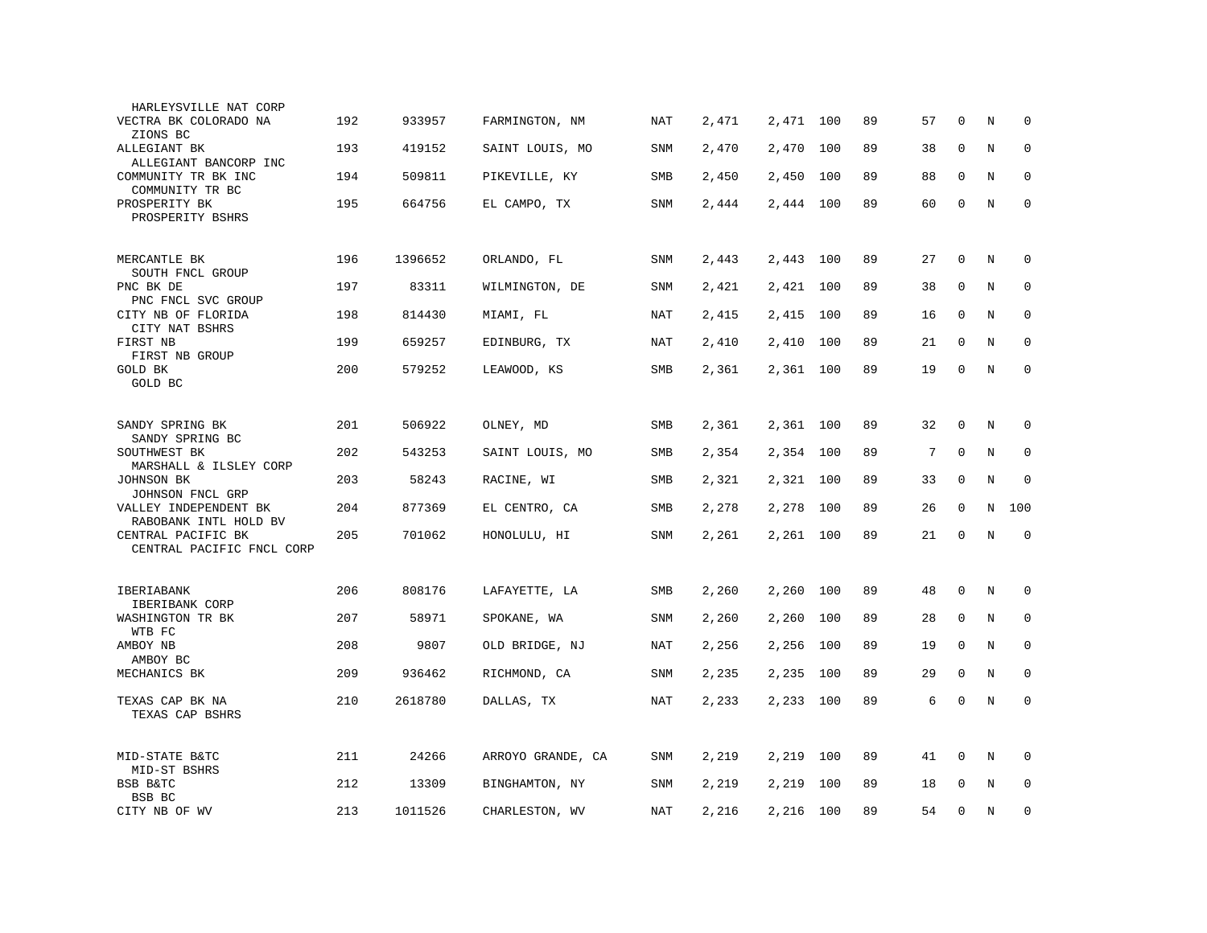| Bank / Holding Company | Rank | ID | Location | Type | | | | | | | | |
|---|---|---|---|---|---|---|---|---|---|---|---|---|
| HARLEYSVILLE NAT CORP | | | | | | | | | | | | |
| VECTRA BK COLORADO NA<br>ZIONS BC | 192 | 933957 | FARMINGTON, NM | NAT | 2,471 | 2,471 | 100 | 89 | 57 | 0 | N | 0 |
| ALLEGIANT BK<br>ALLEGIANT BANCORP INC | 193 | 419152 | SAINT LOUIS, MO | SNM | 2,470 | 2,470 | 100 | 89 | 38 | 0 | N | 0 |
| COMMUNITY TR BK INC<br>COMMUNITY TR BC | 194 | 509811 | PIKEVILLE, KY | SMB | 2,450 | 2,450 | 100 | 89 | 88 | 0 | N | 0 |
| PROSPERITY BK<br>PROSPERITY BSHRS | 195 | 664756 | EL CAMPO, TX | SNM | 2,444 | 2,444 | 100 | 89 | 60 | 0 | N | 0 |
| MERCANTLE BK<br>SOUTH FNCL GROUP | 196 | 1396652 | ORLANDO, FL | SNM | 2,443 | 2,443 | 100 | 89 | 27 | 0 | N | 0 |
| PNC BK DE<br>PNC FNCL SVC GROUP | 197 | 83311 | WILMINGTON, DE | SNM | 2,421 | 2,421 | 100 | 89 | 38 | 0 | N | 0 |
| CITY NB OF FLORIDA<br>CITY NAT BSHRS | 198 | 814430 | MIAMI, FL | NAT | 2,415 | 2,415 | 100 | 89 | 16 | 0 | N | 0 |
| FIRST NB<br>FIRST NB GROUP | 199 | 659257 | EDINBURG, TX | NAT | 2,410 | 2,410 | 100 | 89 | 21 | 0 | N | 0 |
| GOLD BK<br>GOLD BC | 200 | 579252 | LEAWOOD, KS | SMB | 2,361 | 2,361 | 100 | 89 | 19 | 0 | N | 0 |
| SANDY SPRING BK<br>SANDY SPRING BC | 201 | 506922 | OLNEY, MD | SMB | 2,361 | 2,361 | 100 | 89 | 32 | 0 | N | 0 |
| SOUTHWEST BK<br>MARSHALL & ILSLEY CORP | 202 | 543253 | SAINT LOUIS, MO | SMB | 2,354 | 2,354 | 100 | 89 | 7 | 0 | N | 0 |
| JOHNSON BK<br>JOHNSON FNCL GRP | 203 | 58243 | RACINE, WI | SMB | 2,321 | 2,321 | 100 | 89 | 33 | 0 | N | 0 |
| VALLEY INDEPENDENT BK<br>RABOBANK INTL HOLD BV | 204 | 877369 | EL CENTRO, CA | SMB | 2,278 | 2,278 | 100 | 89 | 26 | 0 | N | 100 |
| CENTRAL PACIFIC BK<br>CENTRAL PACIFIC FNCL CORP | 205 | 701062 | HONOLULU, HI | SNM | 2,261 | 2,261 | 100 | 89 | 21 | 0 | N | 0 |
| IBERIABANK<br>IBERIABANK CORP | 206 | 808176 | LAFAYETTE, LA | SMB | 2,260 | 2,260 | 100 | 89 | 48 | 0 | N | 0 |
| WASHINGTON TR BK<br>WTB FC | 207 | 58971 | SPOKANE, WA | SNM | 2,260 | 2,260 | 100 | 89 | 28 | 0 | N | 0 |
| AMBOY NB<br>AMBOY BC | 208 | 9807 | OLD BRIDGE, NJ | NAT | 2,256 | 2,256 | 100 | 89 | 19 | 0 | N | 0 |
| MECHANICS BK | 209 | 936462 | RICHMOND, CA | SNM | 2,235 | 2,235 | 100 | 89 | 29 | 0 | N | 0 |
| TEXAS CAP BK NA<br>TEXAS CAP BSHRS | 210 | 2618780 | DALLAS, TX | NAT | 2,233 | 2,233 | 100 | 89 | 6 | 0 | N | 0 |
| MID-STATE B&TC<br>MID-ST BSHRS | 211 | 24266 | ARROYO GRANDE, CA | SNM | 2,219 | 2,219 | 100 | 89 | 41 | 0 | N | 0 |
| BSB B&TC<br>BSB BC | 212 | 13309 | BINGHAMTON, NY | SNM | 2,219 | 2,219 | 100 | 89 | 18 | 0 | N | 0 |
| CITY NB OF WV | 213 | 1011526 | CHARLESTON, WV | NAT | 2,216 | 2,216 | 100 | 89 | 54 | 0 | N | 0 |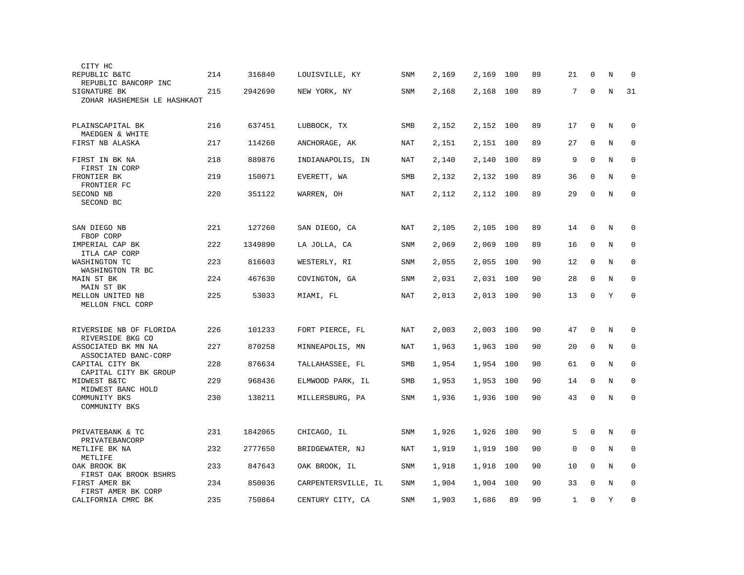| Bank / Holding Company | Rank | ID | Location | Type | | | | | | | | |
|---|---|---|---|---|---|---|---|---|---|---|---|---|
| CITY HC | | | | | | | | | | | | |
| REPUBLIC B&TC<br>REPUBLIC BANCORP INC | 214 | 316840 | LOUISVILLE, KY | SNM | 2,169 | 2,169 | 100 | 89 | 21 | 0 | N | 0 |
| SIGNATURE BK<br>ZOHAR HASHEMESH LE HASHKAOT | 215 | 2942690 | NEW YORK, NY | SNM | 2,168 | 2,168 | 100 | 89 | 7 | 0 | N | 31 |
| PLAINSCAPITAL BK<br>MAEDGEN & WHITE | 216 | 637451 | LUBBOCK, TX | SMB | 2,152 | 2,152 | 100 | 89 | 17 | 0 | N | 0 |
| FIRST NB ALASKA | 217 | 114260 | ANCHORAGE, AK | NAT | 2,151 | 2,151 | 100 | 89 | 27 | 0 | N | 0 |
| FIRST IN BK NA<br>FIRST IN CORP | 218 | 889876 | INDIANAPOLIS, IN | NAT | 2,140 | 2,140 | 100 | 89 | 9 | 0 | N | 0 |
| FRONTIER BK<br>FRONTIER FC | 219 | 150071 | EVERETT, WA | SMB | 2,132 | 2,132 | 100 | 89 | 36 | 0 | N | 0 |
| SECOND NB<br>SECOND BC | 220 | 351122 | WARREN, OH | NAT | 2,112 | 2,112 | 100 | 89 | 29 | 0 | N | 0 |
| SAN DIEGO NB<br>FBOP CORP | 221 | 127260 | SAN DIEGO, CA | NAT | 2,105 | 2,105 | 100 | 89 | 14 | 0 | N | 0 |
| IMPERIAL CAP BK<br>ITLA CAP CORP | 222 | 1349890 | LA JOLLA, CA | SNM | 2,069 | 2,069 | 100 | 89 | 16 | 0 | N | 0 |
| WASHINGTON TC<br>WASHINGTON TR BC | 223 | 816603 | WESTERLY, RI | SNM | 2,055 | 2,055 | 100 | 90 | 12 | 0 | N | 0 |
| MAIN ST BK<br>MAIN ST BK | 224 | 467630 | COVINGTON, GA | SNM | 2,031 | 2,031 | 100 | 90 | 28 | 0 | N | 0 |
| MELLON UNITED NB<br>MELLON FNCL CORP | 225 | 53033 | MIAMI, FL | NAT | 2,013 | 2,013 | 100 | 90 | 13 | 0 | Y | 0 |
| RIVERSIDE NB OF FLORIDA<br>RIVERSIDE BKG CO | 226 | 101233 | FORT PIERCE, FL | NAT | 2,003 | 2,003 | 100 | 90 | 47 | 0 | N | 0 |
| ASSOCIATED BK MN NA<br>ASSOCIATED BANC-CORP | 227 | 870258 | MINNEAPOLIS, MN | NAT | 1,963 | 1,963 | 100 | 90 | 20 | 0 | N | 0 |
| CAPITAL CITY BK<br>CAPITAL CITY BK GROUP | 228 | 876634 | TALLAHASSEE, FL | SMB | 1,954 | 1,954 | 100 | 90 | 61 | 0 | N | 0 |
| MIDWEST B&TC<br>MIDWEST BANC HOLD | 229 | 968436 | ELMWOOD PARK, IL | SMB | 1,953 | 1,953 | 100 | 90 | 14 | 0 | N | 0 |
| COMMUNITY BKS<br>COMMUNITY BKS | 230 | 138211 | MILLERSBURG, PA | SNM | 1,936 | 1,936 | 100 | 90 | 43 | 0 | N | 0 |
| PRIVATEBANK & TC<br>PRIVATEBANCORP | 231 | 1842065 | CHICAGO, IL | SNM | 1,926 | 1,926 | 100 | 90 | 5 | 0 | N | 0 |
| METLIFE BK NA<br>METLIFE | 232 | 2777650 | BRIDGEWATER, NJ | NAT | 1,919 | 1,919 | 100 | 90 | 0 | 0 | N | 0 |
| OAK BROOK BK<br>FIRST OAK BROOK BSHRS | 233 | 847643 | OAK BROOK, IL | SNM | 1,918 | 1,918 | 100 | 90 | 10 | 0 | N | 0 |
| FIRST AMER BK<br>FIRST AMER BK CORP | 234 | 850036 | CARPENTERSVILLE, IL | SNM | 1,904 | 1,904 | 100 | 90 | 33 | 0 | N | 0 |
| CALIFORNIA CMRC BK | 235 | 750864 | CENTURY CITY, CA | SNM | 1,903 | 1,686 | 89 | 90 | 1 | 0 | Y | 0 |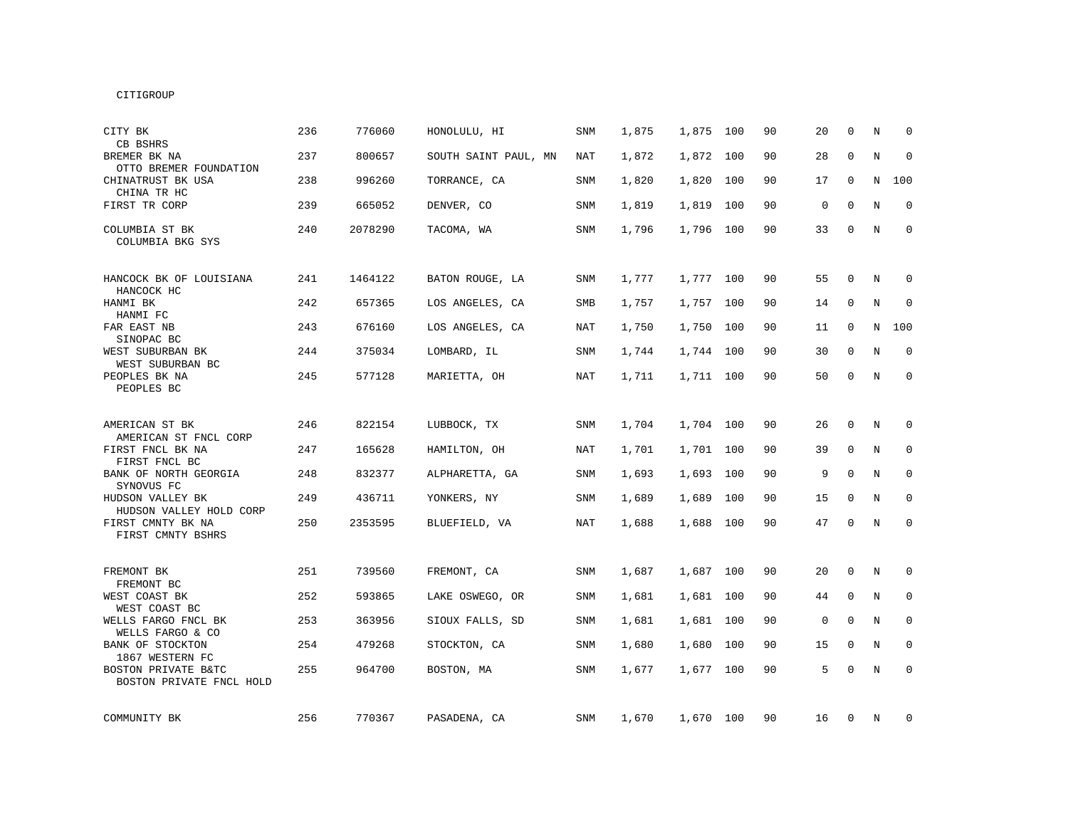CITIGROUP

| | | | | | | | | | | | | |
|---|---|---|---|---|---|---|---|---|---|---|---|---|
| CITY BK<br>CB BSHRS | 236 | 776060 | HONOLULU, HI | SNM | 1,875 | 1,875 | 100 | 90 | 20 | 0 | N | 0 |
| BREMER BK NA<br>OTTO BREMER FOUNDATION | 237 | 800657 | SOUTH SAINT PAUL, MN | NAT | 1,872 | 1,872 | 100 | 90 | 28 | 0 | N | 0 |
| CHINATRUST BK USA<br>CHINA TR HC | 238 | 996260 | TORRANCE, CA | SNM | 1,820 | 1,820 | 100 | 90 | 17 | 0 | N | 100 |
| FIRST TR CORP | 239 | 665052 | DENVER, CO | SNM | 1,819 | 1,819 | 100 | 90 | 0 | 0 | N | 0 |
| COLUMBIA ST BK<br>COLUMBIA BKG SYS | 240 | 2078290 | TACOMA, WA | SNM | 1,796 | 1,796 | 100 | 90 | 33 | 0 | N | 0 |
| HANCOCK BK OF LOUISIANA<br>HANCOCK HC | 241 | 1464122 | BATON ROUGE, LA | SNM | 1,777 | 1,777 | 100 | 90 | 55 | 0 | N | 0 |
| HANMI BK<br>HANMI FC | 242 | 657365 | LOS ANGELES, CA | SMB | 1,757 | 1,757 | 100 | 90 | 14 | 0 | N | 0 |
| FAR EAST NB<br>SINOPAC BC | 243 | 676160 | LOS ANGELES, CA | NAT | 1,750 | 1,750 | 100 | 90 | 11 | 0 | N | 100 |
| WEST SUBURBAN BK<br>WEST SUBURBAN BC | 244 | 375034 | LOMBARD, IL | SNM | 1,744 | 1,744 | 100 | 90 | 30 | 0 | N | 0 |
| PEOPLES BK NA<br>PEOPLES BC | 245 | 577128 | MARIETTA, OH | NAT | 1,711 | 1,711 | 100 | 90 | 50 | 0 | N | 0 |
| AMERICAN ST BK<br>AMERICAN ST FNCL CORP | 246 | 822154 | LUBBOCK, TX | SNM | 1,704 | 1,704 | 100 | 90 | 26 | 0 | N | 0 |
| FIRST FNCL BK NA<br>FIRST FNCL BC | 247 | 165628 | HAMILTON, OH | NAT | 1,701 | 1,701 | 100 | 90 | 39 | 0 | N | 0 |
| BANK OF NORTH GEORGIA<br>SYNOVUS FC | 248 | 832377 | ALPHARETTA, GA | SNM | 1,693 | 1,693 | 100 | 90 | 9 | 0 | N | 0 |
| HUDSON VALLEY BK<br>HUDSON VALLEY HOLD CORP | 249 | 436711 | YONKERS, NY | SNM | 1,689 | 1,689 | 100 | 90 | 15 | 0 | N | 0 |
| FIRST CMNTY BK NA<br>FIRST CMNTY BSHRS | 250 | 2353595 | BLUEFIELD, VA | NAT | 1,688 | 1,688 | 100 | 90 | 47 | 0 | N | 0 |
| FREMONT BK<br>FREMONT BC | 251 | 739560 | FREMONT, CA | SNM | 1,687 | 1,687 | 100 | 90 | 20 | 0 | N | 0 |
| WEST COAST BK<br>WEST COAST BC | 252 | 593865 | LAKE OSWEGO, OR | SNM | 1,681 | 1,681 | 100 | 90 | 44 | 0 | N | 0 |
| WELLS FARGO FNCL BK<br>WELLS FARGO & CO | 253 | 363956 | SIOUX FALLS, SD | SNM | 1,681 | 1,681 | 100 | 90 | 0 | 0 | N | 0 |
| BANK OF STOCKTON<br>1867 WESTERN FC | 254 | 479268 | STOCKTON, CA | SNM | 1,680 | 1,680 | 100 | 90 | 15 | 0 | N | 0 |
| BOSTON PRIVATE B&TC<br>BOSTON PRIVATE FNCL HOLD | 255 | 964700 | BOSTON, MA | SNM | 1,677 | 1,677 | 100 | 90 | 5 | 0 | N | 0 |
| COMMUNITY BK | 256 | 770367 | PASADENA, CA | SNM | 1,670 | 1,670 | 100 | 90 | 16 | 0 | N | 0 |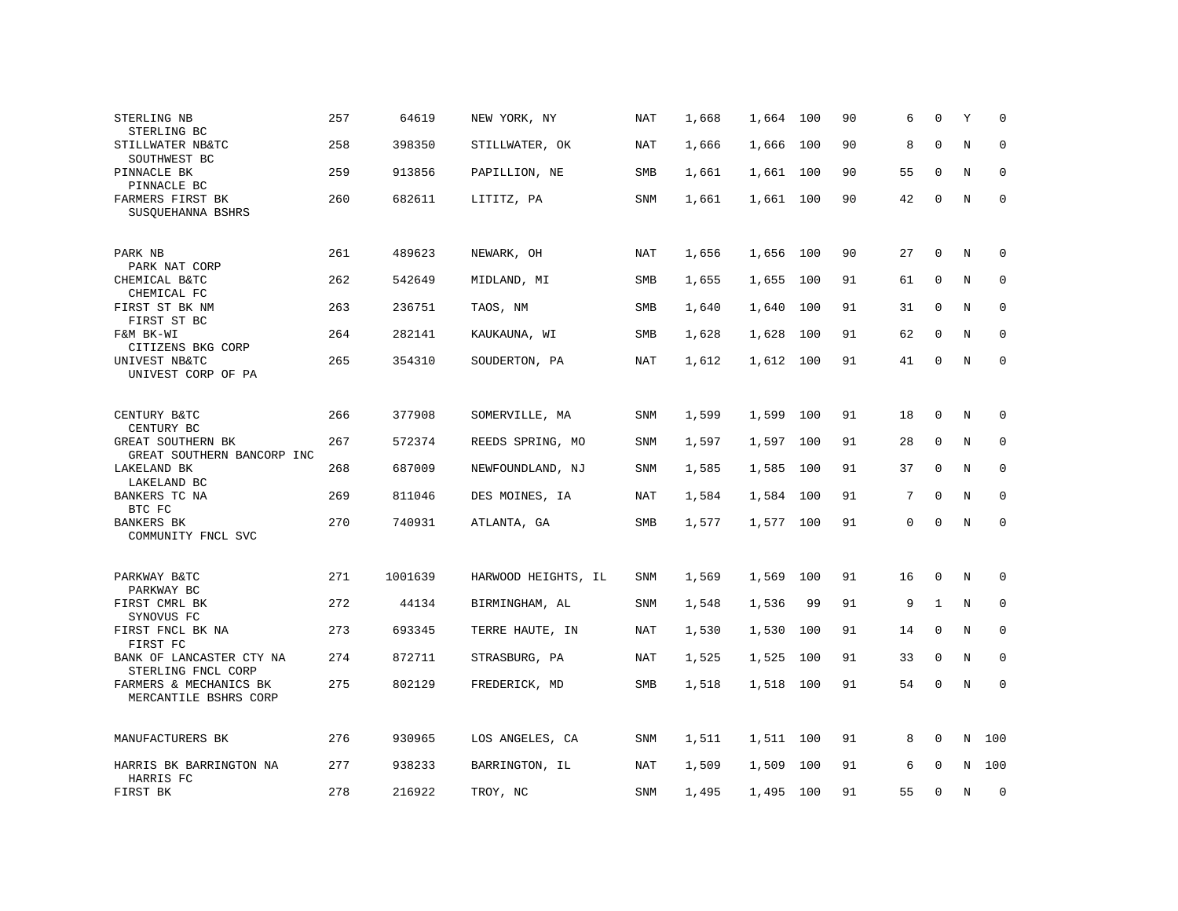| | | | | | | | | | | | | |
|---|---|---|---|---|---|---|---|---|---|---|---|---|
| STERLING NB<br>STERLING BC | 257 | 64619 | NEW YORK, NY | NAT | 1,668 | 1,664 | 100 | 90 | 6 | 0 | Y | 0 |
| STILLWATER NB&TC<br>SOUTHWEST BC | 258 | 398350 | STILLWATER, OK | NAT | 1,666 | 1,666 | 100 | 90 | 8 | 0 | N | 0 |
| PINNACLE BK<br>PINNACLE BC | 259 | 913856 | PAPILLION, NE | SMB | 1,661 | 1,661 | 100 | 90 | 55 | 0 | N | 0 |
| FARMERS FIRST BK<br>SUSQUEHANNA BSHRS | 260 | 682611 | LITITZ, PA | SNM | 1,661 | 1,661 | 100 | 90 | 42 | 0 | N | 0 |
| PARK NB<br>PARK NAT CORP | 261 | 489623 | NEWARK, OH | NAT | 1,656 | 1,656 | 100 | 90 | 27 | 0 | N | 0 |
| CHEMICAL B&TC<br>CHEMICAL FC | 262 | 542649 | MIDLAND, MI | SMB | 1,655 | 1,655 | 100 | 91 | 61 | 0 | N | 0 |
| FIRST ST BK NM<br>FIRST ST BC | 263 | 236751 | TAOS, NM | SMB | 1,640 | 1,640 | 100 | 91 | 31 | 0 | N | 0 |
| F&M BK-WI<br>CITIZENS BKG CORP | 264 | 282141 | KAUKAUNA, WI | SMB | 1,628 | 1,628 | 100 | 91 | 62 | 0 | N | 0 |
| UNIVEST NB&TC<br>UNIVEST CORP OF PA | 265 | 354310 | SOUDERTON, PA | NAT | 1,612 | 1,612 | 100 | 91 | 41 | 0 | N | 0 |
| CENTURY B&TC<br>CENTURY BC | 266 | 377908 | SOMERVILLE, MA | SNM | 1,599 | 1,599 | 100 | 91 | 18 | 0 | N | 0 |
| GREAT SOUTHERN BK<br>GREAT SOUTHERN BANCORP INC | 267 | 572374 | REEDS SPRING, MO | SNM | 1,597 | 1,597 | 100 | 91 | 28 | 0 | N | 0 |
| LAKELAND BK<br>LAKELAND BC | 268 | 687009 | NEWFOUNDLAND, NJ | SNM | 1,585 | 1,585 | 100 | 91 | 37 | 0 | N | 0 |
| BANKERS TC NA<br>BTC FC | 269 | 811046 | DES MOINES, IA | NAT | 1,584 | 1,584 | 100 | 91 | 7 | 0 | N | 0 |
| BANKERS BK<br>COMMUNITY FNCL SVC | 270 | 740931 | ATLANTA, GA | SMB | 1,577 | 1,577 | 100 | 91 | 0 | 0 | N | 0 |
| PARKWAY B&TC<br>PARKWAY BC | 271 | 1001639 | HARWOOD HEIGHTS, IL | SNM | 1,569 | 1,569 | 100 | 91 | 16 | 0 | N | 0 |
| FIRST CMRL BK<br>SYNOVUS FC | 272 | 44134 | BIRMINGHAM, AL | SNM | 1,548 | 1,536 | 99 | 91 | 9 | 1 | N | 0 |
| FIRST FNCL BK NA<br>FIRST FC | 273 | 693345 | TERRE HAUTE, IN | NAT | 1,530 | 1,530 | 100 | 91 | 14 | 0 | N | 0 |
| BANK OF LANCASTER CTY NA<br>STERLING FNCL CORP | 274 | 872711 | STRASBURG, PA | NAT | 1,525 | 1,525 | 100 | 91 | 33 | 0 | N | 0 |
| FARMERS & MECHANICS BK<br>MERCANTILE BSHRS CORP | 275 | 802129 | FREDERICK, MD | SMB | 1,518 | 1,518 | 100 | 91 | 54 | 0 | N | 0 |
| MANUFACTURERS BK | 276 | 930965 | LOS ANGELES, CA | SNM | 1,511 | 1,511 | 100 | 91 | 8 | 0 | N | 100 |
| HARRIS BK BARRINGTON NA<br>HARRIS FC | 277 | 938233 | BARRINGTON, IL | NAT | 1,509 | 1,509 | 100 | 91 | 6 | 0 | N | 100 |
| FIRST BK | 278 | 216922 | TROY, NC | SNM | 1,495 | 1,495 | 100 | 91 | 55 | 0 | N | 0 |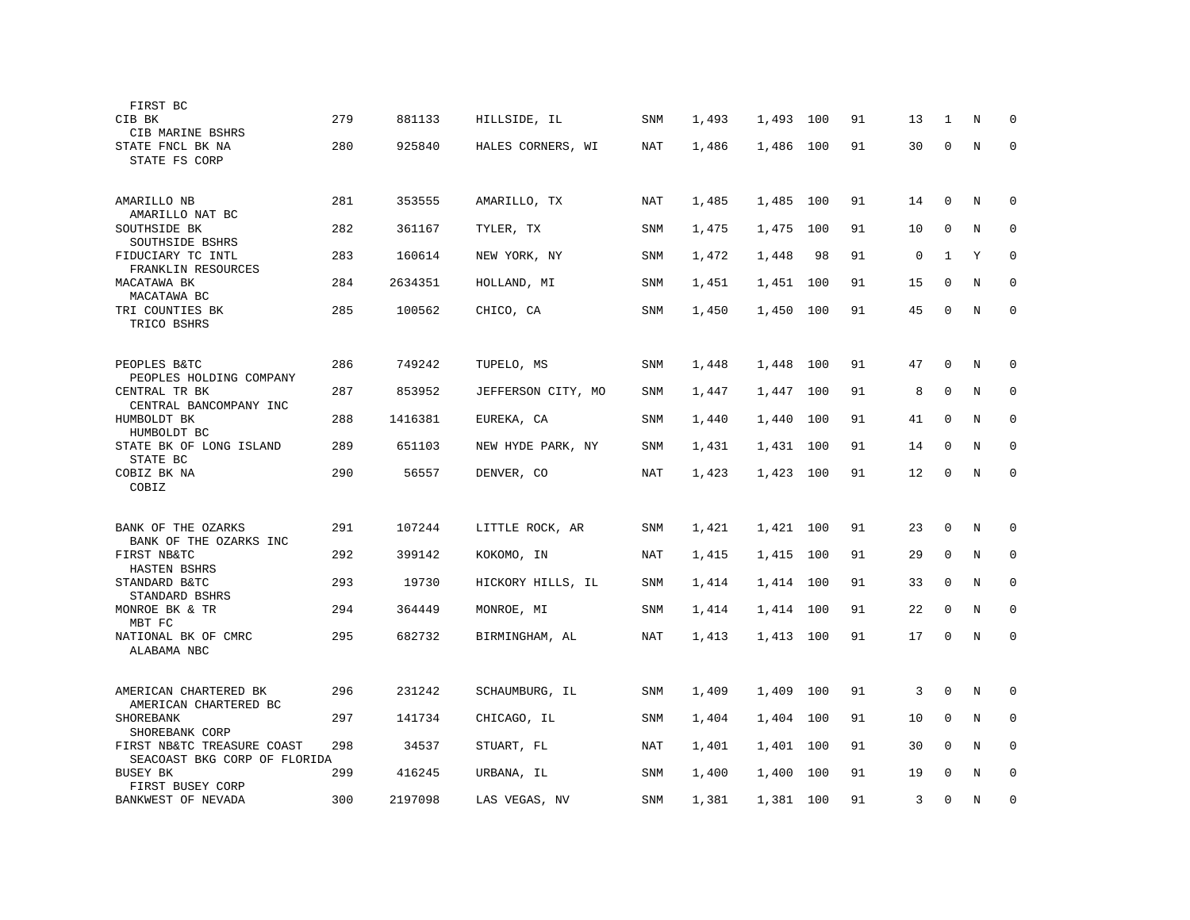| Name / Holding Company | Rank | ID | Location | Type | | | | | | | | |
|---|---|---|---|---|---|---|---|---|---|---|---|---|
| FIRST BC | | | | | | | | | | | | |
| CIB BK<br>CIB MARINE BSHRS | 279 | 881133 | HILLSIDE, IL | SNM | 1,493 | 1,493 | 100 | 91 | 13 | 1 | N | 0 |
| STATE FNCL BK NA<br>STATE FS CORP | 280 | 925840 | HALES CORNERS, WI | NAT | 1,486 | 1,486 | 100 | 91 | 30 | 0 | N | 0 |
| AMARILLO NB<br>AMARILLO NAT BC | 281 | 353555 | AMARILLO, TX | NAT | 1,485 | 1,485 | 100 | 91 | 14 | 0 | N | 0 |
| SOUTHSIDE BK<br>SOUTHSIDE BSHRS | 282 | 361167 | TYLER, TX | SNM | 1,475 | 1,475 | 100 | 91 | 10 | 0 | N | 0 |
| FIDUCIARY TC INTL<br>FRANKLIN RESOURCES | 283 | 160614 | NEW YORK, NY | SNM | 1,472 | 1,448 | 98 | 91 | 0 | 1 | Y | 0 |
| MACATAWA BK<br>MACATAWA BC | 284 | 2634351 | HOLLAND, MI | SNM | 1,451 | 1,451 | 100 | 91 | 15 | 0 | N | 0 |
| TRI COUNTIES BK<br>TRICO BSHRS | 285 | 100562 | CHICO, CA | SNM | 1,450 | 1,450 | 100 | 91 | 45 | 0 | N | 0 |
| PEOPLES B&TC<br>PEOPLES HOLDING COMPANY | 286 | 749242 | TUPELO, MS | SNM | 1,448 | 1,448 | 100 | 91 | 47 | 0 | N | 0 |
| CENTRAL TR BK<br>CENTRAL BANCOMPANY INC | 287 | 853952 | JEFFERSON CITY, MO | SNM | 1,447 | 1,447 | 100 | 91 | 8 | 0 | N | 0 |
| HUMBOLDT BK<br>HUMBOLDT BC | 288 | 1416381 | EUREKA, CA | SNM | 1,440 | 1,440 | 100 | 91 | 41 | 0 | N | 0 |
| STATE BK OF LONG ISLAND<br>STATE BC | 289 | 651103 | NEW HYDE PARK, NY | SNM | 1,431 | 1,431 | 100 | 91 | 14 | 0 | N | 0 |
| COBIZ BK NA<br>COBIZ | 290 | 56557 | DENVER, CO | NAT | 1,423 | 1,423 | 100 | 91 | 12 | 0 | N | 0 |
| BANK OF THE OZARKS<br>BANK OF THE OZARKS INC | 291 | 107244 | LITTLE ROCK, AR | SNM | 1,421 | 1,421 | 100 | 91 | 23 | 0 | N | 0 |
| FIRST NB&TC<br>HASTEN BSHRS | 292 | 399142 | KOKOMO, IN | NAT | 1,415 | 1,415 | 100 | 91 | 29 | 0 | N | 0 |
| STANDARD B&TC<br>STANDARD BSHRS | 293 | 19730 | HICKORY HILLS, IL | SNM | 1,414 | 1,414 | 100 | 91 | 33 | 0 | N | 0 |
| MONROE BK & TR<br>MBT FC | 294 | 364449 | MONROE, MI | SNM | 1,414 | 1,414 | 100 | 91 | 22 | 0 | N | 0 |
| NATIONAL BK OF CMRC<br>ALABAMA NBC | 295 | 682732 | BIRMINGHAM, AL | NAT | 1,413 | 1,413 | 100 | 91 | 17 | 0 | N | 0 |
| AMERICAN CHARTERED BK<br>AMERICAN CHARTERED BC | 296 | 231242 | SCHAUMBURG, IL | SNM | 1,409 | 1,409 | 100 | 91 | 3 | 0 | N | 0 |
| SHOREBANK<br>SHOREBANK CORP | 297 | 141734 | CHICAGO, IL | SNM | 1,404 | 1,404 | 100 | 91 | 10 | 0 | N | 0 |
| FIRST NB&TC TREASURE COAST<br>SEACOAST BKG CORP OF FLORIDA | 298 | 34537 | STUART, FL | NAT | 1,401 | 1,401 | 100 | 91 | 30 | 0 | N | 0 |
| BUSEY BK<br>FIRST BUSEY CORP | 299 | 416245 | URBANA, IL | SNM | 1,400 | 1,400 | 100 | 91 | 19 | 0 | N | 0 |
| BANKWEST OF NEVADA | 300 | 2197098 | LAS VEGAS, NV | SNM | 1,381 | 1,381 | 100 | 91 | 3 | 0 | N | 0 |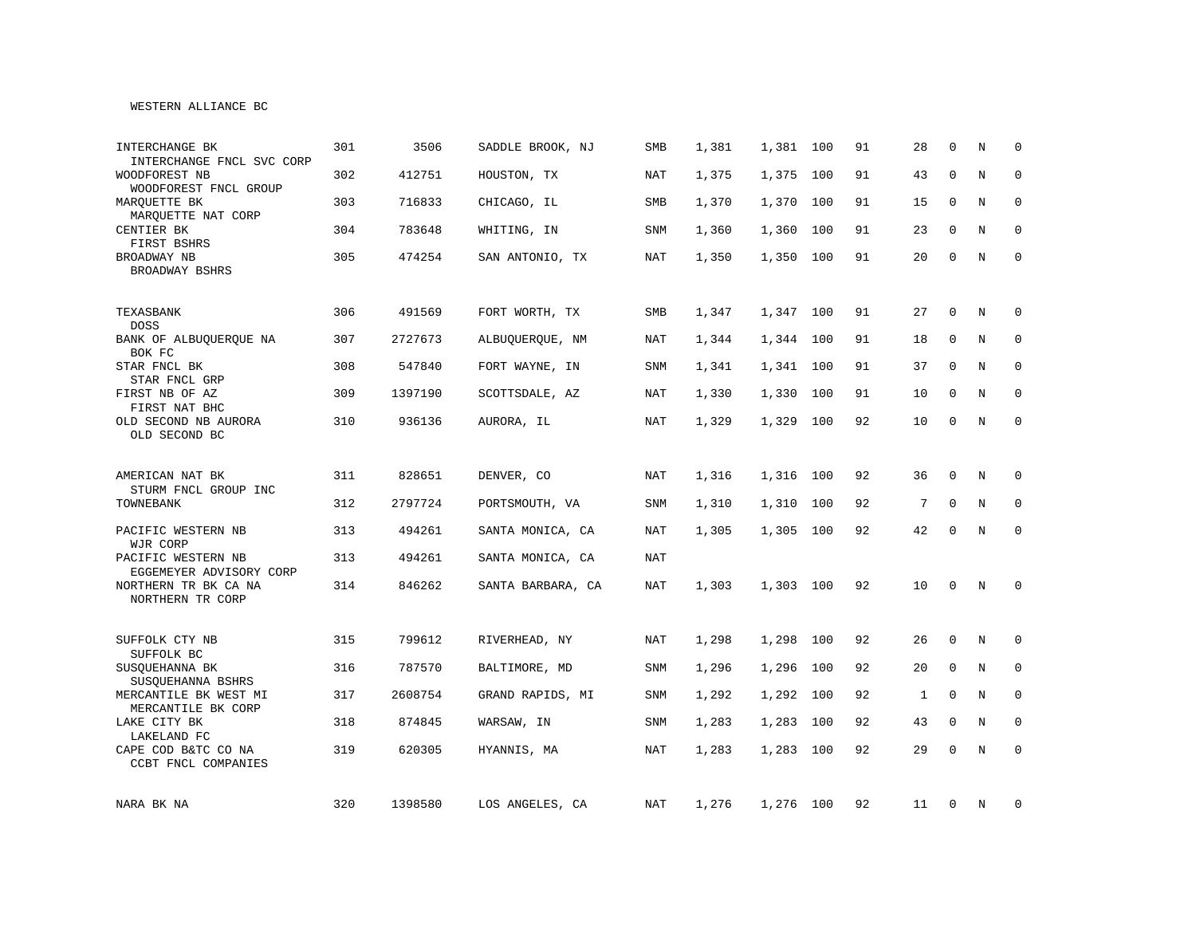WESTERN ALLIANCE BC

| | | | | | | | | | | | | |
|---|---|---|---|---|---|---|---|---|---|---|---|---|
| INTERCHANGE BK<br>INTERCHANGE FNCL SVC CORP | 301 | 3506 | SADDLE BROOK, NJ | SMB | 1,381 | 1,381 | 100 | 91 | 28 | 0 | N | 0 |
| WOODFOREST NB<br>WOODFOREST FNCL GROUP | 302 | 412751 | HOUSTON, TX | NAT | 1,375 | 1,375 | 100 | 91 | 43 | 0 | N | 0 |
| MARQUETTE BK<br>MARQUETTE NAT CORP | 303 | 716833 | CHICAGO, IL | SMB | 1,370 | 1,370 | 100 | 91 | 15 | 0 | N | 0 |
| CENTIER BK<br>FIRST BSHRS | 304 | 783648 | WHITING, IN | SNM | 1,360 | 1,360 | 100 | 91 | 23 | 0 | N | 0 |
| BROADWAY NB<br>BROADWAY BSHRS | 305 | 474254 | SAN ANTONIO, TX | NAT | 1,350 | 1,350 | 100 | 91 | 20 | 0 | N | 0 |
| TEXASBANK<br>DOSS | 306 | 491569 | FORT WORTH, TX | SMB | 1,347 | 1,347 | 100 | 91 | 27 | 0 | N | 0 |
| BANK OF ALBUQUERQUE NA<br>BOK FC | 307 | 2727673 | ALBUQUERQUE, NM | NAT | 1,344 | 1,344 | 100 | 91 | 18 | 0 | N | 0 |
| STAR FNCL BK<br>STAR FNCL GRP | 308 | 547840 | FORT WAYNE, IN | SNM | 1,341 | 1,341 | 100 | 91 | 37 | 0 | N | 0 |
| FIRST NB OF AZ<br>FIRST NAT BHC | 309 | 1397190 | SCOTTSDALE, AZ | NAT | 1,330 | 1,330 | 100 | 91 | 10 | 0 | N | 0 |
| OLD SECOND NB AURORA<br>OLD SECOND BC | 310 | 936136 | AURORA, IL | NAT | 1,329 | 1,329 | 100 | 92 | 10 | 0 | N | 0 |
| AMERICAN NAT BK<br>STURM FNCL GROUP INC | 311 | 828651 | DENVER, CO | NAT | 1,316 | 1,316 | 100 | 92 | 36 | 0 | N | 0 |
| TOWNEBANK | 312 | 2797724 | PORTSMOUTH, VA | SNM | 1,310 | 1,310 | 100 | 92 | 7 | 0 | N | 0 |
| PACIFIC WESTERN NB<br>WJR CORP | 313 | 494261 | SANTA MONICA, CA | NAT | 1,305 | 1,305 | 100 | 92 | 42 | 0 | N | 0 |
| PACIFIC WESTERN NB<br>EGGEMEYER ADVISORY CORP | 313 | 494261 | SANTA MONICA, CA | NAT | | | | | | | | |
| NORTHERN TR BK CA NA<br>NORTHERN TR CORP | 314 | 846262 | SANTA BARBARA, CA | NAT | 1,303 | 1,303 | 100 | 92 | 10 | 0 | N | 0 |
| SUFFOLK CTY NB<br>SUFFOLK BC | 315 | 799612 | RIVERHEAD, NY | NAT | 1,298 | 1,298 | 100 | 92 | 26 | 0 | N | 0 |
| SUSQUEHANNA BK<br>SUSQUEHANNA BSHRS | 316 | 787570 | BALTIMORE, MD | SNM | 1,296 | 1,296 | 100 | 92 | 20 | 0 | N | 0 |
| MERCANTILE BK WEST MI<br>MERCANTILE BK CORP | 317 | 2608754 | GRAND RAPIDS, MI | SNM | 1,292 | 1,292 | 100 | 92 | 1 | 0 | N | 0 |
| LAKE CITY BK<br>LAKELAND FC | 318 | 874845 | WARSAW, IN | SNM | 1,283 | 1,283 | 100 | 92 | 43 | 0 | N | 0 |
| CAPE COD B&TC CO NA<br>CCBT FNCL COMPANIES | 319 | 620305 | HYANNIS, MA | NAT | 1,283 | 1,283 | 100 | 92 | 29 | 0 | N | 0 |
| NARA BK NA | 320 | 1398580 | LOS ANGELES, CA | NAT | 1,276 | 1,276 | 100 | 92 | 11 | 0 | N | 0 |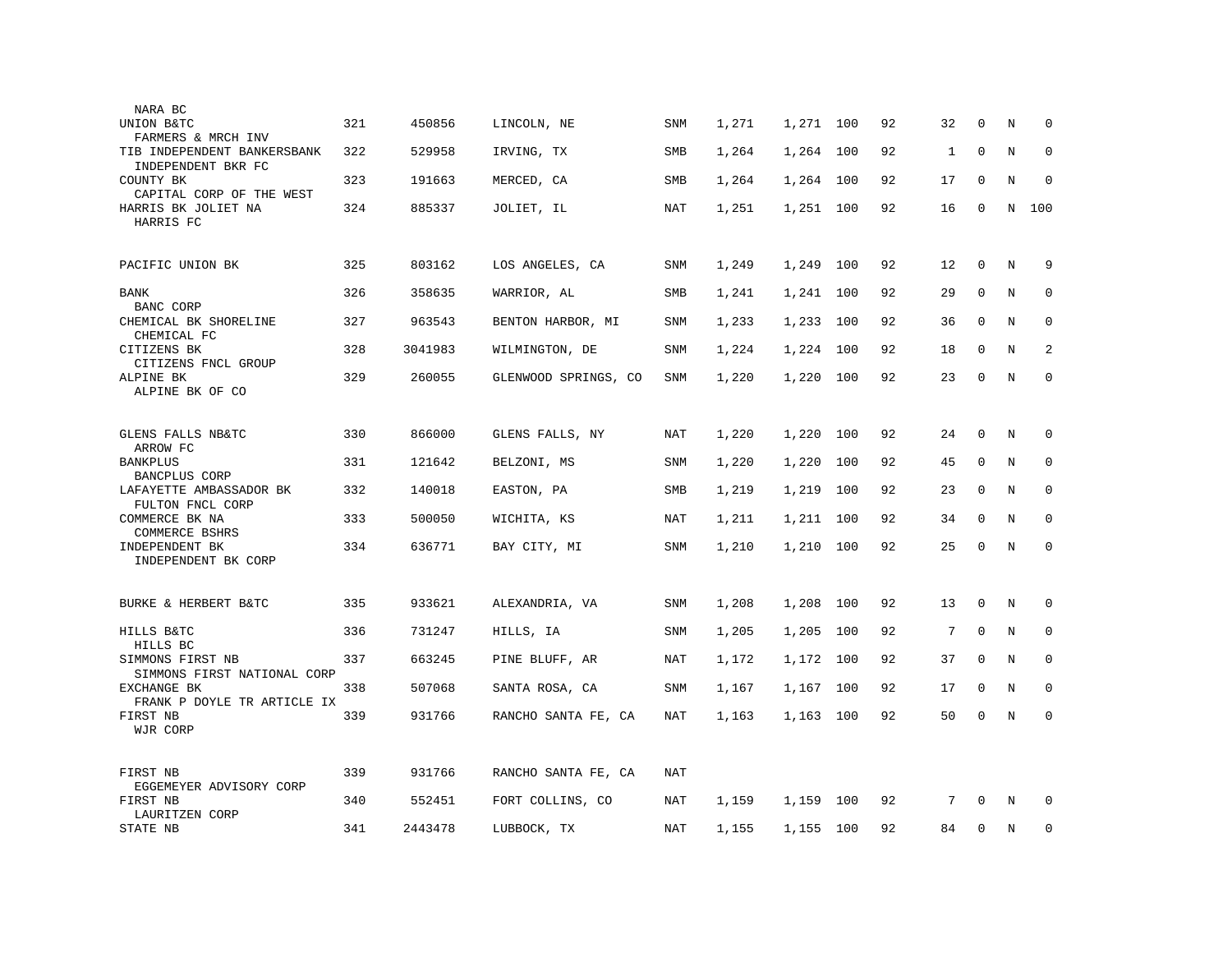| Name | Rank | ID | Location | Type | | | | | | | | |
|---|---|---|---|---|---|---|---|---|---|---|---|---|
| NARA BC | | | | | | | | | | | | |
| UNION B&TC | 321 | 450856 | LINCOLN, NE | SNM | 1,271 | 1,271 | 100 | 92 | 32 | 0 | N | 0 |
| FARMERS & MRCH INV | | | | | | | | | | | | |
| TIB INDEPENDENT BANKERSBANK | 322 | 529958 | IRVING, TX | SMB | 1,264 | 1,264 | 100 | 92 | 1 | 0 | N | 0 |
| INDEPENDENT BKR FC | | | | | | | | | | | | |
| COUNTY BK | 323 | 191663 | MERCED, CA | SMB | 1,264 | 1,264 | 100 | 92 | 17 | 0 | N | 0 |
| CAPITAL CORP OF THE WEST | | | | | | | | | | | | |
| HARRIS BK JOLIET NA | 324 | 885337 | JOLIET, IL | NAT | 1,251 | 1,251 | 100 | 92 | 16 | 0 | N | 100 |
| HARRIS FC | | | | | | | | | | | | |
| PACIFIC UNION BK | 325 | 803162 | LOS ANGELES, CA | SNM | 1,249 | 1,249 | 100 | 92 | 12 | 0 | N | 9 |
| BANK | 326 | 358635 | WARRIOR, AL | SMB | 1,241 | 1,241 | 100 | 92 | 29 | 0 | N | 0 |
| BANC CORP | | | | | | | | | | | | |
| CHEMICAL BK SHORELINE | 327 | 963543 | BENTON HARBOR, MI | SNM | 1,233 | 1,233 | 100 | 92 | 36 | 0 | N | 0 |
| CHEMICAL FC | | | | | | | | | | | | |
| CITIZENS BK | 328 | 3041983 | WILMINGTON, DE | SNM | 1,224 | 1,224 | 100 | 92 | 18 | 0 | N | 2 |
| CITIZENS FNCL GROUP | | | | | | | | | | | | |
| ALPINE BK | 329 | 260055 | GLENWOOD SPRINGS, CO | SNM | 1,220 | 1,220 | 100 | 92 | 23 | 0 | N | 0 |
| ALPINE BK OF CO | | | | | | | | | | | | |
| GLENS FALLS NB&TC | 330 | 866000 | GLENS FALLS, NY | NAT | 1,220 | 1,220 | 100 | 92 | 24 | 0 | N | 0 |
| ARROW FC | | | | | | | | | | | | |
| BANKPLUS | 331 | 121642 | BELZONI, MS | SNM | 1,220 | 1,220 | 100 | 92 | 45 | 0 | N | 0 |
| BANCPLUS CORP | | | | | | | | | | | | |
| LAFAYETTE AMBASSADOR BK | 332 | 140018 | EASTON, PA | SMB | 1,219 | 1,219 | 100 | 92 | 23 | 0 | N | 0 |
| FULTON FNCL CORP | | | | | | | | | | | | |
| COMMERCE BK NA | 333 | 500050 | WICHITA, KS | NAT | 1,211 | 1,211 | 100 | 92 | 34 | 0 | N | 0 |
| COMMERCE BSHRS | | | | | | | | | | | | |
| INDEPENDENT BK | 334 | 636771 | BAY CITY, MI | SNM | 1,210 | 1,210 | 100 | 92 | 25 | 0 | N | 0 |
| INDEPENDENT BK CORP | | | | | | | | | | | | |
| BURKE & HERBERT B&TC | 335 | 933621 | ALEXANDRIA, VA | SNM | 1,208 | 1,208 | 100 | 92 | 13 | 0 | N | 0 |
| HILLS B&TC | 336 | 731247 | HILLS, IA | SNM | 1,205 | 1,205 | 100 | 92 | 7 | 0 | N | 0 |
| HILLS BC | | | | | | | | | | | | |
| SIMMONS FIRST NB | 337 | 663245 | PINE BLUFF, AR | NAT | 1,172 | 1,172 | 100 | 92 | 37 | 0 | N | 0 |
| SIMMONS FIRST NATIONAL CORP | | | | | | | | | | | | |
| EXCHANGE BK | 338 | 507068 | SANTA ROSA, CA | SNM | 1,167 | 1,167 | 100 | 92 | 17 | 0 | N | 0 |
| FRANK P DOYLE TR ARTICLE IX | | | | | | | | | | | | |
| FIRST NB | 339 | 931766 | RANCHO SANTA FE, CA | NAT | 1,163 | 1,163 | 100 | 92 | 50 | 0 | N | 0 |
| WJR CORP | | | | | | | | | | | | |
| FIRST NB | 339 | 931766 | RANCHO SANTA FE, CA | NAT | | | | | | | | |
| EGGEMEYER ADVISORY CORP | | | | | | | | | | | | |
| FIRST NB | 340 | 552451 | FORT COLLINS, CO | NAT | 1,159 | 1,159 | 100 | 92 | 7 | 0 | N | 0 |
| LAURITZEN CORP | | | | | | | | | | | | |
| STATE NB | 341 | 2443478 | LUBBOCK, TX | NAT | 1,155 | 1,155 | 100 | 92 | 84 | 0 | N | 0 |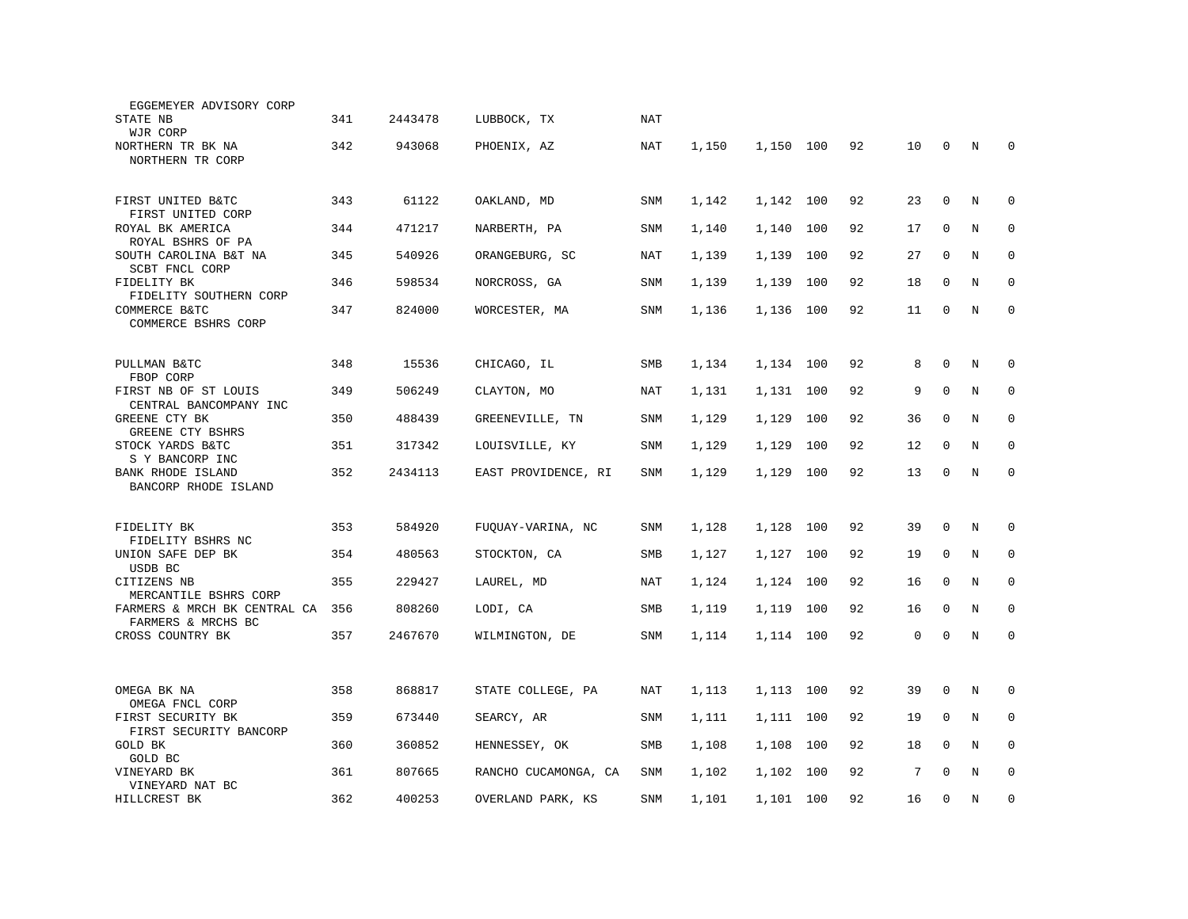| | | | | | | | | | | | |
|---|---|---|---|---|---|---|---|---|---|---|---|
| EGGEMEYER ADVISORY CORP | | | | | | | | | | | |
| STATE NB<br>WJR CORP | 341 | 2443478 | LUBBOCK, TX | NAT | | | | | | | |
| NORTHERN TR BK NA<br>NORTHERN TR CORP | 342 | 943068 | PHOENIX, AZ | NAT | 1,150 | 1,150 | 100 | 92 | 10 | 0 | N | 0 |
| FIRST UNITED B&TC<br>FIRST UNITED CORP | 343 | 61122 | OAKLAND, MD | SNM | 1,142 | 1,142 | 100 | 92 | 23 | 0 | N | 0 |
| ROYAL BK AMERICA<br>ROYAL BSHRS OF PA | 344 | 471217 | NARBERTH, PA | SNM | 1,140 | 1,140 | 100 | 92 | 17 | 0 | N | 0 |
| SOUTH CAROLINA B&T NA<br>SCBT FNCL CORP | 345 | 540926 | ORANGEBURG, SC | NAT | 1,139 | 1,139 | 100 | 92 | 27 | 0 | N | 0 |
| FIDELITY BK<br>FIDELITY SOUTHERN CORP | 346 | 598534 | NORCROSS, GA | SNM | 1,139 | 1,139 | 100 | 92 | 18 | 0 | N | 0 |
| COMMERCE B&TC<br>COMMERCE BSHRS CORP | 347 | 824000 | WORCESTER, MA | SNM | 1,136 | 1,136 | 100 | 92 | 11 | 0 | N | 0 |
| PULLMAN B&TC<br>FBOP CORP | 348 | 15536 | CHICAGO, IL | SMB | 1,134 | 1,134 | 100 | 92 | 8 | 0 | N | 0 |
| FIRST NB OF ST LOUIS<br>CENTRAL BANCOMPANY INC | 349 | 506249 | CLAYTON, MO | NAT | 1,131 | 1,131 | 100 | 92 | 9 | 0 | N | 0 |
| GREENE CTY BK<br>GREENE CTY BSHRS | 350 | 488439 | GREENEVILLE, TN | SNM | 1,129 | 1,129 | 100 | 92 | 36 | 0 | N | 0 |
| STOCK YARDS B&TC<br>S Y BANCORP INC | 351 | 317342 | LOUISVILLE, KY | SNM | 1,129 | 1,129 | 100 | 92 | 12 | 0 | N | 0 |
| BANK RHODE ISLAND<br>BANCORP RHODE ISLAND | 352 | 2434113 | EAST PROVIDENCE, RI | SNM | 1,129 | 1,129 | 100 | 92 | 13 | 0 | N | 0 |
| FIDELITY BK<br>FIDELITY BSHRS NC | 353 | 584920 | FUQUAY-VARINA, NC | SNM | 1,128 | 1,128 | 100 | 92 | 39 | 0 | N | 0 |
| UNION SAFE DEP BK<br>USDB BC | 354 | 480563 | STOCKTON, CA | SMB | 1,127 | 1,127 | 100 | 92 | 19 | 0 | N | 0 |
| CITIZENS NB<br>MERCANTILE BSHRS CORP | 355 | 229427 | LAUREL, MD | NAT | 1,124 | 1,124 | 100 | 92 | 16 | 0 | N | 0 |
| FARMERS & MRCH BK CENTRAL CA<br>FARMERS & MRCHS BC | 356 | 808260 | LODI, CA | SMB | 1,119 | 1,119 | 100 | 92 | 16 | 0 | N | 0 |
| CROSS COUNTRY BK | 357 | 2467670 | WILMINGTON, DE | SNM | 1,114 | 1,114 | 100 | 92 | 0 | 0 | N | 0 |
| OMEGA BK NA<br>OMEGA FNCL CORP | 358 | 868817 | STATE COLLEGE, PA | NAT | 1,113 | 1,113 | 100 | 92 | 39 | 0 | N | 0 |
| FIRST SECURITY BK<br>FIRST SECURITY BANCORP | 359 | 673440 | SEARCY, AR | SNM | 1,111 | 1,111 | 100 | 92 | 19 | 0 | N | 0 |
| GOLD BK<br>GOLD BC | 360 | 360852 | HENNESSEY, OK | SMB | 1,108 | 1,108 | 100 | 92 | 18 | 0 | N | 0 |
| VINEYARD BK<br>VINEYARD NAT BC | 361 | 807665 | RANCHO CUCAMONGA, CA | SNM | 1,102 | 1,102 | 100 | 92 | 7 | 0 | N | 0 |
| HILLCREST BK | 362 | 400253 | OVERLAND PARK, KS | SNM | 1,101 | 1,101 | 100 | 92 | 16 | 0 | N | 0 |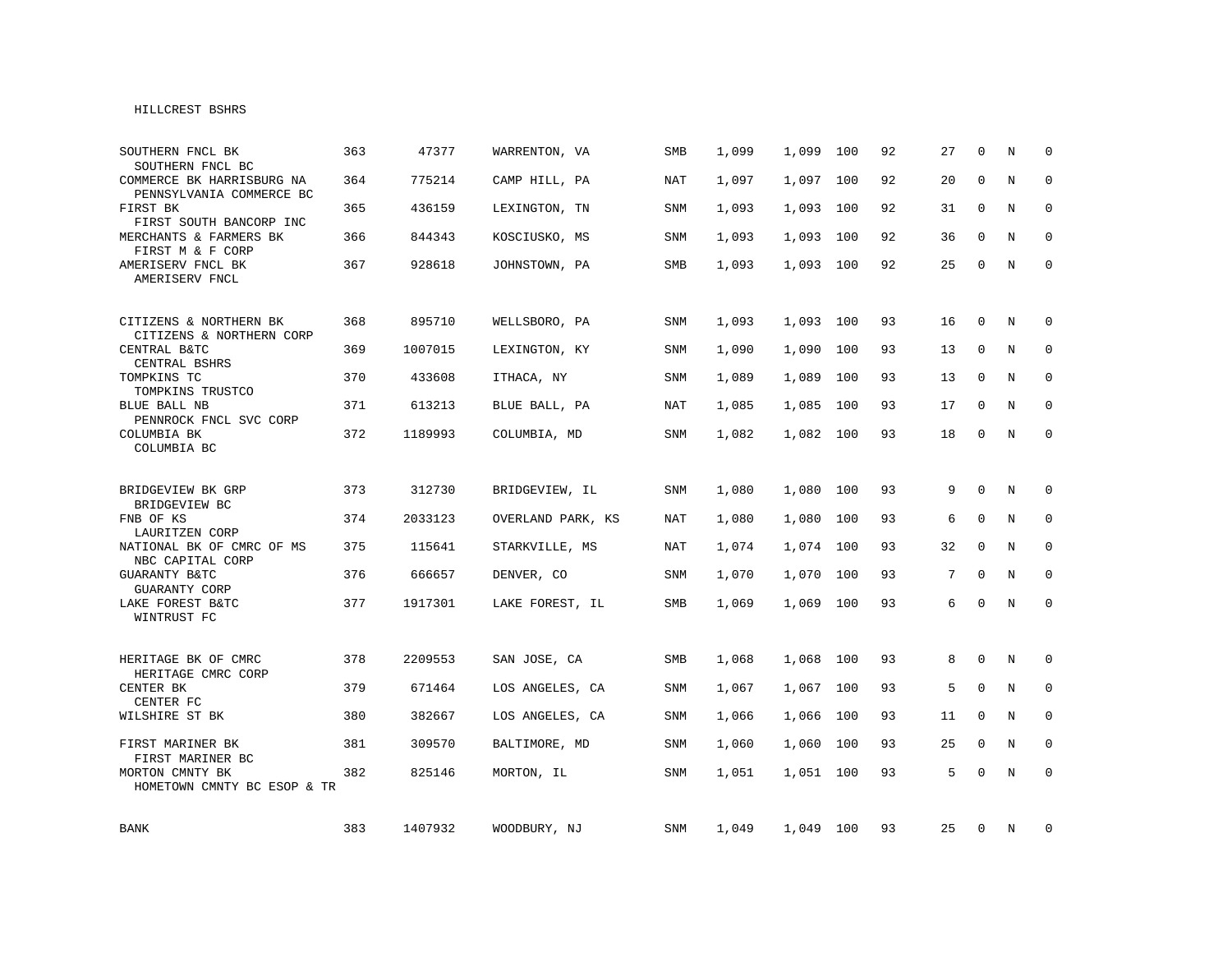HILLCREST BSHRS

| | | | | | | | | | | | | |
|---|---|---|---|---|---|---|---|---|---|---|---|---|
| SOUTHERN FNCL BK<br>SOUTHERN FNCL BC | 363 | 47377 | WARRENTON, VA | SMB | 1,099 | 1,099 | 100 | 92 | 27 | 0 | N | 0 |
| COMMERCE BK HARRISBURG NA<br>PENNSYLVANIA COMMERCE BC | 364 | 775214 | CAMP HILL, PA | NAT | 1,097 | 1,097 | 100 | 92 | 20 | 0 | N | 0 |
| FIRST BK<br>FIRST SOUTH BANCORP INC | 365 | 436159 | LEXINGTON, TN | SNM | 1,093 | 1,093 | 100 | 92 | 31 | 0 | N | 0 |
| MERCHANTS & FARMERS BK<br>FIRST M & F CORP | 366 | 844343 | KOSCIUSKO, MS | SNM | 1,093 | 1,093 | 100 | 92 | 36 | 0 | N | 0 |
| AMERISERV FNCL BK<br>AMERISERV FNCL | 367 | 928618 | JOHNSTOWN, PA | SMB | 1,093 | 1,093 | 100 | 92 | 25 | 0 | N | 0 |
| CITIZENS & NORTHERN BK<br>CITIZENS & NORTHERN CORP | 368 | 895710 | WELLSBORO, PA | SNM | 1,093 | 1,093 | 100 | 93 | 16 | 0 | N | 0 |
| CENTRAL B&TC<br>CENTRAL BSHRS | 369 | 1007015 | LEXINGTON, KY | SNM | 1,090 | 1,090 | 100 | 93 | 13 | 0 | N | 0 |
| TOMPKINS TC<br>TOMPKINS TRUSTCO | 370 | 433608 | ITHACA, NY | SNM | 1,089 | 1,089 | 100 | 93 | 13 | 0 | N | 0 |
| BLUE BALL NB<br>PENNROCK FNCL SVC CORP | 371 | 613213 | BLUE BALL, PA | NAT | 1,085 | 1,085 | 100 | 93 | 17 | 0 | N | 0 |
| COLUMBIA BK<br>COLUMBIA BC | 372 | 1189993 | COLUMBIA, MD | SNM | 1,082 | 1,082 | 100 | 93 | 18 | 0 | N | 0 |
| BRIDGEVIEW BK GRP<br>BRIDGEVIEW BC | 373 | 312730 | BRIDGEVIEW, IL | SNM | 1,080 | 1,080 | 100 | 93 | 9 | 0 | N | 0 |
| FNB OF KS<br>LAURITZEN CORP | 374 | 2033123 | OVERLAND PARK, KS | NAT | 1,080 | 1,080 | 100 | 93 | 6 | 0 | N | 0 |
| NATIONAL BK OF CMRC OF MS<br>NBC CAPITAL CORP | 375 | 115641 | STARKVILLE, MS | NAT | 1,074 | 1,074 | 100 | 93 | 32 | 0 | N | 0 |
| GUARANTY B&TC<br>GUARANTY CORP | 376 | 666657 | DENVER, CO | SNM | 1,070 | 1,070 | 100 | 93 | 7 | 0 | N | 0 |
| LAKE FOREST B&TC<br>WINTRUST FC | 377 | 1917301 | LAKE FOREST, IL | SMB | 1,069 | 1,069 | 100 | 93 | 6 | 0 | N | 0 |
| HERITAGE BK OF CMRC<br>HERITAGE CMRC CORP | 378 | 2209553 | SAN JOSE, CA | SMB | 1,068 | 1,068 | 100 | 93 | 8 | 0 | N | 0 |
| CENTER BK<br>CENTER FC | 379 | 671464 | LOS ANGELES, CA | SNM | 1,067 | 1,067 | 100 | 93 | 5 | 0 | N | 0 |
| WILSHIRE ST BK | 380 | 382667 | LOS ANGELES, CA | SNM | 1,066 | 1,066 | 100 | 93 | 11 | 0 | N | 0 |
| FIRST MARINER BK<br>FIRST MARINER BC | 381 | 309570 | BALTIMORE, MD | SNM | 1,060 | 1,060 | 100 | 93 | 25 | 0 | N | 0 |
| MORTON CMNTY BK<br>HOMETOWN CMNTY BC ESOP & TR | 382 | 825146 | MORTON, IL | SNM | 1,051 | 1,051 | 100 | 93 | 5 | 0 | N | 0 |
| BANK | 383 | 1407932 | WOODBURY, NJ | SNM | 1,049 | 1,049 | 100 | 93 | 25 | 0 | N | 0 |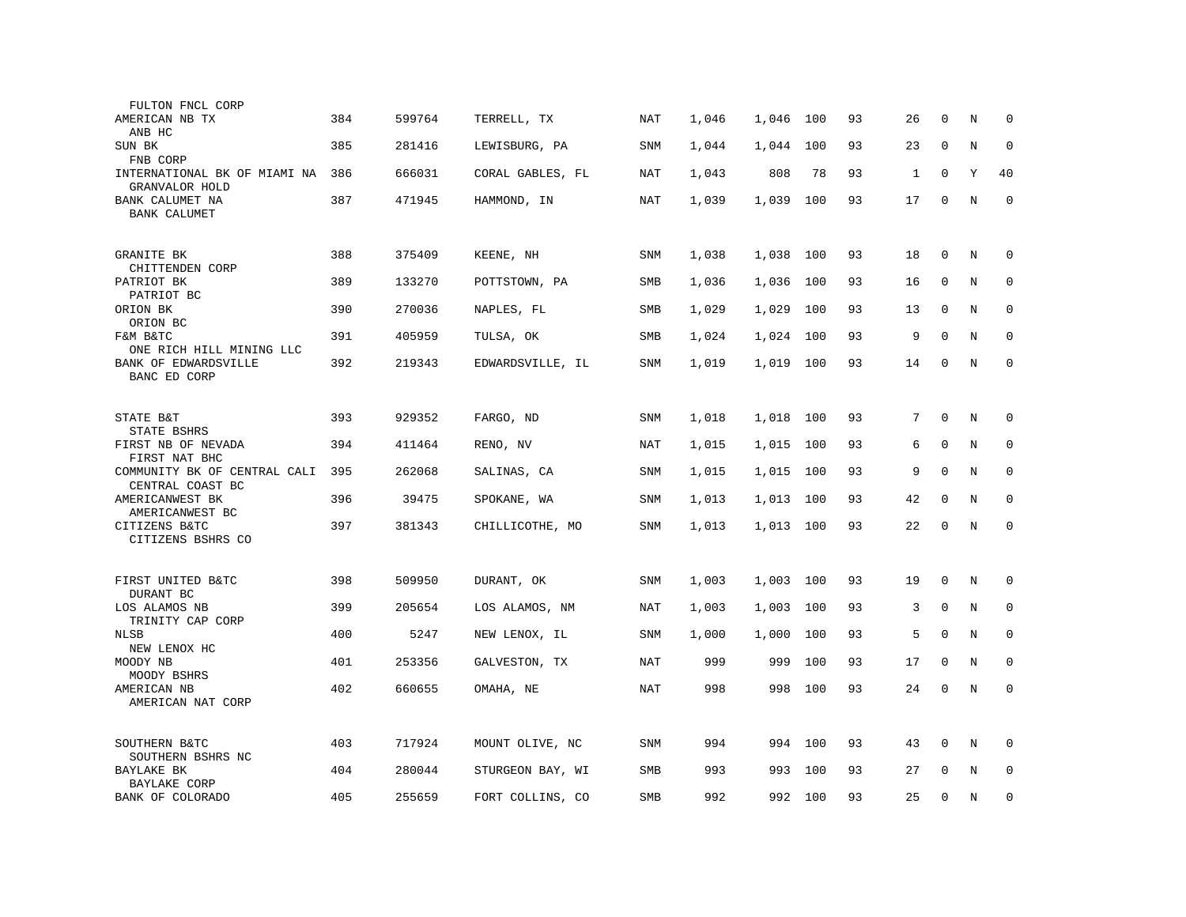| | | | | | | | | | | | | |
|---|---|---|---|---|---|---|---|---|---|---|---|---|
| FULTON FNCL CORP | | | | | | | | | | | | |
| AMERICAN NB TX | 384 | 599764 | TERRELL, TX | NAT | 1,046 | 1,046 | 100 | 93 | 26 | 0 | N | 0 |
| ANB HC | | | | | | | | | | | | |
| SUN BK | 385 | 281416 | LEWISBURG, PA | SNM | 1,044 | 1,044 | 100 | 93 | 23 | 0 | N | 0 |
| FNB CORP | | | | | | | | | | | | |
| INTERNATIONAL BK OF MIAMI NA | 386 | 666031 | CORAL GABLES, FL | NAT | 1,043 | 808 | 78 | 93 | 1 | 0 | Y | 40 |
| GRANVALOR HOLD | | | | | | | | | | | | |
| BANK CALUMET NA | 387 | 471945 | HAMMOND, IN | NAT | 1,039 | 1,039 | 100 | 93 | 17 | 0 | N | 0 |
| BANK CALUMET | | | | | | | | | | | | |
| GRANITE BK | 388 | 375409 | KEENE, NH | SNM | 1,038 | 1,038 | 100 | 93 | 18 | 0 | N | 0 |
| CHITTENDEN CORP | | | | | | | | | | | | |
| PATRIOT BK | 389 | 133270 | POTTSTOWN, PA | SMB | 1,036 | 1,036 | 100 | 93 | 16 | 0 | N | 0 |
| PATRIOT BC | | | | | | | | | | | | |
| ORION BK | 390 | 270036 | NAPLES, FL | SMB | 1,029 | 1,029 | 100 | 93 | 13 | 0 | N | 0 |
| ORION BC | | | | | | | | | | | | |
| F&M B&TC | 391 | 405959 | TULSA, OK | SMB | 1,024 | 1,024 | 100 | 93 | 9 | 0 | N | 0 |
| ONE RICH HILL MINING LLC | | | | | | | | | | | | |
| BANK OF EDWARDSVILLE | 392 | 219343 | EDWARDSVILLE, IL | SNM | 1,019 | 1,019 | 100 | 93 | 14 | 0 | N | 0 |
| BANC ED CORP | | | | | | | | | | | | |
| STATE B&T | 393 | 929352 | FARGO, ND | SNM | 1,018 | 1,018 | 100 | 93 | 7 | 0 | N | 0 |
| STATE BSHRS | | | | | | | | | | | | |
| FIRST NB OF NEVADA | 394 | 411464 | RENO, NV | NAT | 1,015 | 1,015 | 100 | 93 | 6 | 0 | N | 0 |
| FIRST NAT BHC | | | | | | | | | | | | |
| COMMUNITY BK OF CENTRAL CALI | 395 | 262068 | SALINAS, CA | SNM | 1,015 | 1,015 | 100 | 93 | 9 | 0 | N | 0 |
| CENTRAL COAST BC | | | | | | | | | | | | |
| AMERICANWEST BK | 396 | 39475 | SPOKANE, WA | SNM | 1,013 | 1,013 | 100 | 93 | 42 | 0 | N | 0 |
| AMERICANWEST BC | | | | | | | | | | | | |
| CITIZENS B&TC | 397 | 381343 | CHILLICOTHE, MO | SNM | 1,013 | 1,013 | 100 | 93 | 22 | 0 | N | 0 |
| CITIZENS BSHRS CO | | | | | | | | | | | | |
| FIRST UNITED B&TC | 398 | 509950 | DURANT, OK | SNM | 1,003 | 1,003 | 100 | 93 | 19 | 0 | N | 0 |
| DURANT BC | | | | | | | | | | | | |
| LOS ALAMOS NB | 399 | 205654 | LOS ALAMOS, NM | NAT | 1,003 | 1,003 | 100 | 93 | 3 | 0 | N | 0 |
| TRINITY CAP CORP | | | | | | | | | | | | |
| NLSB | 400 | 5247 | NEW LENOX, IL | SNM | 1,000 | 1,000 | 100 | 93 | 5 | 0 | N | 0 |
| NEW LENOX HC | | | | | | | | | | | | |
| MOODY NB | 401 | 253356 | GALVESTON, TX | NAT | 999 | 999 | 100 | 93 | 17 | 0 | N | 0 |
| MOODY BSHRS | | | | | | | | | | | | |
| AMERICAN NB | 402 | 660655 | OMAHA, NE | NAT | 998 | 998 | 100 | 93 | 24 | 0 | N | 0 |
| AMERICAN NAT CORP | | | | | | | | | | | | |
| SOUTHERN B&TC | 403 | 717924 | MOUNT OLIVE, NC | SNM | 994 | 994 | 100 | 93 | 43 | 0 | N | 0 |
| SOUTHERN BSHRS NC | | | | | | | | | | | | |
| BAYLAKE BK | 404 | 280044 | STURGEON BAY, WI | SMB | 993 | 993 | 100 | 93 | 27 | 0 | N | 0 |
| BAYLAKE CORP | | | | | | | | | | | | |
| BANK OF COLORADO | 405 | 255659 | FORT COLLINS, CO | SMB | 992 | 992 | 100 | 93 | 25 | 0 | N | 0 |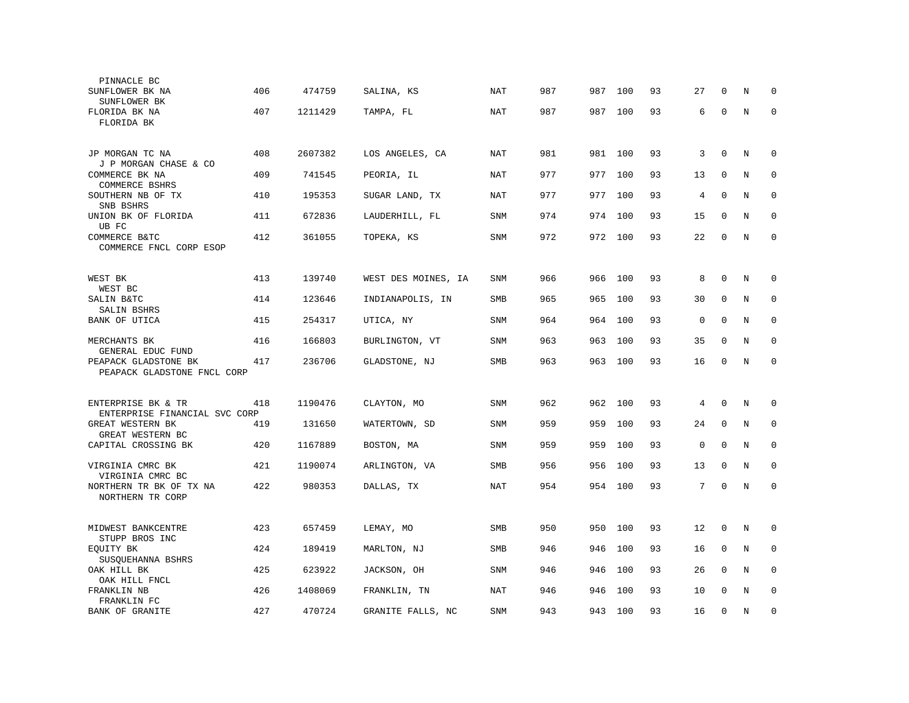| Bank / Holding Company | Rank | ID | Location | Type | | | | | | | | |
|---|---|---|---|---|---|---|---|---|---|---|---|---|
| PINNACLE BC | | | | | | | | | | | | |
| SUNFLOWER BK NA<br>SUNFLOWER BK | 406 | 474759 | SALINA, KS | NAT | 987 | 987 | 100 | 93 | 27 | 0 | N | 0 |
| FLORIDA BK NA<br>FLORIDA BK | 407 | 1211429 | TAMPA, FL | NAT | 987 | 987 | 100 | 93 | 6 | 0 | N | 0 |
| JP MORGAN TC NA<br>J P MORGAN CHASE & CO | 408 | 2607382 | LOS ANGELES, CA | NAT | 981 | 981 | 100 | 93 | 3 | 0 | N | 0 |
| COMMERCE BK NA<br>COMMERCE BSHRS | 409 | 741545 | PEORIA, IL | NAT | 977 | 977 | 100 | 93 | 13 | 0 | N | 0 |
| SOUTHERN NB OF TX<br>SNB BSHRS | 410 | 195353 | SUGAR LAND, TX | NAT | 977 | 977 | 100 | 93 | 4 | 0 | N | 0 |
| UNION BK OF FLORIDA<br>UB FC | 411 | 672836 | LAUDERHILL, FL | SNM | 974 | 974 | 100 | 93 | 15 | 0 | N | 0 |
| COMMERCE B&TC<br>COMMERCE FNCL CORP ESOP | 412 | 361055 | TOPEKA, KS | SNM | 972 | 972 | 100 | 93 | 22 | 0 | N | 0 |
| WEST BK<br>WEST BC | 413 | 139740 | WEST DES MOINES, IA | SNM | 966 | 966 | 100 | 93 | 8 | 0 | N | 0 |
| SALIN B&TC<br>SALIN BSHRS | 414 | 123646 | INDIANAPOLIS, IN | SMB | 965 | 965 | 100 | 93 | 30 | 0 | N | 0 |
| BANK OF UTICA | 415 | 254317 | UTICA, NY | SNM | 964 | 964 | 100 | 93 | 0 | 0 | N | 0 |
| MERCHANTS BK<br>GENERAL EDUC FUND | 416 | 166803 | BURLINGTON, VT | SNM | 963 | 963 | 100 | 93 | 35 | 0 | N | 0 |
| PEAPACK GLADSTONE BK<br>PEAPACK GLADSTONE FNCL CORP | 417 | 236706 | GLADSTONE, NJ | SMB | 963 | 963 | 100 | 93 | 16 | 0 | N | 0 |
| ENTERPRISE BK & TR<br>ENTERPRISE FINANCIAL SVC CORP | 418 | 1190476 | CLAYTON, MO | SNM | 962 | 962 | 100 | 93 | 4 | 0 | N | 0 |
| GREAT WESTERN BK<br>GREAT WESTERN BC | 419 | 131650 | WATERTOWN, SD | SNM | 959 | 959 | 100 | 93 | 24 | 0 | N | 0 |
| CAPITAL CROSSING BK | 420 | 1167889 | BOSTON, MA | SNM | 959 | 959 | 100 | 93 | 0 | 0 | N | 0 |
| VIRGINIA CMRC BK<br>VIRGINIA CMRC BC | 421 | 1190074 | ARLINGTON, VA | SMB | 956 | 956 | 100 | 93 | 13 | 0 | N | 0 |
| NORTHERN TR BK OF TX NA<br>NORTHERN TR CORP | 422 | 980353 | DALLAS, TX | NAT | 954 | 954 | 100 | 93 | 7 | 0 | N | 0 |
| MIDWEST BANKCENTRE<br>STUPP BROS INC | 423 | 657459 | LEMAY, MO | SMB | 950 | 950 | 100 | 93 | 12 | 0 | N | 0 |
| EQUITY BK<br>SUSQUEHANNA BSHRS | 424 | 189419 | MARLTON, NJ | SMB | 946 | 946 | 100 | 93 | 16 | 0 | N | 0 |
| OAK HILL BK<br>OAK HILL FNCL | 425 | 623922 | JACKSON, OH | SNM | 946 | 946 | 100 | 93 | 26 | 0 | N | 0 |
| FRANKLIN NB<br>FRANKLIN FC | 426 | 1408069 | FRANKLIN, TN | NAT | 946 | 946 | 100 | 93 | 10 | 0 | N | 0 |
| BANK OF GRANITE | 427 | 470724 | GRANITE FALLS, NC | SNM | 943 | 943 | 100 | 93 | 16 | 0 | N | 0 |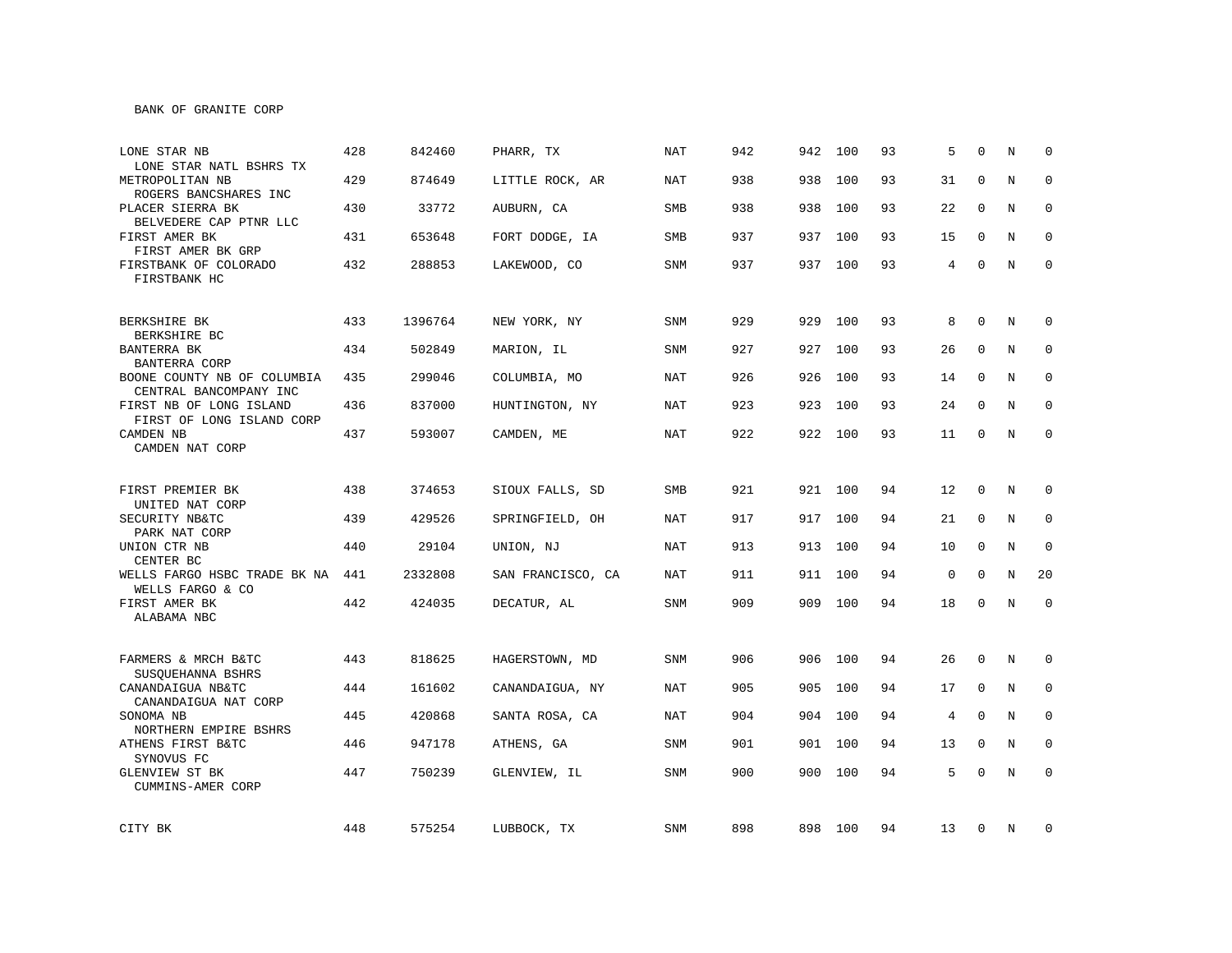BANK OF GRANITE CORP

| | | | | | | | | | | | | |
|---|---|---|---|---|---|---|---|---|---|---|---|---|
| LONE STAR NB<br>LONE STAR NATL BSHRS TX | 428 | 842460 | PHARR, TX | NAT | 942 | 942 | 100 | 93 | 5 | 0 | N | 0 |
| METROPOLITAN NB<br>ROGERS BANCSHARES INC | 429 | 874649 | LITTLE ROCK, AR | NAT | 938 | 938 | 100 | 93 | 31 | 0 | N | 0 |
| PLACER SIERRA BK<br>BELVEDERE CAP PTNR LLC | 430 | 33772 | AUBURN, CA | SMB | 938 | 938 | 100 | 93 | 22 | 0 | N | 0 |
| FIRST AMER BK<br>FIRST AMER BK GRP | 431 | 653648 | FORT DODGE, IA | SMB | 937 | 937 | 100 | 93 | 15 | 0 | N | 0 |
| FIRSTBANK OF COLORADO<br>FIRSTBANK HC | 432 | 288853 | LAKEWOOD, CO | SNM | 937 | 937 | 100 | 93 | 4 | 0 | N | 0 |
| BERKSHIRE BK<br>BERKSHIRE BC | 433 | 1396764 | NEW YORK, NY | SNM | 929 | 929 | 100 | 93 | 8 | 0 | N | 0 |
| BANTERRA BK<br>BANTERRA CORP | 434 | 502849 | MARION, IL | SNM | 927 | 927 | 100 | 93 | 26 | 0 | N | 0 |
| BOONE COUNTY NB OF COLUMBIA<br>CENTRAL BANCOMPANY INC | 435 | 299046 | COLUMBIA, MO | NAT | 926 | 926 | 100 | 93 | 14 | 0 | N | 0 |
| FIRST NB OF LONG ISLAND<br>FIRST OF LONG ISLAND CORP | 436 | 837000 | HUNTINGTON, NY | NAT | 923 | 923 | 100 | 93 | 24 | 0 | N | 0 |
| CAMDEN NB<br>CAMDEN NAT CORP | 437 | 593007 | CAMDEN, ME | NAT | 922 | 922 | 100 | 93 | 11 | 0 | N | 0 |
| FIRST PREMIER BK<br>UNITED NAT CORP | 438 | 374653 | SIOUX FALLS, SD | SMB | 921 | 921 | 100 | 94 | 12 | 0 | N | 0 |
| SECURITY NB&TC<br>PARK NAT CORP | 439 | 429526 | SPRINGFIELD, OH | NAT | 917 | 917 | 100 | 94 | 21 | 0 | N | 0 |
| UNION CTR NB<br>CENTER BC | 440 | 29104 | UNION, NJ | NAT | 913 | 913 | 100 | 94 | 10 | 0 | N | 0 |
| WELLS FARGO HSBC TRADE BK NA<br>WELLS FARGO & CO | 441 | 2332808 | SAN FRANCISCO, CA | NAT | 911 | 911 | 100 | 94 | 0 | 0 | N | 20 |
| FIRST AMER BK<br>ALABAMA NBC | 442 | 424035 | DECATUR, AL | SNM | 909 | 909 | 100 | 94 | 18 | 0 | N | 0 |
| FARMERS & MRCH B&TC<br>SUSQUEHANNA BSHRS | 443 | 818625 | HAGERSTOWN, MD | SNM | 906 | 906 | 100 | 94 | 26 | 0 | N | 0 |
| CANANDAIGUA NB&TC<br>CANANDAIGUA NAT CORP | 444 | 161602 | CANANDAIGUA, NY | NAT | 905 | 905 | 100 | 94 | 17 | 0 | N | 0 |
| SONOMA NB<br>NORTHERN EMPIRE BSHRS | 445 | 420868 | SANTA ROSA, CA | NAT | 904 | 904 | 100 | 94 | 4 | 0 | N | 0 |
| ATHENS FIRST B&TC<br>SYNOVUS FC | 446 | 947178 | ATHENS, GA | SNM | 901 | 901 | 100 | 94 | 13 | 0 | N | 0 |
| GLENVIEW ST BK<br>CUMMINS-AMER CORP | 447 | 750239 | GLENVIEW, IL | SNM | 900 | 900 | 100 | 94 | 5 | 0 | N | 0 |
| CITY BK | 448 | 575254 | LUBBOCK, TX | SNM | 898 | 898 | 100 | 94 | 13 | 0 | N | 0 |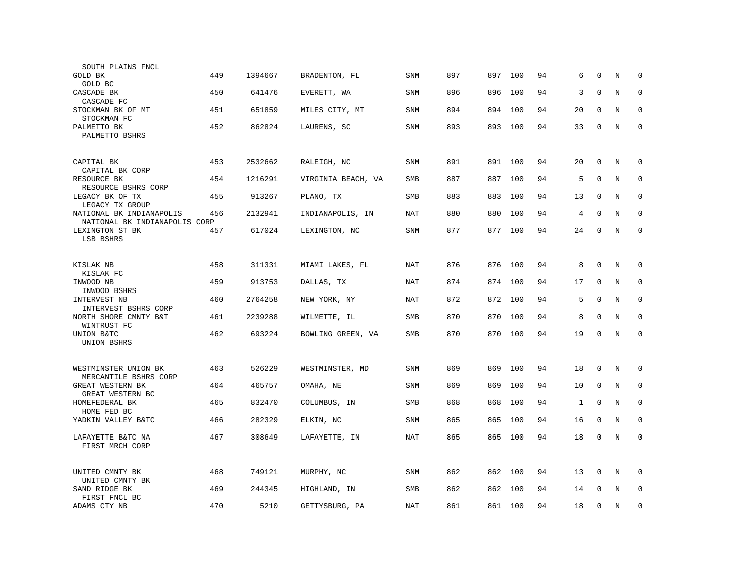| | | | | | | | | | | | | |
|---|---|---|---|---|---|---|---|---|---|---|---|---|
| SOUTH PLAINS FNCL | | | | | | | | | | | | |
| GOLD BK<br>GOLD BC | 449 | 1394667 | BRADENTON, FL | SNM | 897 | 897 | 100 | 94 | 6 | 0 | N | 0 |
| CASCADE BK<br>CASCADE FC | 450 | 641476 | EVERETT, WA | SNM | 896 | 896 | 100 | 94 | 3 | 0 | N | 0 |
| STOCKMAN BK OF MT<br>STOCKMAN FC | 451 | 651859 | MILES CITY, MT | SNM | 894 | 894 | 100 | 94 | 20 | 0 | N | 0 |
| PALMETTO BK<br>PALMETTO BSHRS | 452 | 862824 | LAURENS, SC | SNM | 893 | 893 | 100 | 94 | 33 | 0 | N | 0 |
| CAPITAL BK<br>CAPITAL BK CORP | 453 | 2532662 | RALEIGH, NC | SNM | 891 | 891 | 100 | 94 | 20 | 0 | N | 0 |
| RESOURCE BK<br>RESOURCE BSHRS CORP | 454 | 1216291 | VIRGINIA BEACH, VA | SMB | 887 | 887 | 100 | 94 | 5 | 0 | N | 0 |
| LEGACY BK OF TX<br>LEGACY TX GROUP | 455 | 913267 | PLANO, TX | SMB | 883 | 883 | 100 | 94 | 13 | 0 | N | 0 |
| NATIONAL BK INDIANAPOLIS<br>NATIONAL BK INDIANAPOLIS CORP | 456 | 2132941 | INDIANAPOLIS, IN | NAT | 880 | 880 | 100 | 94 | 4 | 0 | N | 0 |
| LEXINGTON ST BK<br>LSB BSHRS | 457 | 617024 | LEXINGTON, NC | SNM | 877 | 877 | 100 | 94 | 24 | 0 | N | 0 |
| KISLAK NB<br>KISLAK FC | 458 | 311331 | MIAMI LAKES, FL | NAT | 876 | 876 | 100 | 94 | 8 | 0 | N | 0 |
| INWOOD NB<br>INWOOD BSHRS | 459 | 913753 | DALLAS, TX | NAT | 874 | 874 | 100 | 94 | 17 | 0 | N | 0 |
| INTERVEST NB<br>INTERVEST BSHRS CORP | 460 | 2764258 | NEW YORK, NY | NAT | 872 | 872 | 100 | 94 | 5 | 0 | N | 0 |
| NORTH SHORE CMNTY B&T<br>WINTRUST FC | 461 | 2239288 | WILMETTE, IL | SMB | 870 | 870 | 100 | 94 | 8 | 0 | N | 0 |
| UNION B&TC<br>UNION BSHRS | 462 | 693224 | BOWLING GREEN, VA | SMB | 870 | 870 | 100 | 94 | 19 | 0 | N | 0 |
| WESTMINSTER UNION BK<br>MERCANTILE BSHRS CORP | 463 | 526229 | WESTMINSTER, MD | SNM | 869 | 869 | 100 | 94 | 18 | 0 | N | 0 |
| GREAT WESTERN BK<br>GREAT WESTERN BC | 464 | 465757 | OMAHA, NE | SNM | 869 | 869 | 100 | 94 | 10 | 0 | N | 0 |
| HOMEFEDERAL BK<br>HOME FED BC | 465 | 832470 | COLUMBUS, IN | SMB | 868 | 868 | 100 | 94 | 1 | 0 | N | 0 |
| YADKIN VALLEY B&TC | 466 | 282329 | ELKIN, NC | SNM | 865 | 865 | 100 | 94 | 16 | 0 | N | 0 |
| LAFAYETTE B&TC NA<br>FIRST MRCH CORP | 467 | 308649 | LAFAYETTE, IN | NAT | 865 | 865 | 100 | 94 | 18 | 0 | N | 0 |
| UNITED CMNTY BK<br>UNITED CMNTY BK | 468 | 749121 | MURPHY, NC | SNM | 862 | 862 | 100 | 94 | 13 | 0 | N | 0 |
| SAND RIDGE BK<br>FIRST FNCL BC | 469 | 244345 | HIGHLAND, IN | SMB | 862 | 862 | 100 | 94 | 14 | 0 | N | 0 |
| ADAMS CTY NB | 470 | 5210 | GETTYSBURG, PA | NAT | 861 | 861 | 100 | 94 | 18 | 0 | N | 0 |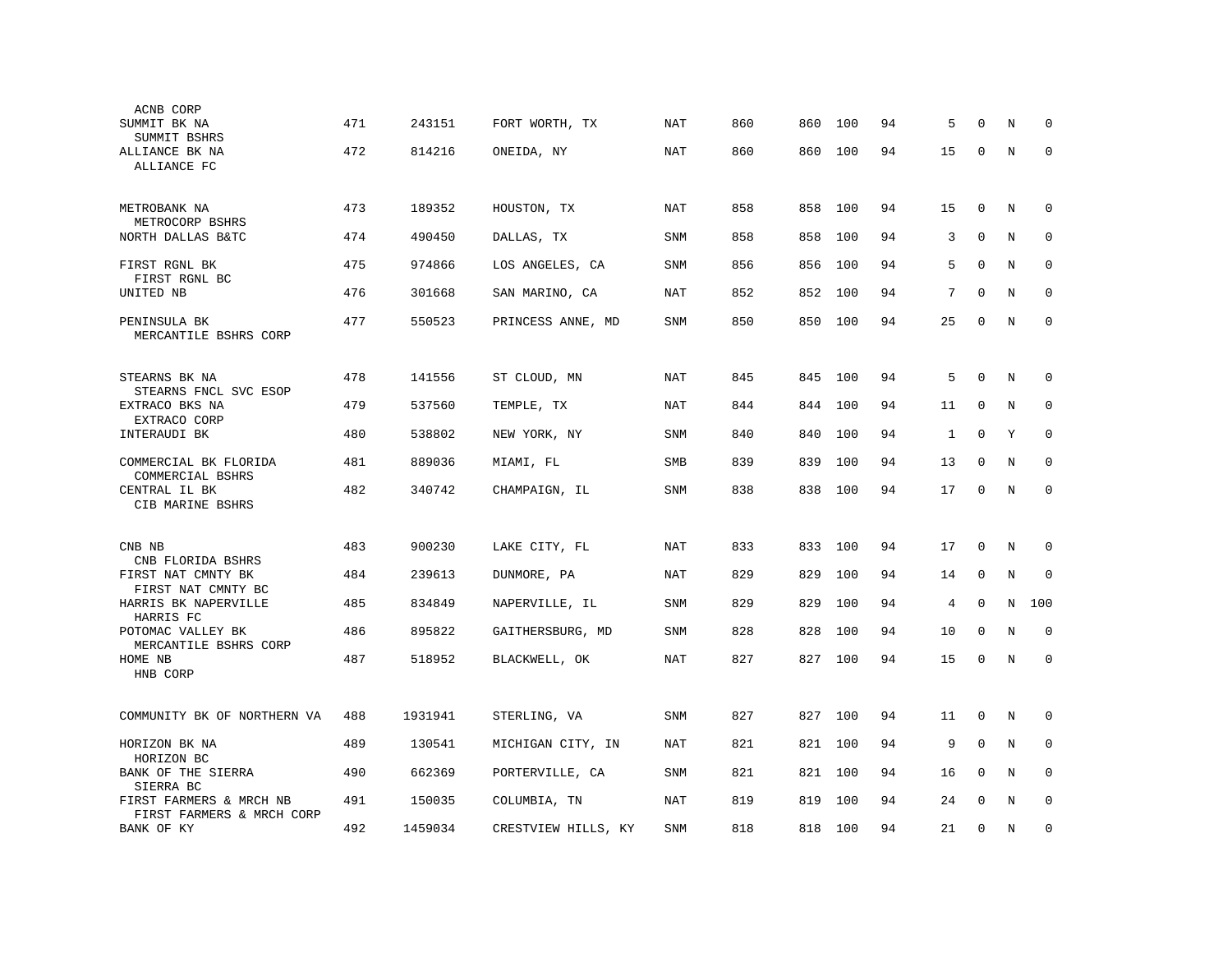| | | | | | | | | | | | | |
|---|---|---|---|---|---|---|---|---|---|---|---|---|
| ACNB CORP | | | | | | | | | | | | |
| SUMMIT BK NA<br>SUMMIT BSHRS | 471 | 243151 | FORT WORTH, TX | NAT | 860 | 860 | 100 | 94 | 5 | 0 | N | 0 |
| ALLIANCE BK NA<br>ALLIANCE FC | 472 | 814216 | ONEIDA, NY | NAT | 860 | 860 | 100 | 94 | 15 | 0 | N | 0 |
| METROBANK NA<br>METROCORP BSHRS | 473 | 189352 | HOUSTON, TX | NAT | 858 | 858 | 100 | 94 | 15 | 0 | N | 0 |
| NORTH DALLAS B&TC | 474 | 490450 | DALLAS, TX | SNM | 858 | 858 | 100 | 94 | 3 | 0 | N | 0 |
| FIRST RGNL BK<br>FIRST RGNL BC | 475 | 974866 | LOS ANGELES, CA | SNM | 856 | 856 | 100 | 94 | 5 | 0 | N | 0 |
| UNITED NB | 476 | 301668 | SAN MARINO, CA | NAT | 852 | 852 | 100 | 94 | 7 | 0 | N | 0 |
| PENINSULA BK<br>MERCANTILE BSHRS CORP | 477 | 550523 | PRINCESS ANNE, MD | SNM | 850 | 850 | 100 | 94 | 25 | 0 | N | 0 |
| STEARNS BK NA<br>STEARNS FNCL SVC ESOP | 478 | 141556 | ST CLOUD, MN | NAT | 845 | 845 | 100 | 94 | 5 | 0 | N | 0 |
| EXTRACO BKS NA<br>EXTRACO CORP | 479 | 537560 | TEMPLE, TX | NAT | 844 | 844 | 100 | 94 | 11 | 0 | N | 0 |
| INTERAUDI BK | 480 | 538802 | NEW YORK, NY | SNM | 840 | 840 | 100 | 94 | 1 | 0 | Y | 0 |
| COMMERCIAL BK FLORIDA<br>COMMERCIAL BSHRS | 481 | 889036 | MIAMI, FL | SMB | 839 | 839 | 100 | 94 | 13 | 0 | N | 0 |
| CENTRAL IL BK<br>CIB MARINE BSHRS | 482 | 340742 | CHAMPAIGN, IL | SNM | 838 | 838 | 100 | 94 | 17 | 0 | N | 0 |
| CNB NB<br>CNB FLORIDA BSHRS | 483 | 900230 | LAKE CITY, FL | NAT | 833 | 833 | 100 | 94 | 17 | 0 | N | 0 |
| FIRST NAT CMNTY BK<br>FIRST NAT CMNTY BC | 484 | 239613 | DUNMORE, PA | NAT | 829 | 829 | 100 | 94 | 14 | 0 | N | 0 |
| HARRIS BK NAPERVILLE<br>HARRIS FC | 485 | 834849 | NAPERVILLE, IL | SNM | 829 | 829 | 100 | 94 | 4 | 0 | N | 100 |
| POTOMAC VALLEY BK<br>MERCANTILE BSHRS CORP | 486 | 895822 | GAITHERSBURG, MD | SNM | 828 | 828 | 100 | 94 | 10 | 0 | N | 0 |
| HOME NB<br>HNB CORP | 487 | 518952 | BLACKWELL, OK | NAT | 827 | 827 | 100 | 94 | 15 | 0 | N | 0 |
| COMMUNITY BK OF NORTHERN VA | 488 | 1931941 | STERLING, VA | SNM | 827 | 827 | 100 | 94 | 11 | 0 | N | 0 |
| HORIZON BK NA<br>HORIZON BC | 489 | 130541 | MICHIGAN CITY, IN | NAT | 821 | 821 | 100 | 94 | 9 | 0 | N | 0 |
| BANK OF THE SIERRA<br>SIERRA BC | 490 | 662369 | PORTERVILLE, CA | SNM | 821 | 821 | 100 | 94 | 16 | 0 | N | 0 |
| FIRST FARMERS & MRCH NB<br>FIRST FARMERS & MRCH CORP | 491 | 150035 | COLUMBIA, TN | NAT | 819 | 819 | 100 | 94 | 24 | 0 | N | 0 |
| BANK OF KY | 492 | 1459034 | CRESTVIEW HILLS, KY | SNM | 818 | 818 | 100 | 94 | 21 | 0 | N | 0 |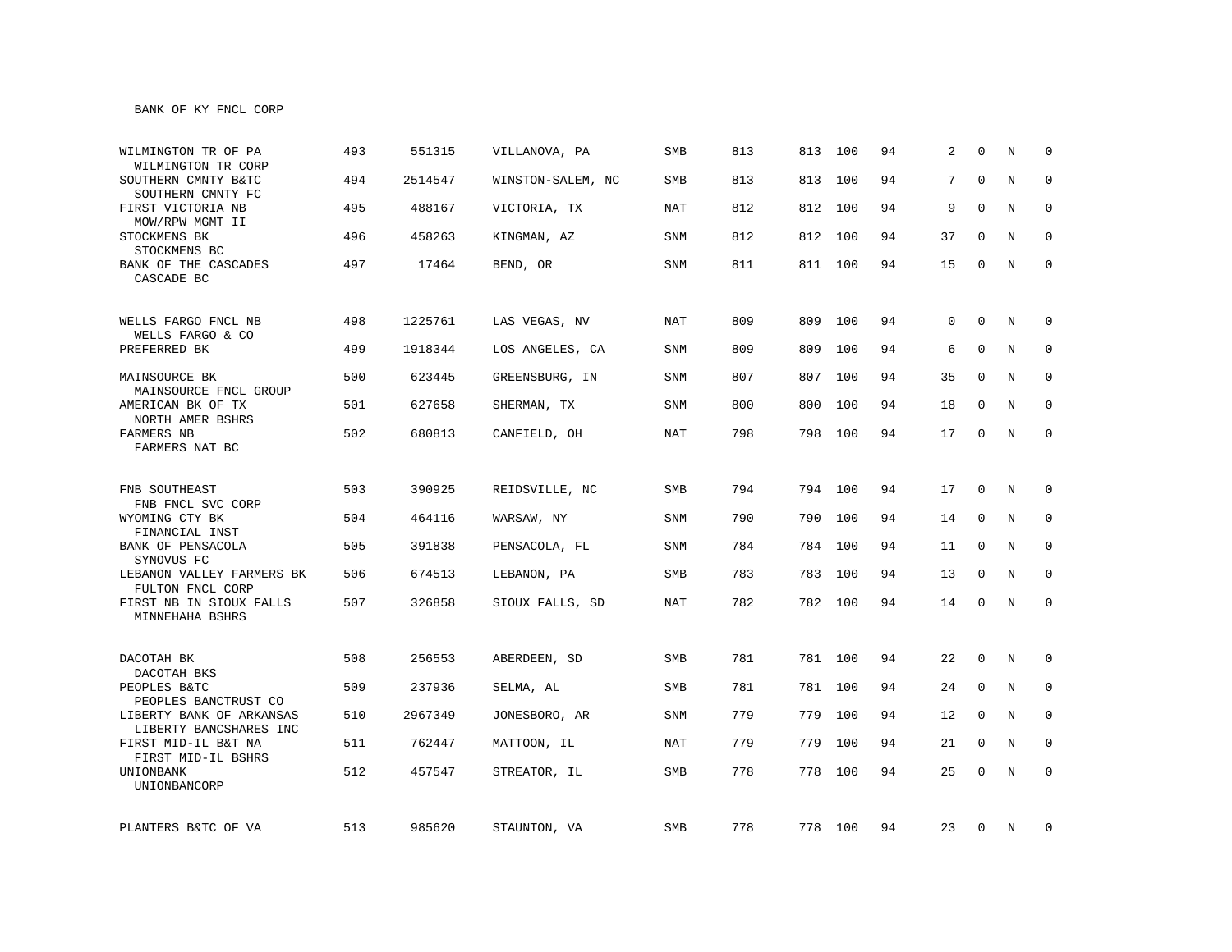BANK OF KY FNCL CORP

| | | | | | | | | | | | | |
|---|---|---|---|---|---|---|---|---|---|---|---|---|
| WILMINGTON TR OF PA<br>WILMINGTON TR CORP | 493 | 551315 | VILLANOVA, PA | SMB | 813 | 813 | 100 | 94 | 2 | 0 | N | 0 |
| SOUTHERN CMNTY B&TC<br>SOUTHERN CMNTY FC | 494 | 2514547 | WINSTON-SALEM, NC | SMB | 813 | 813 | 100 | 94 | 7 | 0 | N | 0 |
| FIRST VICTORIA NB<br>MOW/RPW MGMT II | 495 | 488167 | VICTORIA, TX | NAT | 812 | 812 | 100 | 94 | 9 | 0 | N | 0 |
| STOCKMENS BK<br>STOCKMENS BC | 496 | 458263 | KINGMAN, AZ | SNM | 812 | 812 | 100 | 94 | 37 | 0 | N | 0 |
| BANK OF THE CASCADES<br>CASCADE BC | 497 | 17464 | BEND, OR | SNM | 811 | 811 | 100 | 94 | 15 | 0 | N | 0 |
| WELLS FARGO FNCL NB<br>WELLS FARGO & CO | 498 | 1225761 | LAS VEGAS, NV | NAT | 809 | 809 | 100 | 94 | 0 | 0 | N | 0 |
| PREFERRED BK | 499 | 1918344 | LOS ANGELES, CA | SNM | 809 | 809 | 100 | 94 | 6 | 0 | N | 0 |
| MAINSOURCE BK<br>MAINSOURCE FNCL GROUP | 500 | 623445 | GREENSBURG, IN | SNM | 807 | 807 | 100 | 94 | 35 | 0 | N | 0 |
| AMERICAN BK OF TX<br>NORTH AMER BSHRS | 501 | 627658 | SHERMAN, TX | SNM | 800 | 800 | 100 | 94 | 18 | 0 | N | 0 |
| FARMERS NB<br>FARMERS NAT BC | 502 | 680813 | CANFIELD, OH | NAT | 798 | 798 | 100 | 94 | 17 | 0 | N | 0 |
| FNB SOUTHEAST<br>FNB FNCL SVC CORP | 503 | 390925 | REIDSVILLE, NC | SMB | 794 | 794 | 100 | 94 | 17 | 0 | N | 0 |
| WYOMING CTY BK<br>FINANCIAL INST | 504 | 464116 | WARSAW, NY | SNM | 790 | 790 | 100 | 94 | 14 | 0 | N | 0 |
| BANK OF PENSACOLA<br>SYNOVUS FC | 505 | 391838 | PENSACOLA, FL | SNM | 784 | 784 | 100 | 94 | 11 | 0 | N | 0 |
| LEBANON VALLEY FARMERS BK<br>FULTON FNCL CORP | 506 | 674513 | LEBANON, PA | SMB | 783 | 783 | 100 | 94 | 13 | 0 | N | 0 |
| FIRST NB IN SIOUX FALLS<br>MINNEHAHA BSHRS | 507 | 326858 | SIOUX FALLS, SD | NAT | 782 | 782 | 100 | 94 | 14 | 0 | N | 0 |
| DACOTAH BK<br>DACOTAH BKS | 508 | 256553 | ABERDEEN, SD | SMB | 781 | 781 | 100 | 94 | 22 | 0 | N | 0 |
| PEOPLES B&TC<br>PEOPLES BANCTRUST CO | 509 | 237936 | SELMA, AL | SMB | 781 | 781 | 100 | 94 | 24 | 0 | N | 0 |
| LIBERTY BANK OF ARKANSAS<br>LIBERTY BANCSHARES INC | 510 | 2967349 | JONESBORO, AR | SNM | 779 | 779 | 100 | 94 | 12 | 0 | N | 0 |
| FIRST MID-IL B&T NA<br>FIRST MID-IL BSHRS | 511 | 762447 | MATTOON, IL | NAT | 779 | 779 | 100 | 94 | 21 | 0 | N | 0 |
| UNIONBANK<br>UNIONBANCORP | 512 | 457547 | STREATOR, IL | SMB | 778 | 778 | 100 | 94 | 25 | 0 | N | 0 |
| PLANTERS B&TC OF VA | 513 | 985620 | STAUNTON, VA | SMB | 778 | 778 | 100 | 94 | 23 | 0 | N | 0 |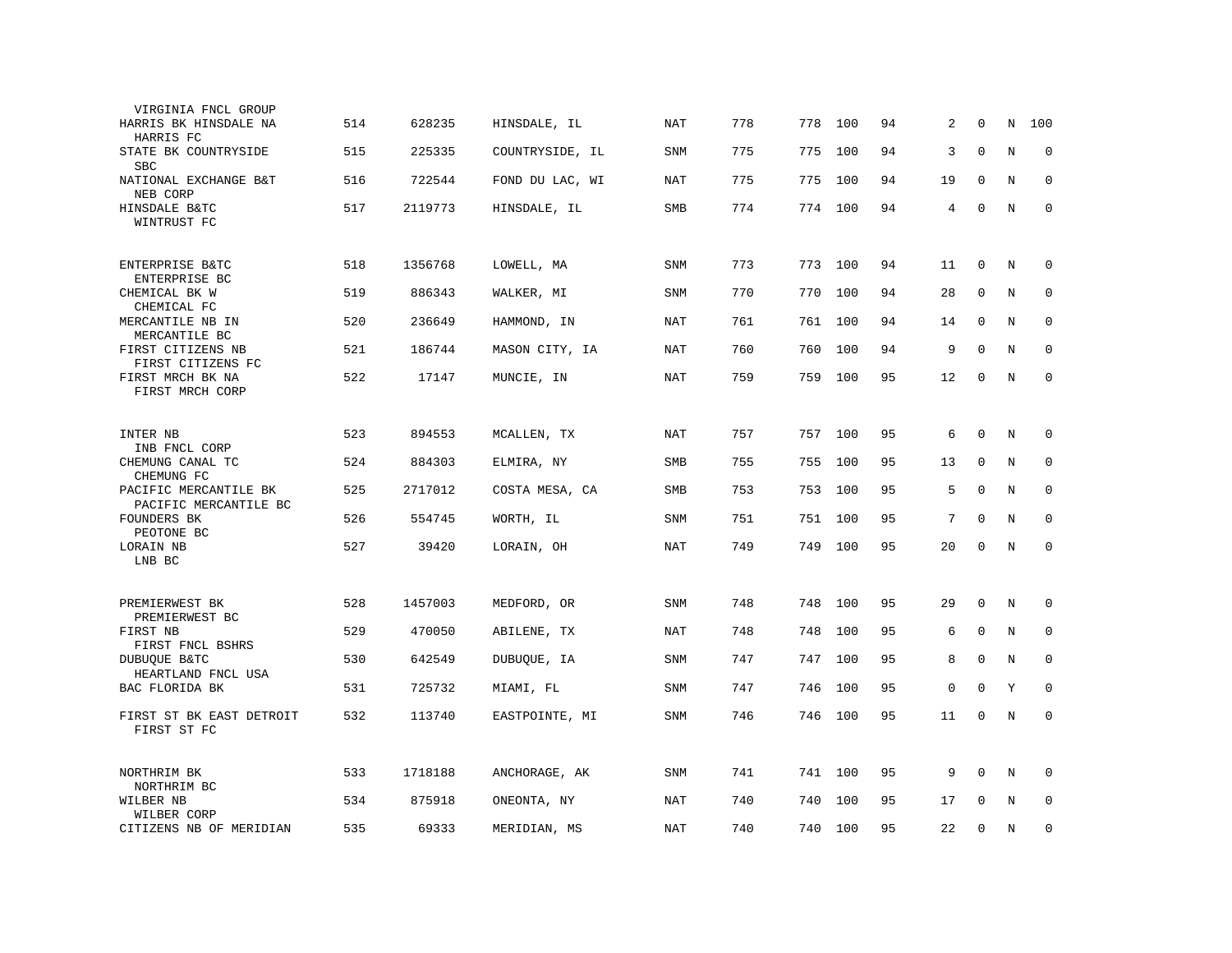| | | | | | | | | | | | | |
|---|---|---|---|---|---|---|---|---|---|---|---|---|
| VIRGINIA FNCL GROUP | | | | | | | | | | | | |
| HARRIS BK HINSDALE NA<br>HARRIS FC | 514 | 628235 | HINSDALE, IL | NAT | 778 | 778 | 100 | 94 | 2 | 0 | N | 100 |
| STATE BK COUNTRYSIDE<br>SBC | 515 | 225335 | COUNTRYSIDE, IL | SNM | 775 | 775 | 100 | 94 | 3 | 0 | N | 0 |
| NATIONAL EXCHANGE B&T<br>NEB CORP | 516 | 722544 | FOND DU LAC, WI | NAT | 775 | 775 | 100 | 94 | 19 | 0 | N | 0 |
| HINSDALE B&TC<br>WINTRUST FC | 517 | 2119773 | HINSDALE, IL | SMB | 774 | 774 | 100 | 94 | 4 | 0 | N | 0 |
| ENTERPRISE B&TC<br>ENTERPRISE BC | 518 | 1356768 | LOWELL, MA | SNM | 773 | 773 | 100 | 94 | 11 | 0 | N | 0 |
| CHEMICAL BK W<br>CHEMICAL FC | 519 | 886343 | WALKER, MI | SNM | 770 | 770 | 100 | 94 | 28 | 0 | N | 0 |
| MERCANTILE NB IN<br>MERCANTILE BC | 520 | 236649 | HAMMOND, IN | NAT | 761 | 761 | 100 | 94 | 14 | 0 | N | 0 |
| FIRST CITIZENS NB<br>FIRST CITIZENS FC | 521 | 186744 | MASON CITY, IA | NAT | 760 | 760 | 100 | 94 | 9 | 0 | N | 0 |
| FIRST MRCH BK NA<br>FIRST MRCH CORP | 522 | 17147 | MUNCIE, IN | NAT | 759 | 759 | 100 | 95 | 12 | 0 | N | 0 |
| INTER NB<br>INB FNCL CORP | 523 | 894553 | MCALLEN, TX | NAT | 757 | 757 | 100 | 95 | 6 | 0 | N | 0 |
| CHEMUNG CANAL TC<br>CHEMUNG FC | 524 | 884303 | ELMIRA, NY | SMB | 755 | 755 | 100 | 95 | 13 | 0 | N | 0 |
| PACIFIC MERCANTILE BK<br>PACIFIC MERCANTILE BC | 525 | 2717012 | COSTA MESA, CA | SMB | 753 | 753 | 100 | 95 | 5 | 0 | N | 0 |
| FOUNDERS BK<br>PEOTONE BC | 526 | 554745 | WORTH, IL | SNM | 751 | 751 | 100 | 95 | 7 | 0 | N | 0 |
| LORAIN NB<br>LNB BC | 527 | 39420 | LORAIN, OH | NAT | 749 | 749 | 100 | 95 | 20 | 0 | N | 0 |
| PREMIERWEST BK<br>PREMIERWEST BC | 528 | 1457003 | MEDFORD, OR | SNM | 748 | 748 | 100 | 95 | 29 | 0 | N | 0 |
| FIRST NB<br>FIRST FNCL BSHRS | 529 | 470050 | ABILENE, TX | NAT | 748 | 748 | 100 | 95 | 6 | 0 | N | 0 |
| DUBUQUE B&TC<br>HEARTLAND FNCL USA | 530 | 642549 | DUBUQUE, IA | SNM | 747 | 747 | 100 | 95 | 8 | 0 | N | 0 |
| BAC FLORIDA BK | 531 | 725732 | MIAMI, FL | SNM | 747 | 746 | 100 | 95 | 0 | 0 | Y | 0 |
| FIRST ST BK EAST DETROIT<br>FIRST ST FC | 532 | 113740 | EASTPOINTE, MI | SNM | 746 | 746 | 100 | 95 | 11 | 0 | N | 0 |
| NORTHRIM BK<br>NORTHRIM BC | 533 | 1718188 | ANCHORAGE, AK | SNM | 741 | 741 | 100 | 95 | 9 | 0 | N | 0 |
| WILBER NB<br>WILBER CORP | 534 | 875918 | ONEONTA, NY | NAT | 740 | 740 | 100 | 95 | 17 | 0 | N | 0 |
| CITIZENS NB OF MERIDIAN | 535 | 69333 | MERIDIAN, MS | NAT | 740 | 740 | 100 | 95 | 22 | 0 | N | 0 |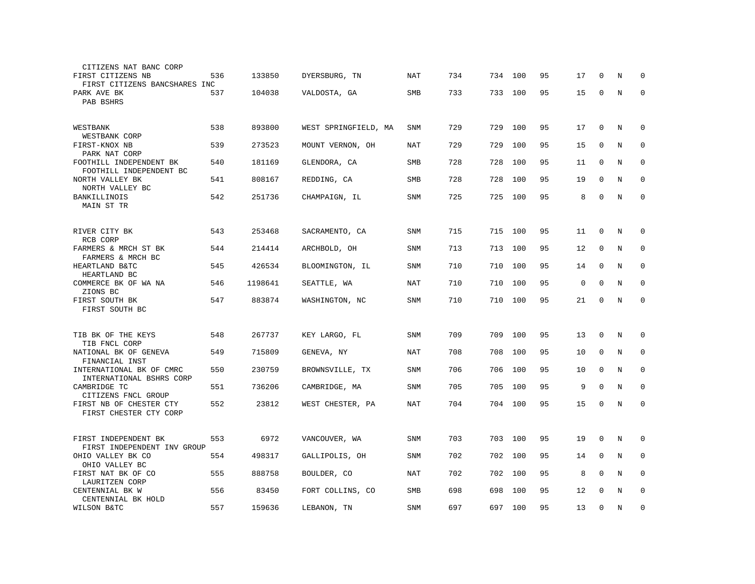| Name | Rank | ID | Location | Type | Col1 | Col2 | Col3 | Col4 | Col5 | Col6 | Col7 | Col8 |
|---|---|---|---|---|---|---|---|---|---|---|---|---|
| CITIZENS NAT BANC CORP | | | | | | | | | | | | |
| FIRST CITIZENS NB | 536 | 133850 | DYERSBURG, TN | NAT | 734 | 734 | 100 | 95 | 17 | 0 | N | 0 |
| FIRST CITIZENS BANCSHARES INC | | | | | | | | | | | | |
| PARK AVE BK | 537 | 104038 | VALDOSTA, GA | SMB | 733 | 733 | 100 | 95 | 15 | 0 | N | 0 |
| PAB BSHRS | | | | | | | | | | | | |
| WESTBANK | 538 | 893800 | WEST SPRINGFIELD, MA | SNM | 729 | 729 | 100 | 95 | 17 | 0 | N | 0 |
| WESTBANK CORP | | | | | | | | | | | | |
| FIRST-KNOX NB | 539 | 273523 | MOUNT VERNON, OH | NAT | 729 | 729 | 100 | 95 | 15 | 0 | N | 0 |
| PARK NAT CORP | | | | | | | | | | | | |
| FOOTHILL INDEPENDENT BK | 540 | 181169 | GLENDORA, CA | SMB | 728 | 728 | 100 | 95 | 11 | 0 | N | 0 |
| FOOTHILL INDEPENDENT BC | | | | | | | | | | | | |
| NORTH VALLEY BK | 541 | 808167 | REDDING, CA | SMB | 728 | 728 | 100 | 95 | 19 | 0 | N | 0 |
| NORTH VALLEY BC | | | | | | | | | | | | |
| BANKILLINOIS | 542 | 251736 | CHAMPAIGN, IL | SNM | 725 | 725 | 100 | 95 | 8 | 0 | N | 0 |
| MAIN ST TR | | | | | | | | | | | | |
| RIVER CITY BK | 543 | 253468 | SACRAMENTO, CA | SNM | 715 | 715 | 100 | 95 | 11 | 0 | N | 0 |
| RCB CORP | | | | | | | | | | | | |
| FARMERS & MRCH ST BK | 544 | 214414 | ARCHBOLD, OH | SNM | 713 | 713 | 100 | 95 | 12 | 0 | N | 0 |
| FARMERS & MRCH BC | | | | | | | | | | | | |
| HEARTLAND B&TC | 545 | 426534 | BLOOMINGTON, IL | SNM | 710 | 710 | 100 | 95 | 14 | 0 | N | 0 |
| HEARTLAND BC | | | | | | | | | | | | |
| COMMERCE BK OF WA NA | 546 | 1198641 | SEATTLE, WA | NAT | 710 | 710 | 100 | 95 | 0 | 0 | N | 0 |
| ZIONS BC | | | | | | | | | | | | |
| FIRST SOUTH BK | 547 | 883874 | WASHINGTON, NC | SNM | 710 | 710 | 100 | 95 | 21 | 0 | N | 0 |
| FIRST SOUTH BC | | | | | | | | | | | | |
| TIB BK OF THE KEYS | 548 | 267737 | KEY LARGO, FL | SNM | 709 | 709 | 100 | 95 | 13 | 0 | N | 0 |
| TIB FNCL CORP | | | | | | | | | | | | |
| NATIONAL BK OF GENEVA | 549 | 715809 | GENEVA, NY | NAT | 708 | 708 | 100 | 95 | 10 | 0 | N | 0 |
| FINANCIAL INST | | | | | | | | | | | | |
| INTERNATIONAL BK OF CMRC | 550 | 230759 | BROWNSVILLE, TX | SNM | 706 | 706 | 100 | 95 | 10 | 0 | N | 0 |
| INTERNATIONAL BSHRS CORP | | | | | | | | | | | | |
| CAMBRIDGE TC | 551 | 736206 | CAMBRIDGE, MA | SNM | 705 | 705 | 100 | 95 | 9 | 0 | N | 0 |
| CITIZENS FNCL GROUP | | | | | | | | | | | | |
| FIRST NB OF CHESTER CTY | 552 | 23812 | WEST CHESTER, PA | NAT | 704 | 704 | 100 | 95 | 15 | 0 | N | 0 |
| FIRST CHESTER CTY CORP | | | | | | | | | | | | |
| FIRST INDEPENDENT BK | 553 | 6972 | VANCOUVER, WA | SNM | 703 | 703 | 100 | 95 | 19 | 0 | N | 0 |
| FIRST INDEPENDENT INV GROUP | | | | | | | | | | | | |
| OHIO VALLEY BK CO | 554 | 498317 | GALLIPOLIS, OH | SNM | 702 | 702 | 100 | 95 | 14 | 0 | N | 0 |
| OHIO VALLEY BC | | | | | | | | | | | | |
| FIRST NAT BK OF CO | 555 | 888758 | BOULDER, CO | NAT | 702 | 702 | 100 | 95 | 8 | 0 | N | 0 |
| LAURITZEN CORP | | | | | | | | | | | | |
| CENTENNIAL BK W | 556 | 83450 | FORT COLLINS, CO | SMB | 698 | 698 | 100 | 95 | 12 | 0 | N | 0 |
| CENTENNIAL BK HOLD | | | | | | | | | | | | |
| WILSON B&TC | 557 | 159636 | LEBANON, TN | SNM | 697 | 697 | 100 | 95 | 13 | 0 | N | 0 |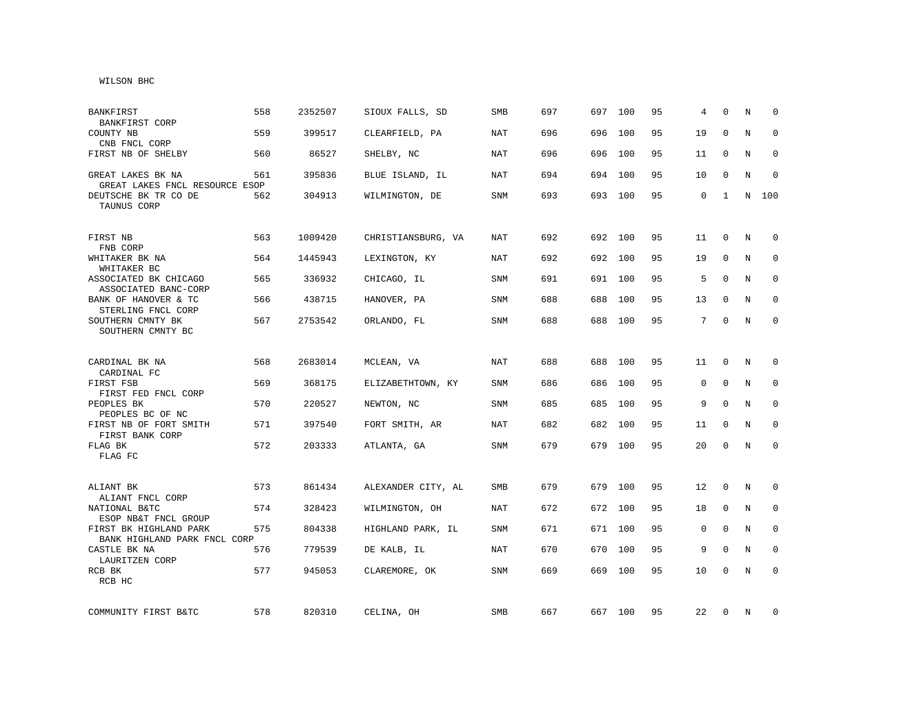WILSON BHC

| | | | | | | | | | | | | | |
|---|---|---|---|---|---|---|---|---|---|---|---|---|---|
| BANKFIRST<br>BANKFIRST CORP | 558 | 2352507 | SIOUX FALLS, SD | SMB | 697 | 697 | 100 | 95 | 4 | 0 | N | 0 |
| COUNTY NB<br>CNB FNCL CORP | 559 | 399517 | CLEARFIELD, PA | NAT | 696 | 696 | 100 | 95 | 19 | 0 | N | 0 |
| FIRST NB OF SHELBY | 560 | 86527 | SHELBY, NC | NAT | 696 | 696 | 100 | 95 | 11 | 0 | N | 0 |
| GREAT LAKES BK NA<br>GREAT LAKES FNCL RESOURCE ESOP | 561 | 395836 | BLUE ISLAND, IL | NAT | 694 | 694 | 100 | 95 | 10 | 0 | N | 0 |
| DEUTSCHE BK TR CO DE<br>TAUNUS CORP | 562 | 304913 | WILMINGTON, DE | SNM | 693 | 693 | 100 | 95 | 0 | 1 | N | 100 |
| FIRST NB<br>FNB CORP | 563 | 1009420 | CHRISTIANSBURG, VA | NAT | 692 | 692 | 100 | 95 | 11 | 0 | N | 0 |
| WHITAKER BK NA<br>WHITAKER BC | 564 | 1445943 | LEXINGTON, KY | NAT | 692 | 692 | 100 | 95 | 19 | 0 | N | 0 |
| ASSOCIATED BK CHICAGO<br>ASSOCIATED BANC-CORP | 565 | 336932 | CHICAGO, IL | SNM | 691 | 691 | 100 | 95 | 5 | 0 | N | 0 |
| BANK OF HANOVER & TC<br>STERLING FNCL CORP | 566 | 438715 | HANOVER, PA | SNM | 688 | 688 | 100 | 95 | 13 | 0 | N | 0 |
| SOUTHERN CMNTY BK<br>SOUTHERN CMNTY BC | 567 | 2753542 | ORLANDO, FL | SNM | 688 | 688 | 100 | 95 | 7 | 0 | N | 0 |
| CARDINAL BK NA<br>CARDINAL FC | 568 | 2683014 | MCLEAN, VA | NAT | 688 | 688 | 100 | 95 | 11 | 0 | N | 0 |
| FIRST FSB<br>FIRST FED FNCL CORP | 569 | 368175 | ELIZABETHTOWN, KY | SNM | 686 | 686 | 100 | 95 | 0 | 0 | N | 0 |
| PEOPLES BK<br>PEOPLES BC OF NC | 570 | 220527 | NEWTON, NC | SNM | 685 | 685 | 100 | 95 | 9 | 0 | N | 0 |
| FIRST NB OF FORT SMITH<br>FIRST BANK CORP | 571 | 397540 | FORT SMITH, AR | NAT | 682 | 682 | 100 | 95 | 11 | 0 | N | 0 |
| FLAG BK<br>FLAG FC | 572 | 203333 | ATLANTA, GA | SNM | 679 | 679 | 100 | 95 | 20 | 0 | N | 0 |
| ALIANT BK<br>ALIANT FNCL CORP | 573 | 861434 | ALEXANDER CITY, AL | SMB | 679 | 679 | 100 | 95 | 12 | 0 | N | 0 |
| NATIONAL B&TC<br>ESOP NB&T FNCL GROUP | 574 | 328423 | WILMINGTON, OH | NAT | 672 | 672 | 100 | 95 | 18 | 0 | N | 0 |
| FIRST BK HIGHLAND PARK<br>BANK HIGHLAND PARK FNCL CORP | 575 | 804338 | HIGHLAND PARK, IL | SNM | 671 | 671 | 100 | 95 | 0 | 0 | N | 0 |
| CASTLE BK NA<br>LAURITZEN CORP | 576 | 779539 | DE KALB, IL | NAT | 670 | 670 | 100 | 95 | 9 | 0 | N | 0 |
| RCB BK<br>RCB HC | 577 | 945053 | CLAREMORE, OK | SNM | 669 | 669 | 100 | 95 | 10 | 0 | N | 0 |
| COMMUNITY FIRST B&TC | 578 | 820310 | CELINA, OH | SMB | 667 | 667 | 100 | 95 | 22 | 0 | N | 0 |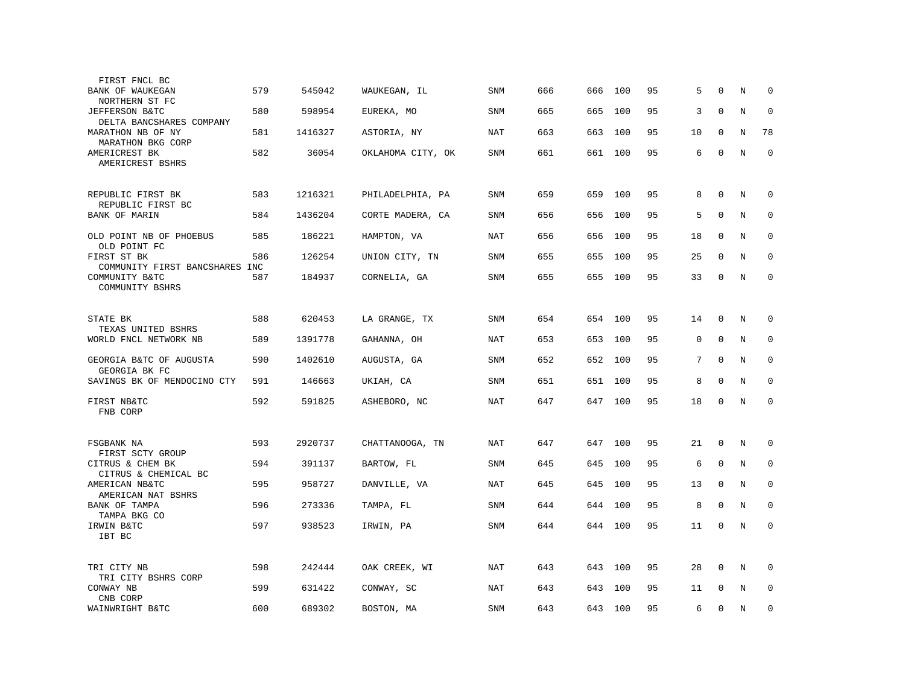| | | | | | | | | | | | | |
|---|---|---|---|---|---|---|---|---|---|---|---|---|
| FIRST FNCL BC | | | | | | | | | | | | |
| BANK OF WAUKEGAN | 579 | 545042 | WAUKEGAN, IL | SNM | 666 | 666 | 100 | 95 | 5 | 0 | N | 0 |
| NORTHERN ST FC | | | | | | | | | | | | |
| JEFFERSON B&TC | 580 | 598954 | EUREKA, MO | SNM | 665 | 665 | 100 | 95 | 3 | 0 | N | 0 |
| DELTA BANCSHARES COMPANY | | | | | | | | | | | | |
| MARATHON NB OF NY | 581 | 1416327 | ASTORIA, NY | NAT | 663 | 663 | 100 | 95 | 10 | 0 | N | 78 |
| MARATHON BKG CORP | | | | | | | | | | | | |
| AMERICREST BK | 582 | 36054 | OKLAHOMA CITY, OK | SNM | 661 | 661 | 100 | 95 | 6 | 0 | N | 0 |
| AMERICREST BSHRS | | | | | | | | | | | | |
| REPUBLIC FIRST BK | 583 | 1216321 | PHILADELPHIA, PA | SNM | 659 | 659 | 100 | 95 | 8 | 0 | N | 0 |
| REPUBLIC FIRST BC | | | | | | | | | | | | |
| BANK OF MARIN | 584 | 1436204 | CORTE MADERA, CA | SNM | 656 | 656 | 100 | 95 | 5 | 0 | N | 0 |
| OLD POINT NB OF PHOEBUS | 585 | 186221 | HAMPTON, VA | NAT | 656 | 656 | 100 | 95 | 18 | 0 | N | 0 |
| OLD POINT FC | | | | | | | | | | | | |
| FIRST ST BK | 586 | 126254 | UNION CITY, TN | SNM | 655 | 655 | 100 | 95 | 25 | 0 | N | 0 |
| COMMUNITY FIRST BANCSHARES INC | | | | | | | | | | | | |
| COMMUNITY B&TC | 587 | 184937 | CORNELIA, GA | SNM | 655 | 655 | 100 | 95 | 33 | 0 | N | 0 |
| COMMUNITY BSHRS | | | | | | | | | | | | |
| STATE BK | 588 | 620453 | LA GRANGE, TX | SNM | 654 | 654 | 100 | 95 | 14 | 0 | N | 0 |
| TEXAS UNITED BSHRS | | | | | | | | | | | | |
| WORLD FNCL NETWORK NB | 589 | 1391778 | GAHANNA, OH | NAT | 653 | 653 | 100 | 95 | 0 | 0 | N | 0 |
| GEORGIA B&TC OF AUGUSTA | 590 | 1402610 | AUGUSTA, GA | SNM | 652 | 652 | 100 | 95 | 7 | 0 | N | 0 |
| GEORGIA BK FC | | | | | | | | | | | | |
| SAVINGS BK OF MENDOCINO CTY | 591 | 146663 | UKIAH, CA | SNM | 651 | 651 | 100 | 95 | 8 | 0 | N | 0 |
| FIRST NB&TC | 592 | 591825 | ASHEBORO, NC | NAT | 647 | 647 | 100 | 95 | 18 | 0 | N | 0 |
| FNB CORP | | | | | | | | | | | | |
| FSGBANK NA | 593 | 2920737 | CHATTANOOGA, TN | NAT | 647 | 647 | 100 | 95 | 21 | 0 | N | 0 |
| FIRST SCTY GROUP | | | | | | | | | | | | |
| CITRUS & CHEM BK | 594 | 391137 | BARTOW, FL | SNM | 645 | 645 | 100 | 95 | 6 | 0 | N | 0 |
| CITRUS & CHEMICAL BC | | | | | | | | | | | | |
| AMERICAN NB&TC | 595 | 958727 | DANVILLE, VA | NAT | 645 | 645 | 100 | 95 | 13 | 0 | N | 0 |
| AMERICAN NAT BSHRS | | | | | | | | | | | | |
| BANK OF TAMPA | 596 | 273336 | TAMPA, FL | SNM | 644 | 644 | 100 | 95 | 8 | 0 | N | 0 |
| TAMPA BKG CO | | | | | | | | | | | | |
| IRWIN B&TC | 597 | 938523 | IRWIN, PA | SNM | 644 | 644 | 100 | 95 | 11 | 0 | N | 0 |
| IBT BC | | | | | | | | | | | | |
| TRI CITY NB | 598 | 242444 | OAK CREEK, WI | NAT | 643 | 643 | 100 | 95 | 28 | 0 | N | 0 |
| TRI CITY BSHRS CORP | | | | | | | | | | | | |
| CONWAY NB | 599 | 631422 | CONWAY, SC | NAT | 643 | 643 | 100 | 95 | 11 | 0 | N | 0 |
| CNB CORP | | | | | | | | | | | | |
| WAINWRIGHT B&TC | 600 | 689302 | BOSTON, MA | SNM | 643 | 643 | 100 | 95 | 6 | 0 | N | 0 |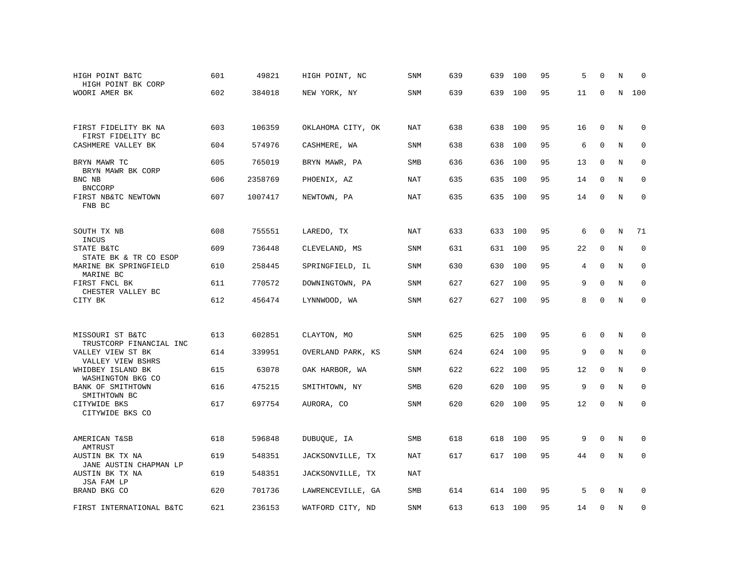| | | | | | | | | | | | | |
|---|---|---|---|---|---|---|---|---|---|---|---|---|
| HIGH POINT B&TC<br>HIGH POINT BK CORP | 601 | 49821 | HIGH POINT, NC | SNM | 639 | 639 | 100 | 95 | 5 | 0 | N | 0 |
| WOORI AMER BK | 602 | 384018 | NEW YORK, NY | SNM | 639 | 639 | 100 | 95 | 11 | 0 | N | 100 |
| FIRST FIDELITY BK NA<br>FIRST FIDELITY BC | 603 | 106359 | OKLAHOMA CITY, OK | NAT | 638 | 638 | 100 | 95 | 16 | 0 | N | 0 |
| CASHMERE VALLEY BK | 604 | 574976 | CASHMERE, WA | SNM | 638 | 638 | 100 | 95 | 6 | 0 | N | 0 |
| BRYN MAWR TC<br>BRYN MAWR BK CORP | 605 | 765019 | BRYN MAWR, PA | SMB | 636 | 636 | 100 | 95 | 13 | 0 | N | 0 |
| BNC NB<br>BNCCORP | 606 | 2358769 | PHOENIX, AZ | NAT | 635 | 635 | 100 | 95 | 14 | 0 | N | 0 |
| FIRST NB&TC NEWTOWN<br>FNB BC | 607 | 1007417 | NEWTOWN, PA | NAT | 635 | 635 | 100 | 95 | 14 | 0 | N | 0 |
| SOUTH TX NB<br>INCUS | 608 | 755551 | LAREDO, TX | NAT | 633 | 633 | 100 | 95 | 6 | 0 | N | 71 |
| STATE B&TC<br>STATE BK & TR CO ESOP | 609 | 736448 | CLEVELAND, MS | SNM | 631 | 631 | 100 | 95 | 22 | 0 | N | 0 |
| MARINE BK SPRINGFIELD<br>MARINE BC | 610 | 258445 | SPRINGFIELD, IL | SNM | 630 | 630 | 100 | 95 | 4 | 0 | N | 0 |
| FIRST FNCL BK<br>CHESTER VALLEY BC | 611 | 770572 | DOWNINGTOWN, PA | SNM | 627 | 627 | 100 | 95 | 9 | 0 | N | 0 |
| CITY BK | 612 | 456474 | LYNNWOOD, WA | SNM | 627 | 627 | 100 | 95 | 8 | 0 | N | 0 |
| MISSOURI ST B&TC<br>TRUSTCORP FINANCIAL INC | 613 | 602851 | CLAYTON, MO | SNM | 625 | 625 | 100 | 95 | 6 | 0 | N | 0 |
| VALLEY VIEW ST BK<br>VALLEY VIEW BSHRS | 614 | 339951 | OVERLAND PARK, KS | SNM | 624 | 624 | 100 | 95 | 9 | 0 | N | 0 |
| WHIDBEY ISLAND BK<br>WASHINGTON BKG CO | 615 | 63078 | OAK HARBOR, WA | SNM | 622 | 622 | 100 | 95 | 12 | 0 | N | 0 |
| BANK OF SMITHTOWN<br>SMITHTOWN BC | 616 | 475215 | SMITHTOWN, NY | SMB | 620 | 620 | 100 | 95 | 9 | 0 | N | 0 |
| CITYWIDE BKS<br>CITYWIDE BKS CO | 617 | 697754 | AURORA, CO | SNM | 620 | 620 | 100 | 95 | 12 | 0 | N | 0 |
| AMERICAN T&SB<br>AMTRUST | 618 | 596848 | DUBUQUE, IA | SMB | 618 | 618 | 100 | 95 | 9 | 0 | N | 0 |
| AUSTIN BK TX NA<br>JANE AUSTIN CHAPMAN LP | 619 | 548351 | JACKSONVILLE, TX | NAT | 617 | 617 | 100 | 95 | 44 | 0 | N | 0 |
| AUSTIN BK TX NA<br>JSA FAM LP | 619 | 548351 | JACKSONVILLE, TX | NAT | | | | | | | | |
| BRAND BKG CO | 620 | 701736 | LAWRENCEVILLE, GA | SMB | 614 | 614 | 100 | 95 | 5 | 0 | N | 0 |
| FIRST INTERNATIONAL B&TC | 621 | 236153 | WATFORD CITY, ND | SNM | 613 | 613 | 100 | 95 | 14 | 0 | N | 0 |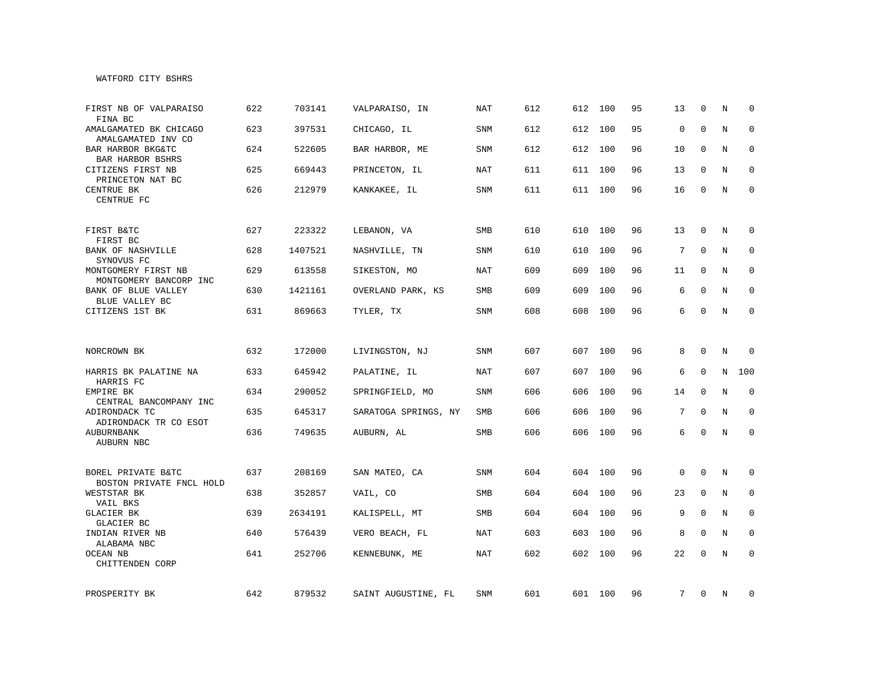WATFORD CITY BSHRS

| | | | | | | | | | | | | |
|---|---|---|---|---|---|---|---|---|---|---|---|---|
| FIRST NB OF VALPARAISO<br>FINA BC | 622 | 703141 | VALPARAISO, IN | NAT | 612 | 612 | 100 | 95 | 13 | 0 | N | 0 |
| AMALGAMATED BK CHICAGO<br>AMALGAMATED INV CO | 623 | 397531 | CHICAGO, IL | SNM | 612 | 612 | 100 | 95 | 0 | 0 | N | 0 |
| BAR HARBOR BKG&TC<br>BAR HARBOR BSHRS | 624 | 522605 | BAR HARBOR, ME | SNM | 612 | 612 | 100 | 96 | 10 | 0 | N | 0 |
| CITIZENS FIRST NB<br>PRINCETON NAT BC | 625 | 669443 | PRINCETON, IL | NAT | 611 | 611 | 100 | 96 | 13 | 0 | N | 0 |
| CENTRUE BK<br>CENTRUE FC | 626 | 212979 | KANKAKEE, IL | SNM | 611 | 611 | 100 | 96 | 16 | 0 | N | 0 |
| FIRST B&TC<br>FIRST BC | 627 | 223322 | LEBANON, VA | SMB | 610 | 610 | 100 | 96 | 13 | 0 | N | 0 |
| BANK OF NASHVILLE<br>SYNOVUS FC | 628 | 1407521 | NASHVILLE, TN | SNM | 610 | 610 | 100 | 96 | 7 | 0 | N | 0 |
| MONTGOMERY FIRST NB<br>MONTGOMERY BANCORP INC | 629 | 613558 | SIKESTON, MO | NAT | 609 | 609 | 100 | 96 | 11 | 0 | N | 0 |
| BANK OF BLUE VALLEY<br>BLUE VALLEY BC | 630 | 1421161 | OVERLAND PARK, KS | SMB | 609 | 609 | 100 | 96 | 6 | 0 | N | 0 |
| CITIZENS 1ST BK | 631 | 869663 | TYLER, TX | SNM | 608 | 608 | 100 | 96 | 6 | 0 | N | 0 |
| NORCROWN BK | 632 | 172000 | LIVINGSTON, NJ | SNM | 607 | 607 | 100 | 96 | 8 | 0 | N | 0 |
| HARRIS BK PALATINE NA<br>HARRIS FC | 633 | 645942 | PALATINE, IL | NAT | 607 | 607 | 100 | 96 | 6 | 0 | N | 100 |
| EMPIRE BK<br>CENTRAL BANCOMPANY INC | 634 | 290052 | SPRINGFIELD, MO | SNM | 606 | 606 | 100 | 96 | 14 | 0 | N | 0 |
| ADIRONDACK TC<br>ADIRONDACK TR CO ESOT | 635 | 645317 | SARATOGA SPRINGS, NY | SMB | 606 | 606 | 100 | 96 | 7 | 0 | N | 0 |
| AUBURNBANK<br>AUBURN NBC | 636 | 749635 | AUBURN, AL | SMB | 606 | 606 | 100 | 96 | 6 | 0 | N | 0 |
| BOREL PRIVATE B&TC<br>BOSTON PRIVATE FNCL HOLD | 637 | 208169 | SAN MATEO, CA | SNM | 604 | 604 | 100 | 96 | 0 | 0 | N | 0 |
| WESTSTAR BK<br>VAIL BKS | 638 | 352857 | VAIL, CO | SMB | 604 | 604 | 100 | 96 | 23 | 0 | N | 0 |
| GLACIER BK<br>GLACIER BC | 639 | 2634191 | KALISPELL, MT | SMB | 604 | 604 | 100 | 96 | 9 | 0 | N | 0 |
| INDIAN RIVER NB<br>ALABAMA NBC | 640 | 576439 | VERO BEACH, FL | NAT | 603 | 603 | 100 | 96 | 8 | 0 | N | 0 |
| OCEAN NB<br>CHITTENDEN CORP | 641 | 252706 | KENNEBUNK, ME | NAT | 602 | 602 | 100 | 96 | 22 | 0 | N | 0 |
| PROSPERITY BK | 642 | 879532 | SAINT AUGUSTINE, FL | SNM | 601 | 601 | 100 | 96 | 7 | 0 | N | 0 |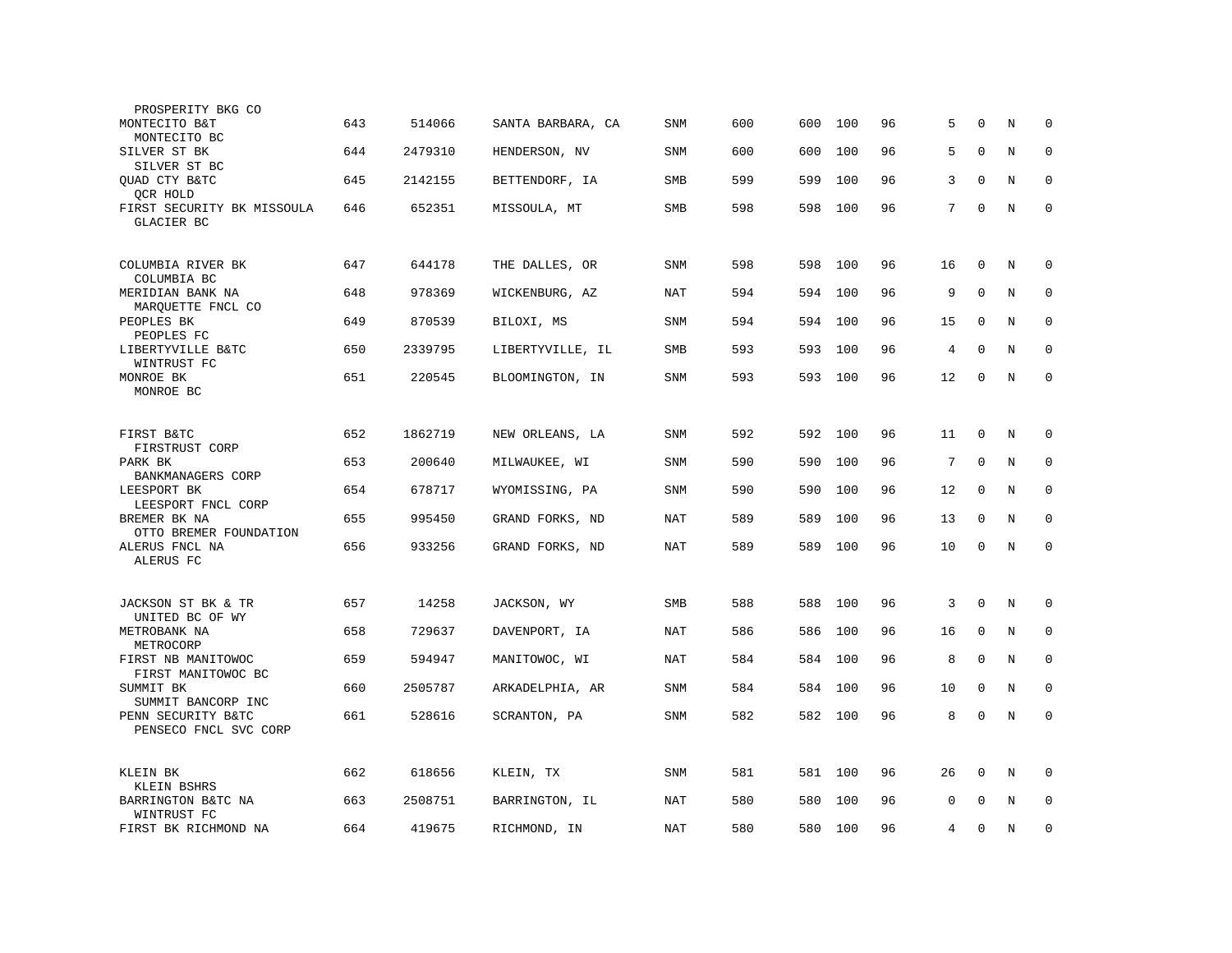| Name | Rank | ID | Location | Type | Col1 | Col2 | Col3 | Col4 | Col5 | Col6 | Col7 | Col8 |
|---|---|---|---|---|---|---|---|---|---|---|---|---|
| PROSPERITY BKG CO | | | | | | | | | | | | |
| MONTECITO B&T<br>MONTECITO BC | 643 | 514066 | SANTA BARBARA, CA | SNM | 600 | 600 | 100 | 96 | 5 | 0 | N | 0 |
| SILVER ST BK<br>SILVER ST BC | 644 | 2479310 | HENDERSON, NV | SNM | 600 | 600 | 100 | 96 | 5 | 0 | N | 0 |
| QUAD CTY B&TC<br>QCR HOLD | 645 | 2142155 | BETTENDORF, IA | SMB | 599 | 599 | 100 | 96 | 3 | 0 | N | 0 |
| FIRST SECURITY BK MISSOULA<br>GLACIER BC | 646 | 652351 | MISSOULA, MT | SMB | 598 | 598 | 100 | 96 | 7 | 0 | N | 0 |
| COLUMBIA RIVER BK<br>COLUMBIA BC | 647 | 644178 | THE DALLES, OR | SNM | 598 | 598 | 100 | 96 | 16 | 0 | N | 0 |
| MERIDIAN BANK NA<br>MARQUETTE FNCL CO | 648 | 978369 | WICKENBURG, AZ | NAT | 594 | 594 | 100 | 96 | 9 | 0 | N | 0 |
| PEOPLES BK<br>PEOPLES FC | 649 | 870539 | BILOXI, MS | SNM | 594 | 594 | 100 | 96 | 15 | 0 | N | 0 |
| LIBERTYVILLE B&TC<br>WINTRUST FC | 650 | 2339795 | LIBERTYVILLE, IL | SMB | 593 | 593 | 100 | 96 | 4 | 0 | N | 0 |
| MONROE BK<br>MONROE BC | 651 | 220545 | BLOOMINGTON, IN | SNM | 593 | 593 | 100 | 96 | 12 | 0 | N | 0 |
| FIRST B&TC<br>FIRSTRUST CORP | 652 | 1862719 | NEW ORLEANS, LA | SNM | 592 | 592 | 100 | 96 | 11 | 0 | N | 0 |
| PARK BK<br>BANKMANAGERS CORP | 653 | 200640 | MILWAUKEE, WI | SNM | 590 | 590 | 100 | 96 | 7 | 0 | N | 0 |
| LEESPORT BK<br>LEESPORT FNCL CORP | 654 | 678717 | WYOMISSING, PA | SNM | 590 | 590 | 100 | 96 | 12 | 0 | N | 0 |
| BREMER BK NA<br>OTTO BREMER FOUNDATION | 655 | 995450 | GRAND FORKS, ND | NAT | 589 | 589 | 100 | 96 | 13 | 0 | N | 0 |
| ALERUS FNCL NA<br>ALERUS FC | 656 | 933256 | GRAND FORKS, ND | NAT | 589 | 589 | 100 | 96 | 10 | 0 | N | 0 |
| JACKSON ST BK & TR<br>UNITED BC OF WY | 657 | 14258 | JACKSON, WY | SMB | 588 | 588 | 100 | 96 | 3 | 0 | N | 0 |
| METROBANK NA<br>METROCORP | 658 | 729637 | DAVENPORT, IA | NAT | 586 | 586 | 100 | 96 | 16 | 0 | N | 0 |
| FIRST NB MANITOWOC<br>FIRST MANITOWOC BC | 659 | 594947 | MANITOWOC, WI | NAT | 584 | 584 | 100 | 96 | 8 | 0 | N | 0 |
| SUMMIT BK<br>SUMMIT BANCORP INC | 660 | 2505787 | ARKADELPHIA, AR | SNM | 584 | 584 | 100 | 96 | 10 | 0 | N | 0 |
| PENN SECURITY B&TC<br>PENSECO FNCL SVC CORP | 661 | 528616 | SCRANTON, PA | SNM | 582 | 582 | 100 | 96 | 8 | 0 | N | 0 |
| KLEIN BK<br>KLEIN BSHRS | 662 | 618656 | KLEIN, TX | SNM | 581 | 581 | 100 | 96 | 26 | 0 | N | 0 |
| BARRINGTON B&TC NA<br>WINTRUST FC | 663 | 2508751 | BARRINGTON, IL | NAT | 580 | 580 | 100 | 96 | 0 | 0 | N | 0 |
| FIRST BK RICHMOND NA | 664 | 419675 | RICHMOND, IN | NAT | 580 | 580 | 100 | 96 | 4 | 0 | N | 0 |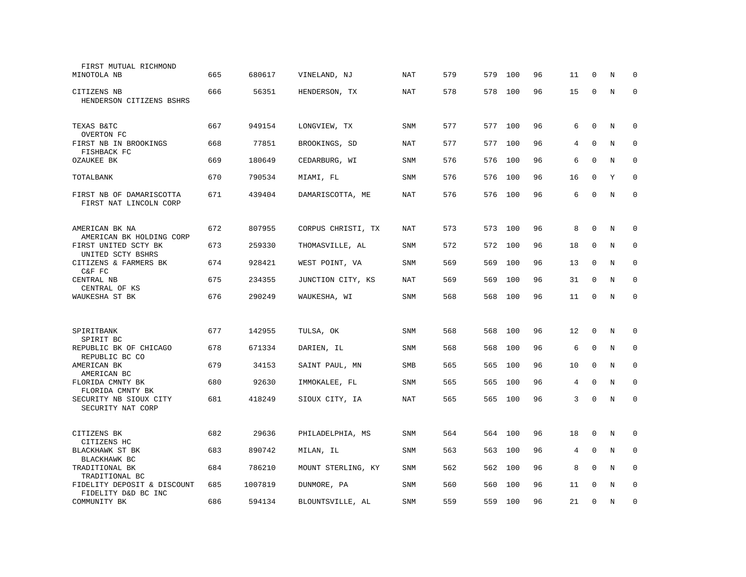| Name | Rank | ID | Location | Type | Col1 | Col2 | Col3 | Col4 | Col5 | Col6 | Col7 | Col8 |
|---|---|---|---|---|---|---|---|---|---|---|---|---|
| MINOTOLA NB<br>FIRST MUTUAL RICHMOND | 665 | 680617 | VINELAND, NJ | NAT | 579 | 579 | 100 | 96 | 11 | 0 | N | 0 |
| CITIZENS NB<br>HENDERSON CITIZENS BSHRS | 666 | 56351 | HENDERSON, TX | NAT | 578 | 578 | 100 | 96 | 15 | 0 | N | 0 |
| TEXAS B&TC<br>OVERTON FC | 667 | 949154 | LONGVIEW, TX | SNM | 577 | 577 | 100 | 96 | 6 | 0 | N | 0 |
| FIRST NB IN BROOKINGS<br>FISHBACK FC | 668 | 77851 | BROOKINGS, SD | NAT | 577 | 577 | 100 | 96 | 4 | 0 | N | 0 |
| OZAUKEE BK | 669 | 180649 | CEDARBURG, WI | SNM | 576 | 576 | 100 | 96 | 6 | 0 | N | 0 |
| TOTALBANK | 670 | 790534 | MIAMI, FL | SNM | 576 | 576 | 100 | 96 | 16 | 0 | Y | 0 |
| FIRST NB OF DAMARISCOTTA<br>FIRST NAT LINCOLN CORP | 671 | 439404 | DAMARISCOTTA, ME | NAT | 576 | 576 | 100 | 96 | 6 | 0 | N | 0 |
| AMERICAN BK NA<br>AMERICAN BK HOLDING CORP | 672 | 807955 | CORPUS CHRISTI, TX | NAT | 573 | 573 | 100 | 96 | 8 | 0 | N | 0 |
| FIRST UNITED SCTY BK<br>UNITED SCTY BSHRS | 673 | 259330 | THOMASVILLE, AL | SNM | 572 | 572 | 100 | 96 | 18 | 0 | N | 0 |
| CITIZENS & FARMERS BK<br>C&F FC | 674 | 928421 | WEST POINT, VA | SNM | 569 | 569 | 100 | 96 | 13 | 0 | N | 0 |
| CENTRAL NB<br>CENTRAL OF KS | 675 | 234355 | JUNCTION CITY, KS | NAT | 569 | 569 | 100 | 96 | 31 | 0 | N | 0 |
| WAUKESHA ST BK | 676 | 290249 | WAUKESHA, WI | SNM | 568 | 568 | 100 | 96 | 11 | 0 | N | 0 |
| SPIRITBANK<br>SPIRIT BC | 677 | 142955 | TULSA, OK | SNM | 568 | 568 | 100 | 96 | 12 | 0 | N | 0 |
| REPUBLIC BK OF CHICAGO<br>REPUBLIC BC CO | 678 | 671334 | DARIEN, IL | SNM | 568 | 568 | 100 | 96 | 6 | 0 | N | 0 |
| AMERICAN BK<br>AMERICAN BC | 679 | 34153 | SAINT PAUL, MN | SMB | 565 | 565 | 100 | 96 | 10 | 0 | N | 0 |
| FLORIDA CMNTY BK<br>FLORIDA CMNTY BK | 680 | 92630 | IMMOKALEE, FL | SNM | 565 | 565 | 100 | 96 | 4 | 0 | N | 0 |
| SECURITY NB SIOUX CITY<br>SECURITY NAT CORP | 681 | 418249 | SIOUX CITY, IA | NAT | 565 | 565 | 100 | 96 | 3 | 0 | N | 0 |
| CITIZENS BK<br>CITIZENS HC | 682 | 29636 | PHILADELPHIA, MS | SNM | 564 | 564 | 100 | 96 | 18 | 0 | N | 0 |
| BLACKHAWK ST BK<br>BLACKHAWK BC | 683 | 890742 | MILAN, IL | SNM | 563 | 563 | 100 | 96 | 4 | 0 | N | 0 |
| TRADITIONAL BK<br>TRADITIONAL BC | 684 | 786210 | MOUNT STERLING, KY | SNM | 562 | 562 | 100 | 96 | 8 | 0 | N | 0 |
| FIDELITY DEPOSIT & DISCOUNT<br>FIDELITY D&D BC INC | 685 | 1007819 | DUNMORE, PA | SNM | 560 | 560 | 100 | 96 | 11 | 0 | N | 0 |
| COMMUNITY BK | 686 | 594134 | BLOUNTSVILLE, AL | SNM | 559 | 559 | 100 | 96 | 21 | 0 | N | 0 |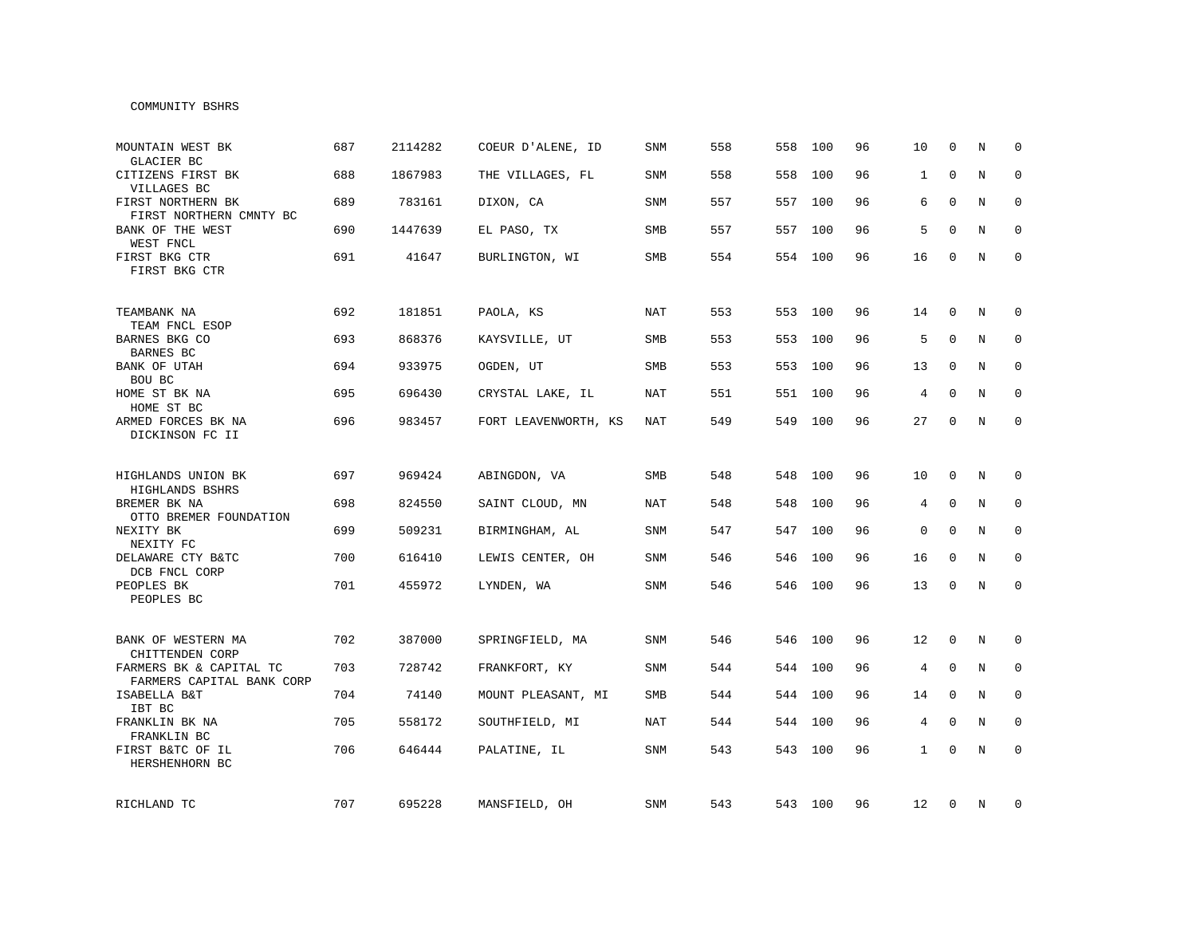COMMUNITY BSHRS

| | | | | | | | | | | | | |
|---|---|---|---|---|---|---|---|---|---|---|---|---|
| MOUNTAIN WEST BK<br>GLACIER BC | 687 | 2114282 | COEUR D'ALENE, ID | SNM | 558 | 558 | 100 | 96 | 10 | 0 | N | 0 |
| CITIZENS FIRST BK<br>VILLAGES BC | 688 | 1867983 | THE VILLAGES, FL | SNM | 558 | 558 | 100 | 96 | 1 | 0 | N | 0 |
| FIRST NORTHERN BK<br>FIRST NORTHERN CMNTY BC | 689 | 783161 | DIXON, CA | SNM | 557 | 557 | 100 | 96 | 6 | 0 | N | 0 |
| BANK OF THE WEST<br>WEST FNCL | 690 | 1447639 | EL PASO, TX | SMB | 557 | 557 | 100 | 96 | 5 | 0 | N | 0 |
| FIRST BKG CTR<br>FIRST BKG CTR | 691 | 41647 | BURLINGTON, WI | SMB | 554 | 554 | 100 | 96 | 16 | 0 | N | 0 |
| TEAMBANK NA<br>TEAM FNCL ESOP | 692 | 181851 | PAOLA, KS | NAT | 553 | 553 | 100 | 96 | 14 | 0 | N | 0 |
| BARNES BKG CO<br>BARNES BC | 693 | 868376 | KAYSVILLE, UT | SMB | 553 | 553 | 100 | 96 | 5 | 0 | N | 0 |
| BANK OF UTAH<br>BOU BC | 694 | 933975 | OGDEN, UT | SMB | 553 | 553 | 100 | 96 | 13 | 0 | N | 0 |
| HOME ST BK NA<br>HOME ST BC | 695 | 696430 | CRYSTAL LAKE, IL | NAT | 551 | 551 | 100 | 96 | 4 | 0 | N | 0 |
| ARMED FORCES BK NA<br>DICKINSON FC II | 696 | 983457 | FORT LEAVENWORTH, KS | NAT | 549 | 549 | 100 | 96 | 27 | 0 | N | 0 |
| HIGHLANDS UNION BK<br>HIGHLANDS BSHRS | 697 | 969424 | ABINGDON, VA | SMB | 548 | 548 | 100 | 96 | 10 | 0 | N | 0 |
| BREMER BK NA<br>OTTO BREMER FOUNDATION | 698 | 824550 | SAINT CLOUD, MN | NAT | 548 | 548 | 100 | 96 | 4 | 0 | N | 0 |
| NEXITY BK<br>NEXITY FC | 699 | 509231 | BIRMINGHAM, AL | SNM | 547 | 547 | 100 | 96 | 0 | 0 | N | 0 |
| DELAWARE CTY B&TC<br>DCB FNCL CORP | 700 | 616410 | LEWIS CENTER, OH | SNM | 546 | 546 | 100 | 96 | 16 | 0 | N | 0 |
| PEOPLES BK<br>PEOPLES BC | 701 | 455972 | LYNDEN, WA | SNM | 546 | 546 | 100 | 96 | 13 | 0 | N | 0 |
| BANK OF WESTERN MA<br>CHITTENDEN CORP | 702 | 387000 | SPRINGFIELD, MA | SNM | 546 | 546 | 100 | 96 | 12 | 0 | N | 0 |
| FARMERS BK & CAPITAL TC<br>FARMERS CAPITAL BANK CORP | 703 | 728742 | FRANKFORT, KY | SNM | 544 | 544 | 100 | 96 | 4 | 0 | N | 0 |
| ISABELLA B&T<br>IBT BC | 704 | 74140 | MOUNT PLEASANT, MI | SMB | 544 | 544 | 100 | 96 | 14 | 0 | N | 0 |
| FRANKLIN BK NA<br>FRANKLIN BC | 705 | 558172 | SOUTHFIELD, MI | NAT | 544 | 544 | 100 | 96 | 4 | 0 | N | 0 |
| FIRST B&TC OF IL<br>HERSHENHORN BC | 706 | 646444 | PALATINE, IL | SNM | 543 | 543 | 100 | 96 | 1 | 0 | N | 0 |
| RICHLAND TC | 707 | 695228 | MANSFIELD, OH | SNM | 543 | 543 | 100 | 96 | 12 | 0 | N | 0 |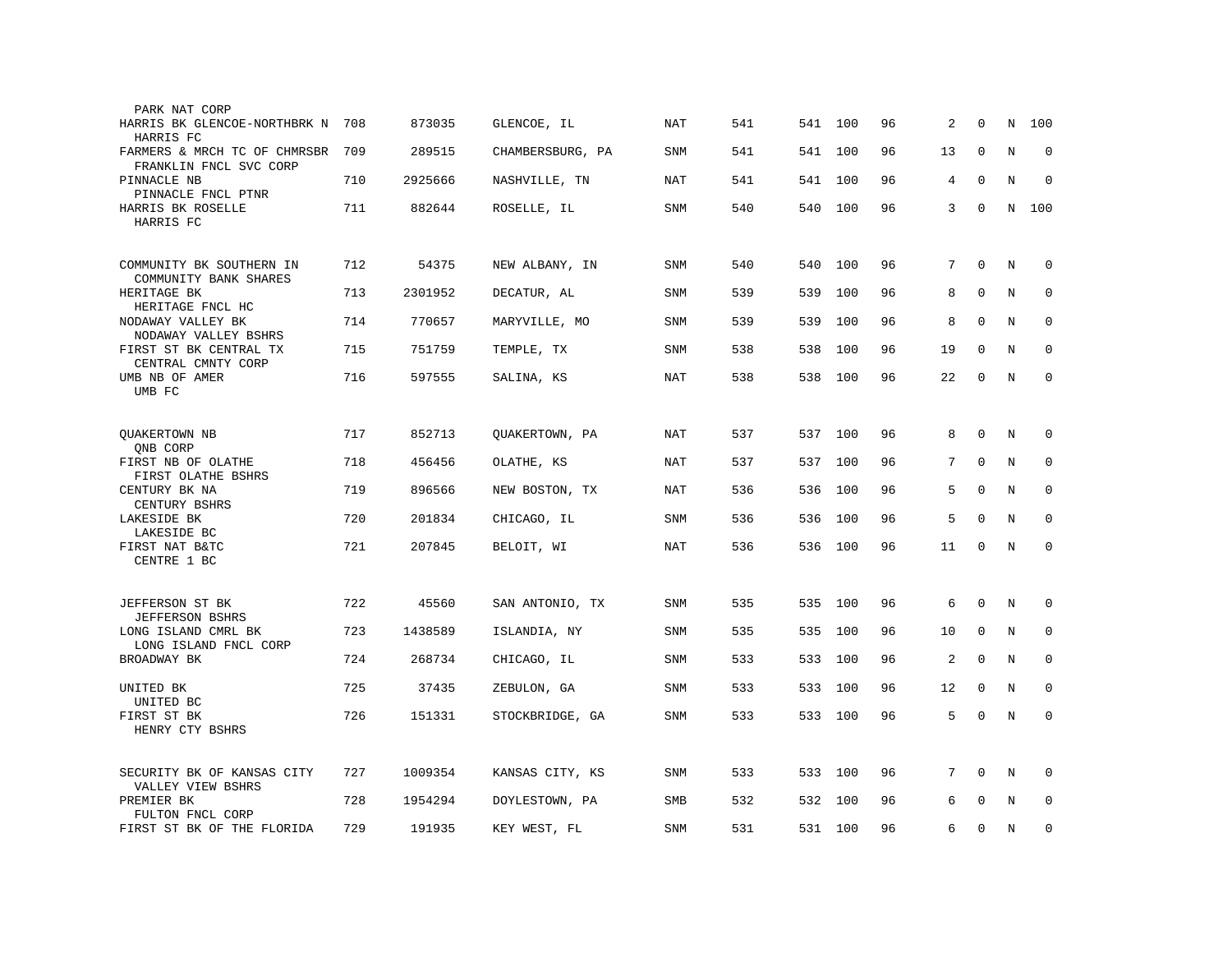| Bank / Holding Company | Rank | ID | Location | Type | Col1 | Col2 | Col3 | Col4 | Col5 | Col6 | Col7 | Col8 |
|---|---|---|---|---|---|---|---|---|---|---|---|---|
| PARK NAT CORP | | | | | | | | | | | | |
| HARRIS BK GLENCOE-NORTHBRK N<br>HARRIS FC | 708 | 873035 | GLENCOE, IL | NAT | 541 | 541 | 100 | 96 | 2 | 0 | N | 100 |
| FARMERS & MRCH TC OF CHMRSBR<br>FRANKLIN FNCL SVC CORP | 709 | 289515 | CHAMBERSBURG, PA | SNM | 541 | 541 | 100 | 96 | 13 | 0 | N | 0 |
| PINNACLE NB<br>PINNACLE FNCL PTNR | 710 | 2925666 | NASHVILLE, TN | NAT | 541 | 541 | 100 | 96 | 4 | 0 | N | 0 |
| HARRIS BK ROSELLE<br>HARRIS FC | 711 | 882644 | ROSELLE, IL | SNM | 540 | 540 | 100 | 96 | 3 | 0 | N | 100 |
| COMMUNITY BK SOUTHERN IN<br>COMMUNITY BANK SHARES | 712 | 54375 | NEW ALBANY, IN | SNM | 540 | 540 | 100 | 96 | 7 | 0 | N | 0 |
| HERITAGE BK<br>HERITAGE FNCL HC | 713 | 2301952 | DECATUR, AL | SNM | 539 | 539 | 100 | 96 | 8 | 0 | N | 0 |
| NODAWAY VALLEY BK<br>NODAWAY VALLEY BSHRS | 714 | 770657 | MARYVILLE, MO | SNM | 539 | 539 | 100 | 96 | 8 | 0 | N | 0 |
| FIRST ST BK CENTRAL TX<br>CENTRAL CMNTY CORP | 715 | 751759 | TEMPLE, TX | SNM | 538 | 538 | 100 | 96 | 19 | 0 | N | 0 |
| UMB NB OF AMER<br>UMB FC | 716 | 597555 | SALINA, KS | NAT | 538 | 538 | 100 | 96 | 22 | 0 | N | 0 |
| QUAKERTOWN NB<br>QNB CORP | 717 | 852713 | QUAKERTOWN, PA | NAT | 537 | 537 | 100 | 96 | 8 | 0 | N | 0 |
| FIRST NB OF OLATHE<br>FIRST OLATHE BSHRS | 718 | 456456 | OLATHE, KS | NAT | 537 | 537 | 100 | 96 | 7 | 0 | N | 0 |
| CENTURY BK NA<br>CENTURY BSHRS | 719 | 896566 | NEW BOSTON, TX | NAT | 536 | 536 | 100 | 96 | 5 | 0 | N | 0 |
| LAKESIDE BK<br>LAKESIDE BC | 720 | 201834 | CHICAGO, IL | SNM | 536 | 536 | 100 | 96 | 5 | 0 | N | 0 |
| FIRST NAT B&TC<br>CENTRE 1 BC | 721 | 207845 | BELOIT, WI | NAT | 536 | 536 | 100 | 96 | 11 | 0 | N | 0 |
| JEFFERSON ST BK<br>JEFFERSON BSHRS | 722 | 45560 | SAN ANTONIO, TX | SNM | 535 | 535 | 100 | 96 | 6 | 0 | N | 0 |
| LONG ISLAND CMRL BK<br>LONG ISLAND FNCL CORP | 723 | 1438589 | ISLANDIA, NY | SNM | 535 | 535 | 100 | 96 | 10 | 0 | N | 0 |
| BROADWAY BK | 724 | 268734 | CHICAGO, IL | SNM | 533 | 533 | 100 | 96 | 2 | 0 | N | 0 |
| UNITED BK<br>UNITED BC | 725 | 37435 | ZEBULON, GA | SNM | 533 | 533 | 100 | 96 | 12 | 0 | N | 0 |
| FIRST ST BK<br>HENRY CTY BSHRS | 726 | 151331 | STOCKBRIDGE, GA | SNM | 533 | 533 | 100 | 96 | 5 | 0 | N | 0 |
| SECURITY BK OF KANSAS CITY<br>VALLEY VIEW BSHRS | 727 | 1009354 | KANSAS CITY, KS | SNM | 533 | 533 | 100 | 96 | 7 | 0 | N | 0 |
| PREMIER BK<br>FULTON FNCL CORP | 728 | 1954294 | DOYLESTOWN, PA | SMB | 532 | 532 | 100 | 96 | 6 | 0 | N | 0 |
| FIRST ST BK OF THE FLORIDA | 729 | 191935 | KEY WEST, FL | SNM | 531 | 531 | 100 | 96 | 6 | 0 | N | 0 |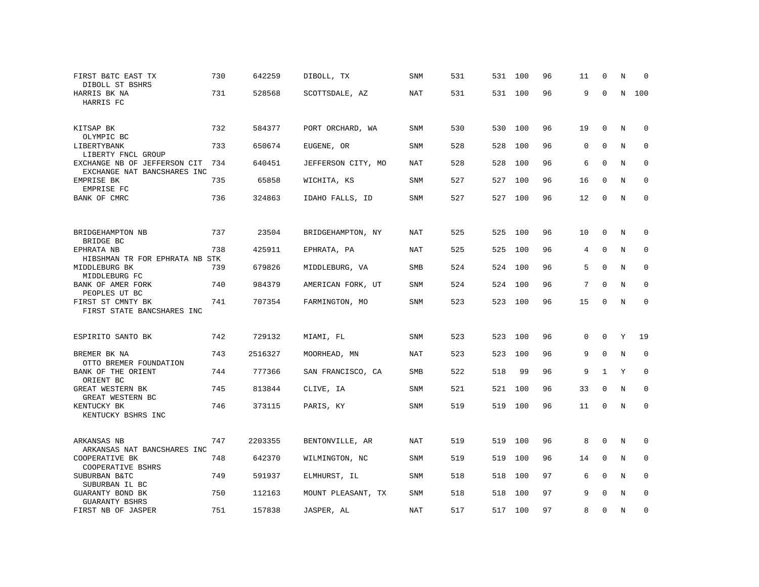| | | | | | | | | | | | | |
|---|---|---|---|---|---|---|---|---|---|---|---|---|
| FIRST B&TC EAST TX<br>DIBOLL ST BSHRS | 730 | 642259 | DIBOLL, TX | SNM | 531 | 531 | 100 | 96 | 11 | 0 | N | 0 |
| HARRIS BK NA<br>HARRIS FC | 731 | 528568 | SCOTTSDALE, AZ | NAT | 531 | 531 | 100 | 96 | 9 | 0 | N | 100 |
| KITSAP BK<br>OLYMPIC BC | 732 | 584377 | PORT ORCHARD, WA | SNM | 530 | 530 | 100 | 96 | 19 | 0 | N | 0 |
| LIBERTYBANK<br>LIBERTY FNCL GROUP | 733 | 650674 | EUGENE, OR | SNM | 528 | 528 | 100 | 96 | 0 | 0 | N | 0 |
| EXCHANGE NB OF JEFFERSON CIT<br>EXCHANGE NAT BANCSHARES INC | 734 | 640451 | JEFFERSON CITY, MO | NAT | 528 | 528 | 100 | 96 | 6 | 0 | N | 0 |
| EMPRISE BK<br>EMPRISE FC | 735 | 65858 | WICHITA, KS | SNM | 527 | 527 | 100 | 96 | 16 | 0 | N | 0 |
| BANK OF CMRC | 736 | 324863 | IDAHO FALLS, ID | SNM | 527 | 527 | 100 | 96 | 12 | 0 | N | 0 |
| BRIDGEHAMPTON NB<br>BRIDGE BC | 737 | 23504 | BRIDGEHAMPTON, NY | NAT | 525 | 525 | 100 | 96 | 10 | 0 | N | 0 |
| EPHRATA NB<br>HIBSHMAN TR FOR EPHRATA NB STK | 738 | 425911 | EPHRATA, PA | NAT | 525 | 525 | 100 | 96 | 4 | 0 | N | 0 |
| MIDDLEBURG BK<br>MIDDLEBURG FC | 739 | 679826 | MIDDLEBURG, VA | SMB | 524 | 524 | 100 | 96 | 5 | 0 | N | 0 |
| BANK OF AMER FORK<br>PEOPLES UT BC | 740 | 984379 | AMERICAN FORK, UT | SNM | 524 | 524 | 100 | 96 | 7 | 0 | N | 0 |
| FIRST ST CMNTY BK<br>FIRST STATE BANCSHARES INC | 741 | 707354 | FARMINGTON, MO | SNM | 523 | 523 | 100 | 96 | 15 | 0 | N | 0 |
| ESPIRITO SANTO BK | 742 | 729132 | MIAMI, FL | SNM | 523 | 523 | 100 | 96 | 0 | 0 | Y | 19 |
| BREMER BK NA<br>OTTO BREMER FOUNDATION | 743 | 2516327 | MOORHEAD, MN | NAT | 523 | 523 | 100 | 96 | 9 | 0 | N | 0 |
| BANK OF THE ORIENT<br>ORIENT BC | 744 | 777366 | SAN FRANCISCO, CA | SMB | 522 | 518 | 99 | 96 | 9 | 1 | Y | 0 |
| GREAT WESTERN BK<br>GREAT WESTERN BC | 745 | 813844 | CLIVE, IA | SNM | 521 | 521 | 100 | 96 | 33 | 0 | N | 0 |
| KENTUCKY BK<br>KENTUCKY BSHRS INC | 746 | 373115 | PARIS, KY | SNM | 519 | 519 | 100 | 96 | 11 | 0 | N | 0 |
| ARKANSAS NB<br>ARKANSAS NAT BANCSHARES INC | 747 | 2203355 | BENTONVILLE, AR | NAT | 519 | 519 | 100 | 96 | 8 | 0 | N | 0 |
| COOPERATIVE BK<br>COOPERATIVE BSHRS | 748 | 642370 | WILMINGTON, NC | SNM | 519 | 519 | 100 | 96 | 14 | 0 | N | 0 |
| SUBURBAN B&TC<br>SUBURBAN IL BC | 749 | 591937 | ELMHURST, IL | SNM | 518 | 518 | 100 | 97 | 6 | 0 | N | 0 |
| GUARANTY BOND BK<br>GUARANTY BSHRS | 750 | 112163 | MOUNT PLEASANT, TX | SNM | 518 | 518 | 100 | 97 | 9 | 0 | N | 0 |
| FIRST NB OF JASPER | 751 | 157838 | JASPER, AL | NAT | 517 | 517 | 100 | 97 | 8 | 0 | N | 0 |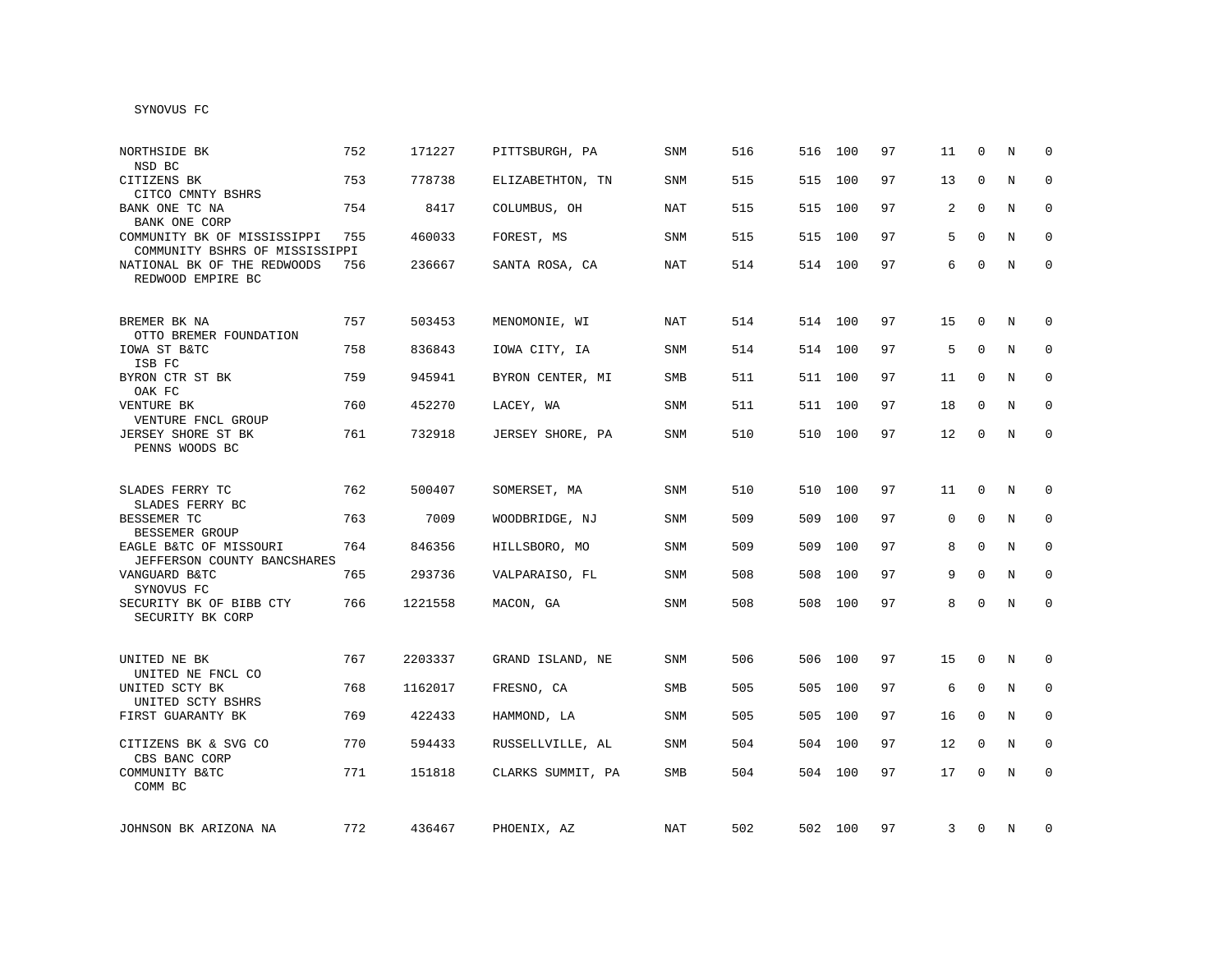SYNOVUS FC

| Name | Rank | ID | Location | Type | Col1 | Col2 | Col3 | Col4 | Col5 | Col6 | Col7 | Col8 |
|---|---|---|---|---|---|---|---|---|---|---|---|---|
| NORTHSIDE BK<br>NSD BC | 752 | 171227 | PITTSBURGH, PA | SNM | 516 | 516 | 100 | 97 | 11 | 0 | N | 0 |
| CITIZENS BK<br>CITCO CMNTY BSHRS | 753 | 778738 | ELIZABETHTON, TN | SNM | 515 | 515 | 100 | 97 | 13 | 0 | N | 0 |
| BANK ONE TC NA<br>BANK ONE CORP | 754 | 8417 | COLUMBUS, OH | NAT | 515 | 515 | 100 | 97 | 2 | 0 | N | 0 |
| COMMUNITY BK OF MISSISSIPPI<br>COMMUNITY BSHRS OF MISSISSIPPI | 755 | 460033 | FOREST, MS | SNM | 515 | 515 | 100 | 97 | 5 | 0 | N | 0 |
| NATIONAL BK OF THE REDWOODS<br>REDWOOD EMPIRE BC | 756 | 236667 | SANTA ROSA, CA | NAT | 514 | 514 | 100 | 97 | 6 | 0 | N | 0 |
| BREMER BK NA<br>OTTO BREMER FOUNDATION | 757 | 503453 | MENOMONIE, WI | NAT | 514 | 514 | 100 | 97 | 15 | 0 | N | 0 |
| IOWA ST B&TC<br>ISB FC | 758 | 836843 | IOWA CITY, IA | SNM | 514 | 514 | 100 | 97 | 5 | 0 | N | 0 |
| BYRON CTR ST BK<br>OAK FC | 759 | 945941 | BYRON CENTER, MI | SMB | 511 | 511 | 100 | 97 | 11 | 0 | N | 0 |
| VENTURE BK<br>VENTURE FNCL GROUP | 760 | 452270 | LACEY, WA | SNM | 511 | 511 | 100 | 97 | 18 | 0 | N | 0 |
| JERSEY SHORE ST BK<br>PENNS WOODS BC | 761 | 732918 | JERSEY SHORE, PA | SNM | 510 | 510 | 100 | 97 | 12 | 0 | N | 0 |
| SLADES FERRY TC<br>SLADES FERRY BC | 762 | 500407 | SOMERSET, MA | SNM | 510 | 510 | 100 | 97 | 11 | 0 | N | 0 |
| BESSEMER TC<br>BESSEMER GROUP | 763 | 7009 | WOODBRIDGE, NJ | SNM | 509 | 509 | 100 | 97 | 0 | 0 | N | 0 |
| EAGLE B&TC OF MISSOURI<br>JEFFERSON COUNTY BANCSHARES | 764 | 846356 | HILLSBORO, MO | SNM | 509 | 509 | 100 | 97 | 8 | 0 | N | 0 |
| VANGUARD B&TC<br>SYNOVUS FC | 765 | 293736 | VALPARAISO, FL | SNM | 508 | 508 | 100 | 97 | 9 | 0 | N | 0 |
| SECURITY BK OF BIBB CTY<br>SECURITY BK CORP | 766 | 1221558 | MACON, GA | SNM | 508 | 508 | 100 | 97 | 8 | 0 | N | 0 |
| UNITED NE BK<br>UNITED NE FNCL CO | 767 | 2203337 | GRAND ISLAND, NE | SNM | 506 | 506 | 100 | 97 | 15 | 0 | N | 0 |
| UNITED SCTY BK<br>UNITED SCTY BSHRS | 768 | 1162017 | FRESNO, CA | SMB | 505 | 505 | 100 | 97 | 6 | 0 | N | 0 |
| FIRST GUARANTY BK | 769 | 422433 | HAMMOND, LA | SNM | 505 | 505 | 100 | 97 | 16 | 0 | N | 0 |
| CITIZENS BK & SVG CO<br>CBS BANC CORP | 770 | 594433 | RUSSELLVILLE, AL | SNM | 504 | 504 | 100 | 97 | 12 | 0 | N | 0 |
| COMMUNITY B&TC<br>COMM BC | 771 | 151818 | CLARKS SUMMIT, PA | SMB | 504 | 504 | 100 | 97 | 17 | 0 | N | 0 |
| JOHNSON BK ARIZONA NA | 772 | 436467 | PHOENIX, AZ | NAT | 502 | 502 | 100 | 97 | 3 | 0 | N | 0 |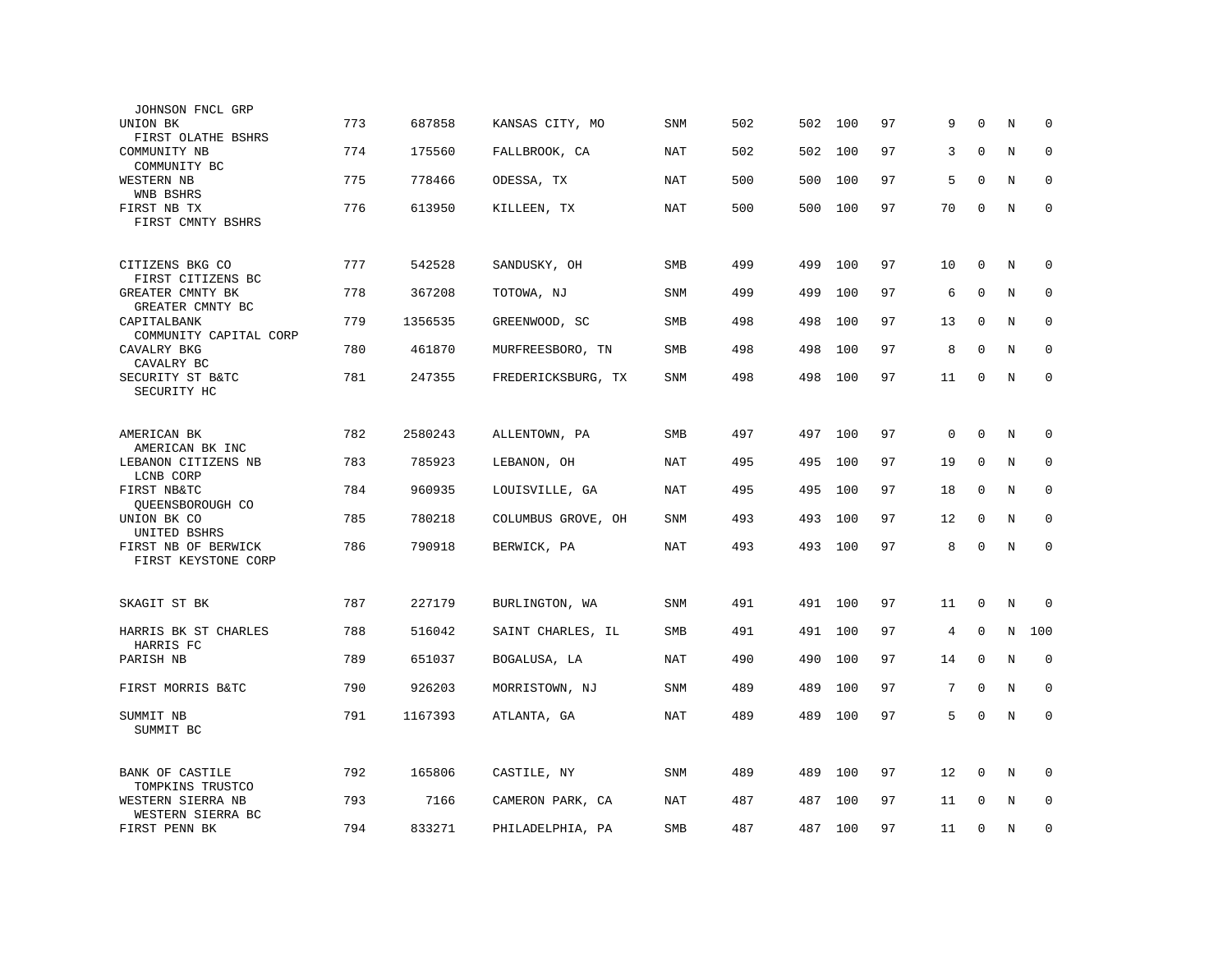| Name | Rank | ID | Location | Type | Col1 | Col2 | Col3 | Col4 | Col5 | Col6 | Col7 | Col8 |
|---|---|---|---|---|---|---|---|---|---|---|---|---|
| JOHNSON FNCL GRP | | | | | | | | | | | | |
| UNION BK<br>FIRST OLATHE BSHRS | 773 | 687858 | KANSAS CITY, MO | SNM | 502 | 502 | 100 | 97 | 9 | 0 | N | 0 |
| COMMUNITY NB<br>COMMUNITY BC | 774 | 175560 | FALLBROOK, CA | NAT | 502 | 502 | 100 | 97 | 3 | 0 | N | 0 |
| WESTERN NB<br>WNB BSHRS | 775 | 778466 | ODESSA, TX | NAT | 500 | 500 | 100 | 97 | 5 | 0 | N | 0 |
| FIRST NB TX<br>FIRST CMNTY BSHRS | 776 | 613950 | KILLEEN, TX | NAT | 500 | 500 | 100 | 97 | 70 | 0 | N | 0 |
| CITIZENS BKG CO<br>FIRST CITIZENS BC | 777 | 542528 | SANDUSKY, OH | SMB | 499 | 499 | 100 | 97 | 10 | 0 | N | 0 |
| GREATER CMNTY BK<br>GREATER CMNTY BC | 778 | 367208 | TOTOWA, NJ | SNM | 499 | 499 | 100 | 97 | 6 | 0 | N | 0 |
| CAPITALBANK<br>COMMUNITY CAPITAL CORP | 779 | 1356535 | GREENWOOD, SC | SMB | 498 | 498 | 100 | 97 | 13 | 0 | N | 0 |
| CAVALRY BKG<br>CAVALRY BC | 780 | 461870 | MURFREESBORO, TN | SMB | 498 | 498 | 100 | 97 | 8 | 0 | N | 0 |
| SECURITY ST B&TC<br>SECURITY HC | 781 | 247355 | FREDERICKSBURG, TX | SNM | 498 | 498 | 100 | 97 | 11 | 0 | N | 0 |
| AMERICAN BK<br>AMERICAN BK INC | 782 | 2580243 | ALLENTOWN, PA | SMB | 497 | 497 | 100 | 97 | 0 | 0 | N | 0 |
| LEBANON CITIZENS NB<br>LCNB CORP | 783 | 785923 | LEBANON, OH | NAT | 495 | 495 | 100 | 97 | 19 | 0 | N | 0 |
| FIRST NB&TC<br>QUEENSBOROUGH CO | 784 | 960935 | LOUISVILLE, GA | NAT | 495 | 495 | 100 | 97 | 18 | 0 | N | 0 |
| UNION BK CO<br>UNITED BSHRS | 785 | 780218 | COLUMBUS GROVE, OH | SNM | 493 | 493 | 100 | 97 | 12 | 0 | N | 0 |
| FIRST NB OF BERWICK<br>FIRST KEYSTONE CORP | 786 | 790918 | BERWICK, PA | NAT | 493 | 493 | 100 | 97 | 8 | 0 | N | 0 |
| SKAGIT ST BK | 787 | 227179 | BURLINGTON, WA | SNM | 491 | 491 | 100 | 97 | 11 | 0 | N | 0 |
| HARRIS BK ST CHARLES<br>HARRIS FC | 788 | 516042 | SAINT CHARLES, IL | SMB | 491 | 491 | 100 | 97 | 4 | 0 | N | 100 |
| PARISH NB | 789 | 651037 | BOGALUSA, LA | NAT | 490 | 490 | 100 | 97 | 14 | 0 | N | 0 |
| FIRST MORRIS B&TC | 790 | 926203 | MORRISTOWN, NJ | SNM | 489 | 489 | 100 | 97 | 7 | 0 | N | 0 |
| SUMMIT NB<br>SUMMIT BC | 791 | 1167393 | ATLANTA, GA | NAT | 489 | 489 | 100 | 97 | 5 | 0 | N | 0 |
| BANK OF CASTILE<br>TOMPKINS TRUSTCO | 792 | 165806 | CASTILE, NY | SNM | 489 | 489 | 100 | 97 | 12 | 0 | N | 0 |
| WESTERN SIERRA NB<br>WESTERN SIERRA BC | 793 | 7166 | CAMERON PARK, CA | NAT | 487 | 487 | 100 | 97 | 11 | 0 | N | 0 |
| FIRST PENN BK | 794 | 833271 | PHILADELPHIA, PA | SMB | 487 | 487 | 100 | 97 | 11 | 0 | N | 0 |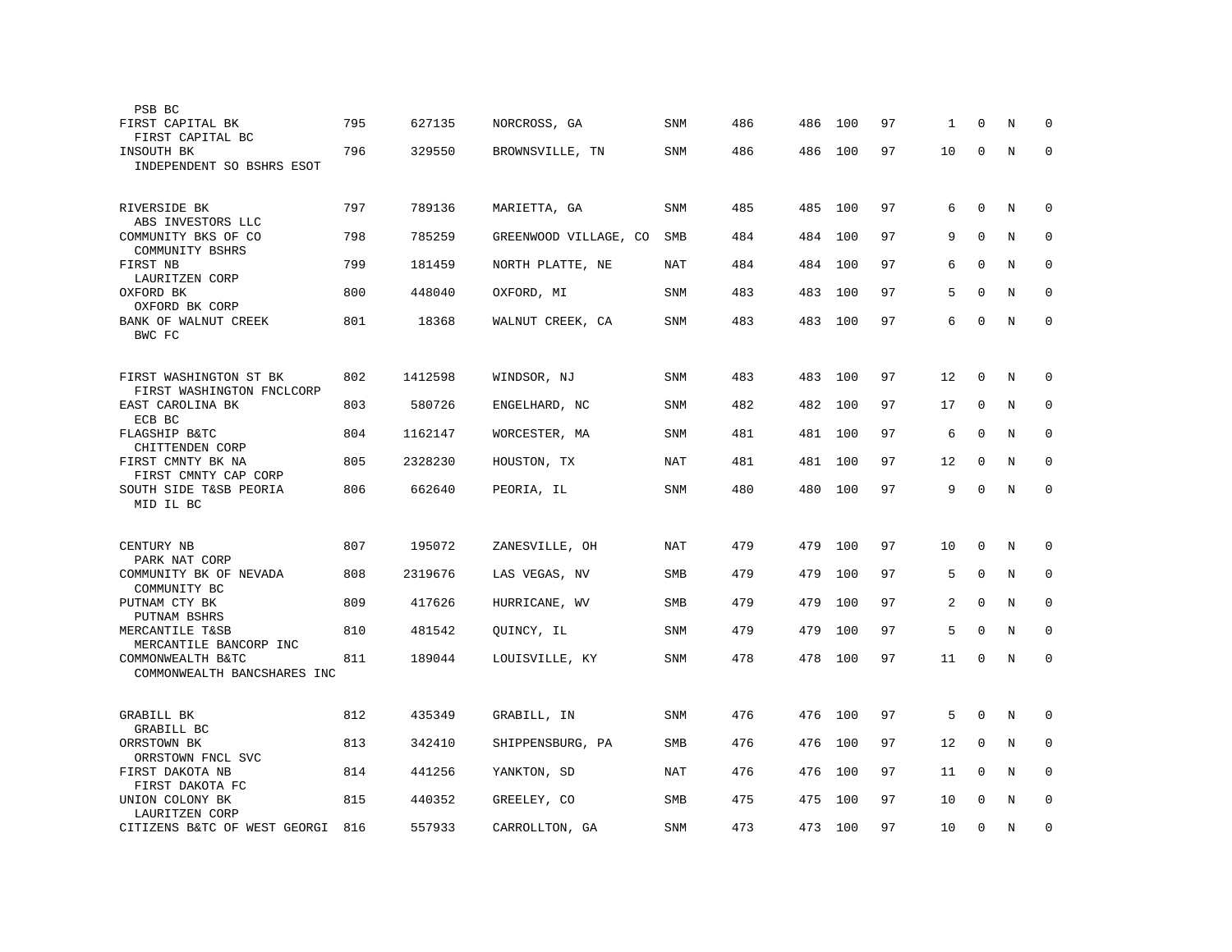| Bank / Holding Company | Rank | ID | Location | Type | Col1 | Col2 | Col3 | Col4 | Col5 | Col6 | Col7 | Col8 |
|---|---|---|---|---|---|---|---|---|---|---|---|---|
| PSB BC | | | | | | | | | | | | |
| FIRST CAPITAL BK<br>FIRST CAPITAL BC | 795 | 627135 | NORCROSS, GA | SNM | 486 | 486 | 100 | 97 | 1 | 0 | N | 0 |
| INSOUTH BK<br>INDEPENDENT SO BSHRS ESOT | 796 | 329550 | BROWNSVILLE, TN | SNM | 486 | 486 | 100 | 97 | 10 | 0 | N | 0 |
| RIVERSIDE BK<br>ABS INVESTORS LLC | 797 | 789136 | MARIETTA, GA | SNM | 485 | 485 | 100 | 97 | 6 | 0 | N | 0 |
| COMMUNITY BKS OF CO<br>COMMUNITY BSHRS | 798 | 785259 | GREENWOOD VILLAGE, CO | SMB | 484 | 484 | 100 | 97 | 9 | 0 | N | 0 |
| FIRST NB<br>LAURITZEN CORP | 799 | 181459 | NORTH PLATTE, NE | NAT | 484 | 484 | 100 | 97 | 6 | 0 | N | 0 |
| OXFORD BK<br>OXFORD BK CORP | 800 | 448040 | OXFORD, MI | SNM | 483 | 483 | 100 | 97 | 5 | 0 | N | 0 |
| BANK OF WALNUT CREEK<br>BWC FC | 801 | 18368 | WALNUT CREEK, CA | SNM | 483 | 483 | 100 | 97 | 6 | 0 | N | 0 |
| FIRST WASHINGTON ST BK<br>FIRST WASHINGTON FNCLCORP | 802 | 1412598 | WINDSOR, NJ | SNM | 483 | 483 | 100 | 97 | 12 | 0 | N | 0 |
| EAST CAROLINA BK<br>ECB BC | 803 | 580726 | ENGELHARD, NC | SNM | 482 | 482 | 100 | 97 | 17 | 0 | N | 0 |
| FLAGSHIP B&TC<br>CHITTENDEN CORP | 804 | 1162147 | WORCESTER, MA | SNM | 481 | 481 | 100 | 97 | 6 | 0 | N | 0 |
| FIRST CMNTY BK NA<br>FIRST CMNTY CAP CORP | 805 | 2328230 | HOUSTON, TX | NAT | 481 | 481 | 100 | 97 | 12 | 0 | N | 0 |
| SOUTH SIDE T&SB PEORIA<br>MID IL BC | 806 | 662640 | PEORIA, IL | SNM | 480 | 480 | 100 | 97 | 9 | 0 | N | 0 |
| CENTURY NB<br>PARK NAT CORP | 807 | 195072 | ZANESVILLE, OH | NAT | 479 | 479 | 100 | 97 | 10 | 0 | N | 0 |
| COMMUNITY BK OF NEVADA<br>COMMUNITY BC | 808 | 2319676 | LAS VEGAS, NV | SMB | 479 | 479 | 100 | 97 | 5 | 0 | N | 0 |
| PUTNAM CTY BK<br>PUTNAM BSHRS | 809 | 417626 | HURRICANE, WV | SMB | 479 | 479 | 100 | 97 | 2 | 0 | N | 0 |
| MERCANTILE T&SB<br>MERCANTILE BANCORP INC | 810 | 481542 | QUINCY, IL | SNM | 479 | 479 | 100 | 97 | 5 | 0 | N | 0 |
| COMMONWEALTH B&TC<br>COMMONWEALTH BANCSHARES INC | 811 | 189044 | LOUISVILLE, KY | SNM | 478 | 478 | 100 | 97 | 11 | 0 | N | 0 |
| GRABILL BK<br>GRABILL BC | 812 | 435349 | GRABILL, IN | SNM | 476 | 476 | 100 | 97 | 5 | 0 | N | 0 |
| ORRSTOWN BK<br>ORRSTOWN FNCL SVC | 813 | 342410 | SHIPPENSBURG, PA | SMB | 476 | 476 | 100 | 97 | 12 | 0 | N | 0 |
| FIRST DAKOTA NB<br>FIRST DAKOTA FC | 814 | 441256 | YANKTON, SD | NAT | 476 | 476 | 100 | 97 | 11 | 0 | N | 0 |
| UNION COLONY BK<br>LAURITZEN CORP | 815 | 440352 | GREELEY, CO | SMB | 475 | 475 | 100 | 97 | 10 | 0 | N | 0 |
| CITIZENS B&TC OF WEST GEORGI | 816 | 557933 | CARROLLTON, GA | SNM | 473 | 473 | 100 | 97 | 10 | 0 | N | 0 |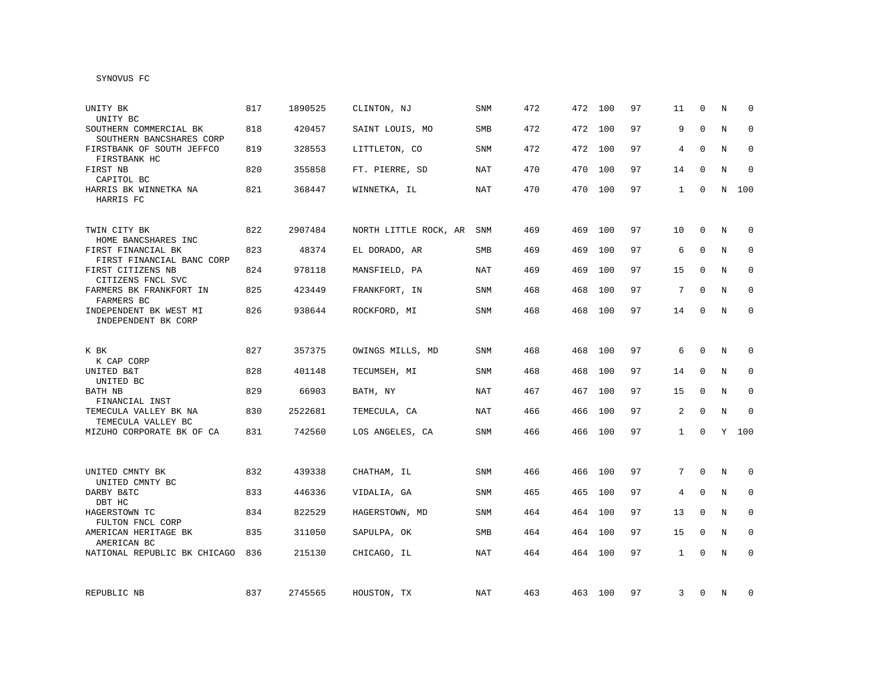SYNOVUS FC

| | | | | | | | | | | | | |
|---|---|---|---|---|---|---|---|---|---|---|---|---|
| UNITY BK<br>UNITY BC | 817 | 1890525 | CLINTON, NJ | SNM | 472 | 472 | 100 | 97 | 11 | 0 | N | 0 |
| SOUTHERN COMMERCIAL BK<br>SOUTHERN BANCSHARES CORP | 818 | 420457 | SAINT LOUIS, MO | SMB | 472 | 472 | 100 | 97 | 9 | 0 | N | 0 |
| FIRSTBANK OF SOUTH JEFFCO<br>FIRSTBANK HC | 819 | 328553 | LITTLETON, CO | SNM | 472 | 472 | 100 | 97 | 4 | 0 | N | 0 |
| FIRST NB<br>CAPITOL BC | 820 | 355858 | FT. PIERRE, SD | NAT | 470 | 470 | 100 | 97 | 14 | 0 | N | 0 |
| HARRIS BK WINNETKA NA<br>HARRIS FC | 821 | 368447 | WINNETKA, IL | NAT | 470 | 470 | 100 | 97 | 1 | 0 | N | 100 |
| TWIN CITY BK<br>HOME BANCSHARES INC | 822 | 2907484 | NORTH LITTLE ROCK, AR | SNM | 469 | 469 | 100 | 97 | 10 | 0 | N | 0 |
| FIRST FINANCIAL BK<br>FIRST FINANCIAL BANC CORP | 823 | 48374 | EL DORADO, AR | SMB | 469 | 469 | 100 | 97 | 6 | 0 | N | 0 |
| FIRST CITIZENS NB<br>CITIZENS FNCL SVC | 824 | 978118 | MANSFIELD, PA | NAT | 469 | 469 | 100 | 97 | 15 | 0 | N | 0 |
| FARMERS BK FRANKFORT IN<br>FARMERS BC | 825 | 423449 | FRANKFORT, IN | SNM | 468 | 468 | 100 | 97 | 7 | 0 | N | 0 |
| INDEPENDENT BK WEST MI<br>INDEPENDENT BK CORP | 826 | 938644 | ROCKFORD, MI | SNM | 468 | 468 | 100 | 97 | 14 | 0 | N | 0 |
| K BK<br>K CAP CORP | 827 | 357375 | OWINGS MILLS, MD | SNM | 468 | 468 | 100 | 97 | 6 | 0 | N | 0 |
| UNITED B&T<br>UNITED BC | 828 | 401148 | TECUMSEH, MI | SNM | 468 | 468 | 100 | 97 | 14 | 0 | N | 0 |
| BATH NB<br>FINANCIAL INST | 829 | 66903 | BATH, NY | NAT | 467 | 467 | 100 | 97 | 15 | 0 | N | 0 |
| TEMECULA VALLEY BK NA<br>TEMECULA VALLEY BC | 830 | 2522681 | TEMECULA, CA | NAT | 466 | 466 | 100 | 97 | 2 | 0 | N | 0 |
| MIZUHO CORPORATE BK OF CA | 831 | 742560 | LOS ANGELES, CA | SNM | 466 | 466 | 100 | 97 | 1 | 0 | Y | 100 |
| UNITED CMNTY BK<br>UNITED CMNTY BC | 832 | 439338 | CHATHAM, IL | SNM | 466 | 466 | 100 | 97 | 7 | 0 | N | 0 |
| DARBY B&TC<br>DBT HC | 833 | 446336 | VIDALIA, GA | SNM | 465 | 465 | 100 | 97 | 4 | 0 | N | 0 |
| HAGERSTOWN TC<br>FULTON FNCL CORP | 834 | 822529 | HAGERSTOWN, MD | SNM | 464 | 464 | 100 | 97 | 13 | 0 | N | 0 |
| AMERICAN HERITAGE BK<br>AMERICAN BC | 835 | 311050 | SAPULPA, OK | SMB | 464 | 464 | 100 | 97 | 15 | 0 | N | 0 |
| NATIONAL REPUBLIC BK CHICAGO | 836 | 215130 | CHICAGO, IL | NAT | 464 | 464 | 100 | 97 | 1 | 0 | N | 0 |
| REPUBLIC NB | 837 | 2745565 | HOUSTON, TX | NAT | 463 | 463 | 100 | 97 | 3 | 0 | N | 0 |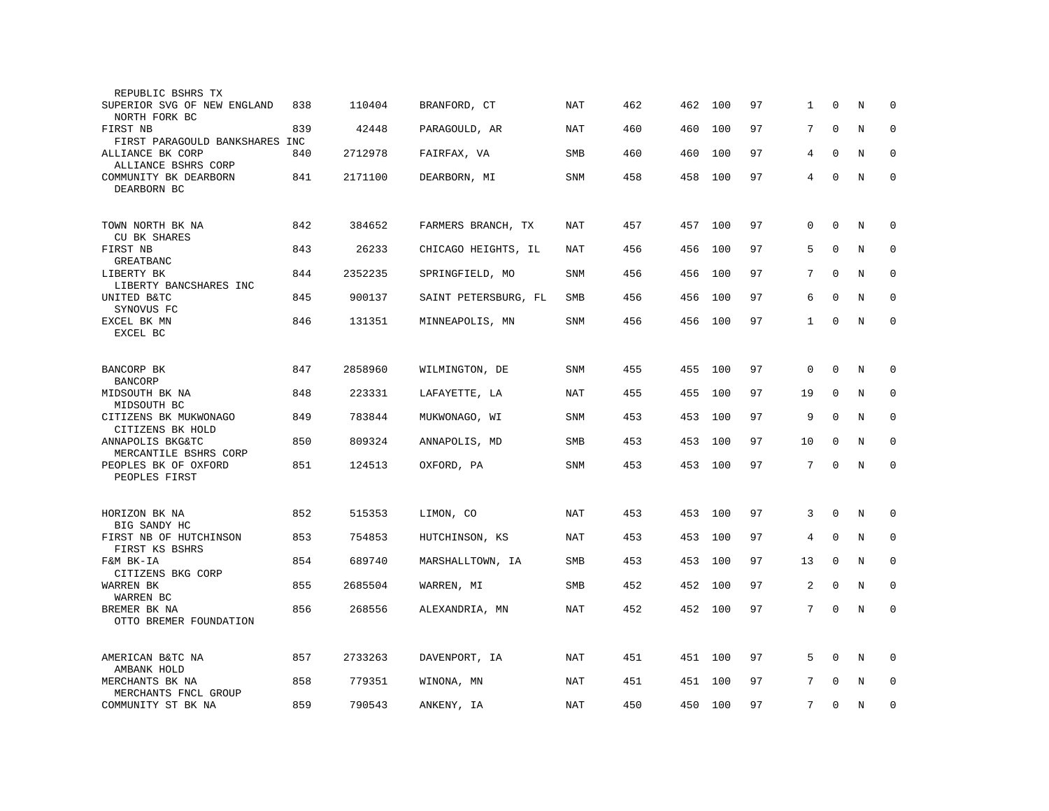| | | | | | | | | | | | | |
|---|---|---|---|---|---|---|---|---|---|---|---|---|
| REPUBLIC BSHRS TX | | | | | | | | | | | | |
| SUPERIOR SVG OF NEW ENGLAND | 838 | 110404 | BRANFORD, CT | NAT | 462 | 462 | 100 | 97 | 1 | 0 | N | 0 |
| NORTH FORK BC | | | | | | | | | | | | |
| FIRST NB | 839 | 42448 | PARAGOULD, AR | NAT | 460 | 460 | 100 | 97 | 7 | 0 | N | 0 |
| FIRST PARAGOULD BANKSHARES INC | | | | | | | | | | | | |
| ALLIANCE BK CORP | 840 | 2712978 | FAIRFAX, VA | SMB | 460 | 460 | 100 | 97 | 4 | 0 | N | 0 |
| ALLIANCE BSHRS CORP | | | | | | | | | | | | |
| COMMUNITY BK DEARBORN | 841 | 2171100 | DEARBORN, MI | SNM | 458 | 458 | 100 | 97 | 4 | 0 | N | 0 |
| DEARBORN BC | | | | | | | | | | | | |
| TOWN NORTH BK NA | 842 | 384652 | FARMERS BRANCH, TX | NAT | 457 | 457 | 100 | 97 | 0 | 0 | N | 0 |
| CU BK SHARES | | | | | | | | | | | | |
| FIRST NB | 843 | 26233 | CHICAGO HEIGHTS, IL | NAT | 456 | 456 | 100 | 97 | 5 | 0 | N | 0 |
| GREATBANC | | | | | | | | | | | | |
| LIBERTY BK | 844 | 2352235 | SPRINGFIELD, MO | SNM | 456 | 456 | 100 | 97 | 7 | 0 | N | 0 |
| LIBERTY BANCSHARES INC | | | | | | | | | | | | |
| UNITED B&TC | 845 | 900137 | SAINT PETERSBURG, FL | SMB | 456 | 456 | 100 | 97 | 6 | 0 | N | 0 |
| SYNOVUS FC | | | | | | | | | | | | |
| EXCEL BK MN | 846 | 131351 | MINNEAPOLIS, MN | SNM | 456 | 456 | 100 | 97 | 1 | 0 | N | 0 |
| EXCEL BC | | | | | | | | | | | | |
| BANCORP BK | 847 | 2858960 | WILMINGTON, DE | SNM | 455 | 455 | 100 | 97 | 0 | 0 | N | 0 |
| BANCORP | | | | | | | | | | | | |
| MIDSOUTH BK NA | 848 | 223331 | LAFAYETTE, LA | NAT | 455 | 455 | 100 | 97 | 19 | 0 | N | 0 |
| MIDSOUTH BC | | | | | | | | | | | | |
| CITIZENS BK MUKWONAGO | 849 | 783844 | MUKWONAGO, WI | SNM | 453 | 453 | 100 | 97 | 9 | 0 | N | 0 |
| CITIZENS BK HOLD | | | | | | | | | | | | |
| ANNAPOLIS BKG&TC | 850 | 809324 | ANNAPOLIS, MD | SMB | 453 | 453 | 100 | 97 | 10 | 0 | N | 0 |
| MERCANTILE BSHRS CORP | | | | | | | | | | | | |
| PEOPLES BK OF OXFORD | 851 | 124513 | OXFORD, PA | SNM | 453 | 453 | 100 | 97 | 7 | 0 | N | 0 |
| PEOPLES FIRST | | | | | | | | | | | | |
| HORIZON BK NA | 852 | 515353 | LIMON, CO | NAT | 453 | 453 | 100 | 97 | 3 | 0 | N | 0 |
| BIG SANDY HC | | | | | | | | | | | | |
| FIRST NB OF HUTCHINSON | 853 | 754853 | HUTCHINSON, KS | NAT | 453 | 453 | 100 | 97 | 4 | 0 | N | 0 |
| FIRST KS BSHRS | | | | | | | | | | | | |
| F&M BK-IA | 854 | 689740 | MARSHALLTOWN, IA | SMB | 453 | 453 | 100 | 97 | 13 | 0 | N | 0 |
| CITIZENS BKG CORP | | | | | | | | | | | | |
| WARREN BK | 855 | 2685504 | WARREN, MI | SMB | 452 | 452 | 100 | 97 | 2 | 0 | N | 0 |
| WARREN BC | | | | | | | | | | | | |
| BREMER BK NA | 856 | 268556 | ALEXANDRIA, MN | NAT | 452 | 452 | 100 | 97 | 7 | 0 | N | 0 |
| OTTO BREMER FOUNDATION | | | | | | | | | | | | |
| AMERICAN B&TC NA | 857 | 2733263 | DAVENPORT, IA | NAT | 451 | 451 | 100 | 97 | 5 | 0 | N | 0 |
| AMBANK HOLD | | | | | | | | | | | | |
| MERCHANTS BK NA | 858 | 779351 | WINONA, MN | NAT | 451 | 451 | 100 | 97 | 7 | 0 | N | 0 |
| MERCHANTS FNCL GROUP | | | | | | | | | | | | |
| COMMUNITY ST BK NA | 859 | 790543 | ANKENY, IA | NAT | 450 | 450 | 100 | 97 | 7 | 0 | N | 0 |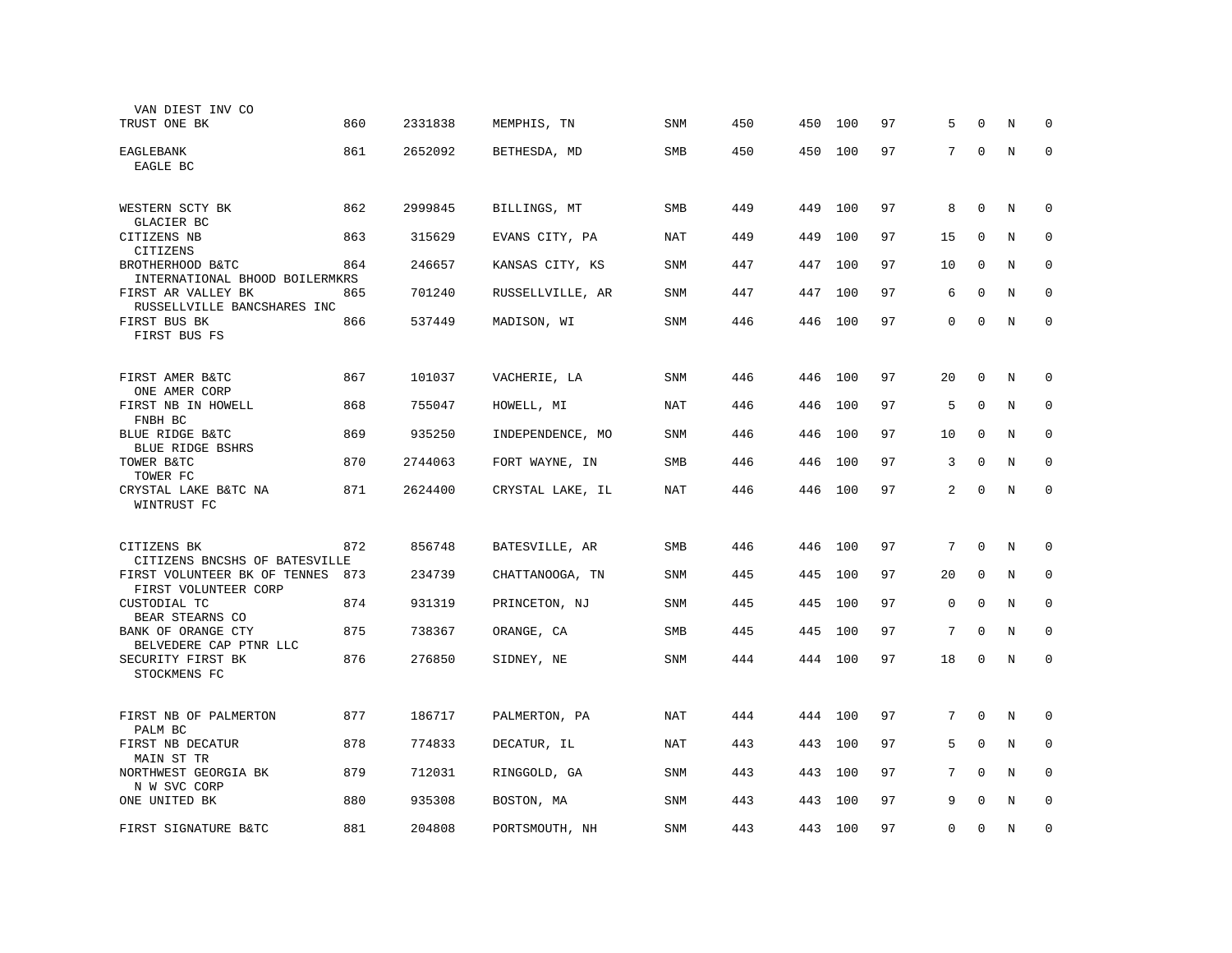| Name | Rank | ID | Location | Type | Col1 | Col2 | Col3 | Col4 | Col5 | Col6 | Col7 | Col8 |
|---|---|---|---|---|---|---|---|---|---|---|---|---|
| VAN DIEST INV CO | | | | | | | | | | | | |
| TRUST ONE BK | 860 | 2331838 | MEMPHIS, TN | SNM | 450 | 450 | 100 | 97 | 5 | 0 | N | 0 |
| EAGLEBANK<br>EAGLE BC | 861 | 2652092 | BETHESDA, MD | SMB | 450 | 450 | 100 | 97 | 7 | 0 | N | 0 |
| WESTERN SCTY BK<br>GLACIER BC | 862 | 2999845 | BILLINGS, MT | SMB | 449 | 449 | 100 | 97 | 8 | 0 | N | 0 |
| CITIZENS NB<br>CITIZENS | 863 | 315629 | EVANS CITY, PA | NAT | 449 | 449 | 100 | 97 | 15 | 0 | N | 0 |
| BROTHERHOOD B&TC<br>INTERNATIONAL BHOOD BOILERMKRS | 864 | 246657 | KANSAS CITY, KS | SNM | 447 | 447 | 100 | 97 | 10 | 0 | N | 0 |
| FIRST AR VALLEY BK<br>RUSSELLVILLE BANCSHARES INC | 865 | 701240 | RUSSELLVILLE, AR | SNM | 447 | 447 | 100 | 97 | 6 | 0 | N | 0 |
| FIRST BUS BK<br>FIRST BUS FS | 866 | 537449 | MADISON, WI | SNM | 446 | 446 | 100 | 97 | 0 | 0 | N | 0 |
| FIRST AMER B&TC<br>ONE AMER CORP | 867 | 101037 | VACHERIE, LA | SNM | 446 | 446 | 100 | 97 | 20 | 0 | N | 0 |
| FIRST NB IN HOWELL<br>FNBH BC | 868 | 755047 | HOWELL, MI | NAT | 446 | 446 | 100 | 97 | 5 | 0 | N | 0 |
| BLUE RIDGE B&TC<br>BLUE RIDGE BSHRS | 869 | 935250 | INDEPENDENCE, MO | SNM | 446 | 446 | 100 | 97 | 10 | 0 | N | 0 |
| TOWER B&TC<br>TOWER FC | 870 | 2744063 | FORT WAYNE, IN | SMB | 446 | 446 | 100 | 97 | 3 | 0 | N | 0 |
| CRYSTAL LAKE B&TC NA<br>WINTRUST FC | 871 | 2624400 | CRYSTAL LAKE, IL | NAT | 446 | 446 | 100 | 97 | 2 | 0 | N | 0 |
| CITIZENS BK<br>CITIZENS BNCSHS OF BATESVILLE | 872 | 856748 | BATESVILLE, AR | SMB | 446 | 446 | 100 | 97 | 7 | 0 | N | 0 |
| FIRST VOLUNTEER BK OF TENNES<br>FIRST VOLUNTEER CORP | 873 | 234739 | CHATTANOOGA, TN | SNM | 445 | 445 | 100 | 97 | 20 | 0 | N | 0 |
| CUSTODIAL TC<br>BEAR STEARNS CO | 874 | 931319 | PRINCETON, NJ | SNM | 445 | 445 | 100 | 97 | 0 | 0 | N | 0 |
| BANK OF ORANGE CTY<br>BELVEDERE CAP PTNR LLC | 875 | 738367 | ORANGE, CA | SMB | 445 | 445 | 100 | 97 | 7 | 0 | N | 0 |
| SECURITY FIRST BK<br>STOCKMENS FC | 876 | 276850 | SIDNEY, NE | SNM | 444 | 444 | 100 | 97 | 18 | 0 | N | 0 |
| FIRST NB OF PALMERTON<br>PALM BC | 877 | 186717 | PALMERTON, PA | NAT | 444 | 444 | 100 | 97 | 7 | 0 | N | 0 |
| FIRST NB DECATUR<br>MAIN ST TR | 878 | 774833 | DECATUR, IL | NAT | 443 | 443 | 100 | 97 | 5 | 0 | N | 0 |
| NORTHWEST GEORGIA BK<br>N W SVC CORP | 879 | 712031 | RINGGOLD, GA | SNM | 443 | 443 | 100 | 97 | 7 | 0 | N | 0 |
| ONE UNITED BK | 880 | 935308 | BOSTON, MA | SNM | 443 | 443 | 100 | 97 | 9 | 0 | N | 0 |
| FIRST SIGNATURE B&TC | 881 | 204808 | PORTSMOUTH, NH | SNM | 443 | 443 | 100 | 97 | 0 | 0 | N | 0 |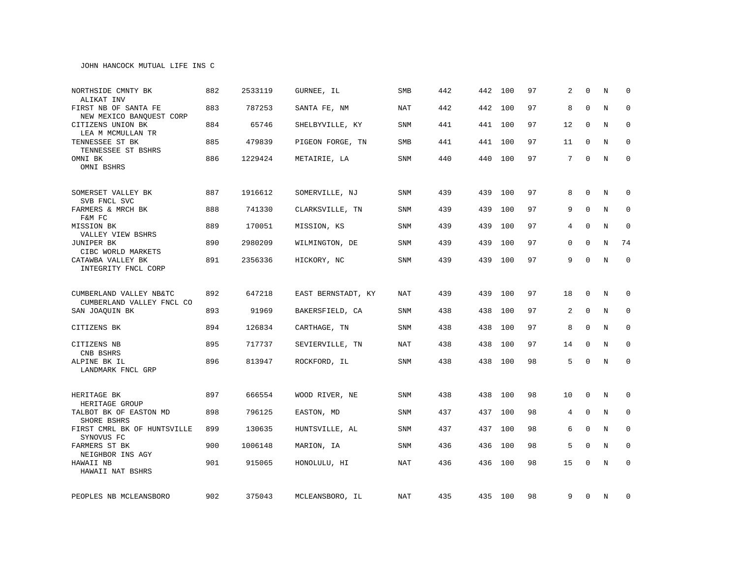JOHN HANCOCK MUTUAL LIFE INS C

| | | | | | | | | | | | | |
|---|---|---|---|---|---|---|---|---|---|---|---|---|
| NORTHSIDE CMNTY BK<br>ALIKAT INV | 882 | 2533119 | GURNEE, IL | SMB | 442 | 442 | 100 | 97 | 2 | 0 | N | 0 |
| FIRST NB OF SANTA FE<br>NEW MEXICO BANQUEST CORP | 883 | 787253 | SANTA FE, NM | NAT | 442 | 442 | 100 | 97 | 8 | 0 | N | 0 |
| CITIZENS UNION BK<br>LEA M MCMULLAN TR | 884 | 65746 | SHELBYVILLE, KY | SNM | 441 | 441 | 100 | 97 | 12 | 0 | N | 0 |
| TENNESSEE ST BK<br>TENNESSEE ST BSHRS | 885 | 479839 | PIGEON FORGE, TN | SMB | 441 | 441 | 100 | 97 | 11 | 0 | N | 0 |
| OMNI BK<br>OMNI BSHRS | 886 | 1229424 | METAIRIE, LA | SNM | 440 | 440 | 100 | 97 | 7 | 0 | N | 0 |
| SOMERSET VALLEY BK<br>SVB FNCL SVC | 887 | 1916612 | SOMERVILLE, NJ | SNM | 439 | 439 | 100 | 97 | 8 | 0 | N | 0 |
| FARMERS & MRCH BK<br>F&M FC | 888 | 741330 | CLARKSVILLE, TN | SNM | 439 | 439 | 100 | 97 | 9 | 0 | N | 0 |
| MISSION BK<br>VALLEY VIEW BSHRS | 889 | 170051 | MISSION, KS | SNM | 439 | 439 | 100 | 97 | 4 | 0 | N | 0 |
| JUNIPER BK<br>CIBC WORLD MARKETS | 890 | 2980209 | WILMINGTON, DE | SNM | 439 | 439 | 100 | 97 | 0 | 0 | N | 74 |
| CATAWBA VALLEY BK<br>INTEGRITY FNCL CORP | 891 | 2356336 | HICKORY, NC | SNM | 439 | 439 | 100 | 97 | 9 | 0 | N | 0 |
| CUMBERLAND VALLEY NB&TC<br>CUMBERLAND VALLEY FNCL CO | 892 | 647218 | EAST BERNSTADT, KY | NAT | 439 | 439 | 100 | 97 | 18 | 0 | N | 0 |
| SAN JOAQUIN BK | 893 | 91969 | BAKERSFIELD, CA | SNM | 438 | 438 | 100 | 97 | 2 | 0 | N | 0 |
| CITIZENS BK | 894 | 126834 | CARTHAGE, TN | SNM | 438 | 438 | 100 | 97 | 8 | 0 | N | 0 |
| CITIZENS NB<br>CNB BSHRS | 895 | 717737 | SEVIERVILLE, TN | NAT | 438 | 438 | 100 | 97 | 14 | 0 | N | 0 |
| ALPINE BK IL<br>LANDMARK FNCL GRP | 896 | 813947 | ROCKFORD, IL | SNM | 438 | 438 | 100 | 98 | 5 | 0 | N | 0 |
| HERITAGE BK<br>HERITAGE GROUP | 897 | 666554 | WOOD RIVER, NE | SNM | 438 | 438 | 100 | 98 | 10 | 0 | N | 0 |
| TALBOT BK OF EASTON MD<br>SHORE BSHRS | 898 | 796125 | EASTON, MD | SNM | 437 | 437 | 100 | 98 | 4 | 0 | N | 0 |
| FIRST CMRL BK OF HUNTSVILLE<br>SYNOVUS FC | 899 | 130635 | HUNTSVILLE, AL | SNM | 437 | 437 | 100 | 98 | 6 | 0 | N | 0 |
| FARMERS ST BK<br>NEIGHBOR INS AGY | 900 | 1006148 | MARION, IA | SNM | 436 | 436 | 100 | 98 | 5 | 0 | N | 0 |
| HAWAII NB<br>HAWAII NAT BSHRS | 901 | 915065 | HONOLULU, HI | NAT | 436 | 436 | 100 | 98 | 15 | 0 | N | 0 |
| PEOPLES NB MCLEANSBORO | 902 | 375043 | MCLEANSBORO, IL | NAT | 435 | 435 | 100 | 98 | 9 | 0 | N | 0 |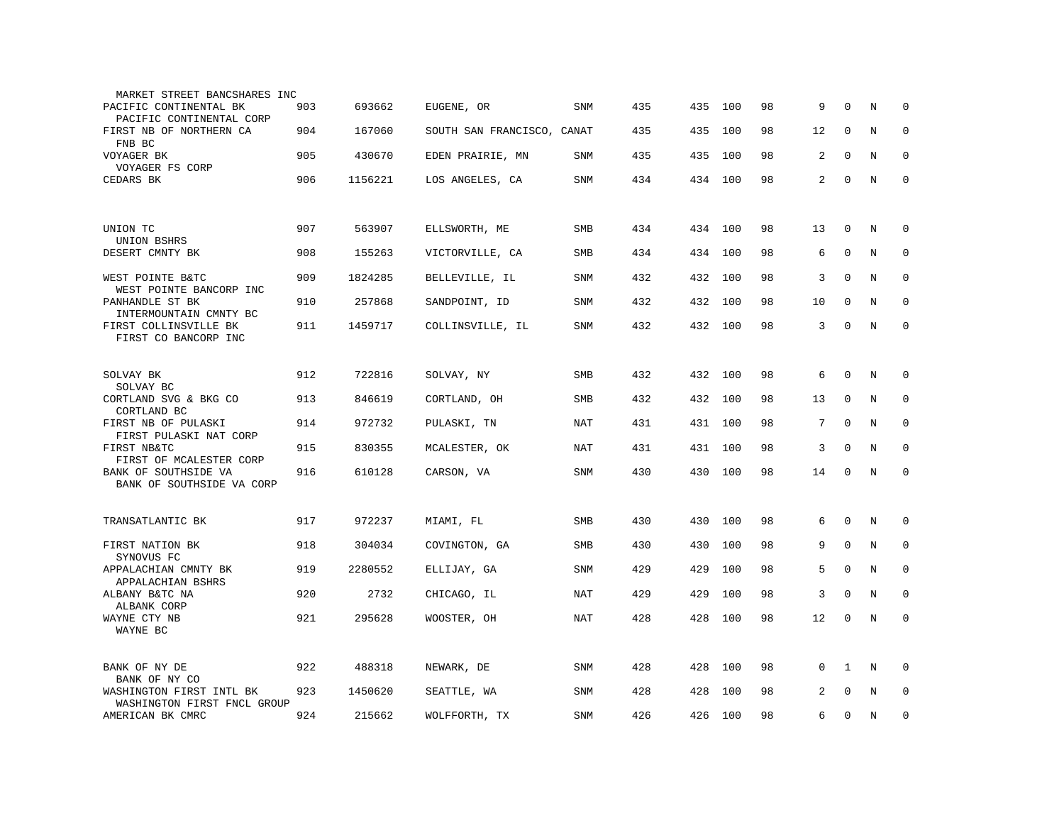| Name | Rank | ID | Location | Type | Col1 | Col2 | Col3 | Col4 | Col5 | Col6 | Col7 | Col8 |
|---|---|---|---|---|---|---|---|---|---|---|---|---|
| MARKET STREET BANCSHARES INC | | | | | | | | | | | | |
| PACIFIC CONTINENTAL BK<br>PACIFIC CONTINENTAL CORP | 903 | 693662 | EUGENE, OR | SNM | 435 | 435 | 100 | 98 | 9 | 0 | N | 0 |
| FIRST NB OF NORTHERN CA<br>FNB BC | 904 | 167060 | SOUTH SAN FRANCISCO, CA | NAT | 435 | 435 | 100 | 98 | 12 | 0 | N | 0 |
| VOYAGER BK<br>VOYAGER FS CORP | 905 | 430670 | EDEN PRAIRIE, MN | SNM | 435 | 435 | 100 | 98 | 2 | 0 | N | 0 |
| CEDARS BK | 906 | 1156221 | LOS ANGELES, CA | SNM | 434 | 434 | 100 | 98 | 2 | 0 | N | 0 |
| UNION TC<br>UNION BSHRS | 907 | 563907 | ELLSWORTH, ME | SMB | 434 | 434 | 100 | 98 | 13 | 0 | N | 0 |
| DESERT CMNTY BK | 908 | 155263 | VICTORVILLE, CA | SMB | 434 | 434 | 100 | 98 | 6 | 0 | N | 0 |
| WEST POINTE B&TC<br>WEST POINTE BANCORP INC | 909 | 1824285 | BELLEVILLE, IL | SNM | 432 | 432 | 100 | 98 | 3 | 0 | N | 0 |
| PANHANDLE ST BK<br>INTERMOUNTAIN CMNTY BC | 910 | 257868 | SANDPOINT, ID | SNM | 432 | 432 | 100 | 98 | 10 | 0 | N | 0 |
| FIRST COLLINSVILLE BK<br>FIRST CO BANCORP INC | 911 | 1459717 | COLLINSVILLE, IL | SNM | 432 | 432 | 100 | 98 | 3 | 0 | N | 0 |
| SOLVAY BK<br>SOLVAY BC | 912 | 722816 | SOLVAY, NY | SMB | 432 | 432 | 100 | 98 | 6 | 0 | N | 0 |
| CORTLAND SVG & BKG CO<br>CORTLAND BC | 913 | 846619 | CORTLAND, OH | SMB | 432 | 432 | 100 | 98 | 13 | 0 | N | 0 |
| FIRST NB OF PULASKI<br>FIRST PULASKI NAT CORP | 914 | 972732 | PULASKI, TN | NAT | 431 | 431 | 100 | 98 | 7 | 0 | N | 0 |
| FIRST NB&TC<br>FIRST OF MCALESTER CORP | 915 | 830355 | MCALESTER, OK | NAT | 431 | 431 | 100 | 98 | 3 | 0 | N | 0 |
| BANK OF SOUTHSIDE VA<br>BANK OF SOUTHSIDE VA CORP | 916 | 610128 | CARSON, VA | SNM | 430 | 430 | 100 | 98 | 14 | 0 | N | 0 |
| TRANSATLANTIC BK | 917 | 972237 | MIAMI, FL | SMB | 430 | 430 | 100 | 98 | 6 | 0 | N | 0 |
| FIRST NATION BK<br>SYNOVUS FC | 918 | 304034 | COVINGTON, GA | SMB | 430 | 430 | 100 | 98 | 9 | 0 | N | 0 |
| APPALACHIAN CMNTY BK<br>APPALACHIAN BSHRS | 919 | 2280552 | ELLIJAY, GA | SNM | 429 | 429 | 100 | 98 | 5 | 0 | N | 0 |
| ALBANY B&TC NA<br>ALBANK CORP | 920 | 2732 | CHICAGO, IL | NAT | 429 | 429 | 100 | 98 | 3 | 0 | N | 0 |
| WAYNE CTY NB<br>WAYNE BC | 921 | 295628 | WOOSTER, OH | NAT | 428 | 428 | 100 | 98 | 12 | 0 | N | 0 |
| BANK OF NY DE<br>BANK OF NY CO | 922 | 488318 | NEWARK, DE | SNM | 428 | 428 | 100 | 98 | 0 | 1 | N | 0 |
| WASHINGTON FIRST INTL BK<br>WASHINGTON FIRST FNCL GROUP | 923 | 1450620 | SEATTLE, WA | SNM | 428 | 428 | 100 | 98 | 2 | 0 | N | 0 |
| AMERICAN BK CMRC | 924 | 215662 | WOLFFORTH, TX | SNM | 426 | 426 | 100 | 98 | 6 | 0 | N | 0 |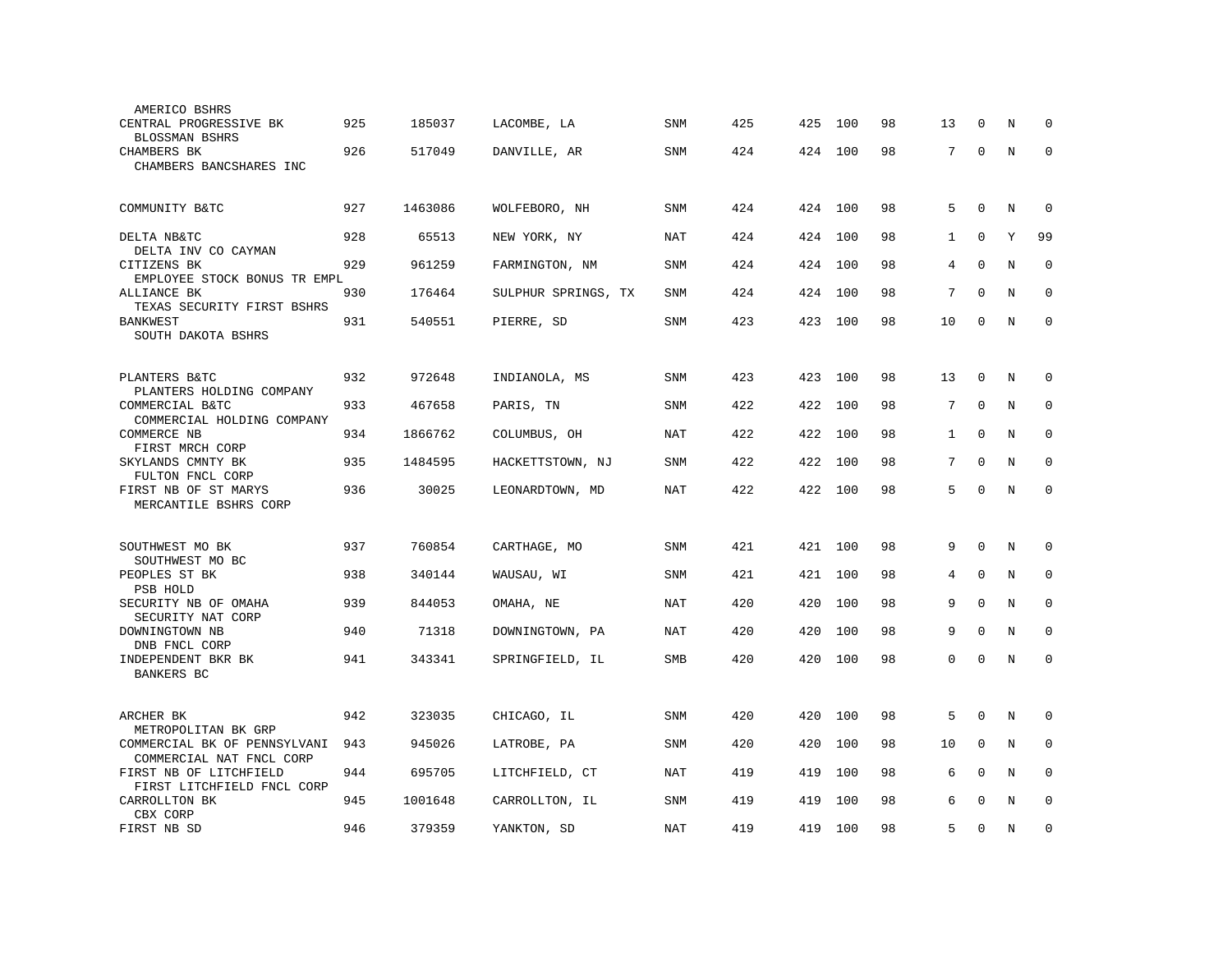| Name | Rank | ID | Location | Type | Col1 | Col2 | Col3 | Col4 | Col5 | Col6 | Col7 | Col8 |
|---|---|---|---|---|---|---|---|---|---|---|---|---|
| AMERICO BSHRS | | | | | | | | | | | | |
| CENTRAL PROGRESSIVE BK | 925 | 185037 | LACOMBE, LA | SNM | 425 | 425 | 100 | 98 | 13 | 0 | N | 0 |
| BLOSSMAN BSHRS | | | | | | | | | | | | |
| CHAMBERS BK | 926 | 517049 | DANVILLE, AR | SNM | 424 | 424 | 100 | 98 | 7 | 0 | N | 0 |
| CHAMBERS BANCSHARES INC | | | | | | | | | | | | |
| COMMUNITY B&TC | 927 | 1463086 | WOLFEBORO, NH | SNM | 424 | 424 | 100 | 98 | 5 | 0 | N | 0 |
| DELTA NB&TC | 928 | 65513 | NEW YORK, NY | NAT | 424 | 424 | 100 | 98 | 1 | 0 | Y | 99 |
| DELTA INV CO CAYMAN | | | | | | | | | | | | |
| CITIZENS BK | 929 | 961259 | FARMINGTON, NM | SNM | 424 | 424 | 100 | 98 | 4 | 0 | N | 0 |
| EMPLOYEE STOCK BONUS TR EMPL | | | | | | | | | | | | |
| ALLIANCE BK | 930 | 176464 | SULPHUR SPRINGS, TX | SNM | 424 | 424 | 100 | 98 | 7 | 0 | N | 0 |
| TEXAS SECURITY FIRST BSHRS | | | | | | | | | | | | |
| BANKWEST | 931 | 540551 | PIERRE, SD | SNM | 423 | 423 | 100 | 98 | 10 | 0 | N | 0 |
| SOUTH DAKOTA BSHRS | | | | | | | | | | | | |
| PLANTERS B&TC | 932 | 972648 | INDIANOLA, MS | SNM | 423 | 423 | 100 | 98 | 13 | 0 | N | 0 |
| PLANTERS HOLDING COMPANY | | | | | | | | | | | | |
| COMMERCIAL B&TC | 933 | 467658 | PARIS, TN | SNM | 422 | 422 | 100 | 98 | 7 | 0 | N | 0 |
| COMMERCIAL HOLDING COMPANY | | | | | | | | | | | | |
| COMMERCE NB | 934 | 1866762 | COLUMBUS, OH | NAT | 422 | 422 | 100 | 98 | 1 | 0 | N | 0 |
| FIRST MRCH CORP | | | | | | | | | | | | |
| SKYLANDS CMNTY BK | 935 | 1484595 | HACKETTSTOWN, NJ | SNM | 422 | 422 | 100 | 98 | 7 | 0 | N | 0 |
| FULTON FNCL CORP | | | | | | | | | | | | |
| FIRST NB OF ST MARYS | 936 | 30025 | LEONARDTOWN, MD | NAT | 422 | 422 | 100 | 98 | 5 | 0 | N | 0 |
| MERCANTILE BSHRS CORP | | | | | | | | | | | | |
| SOUTHWEST MO BK | 937 | 760854 | CARTHAGE, MO | SNM | 421 | 421 | 100 | 98 | 9 | 0 | N | 0 |
| SOUTHWEST MO BC | | | | | | | | | | | | |
| PEOPLES ST BK | 938 | 340144 | WAUSAU, WI | SNM | 421 | 421 | 100 | 98 | 4 | 0 | N | 0 |
| PSB HOLD | | | | | | | | | | | | |
| SECURITY NB OF OMAHA | 939 | 844053 | OMAHA, NE | NAT | 420 | 420 | 100 | 98 | 9 | 0 | N | 0 |
| SECURITY NAT CORP | | | | | | | | | | | | |
| DOWNINGTOWN NB | 940 | 71318 | DOWNINGTOWN, PA | NAT | 420 | 420 | 100 | 98 | 9 | 0 | N | 0 |
| DNB FNCL CORP | | | | | | | | | | | | |
| INDEPENDENT BKR BK | 941 | 343341 | SPRINGFIELD, IL | SMB | 420 | 420 | 100 | 98 | 0 | 0 | N | 0 |
| BANKERS BC | | | | | | | | | | | | |
| ARCHER BK | 942 | 323035 | CHICAGO, IL | SNM | 420 | 420 | 100 | 98 | 5 | 0 | N | 0 |
| METROPOLITAN BK GRP | | | | | | | | | | | | |
| COMMERCIAL BK OF PENNSYLVANI | 943 | 945026 | LATROBE, PA | SNM | 420 | 420 | 100 | 98 | 10 | 0 | N | 0 |
| COMMERCIAL NAT FNCL CORP | | | | | | | | | | | | |
| FIRST NB OF LITCHFIELD | 944 | 695705 | LITCHFIELD, CT | NAT | 419 | 419 | 100 | 98 | 6 | 0 | N | 0 |
| FIRST LITCHFIELD FNCL CORP | | | | | | | | | | | | |
| CARROLLTON BK | 945 | 1001648 | CARROLLTON, IL | SNM | 419 | 419 | 100 | 98 | 6 | 0 | N | 0 |
| CBX CORP | | | | | | | | | | | | |
| FIRST NB SD | 946 | 379359 | YANKTON, SD | NAT | 419 | 419 | 100 | 98 | 5 | 0 | N | 0 |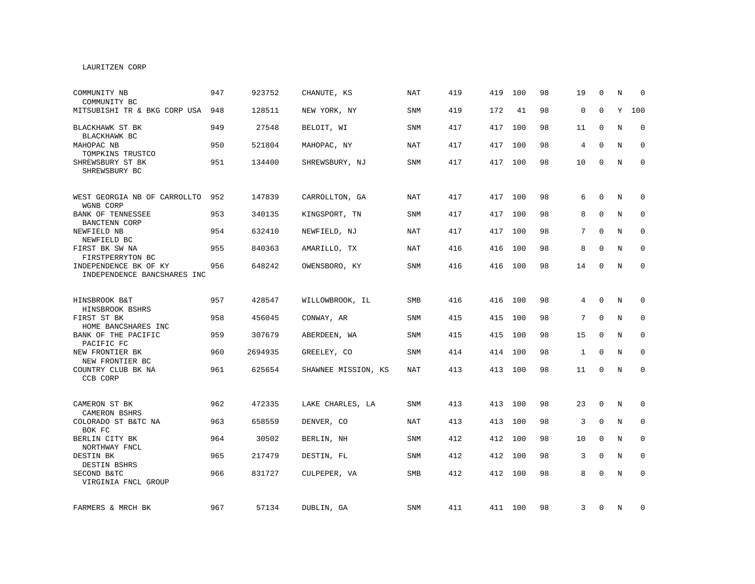LAURITZEN CORP

| | | | | | | | | | | | | |
|---|---|---|---|---|---|---|---|---|---|---|---|---|
| COMMUNITY NB<br>COMMUNITY BC | 947 | 923752 | CHANUTE, KS | NAT | 419 | 419 | 100 | 98 | 19 | 0 | N | 0 |
| MITSUBISHI TR & BKG CORP USA | 948 | 128511 | NEW YORK, NY | SNM | 419 | 172 | 41 | 98 | 0 | 0 | Y | 100 |
| BLACKHAWK ST BK<br>BLACKHAWK BC | 949 | 27548 | BELOIT, WI | SNM | 417 | 417 | 100 | 98 | 11 | 0 | N | 0 |
| MAHOPAC NB<br>TOMPKINS TRUSTCO | 950 | 521804 | MAHOPAC, NY | NAT | 417 | 417 | 100 | 98 | 4 | 0 | N | 0 |
| SHREWSBURY ST BK<br>SHREWSBURY BC | 951 | 134400 | SHREWSBURY, NJ | SNM | 417 | 417 | 100 | 98 | 10 | 0 | N | 0 |
| WEST GEORGIA NB OF CARROLLTO<br>WGNB CORP | 952 | 147839 | CARROLLTON, GA | NAT | 417 | 417 | 100 | 98 | 6 | 0 | N | 0 |
| BANK OF TENNESSEE<br>BANCTENN CORP | 953 | 340135 | KINGSPORT, TN | SNM | 417 | 417 | 100 | 98 | 8 | 0 | N | 0 |
| NEWFIELD NB<br>NEWFIELD BC | 954 | 632410 | NEWFIELD, NJ | NAT | 417 | 417 | 100 | 98 | 7 | 0 | N | 0 |
| FIRST BK SW NA<br>FIRSTPERRYTON BC | 955 | 840363 | AMARILLO, TX | NAT | 416 | 416 | 100 | 98 | 8 | 0 | N | 0 |
| INDEPENDENCE BK OF KY<br>INDEPENDENCE BANCSHARES INC | 956 | 648242 | OWENSBORO, KY | SNM | 416 | 416 | 100 | 98 | 14 | 0 | N | 0 |
| HINSBROOK B&T<br>HINSBROOK BSHRS | 957 | 428547 | WILLOWBROOK, IL | SMB | 416 | 416 | 100 | 98 | 4 | 0 | N | 0 |
| FIRST ST BK<br>HOME BANCSHARES INC | 958 | 456045 | CONWAY, AR | SNM | 415 | 415 | 100 | 98 | 7 | 0 | N | 0 |
| BANK OF THE PACIFIC<br>PACIFIC FC | 959 | 307679 | ABERDEEN, WA | SNM | 415 | 415 | 100 | 98 | 15 | 0 | N | 0 |
| NEW FRONTIER BK<br>NEW FRONTIER BC | 960 | 2694935 | GREELEY, CO | SNM | 414 | 414 | 100 | 98 | 1 | 0 | N | 0 |
| COUNTRY CLUB BK NA<br>CCB CORP | 961 | 625654 | SHAWNEE MISSION, KS | NAT | 413 | 413 | 100 | 98 | 11 | 0 | N | 0 |
| CAMERON ST BK<br>CAMERON BSHRS | 962 | 472335 | LAKE CHARLES, LA | SNM | 413 | 413 | 100 | 98 | 23 | 0 | N | 0 |
| COLORADO ST B&TC NA<br>BOK FC | 963 | 658559 | DENVER, CO | NAT | 413 | 413 | 100 | 98 | 3 | 0 | N | 0 |
| BERLIN CITY BK<br>NORTHWAY FNCL | 964 | 30502 | BERLIN, NH | SNM | 412 | 412 | 100 | 98 | 10 | 0 | N | 0 |
| DESTIN BK<br>DESTIN BSHRS | 965 | 217479 | DESTIN, FL | SNM | 412 | 412 | 100 | 98 | 3 | 0 | N | 0 |
| SECOND B&TC<br>VIRGINIA FNCL GROUP | 966 | 831727 | CULPEPER, VA | SMB | 412 | 412 | 100 | 98 | 8 | 0 | N | 0 |
| FARMERS & MRCH BK | 967 | 57134 | DUBLIN, GA | SNM | 411 | 411 | 100 | 98 | 3 | 0 | N | 0 |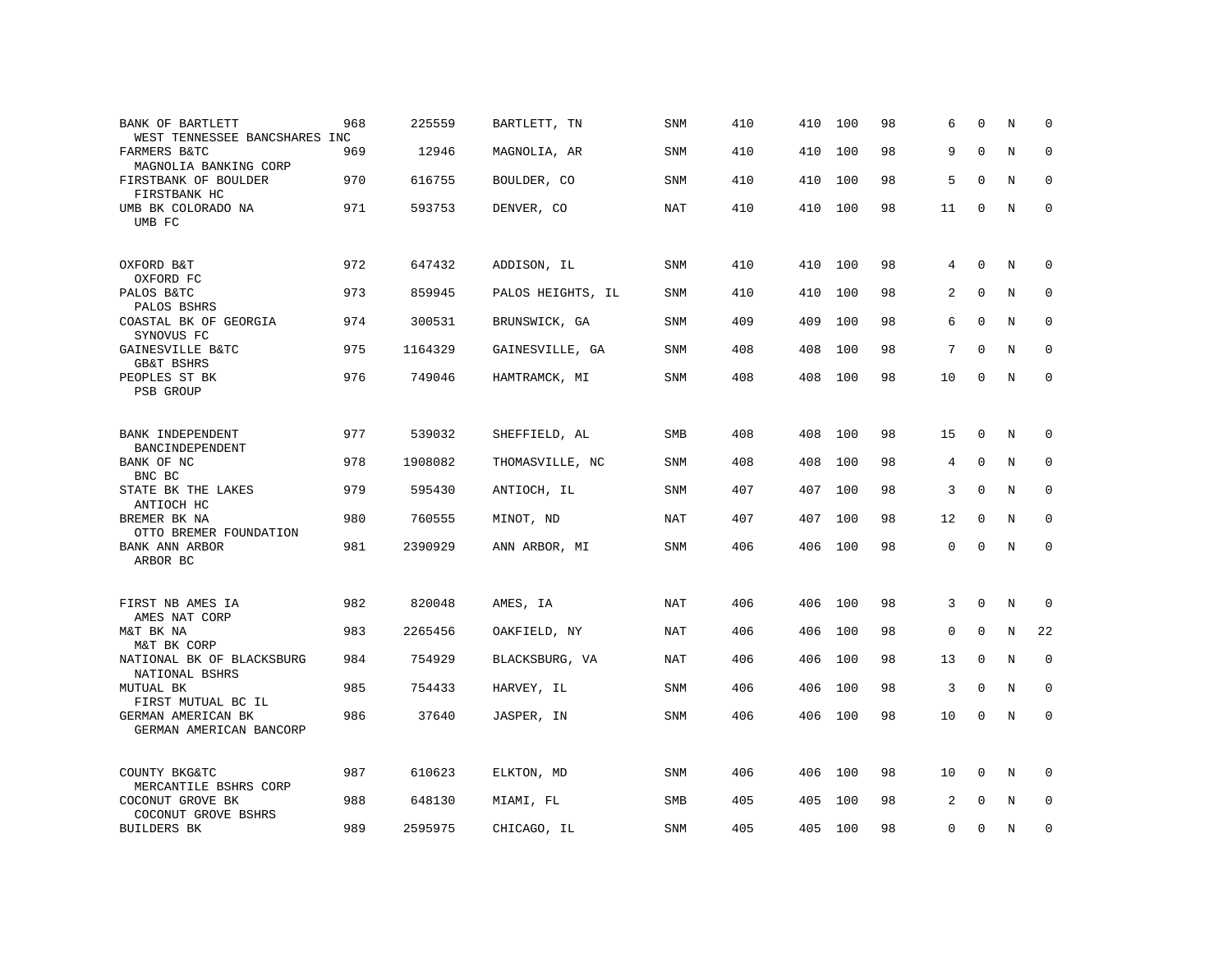| | | | | | | | | | | | | |
|---|---|---|---|---|---|---|---|---|---|---|---|---|
| BANK OF BARTLETT<br>WEST TENNESSEE BANCSHARES INC | 968 | 225559 | BARTLETT, TN | SNM | 410 | 410 | 100 | 98 | 6 | 0 | N | 0 |
| FARMERS B&TC<br>MAGNOLIA BANKING CORP | 969 | 12946 | MAGNOLIA, AR | SNM | 410 | 410 | 100 | 98 | 9 | 0 | N | 0 |
| FIRSTBANK OF BOULDER<br>FIRSTBANK HC | 970 | 616755 | BOULDER, CO | SNM | 410 | 410 | 100 | 98 | 5 | 0 | N | 0 |
| UMB BK COLORADO NA<br>UMB FC | 971 | 593753 | DENVER, CO | NAT | 410 | 410 | 100 | 98 | 11 | 0 | N | 0 |
| OXFORD B&T<br>OXFORD FC | 972 | 647432 | ADDISON, IL | SNM | 410 | 410 | 100 | 98 | 4 | 0 | N | 0 |
| PALOS B&TC<br>PALOS BSHRS | 973 | 859945 | PALOS HEIGHTS, IL | SNM | 410 | 410 | 100 | 98 | 2 | 0 | N | 0 |
| COASTAL BK OF GEORGIA<br>SYNOVUS FC | 974 | 300531 | BRUNSWICK, GA | SNM | 409 | 409 | 100 | 98 | 6 | 0 | N | 0 |
| GAINESVILLE B&TC<br>GB&T BSHRS | 975 | 1164329 | GAINESVILLE, GA | SNM | 408 | 408 | 100 | 98 | 7 | 0 | N | 0 |
| PEOPLES ST BK<br>PSB GROUP | 976 | 749046 | HAMTRAMCK, MI | SNM | 408 | 408 | 100 | 98 | 10 | 0 | N | 0 |
| BANK INDEPENDENT<br>BANCINDEPENDENT | 977 | 539032 | SHEFFIELD, AL | SMB | 408 | 408 | 100 | 98 | 15 | 0 | N | 0 |
| BANK OF NC<br>BNC BC | 978 | 1908082 | THOMASVILLE, NC | SNM | 408 | 408 | 100 | 98 | 4 | 0 | N | 0 |
| STATE BK THE LAKES<br>ANTIOCH HC | 979 | 595430 | ANTIOCH, IL | SNM | 407 | 407 | 100 | 98 | 3 | 0 | N | 0 |
| BREMER BK NA<br>OTTO BREMER FOUNDATION | 980 | 760555 | MINOT, ND | NAT | 407 | 407 | 100 | 98 | 12 | 0 | N | 0 |
| BANK ANN ARBOR<br>ARBOR BC | 981 | 2390929 | ANN ARBOR, MI | SNM | 406 | 406 | 100 | 98 | 0 | 0 | N | 0 |
| FIRST NB AMES IA<br>AMES NAT CORP | 982 | 820048 | AMES, IA | NAT | 406 | 406 | 100 | 98 | 3 | 0 | N | 0 |
| M&T BK NA<br>M&T BK CORP | 983 | 2265456 | OAKFIELD, NY | NAT | 406 | 406 | 100 | 98 | 0 | 0 | N | 22 |
| NATIONAL BK OF BLACKSBURG<br>NATIONAL BSHRS | 984 | 754929 | BLACKSBURG, VA | NAT | 406 | 406 | 100 | 98 | 13 | 0 | N | 0 |
| MUTUAL BK<br>FIRST MUTUAL BC IL | 985 | 754433 | HARVEY, IL | SNM | 406 | 406 | 100 | 98 | 3 | 0 | N | 0 |
| GERMAN AMERICAN BK<br>GERMAN AMERICAN BANCORP | 986 | 37640 | JASPER, IN | SNM | 406 | 406 | 100 | 98 | 10 | 0 | N | 0 |
| COUNTY BKG&TC<br>MERCANTILE BSHRS CORP | 987 | 610623 | ELKTON, MD | SNM | 406 | 406 | 100 | 98 | 10 | 0 | N | 0 |
| COCONUT GROVE BK<br>COCONUT GROVE BSHRS | 988 | 648130 | MIAMI, FL | SMB | 405 | 405 | 100 | 98 | 2 | 0 | N | 0 |
| BUILDERS BK | 989 | 2595975 | CHICAGO, IL | SNM | 405 | 405 | 100 | 98 | 0 | 0 | N | 0 |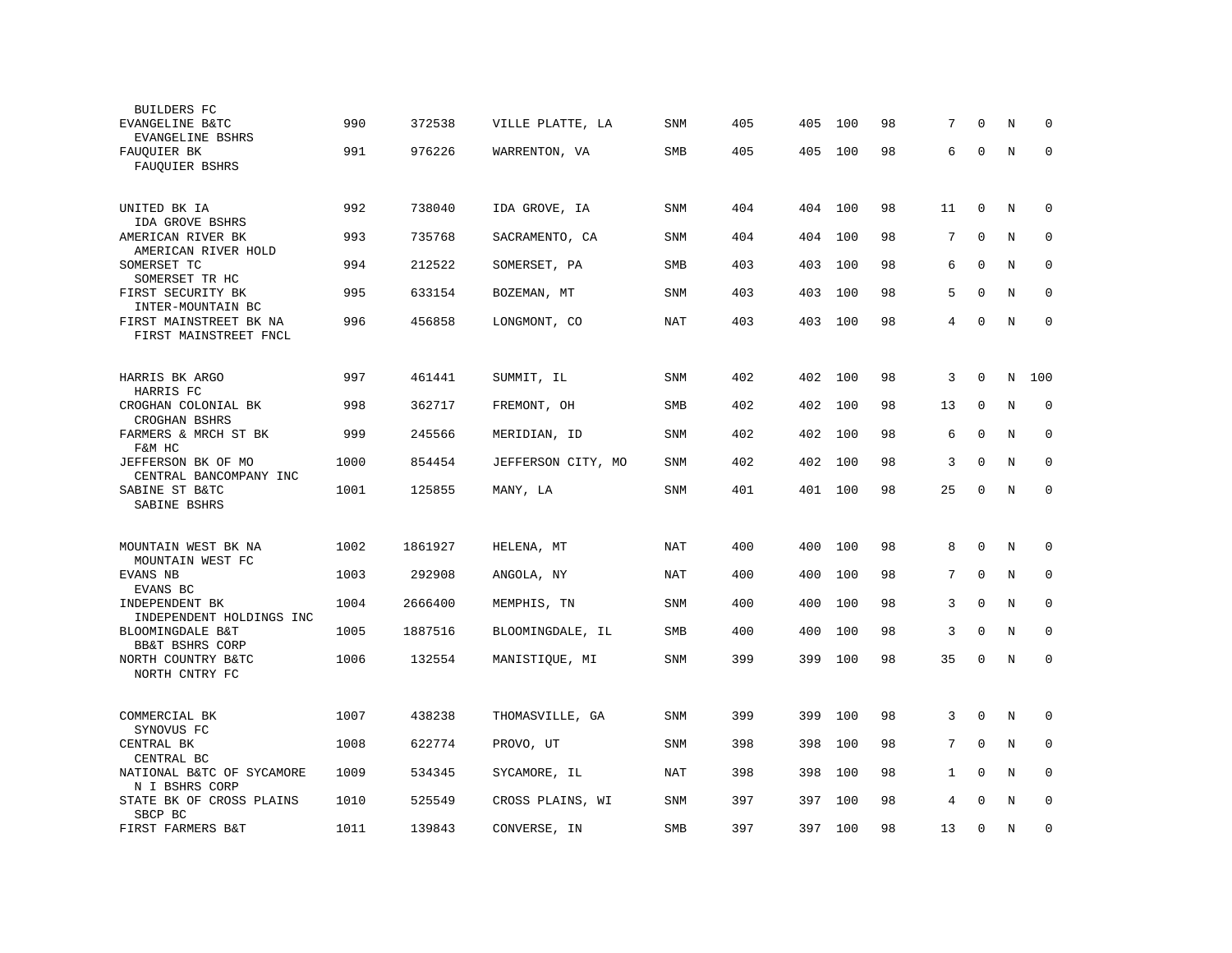| | | | | | | | | | | | | |
|---|---|---|---|---|---|---|---|---|---|---|---|---|
| BUILDERS FC | | | | | | | | | | | | |
| EVANGELINE B&TC<br>EVANGELINE BSHRS | 990 | 372538 | VILLE PLATTE, LA | SNM | 405 | 405 | 100 | 98 | 7 | 0 | N | 0 |
| FAUQUIER BK<br>FAUQUIER BSHRS | 991 | 976226 | WARRENTON, VA | SMB | 405 | 405 | 100 | 98 | 6 | 0 | N | 0 |
| UNITED BK IA<br>IDA GROVE BSHRS | 992 | 738040 | IDA GROVE, IA | SNM | 404 | 404 | 100 | 98 | 11 | 0 | N | 0 |
| AMERICAN RIVER BK<br>AMERICAN RIVER HOLD | 993 | 735768 | SACRAMENTO, CA | SNM | 404 | 404 | 100 | 98 | 7 | 0 | N | 0 |
| SOMERSET TC<br>SOMERSET TR HC | 994 | 212522 | SOMERSET, PA | SMB | 403 | 403 | 100 | 98 | 6 | 0 | N | 0 |
| FIRST SECURITY BK<br>INTER-MOUNTAIN BC | 995 | 633154 | BOZEMAN, MT | SNM | 403 | 403 | 100 | 98 | 5 | 0 | N | 0 |
| FIRST MAINSTREET BK NA<br>FIRST MAINSTREET FNCL | 996 | 456858 | LONGMONT, CO | NAT | 403 | 403 | 100 | 98 | 4 | 0 | N | 0 |
| HARRIS BK ARGO<br>HARRIS FC | 997 | 461441 | SUMMIT, IL | SNM | 402 | 402 | 100 | 98 | 3 | 0 | N | 100 |
| CROGHAN COLONIAL BK<br>CROGHAN BSHRS | 998 | 362717 | FREMONT, OH | SMB | 402 | 402 | 100 | 98 | 13 | 0 | N | 0 |
| FARMERS & MRCH ST BK<br>F&M HC | 999 | 245566 | MERIDIAN, ID | SNM | 402 | 402 | 100 | 98 | 6 | 0 | N | 0 |
| JEFFERSON BK OF MO<br>CENTRAL BANCOMPANY INC | 1000 | 854454 | JEFFERSON CITY, MO | SNM | 402 | 402 | 100 | 98 | 3 | 0 | N | 0 |
| SABINE ST B&TC<br>SABINE BSHRS | 1001 | 125855 | MANY, LA | SNM | 401 | 401 | 100 | 98 | 25 | 0 | N | 0 |
| MOUNTAIN WEST BK NA<br>MOUNTAIN WEST FC | 1002 | 1861927 | HELENA, MT | NAT | 400 | 400 | 100 | 98 | 8 | 0 | N | 0 |
| EVANS NB<br>EVANS BC | 1003 | 292908 | ANGOLA, NY | NAT | 400 | 400 | 100 | 98 | 7 | 0 | N | 0 |
| INDEPENDENT BK<br>INDEPENDENT HOLDINGS INC | 1004 | 2666400 | MEMPHIS, TN | SNM | 400 | 400 | 100 | 98 | 3 | 0 | N | 0 |
| BLOOMINGDALE B&T<br>BB&T BSHRS CORP | 1005 | 1887516 | BLOOMINGDALE, IL | SMB | 400 | 400 | 100 | 98 | 3 | 0 | N | 0 |
| NORTH COUNTRY B&TC<br>NORTH CNTRY FC | 1006 | 132554 | MANISTIQUE, MI | SNM | 399 | 399 | 100 | 98 | 35 | 0 | N | 0 |
| COMMERCIAL BK<br>SYNOVUS FC | 1007 | 438238 | THOMASVILLE, GA | SNM | 399 | 399 | 100 | 98 | 3 | 0 | N | 0 |
| CENTRAL BK<br>CENTRAL BC | 1008 | 622774 | PROVO, UT | SNM | 398 | 398 | 100 | 98 | 7 | 0 | N | 0 |
| NATIONAL B&TC OF SYCAMORE<br>N I BSHRS CORP | 1009 | 534345 | SYCAMORE, IL | NAT | 398 | 398 | 100 | 98 | 1 | 0 | N | 0 |
| STATE BK OF CROSS PLAINS<br>SBCP BC | 1010 | 525549 | CROSS PLAINS, WI | SNM | 397 | 397 | 100 | 98 | 4 | 0 | N | 0 |
| FIRST FARMERS B&T | 1011 | 139843 | CONVERSE, IN | SMB | 397 | 397 | 100 | 98 | 13 | 0 | N | 0 |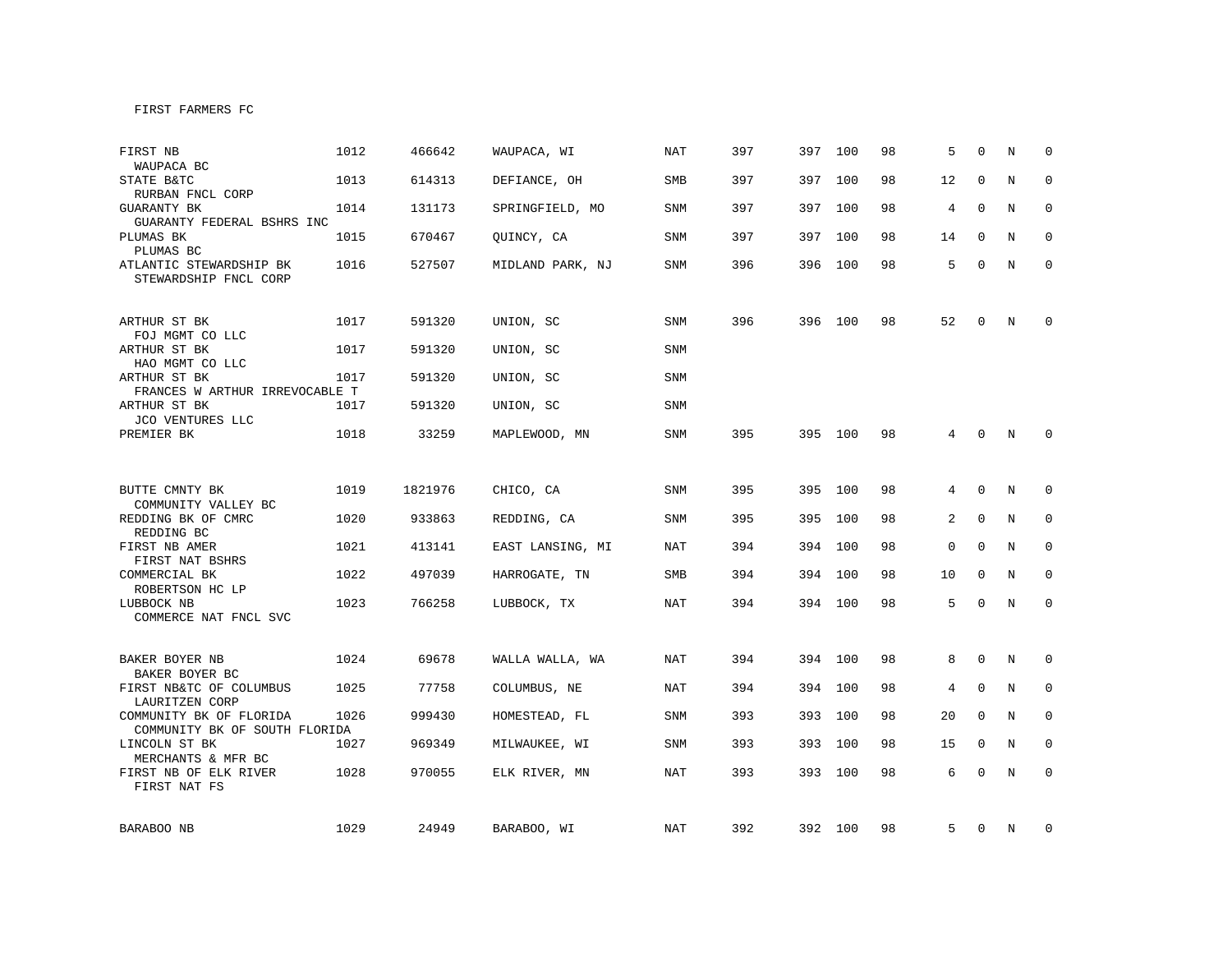FIRST FARMERS FC

| | | | | | | | | | | | | |
|---|---|---|---|---|---|---|---|---|---|---|---|---|
| FIRST NB<br>WAUPACA BC | 1012 | 466642 | WAUPACA, WI | NAT | 397 | 397 | 100 | 98 | 5 | 0 | N | 0 |
| STATE B&TC<br>RURBAN FNCL CORP | 1013 | 614313 | DEFIANCE, OH | SMB | 397 | 397 | 100 | 98 | 12 | 0 | N | 0 |
| GUARANTY BK<br>GUARANTY FEDERAL BSHRS INC | 1014 | 131173 | SPRINGFIELD, MO | SNM | 397 | 397 | 100 | 98 | 4 | 0 | N | 0 |
| PLUMAS BK<br>PLUMAS BC | 1015 | 670467 | QUINCY, CA | SNM | 397 | 397 | 100 | 98 | 14 | 0 | N | 0 |
| ATLANTIC STEWARDSHIP BK<br>STEWARDSHIP FNCL CORP | 1016 | 527507 | MIDLAND PARK, NJ | SNM | 396 | 396 | 100 | 98 | 5 | 0 | N | 0 |
| ARTHUR ST BK<br>FOJ MGMT CO LLC | 1017 | 591320 | UNION, SC | SNM | 396 | 396 | 100 | 98 | 52 | 0 | N | 0 |
| ARTHUR ST BK<br>HAO MGMT CO LLC | 1017 | 591320 | UNION, SC | SNM | | | | | | | | |
| ARTHUR ST BK<br>FRANCES W ARTHUR IRREVOCABLE T | 1017 | 591320 | UNION, SC | SNM | | | | | | | | |
| ARTHUR ST BK<br>JCO VENTURES LLC | 1017 | 591320 | UNION, SC | SNM | | | | | | | | |
| PREMIER BK | 1018 | 33259 | MAPLEWOOD, MN | SNM | 395 | 395 | 100 | 98 | 4 | 0 | N | 0 |
| BUTTE CMNTY BK<br>COMMUNITY VALLEY BC | 1019 | 1821976 | CHICO, CA | SNM | 395 | 395 | 100 | 98 | 4 | 0 | N | 0 |
| REDDING BK OF CMRC<br>REDDING BC | 1020 | 933863 | REDDING, CA | SNM | 395 | 395 | 100 | 98 | 2 | 0 | N | 0 |
| FIRST NB AMER<br>FIRST NAT BSHRS | 1021 | 413141 | EAST LANSING, MI | NAT | 394 | 394 | 100 | 98 | 0 | 0 | N | 0 |
| COMMERCIAL BK<br>ROBERTSON HC LP | 1022 | 497039 | HARROGATE, TN | SMB | 394 | 394 | 100 | 98 | 10 | 0 | N | 0 |
| LUBBOCK NB<br>COMMERCE NAT FNCL SVC | 1023 | 766258 | LUBBOCK, TX | NAT | 394 | 394 | 100 | 98 | 5 | 0 | N | 0 |
| BAKER BOYER NB<br>BAKER BOYER BC | 1024 | 69678 | WALLA WALLA, WA | NAT | 394 | 394 | 100 | 98 | 8 | 0 | N | 0 |
| FIRST NB&TC OF COLUMBUS<br>LAURITZEN CORP | 1025 | 77758 | COLUMBUS, NE | NAT | 394 | 394 | 100 | 98 | 4 | 0 | N | 0 |
| COMMUNITY BK OF FLORIDA<br>COMMUNITY BK OF SOUTH FLORIDA | 1026 | 999430 | HOMESTEAD, FL | SNM | 393 | 393 | 100 | 98 | 20 | 0 | N | 0 |
| LINCOLN ST BK<br>MERCHANTS & MFR BC | 1027 | 969349 | MILWAUKEE, WI | SNM | 393 | 393 | 100 | 98 | 15 | 0 | N | 0 |
| FIRST NB OF ELK RIVER<br>FIRST NAT FS | 1028 | 970055 | ELK RIVER, MN | NAT | 393 | 393 | 100 | 98 | 6 | 0 | N | 0 |
| BARABOO NB | 1029 | 24949 | BARABOO, WI | NAT | 392 | 392 | 100 | 98 | 5 | 0 | N | 0 |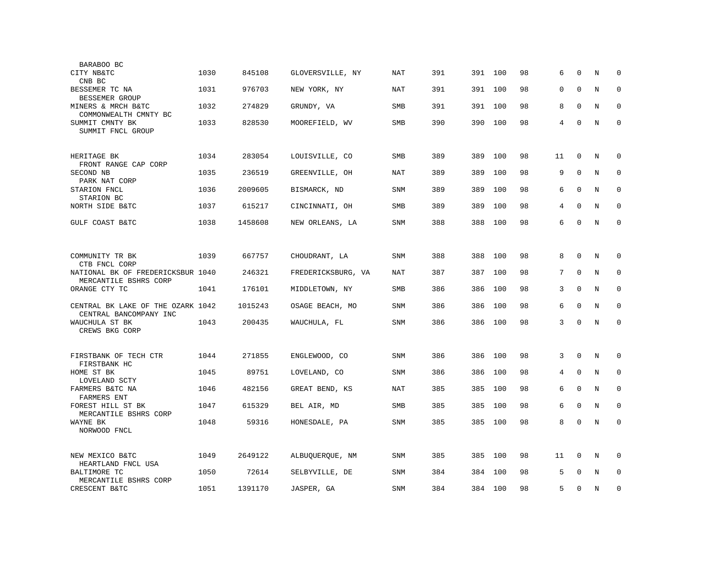| Bank / Holding Company | Rank | ID | Location | Type | | | | | | | | |
|---|---|---|---|---|---|---|---|---|---|---|---|---|
| BARABOO BC | | | | | | | | | | | | |
| CITY NB&TC<br>CNB BC | 1030 | 845108 | GLOVERSVILLE, NY | NAT | 391 | 391 | 100 | 98 | 6 | 0 | N | 0 |
| BESSEMER TC NA<br>BESSEMER GROUP | 1031 | 976703 | NEW YORK, NY | NAT | 391 | 391 | 100 | 98 | 0 | 0 | N | 0 |
| MINERS & MRCH B&TC<br>COMMONWEALTH CMNTY BC | 1032 | 274829 | GRUNDY, VA | SMB | 391 | 391 | 100 | 98 | 8 | 0 | N | 0 |
| SUMMIT CMNTY BK<br>SUMMIT FNCL GROUP | 1033 | 828530 | MOOREFIELD, WV | SMB | 390 | 390 | 100 | 98 | 4 | 0 | N | 0 |
| HERITAGE BK<br>FRONT RANGE CAP CORP | 1034 | 283054 | LOUISVILLE, CO | SMB | 389 | 389 | 100 | 98 | 11 | 0 | N | 0 |
| SECOND NB<br>PARK NAT CORP | 1035 | 236519 | GREENVILLE, OH | NAT | 389 | 389 | 100 | 98 | 9 | 0 | N | 0 |
| STARION FNCL<br>STARION BC | 1036 | 2009605 | BISMARCK, ND | SNM | 389 | 389 | 100 | 98 | 6 | 0 | N | 0 |
| NORTH SIDE B&TC | 1037 | 615217 | CINCINNATI, OH | SMB | 389 | 389 | 100 | 98 | 4 | 0 | N | 0 |
| GULF COAST B&TC | 1038 | 1458608 | NEW ORLEANS, LA | SNM | 388 | 388 | 100 | 98 | 6 | 0 | N | 0 |
| COMMUNITY TR BK<br>CTB FNCL CORP | 1039 | 667757 | CHOUDRANT, LA | SNM | 388 | 388 | 100 | 98 | 8 | 0 | N | 0 |
| NATIONAL BK OF FREDERICKSBUR<br>MERCANTILE BSHRS CORP | 1040 | 246321 | FREDERICKSBURG, VA | NAT | 387 | 387 | 100 | 98 | 7 | 0 | N | 0 |
| ORANGE CTY TC | 1041 | 176101 | MIDDLETOWN, NY | SMB | 386 | 386 | 100 | 98 | 3 | 0 | N | 0 |
| CENTRAL BK LAKE OF THE OZARK<br>CENTRAL BANCOMPANY INC | 1042 | 1015243 | OSAGE BEACH, MO | SNM | 386 | 386 | 100 | 98 | 6 | 0 | N | 0 |
| WAUCHULA ST BK<br>CREWS BKG CORP | 1043 | 200435 | WAUCHULA, FL | SNM | 386 | 386 | 100 | 98 | 3 | 0 | N | 0 |
| FIRSTBANK OF TECH CTR<br>FIRSTBANK HC | 1044 | 271855 | ENGLEWOOD, CO | SNM | 386 | 386 | 100 | 98 | 3 | 0 | N | 0 |
| HOME ST BK<br>LOVELAND SCTY | 1045 | 89751 | LOVELAND, CO | SNM | 386 | 386 | 100 | 98 | 4 | 0 | N | 0 |
| FARMERS B&TC NA<br>FARMERS ENT | 1046 | 482156 | GREAT BEND, KS | NAT | 385 | 385 | 100 | 98 | 6 | 0 | N | 0 |
| FOREST HILL ST BK<br>MERCANTILE BSHRS CORP | 1047 | 615329 | BEL AIR, MD | SMB | 385 | 385 | 100 | 98 | 6 | 0 | N | 0 |
| WAYNE BK<br>NORWOOD FNCL | 1048 | 59316 | HONESDALE, PA | SNM | 385 | 385 | 100 | 98 | 8 | 0 | N | 0 |
| NEW MEXICO B&TC<br>HEARTLAND FNCL USA | 1049 | 2649122 | ALBUQUERQUE, NM | SNM | 385 | 385 | 100 | 98 | 11 | 0 | N | 0 |
| BALTIMORE TC<br>MERCANTILE BSHRS CORP | 1050 | 72614 | SELBYVILLE, DE | SNM | 384 | 384 | 100 | 98 | 5 | 0 | N | 0 |
| CRESCENT B&TC | 1051 | 1391170 | JASPER, GA | SNM | 384 | 384 | 100 | 98 | 5 | 0 | N | 0 |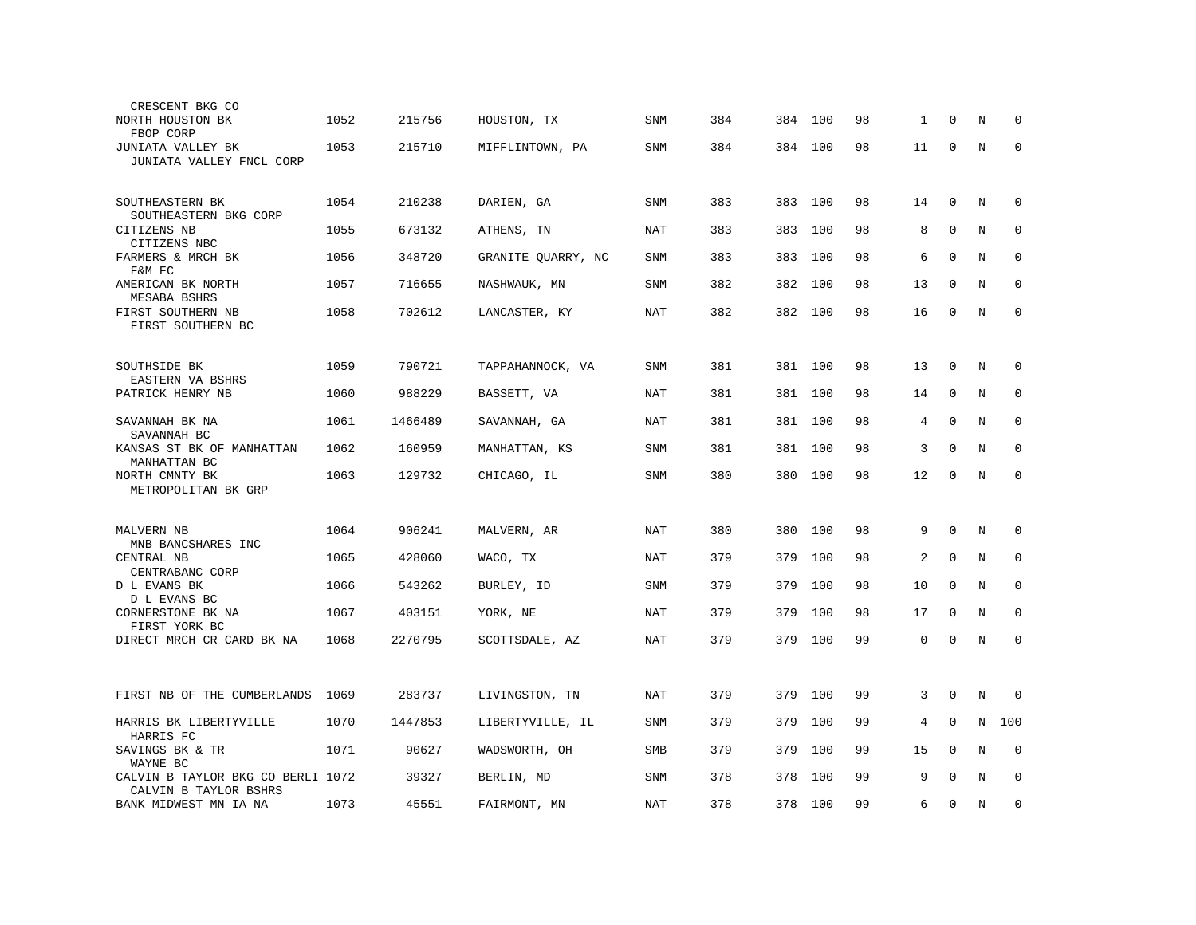| Bank / Holding Company | Rank | ID | Location | Type | | | | | | | | |
|---|---|---|---|---|---|---|---|---|---|---|---|---|
| CRESCENT BKG CO | | | | | | | | | | | | |
| NORTH HOUSTON BK<br>FBOP CORP | 1052 | 215756 | HOUSTON, TX | SNM | 384 | 384 | 100 | 98 | 1 | 0 | N | 0 |
| JUNIATA VALLEY BK<br>JUNIATA VALLEY FNCL CORP | 1053 | 215710 | MIFFLINTOWN, PA | SNM | 384 | 384 | 100 | 98 | 11 | 0 | N | 0 |
| SOUTHEASTERN BK<br>SOUTHEASTERN BKG CORP | 1054 | 210238 | DARIEN, GA | SNM | 383 | 383 | 100 | 98 | 14 | 0 | N | 0 |
| CITIZENS NB<br>CITIZENS NBC | 1055 | 673132 | ATHENS, TN | NAT | 383 | 383 | 100 | 98 | 8 | 0 | N | 0 |
| FARMERS & MRCH BK<br>F&M FC | 1056 | 348720 | GRANITE QUARRY, NC | SNM | 383 | 383 | 100 | 98 | 6 | 0 | N | 0 |
| AMERICAN BK NORTH<br>MESABA BSHRS | 1057 | 716655 | NASHWAUK, MN | SNM | 382 | 382 | 100 | 98 | 13 | 0 | N | 0 |
| FIRST SOUTHERN NB<br>FIRST SOUTHERN BC | 1058 | 702612 | LANCASTER, KY | NAT | 382 | 382 | 100 | 98 | 16 | 0 | N | 0 |
| SOUTHSIDE BK<br>EASTERN VA BSHRS | 1059 | 790721 | TAPPAHANNOCK, VA | SNM | 381 | 381 | 100 | 98 | 13 | 0 | N | 0 |
| PATRICK HENRY NB | 1060 | 988229 | BASSETT, VA | NAT | 381 | 381 | 100 | 98 | 14 | 0 | N | 0 |
| SAVANNAH BK NA<br>SAVANNAH BC | 1061 | 1466489 | SAVANNAH, GA | NAT | 381 | 381 | 100 | 98 | 4 | 0 | N | 0 |
| KANSAS ST BK OF MANHATTAN<br>MANHATTAN BC | 1062 | 160959 | MANHATTAN, KS | SNM | 381 | 381 | 100 | 98 | 3 | 0 | N | 0 |
| NORTH CMNTY BK<br>METROPOLITAN BK GRP | 1063 | 129732 | CHICAGO, IL | SNM | 380 | 380 | 100 | 98 | 12 | 0 | N | 0 |
| MALVERN NB<br>MNB BANCSHARES INC | 1064 | 906241 | MALVERN, AR | NAT | 380 | 380 | 100 | 98 | 9 | 0 | N | 0 |
| CENTRAL NB<br>CENTRABANC CORP | 1065 | 428060 | WACO, TX | NAT | 379 | 379 | 100 | 98 | 2 | 0 | N | 0 |
| D L EVANS BK<br>D L EVANS BC | 1066 | 543262 | BURLEY, ID | SNM | 379 | 379 | 100 | 98 | 10 | 0 | N | 0 |
| CORNERSTONE BK NA<br>FIRST YORK BC | 1067 | 403151 | YORK, NE | NAT | 379 | 379 | 100 | 98 | 17 | 0 | N | 0 |
| DIRECT MRCH CR CARD BK NA | 1068 | 2270795 | SCOTTSDALE, AZ | NAT | 379 | 379 | 100 | 99 | 0 | 0 | N | 0 |
| FIRST NB OF THE CUMBERLANDS | 1069 | 283737 | LIVINGSTON, TN | NAT | 379 | 379 | 100 | 99 | 3 | 0 | N | 0 |
| HARRIS BK LIBERTYVILLE<br>HARRIS FC | 1070 | 1447853 | LIBERTYVILLE, IL | SNM | 379 | 379 | 100 | 99 | 4 | 0 | N | 100 |
| SAVINGS BK & TR<br>WAYNE BC | 1071 | 90627 | WADSWORTH, OH | SMB | 379 | 379 | 100 | 99 | 15 | 0 | N | 0 |
| CALVIN B TAYLOR BKG CO BERLI<br>CALVIN B TAYLOR BSHRS | 1072 | 39327 | BERLIN, MD | SNM | 378 | 378 | 100 | 99 | 9 | 0 | N | 0 |
| BANK MIDWEST MN IA NA | 1073 | 45551 | FAIRMONT, MN | NAT | 378 | 378 | 100 | 99 | 6 | 0 | N | 0 |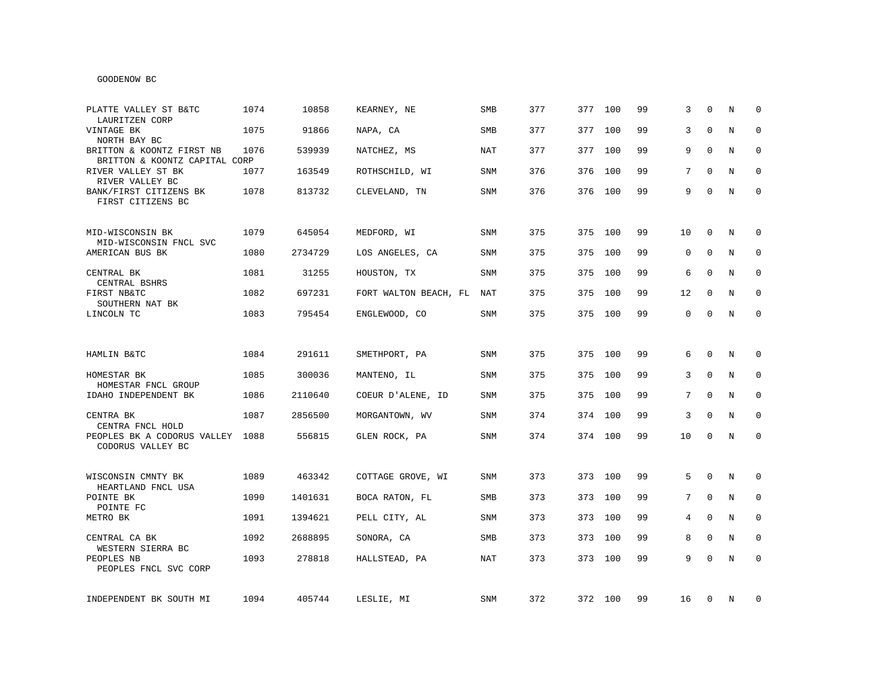GOODENOW BC

| | | | | | | | | | | | | |
|---|---|---|---|---|---|---|---|---|---|---|---|---|
| PLATTE VALLEY ST B&TC<br>LAURITZEN CORP | 1074 | 10858 | KEARNEY, NE | SMB | 377 | 377 | 100 | 99 | 3 | 0 | N | 0 |
| VINTAGE BK<br>NORTH BAY BC | 1075 | 91866 | NAPA, CA | SMB | 377 | 377 | 100 | 99 | 3 | 0 | N | 0 |
| BRITTON & KOONTZ FIRST NB<br>BRITTON & KOONTZ CAPITAL CORP | 1076 | 539939 | NATCHEZ, MS | NAT | 377 | 377 | 100 | 99 | 9 | 0 | N | 0 |
| RIVER VALLEY ST BK<br>RIVER VALLEY BC | 1077 | 163549 | ROTHSCHILD, WI | SNM | 376 | 376 | 100 | 99 | 7 | 0 | N | 0 |
| BANK/FIRST CITIZENS BK<br>FIRST CITIZENS BC | 1078 | 813732 | CLEVELAND, TN | SNM | 376 | 376 | 100 | 99 | 9 | 0 | N | 0 |
| MID-WISCONSIN BK<br>MID-WISCONSIN FNCL SVC | 1079 | 645054 | MEDFORD, WI | SNM | 375 | 375 | 100 | 99 | 10 | 0 | N | 0 |
| AMERICAN BUS BK | 1080 | 2734729 | LOS ANGELES, CA | SNM | 375 | 375 | 100 | 99 | 0 | 0 | N | 0 |
| CENTRAL BK<br>CENTRAL BSHRS | 1081 | 31255 | HOUSTON, TX | SNM | 375 | 375 | 100 | 99 | 6 | 0 | N | 0 |
| FIRST NB&TC<br>SOUTHERN NAT BK | 1082 | 697231 | FORT WALTON BEACH, FL | NAT | 375 | 375 | 100 | 99 | 12 | 0 | N | 0 |
| LINCOLN TC | 1083 | 795454 | ENGLEWOOD, CO | SNM | 375 | 375 | 100 | 99 | 0 | 0 | N | 0 |
| HAMLIN B&TC | 1084 | 291611 | SMETHPORT, PA | SNM | 375 | 375 | 100 | 99 | 6 | 0 | N | 0 |
| HOMESTAR BK<br>HOMESTAR FNCL GROUP | 1085 | 300036 | MANTENO, IL | SNM | 375 | 375 | 100 | 99 | 3 | 0 | N | 0 |
| IDAHO INDEPENDENT BK | 1086 | 2110640 | COEUR D'ALENE, ID | SNM | 375 | 375 | 100 | 99 | 7 | 0 | N | 0 |
| CENTRA BK<br>CENTRA FNCL HOLD | 1087 | 2856500 | MORGANTOWN, WV | SNM | 374 | 374 | 100 | 99 | 3 | 0 | N | 0 |
| PEOPLES BK A CODORUS VALLEY<br>CODORUS VALLEY BC | 1088 | 556815 | GLEN ROCK, PA | SNM | 374 | 374 | 100 | 99 | 10 | 0 | N | 0 |
| WISCONSIN CMNTY BK<br>HEARTLAND FNCL USA | 1089 | 463342 | COTTAGE GROVE, WI | SNM | 373 | 373 | 100 | 99 | 5 | 0 | N | 0 |
| POINTE BK<br>POINTE FC | 1090 | 1401631 | BOCA RATON, FL | SMB | 373 | 373 | 100 | 99 | 7 | 0 | N | 0 |
| METRO BK | 1091 | 1394621 | PELL CITY, AL | SNM | 373 | 373 | 100 | 99 | 4 | 0 | N | 0 |
| CENTRAL CA BK<br>WESTERN SIERRA BC | 1092 | 2688895 | SONORA, CA | SMB | 373 | 373 | 100 | 99 | 8 | 0 | N | 0 |
| PEOPLES NB<br>PEOPLES FNCL SVC CORP | 1093 | 278818 | HALLSTEAD, PA | NAT | 373 | 373 | 100 | 99 | 9 | 0 | N | 0 |
| INDEPENDENT BK SOUTH MI | 1094 | 405744 | LESLIE, MI | SNM | 372 | 372 | 100 | 99 | 16 | 0 | N | 0 |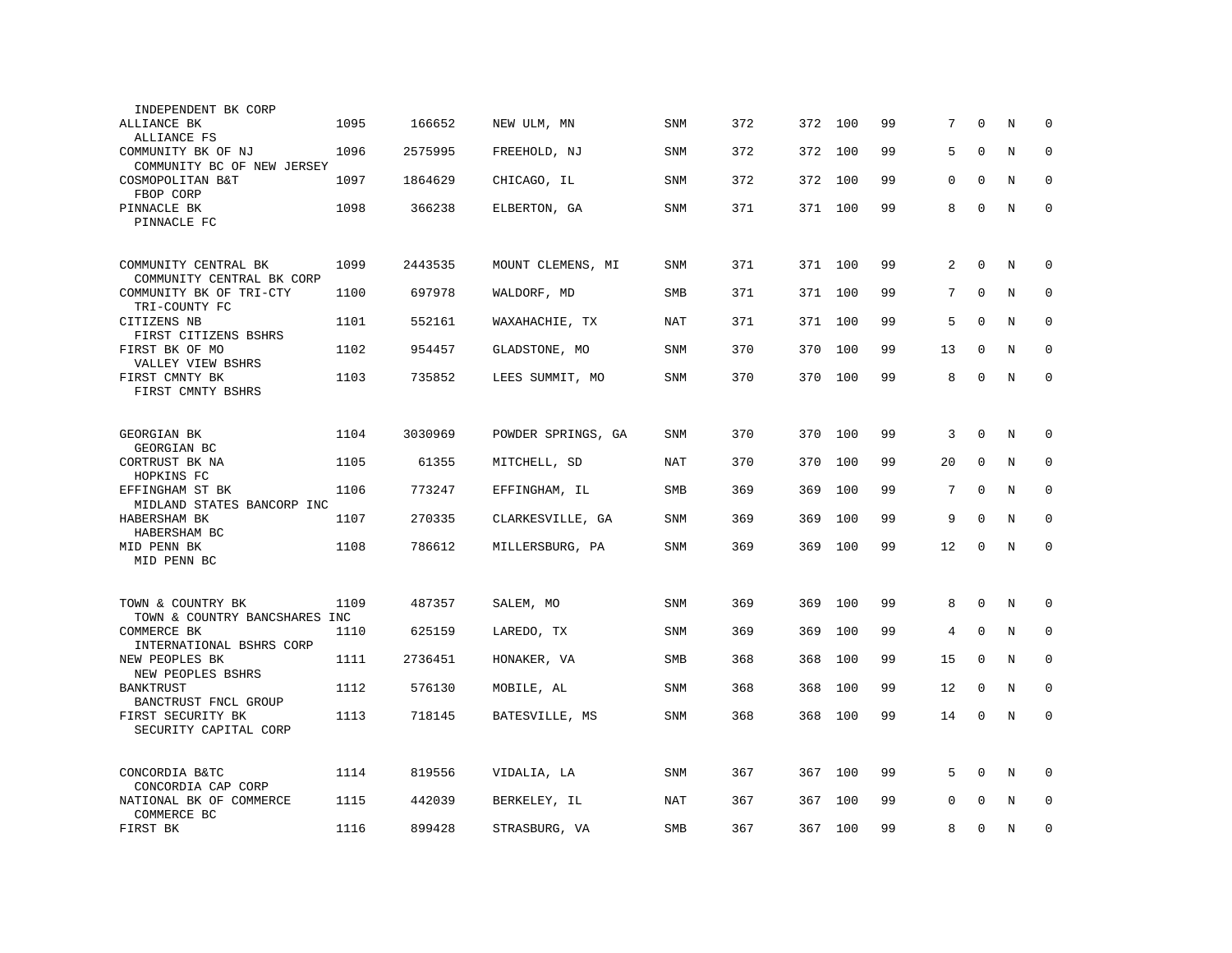| | | | | | | | | | | | | |
|---|---|---|---|---|---|---|---|---|---|---|---|---|
| INDEPENDENT BK CORP | | | | | | | | | | | | |
| ALLIANCE BK<br>ALLIANCE FS | 1095 | 166652 | NEW ULM, MN | SNM | 372 | 372 | 100 | 99 | 7 | 0 | N | 0 |
| COMMUNITY BK OF NJ<br>COMMUNITY BC OF NEW JERSEY | 1096 | 2575995 | FREEHOLD, NJ | SNM | 372 | 372 | 100 | 99 | 5 | 0 | N | 0 |
| COSMOPOLITAN B&T<br>FBOP CORP | 1097 | 1864629 | CHICAGO, IL | SNM | 372 | 372 | 100 | 99 | 0 | 0 | N | 0 |
| PINNACLE BK<br>PINNACLE FC | 1098 | 366238 | ELBERTON, GA | SNM | 371 | 371 | 100 | 99 | 8 | 0 | N | 0 |
| COMMUNITY CENTRAL BK<br>COMMUNITY CENTRAL BK CORP | 1099 | 2443535 | MOUNT CLEMENS, MI | SNM | 371 | 371 | 100 | 99 | 2 | 0 | N | 0 |
| COMMUNITY BK OF TRI-CTY<br>TRI-COUNTY FC | 1100 | 697978 | WALDORF, MD | SMB | 371 | 371 | 100 | 99 | 7 | 0 | N | 0 |
| CITIZENS NB<br>FIRST CITIZENS BSHRS | 1101 | 552161 | WAXAHACHIE, TX | NAT | 371 | 371 | 100 | 99 | 5 | 0 | N | 0 |
| FIRST BK OF MO<br>VALLEY VIEW BSHRS | 1102 | 954457 | GLADSTONE, MO | SNM | 370 | 370 | 100 | 99 | 13 | 0 | N | 0 |
| FIRST CMNTY BK<br>FIRST CMNTY BSHRS | 1103 | 735852 | LEES SUMMIT, MO | SNM | 370 | 370 | 100 | 99 | 8 | 0 | N | 0 |
| GEORGIAN BK<br>GEORGIAN BC | 1104 | 3030969 | POWDER SPRINGS, GA | SNM | 370 | 370 | 100 | 99 | 3 | 0 | N | 0 |
| CORTRUST BK NA<br>HOPKINS FC | 1105 | 61355 | MITCHELL, SD | NAT | 370 | 370 | 100 | 99 | 20 | 0 | N | 0 |
| EFFINGHAM ST BK<br>MIDLAND STATES BANCORP INC | 1106 | 773247 | EFFINGHAM, IL | SMB | 369 | 369 | 100 | 99 | 7 | 0 | N | 0 |
| HABERSHAM BK<br>HABERSHAM BC | 1107 | 270335 | CLARKESVILLE, GA | SNM | 369 | 369 | 100 | 99 | 9 | 0 | N | 0 |
| MID PENN BK<br>MID PENN BC | 1108 | 786612 | MILLERSBURG, PA | SNM | 369 | 369 | 100 | 99 | 12 | 0 | N | 0 |
| TOWN & COUNTRY BK<br>TOWN & COUNTRY BANCSHARES INC | 1109 | 487357 | SALEM, MO | SNM | 369 | 369 | 100 | 99 | 8 | 0 | N | 0 |
| COMMERCE BK<br>INTERNATIONAL BSHRS CORP | 1110 | 625159 | LAREDO, TX | SNM | 369 | 369 | 100 | 99 | 4 | 0 | N | 0 |
| NEW PEOPLES BK<br>NEW PEOPLES BSHRS | 1111 | 2736451 | HONAKER, VA | SMB | 368 | 368 | 100 | 99 | 15 | 0 | N | 0 |
| BANKTRUST<br>BANCTRUST FNCL GROUP | 1112 | 576130 | MOBILE, AL | SNM | 368 | 368 | 100 | 99 | 12 | 0 | N | 0 |
| FIRST SECURITY BK<br>SECURITY CAPITAL CORP | 1113 | 718145 | BATESVILLE, MS | SNM | 368 | 368 | 100 | 99 | 14 | 0 | N | 0 |
| CONCORDIA B&TC<br>CONCORDIA CAP CORP | 1114 | 819556 | VIDALIA, LA | SNM | 367 | 367 | 100 | 99 | 5 | 0 | N | 0 |
| NATIONAL BK OF COMMERCE<br>COMMERCE BC | 1115 | 442039 | BERKELEY, IL | NAT | 367 | 367 | 100 | 99 | 0 | 0 | N | 0 |
| FIRST BK | 1116 | 899428 | STRASBURG, VA | SMB | 367 | 367 | 100 | 99 | 8 | 0 | N | 0 |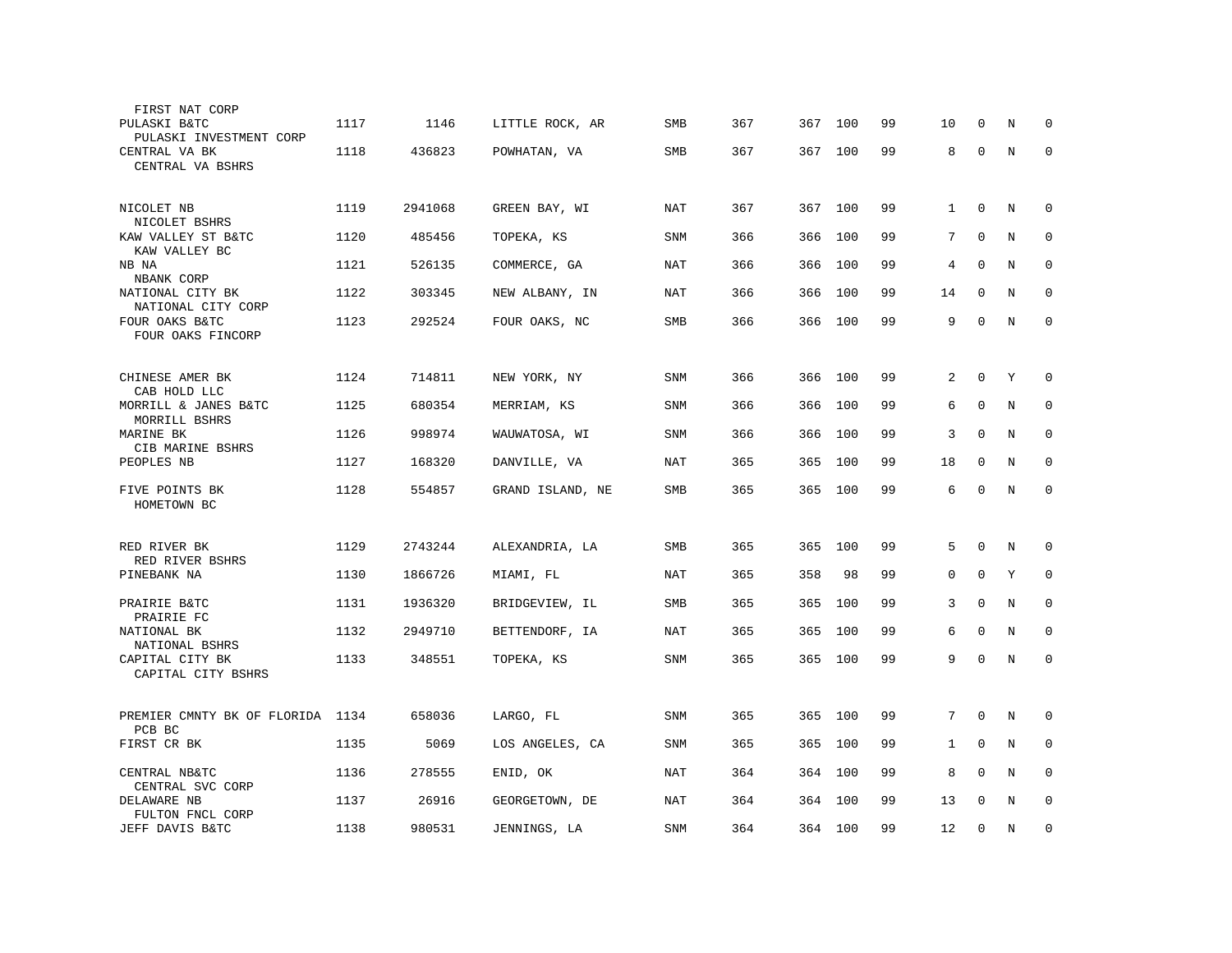| Bank / Holding Company | Rank | ID | Location | Type | Col1 | Col2 | Col3 | Col4 | Col5 | Col6 | Col7 | Col8 |
|---|---|---|---|---|---|---|---|---|---|---|---|---|
| FIRST NAT CORP | | | | | | | | | | | | |
| PULASKI B&TC<br>PULASKI INVESTMENT CORP | 1117 | 1146 | LITTLE ROCK, AR | SMB | 367 | 367 | 100 | 99 | 10 | 0 | N | 0 |
| CENTRAL VA BK<br>CENTRAL VA BSHRS | 1118 | 436823 | POWHATAN, VA | SMB | 367 | 367 | 100 | 99 | 8 | 0 | N | 0 |
| NICOLET NB<br>NICOLET BSHRS | 1119 | 2941068 | GREEN BAY, WI | NAT | 367 | 367 | 100 | 99 | 1 | 0 | N | 0 |
| KAW VALLEY ST B&TC<br>KAW VALLEY BC | 1120 | 485456 | TOPEKA, KS | SNM | 366 | 366 | 100 | 99 | 7 | 0 | N | 0 |
| NB NA<br>NBANK CORP | 1121 | 526135 | COMMERCE, GA | NAT | 366 | 366 | 100 | 99 | 4 | 0 | N | 0 |
| NATIONAL CITY BK<br>NATIONAL CITY CORP | 1122 | 303345 | NEW ALBANY, IN | NAT | 366 | 366 | 100 | 99 | 14 | 0 | N | 0 |
| FOUR OAKS B&TC<br>FOUR OAKS FINCORP | 1123 | 292524 | FOUR OAKS, NC | SMB | 366 | 366 | 100 | 99 | 9 | 0 | N | 0 |
| CHINESE AMER BK<br>CAB HOLD LLC | 1124 | 714811 | NEW YORK, NY | SNM | 366 | 366 | 100 | 99 | 2 | 0 | Y | 0 |
| MORRILL & JANES B&TC<br>MORRILL BSHRS | 1125 | 680354 | MERRIAM, KS | SNM | 366 | 366 | 100 | 99 | 6 | 0 | N | 0 |
| MARINE BK<br>CIB MARINE BSHRS | 1126 | 998974 | WAUWATOSA, WI | SNM | 366 | 366 | 100 | 99 | 3 | 0 | N | 0 |
| PEOPLES NB | 1127 | 168320 | DANVILLE, VA | NAT | 365 | 365 | 100 | 99 | 18 | 0 | N | 0 |
| FIVE POINTS BK<br>HOMETOWN BC | 1128 | 554857 | GRAND ISLAND, NE | SMB | 365 | 365 | 100 | 99 | 6 | 0 | N | 0 |
| RED RIVER BK<br>RED RIVER BSHRS | 1129 | 2743244 | ALEXANDRIA, LA | SMB | 365 | 365 | 100 | 99 | 5 | 0 | N | 0 |
| PINEBANK NA | 1130 | 1866726 | MIAMI, FL | NAT | 365 | 358 | 98 | 99 | 0 | 0 | Y | 0 |
| PRAIRIE B&TC<br>PRAIRIE FC | 1131 | 1936320 | BRIDGEVIEW, IL | SMB | 365 | 365 | 100 | 99 | 3 | 0 | N | 0 |
| NATIONAL BK<br>NATIONAL BSHRS | 1132 | 2949710 | BETTENDORF, IA | NAT | 365 | 365 | 100 | 99 | 6 | 0 | N | 0 |
| CAPITAL CITY BK<br>CAPITAL CITY BSHRS | 1133 | 348551 | TOPEKA, KS | SNM | 365 | 365 | 100 | 99 | 9 | 0 | N | 0 |
| PREMIER CMNTY BK OF FLORIDA<br>PCB BC | 1134 | 658036 | LARGO, FL | SNM | 365 | 365 | 100 | 99 | 7 | 0 | N | 0 |
| FIRST CR BK | 1135 | 5069 | LOS ANGELES, CA | SNM | 365 | 365 | 100 | 99 | 1 | 0 | N | 0 |
| CENTRAL NB&TC<br>CENTRAL SVC CORP | 1136 | 278555 | ENID, OK | NAT | 364 | 364 | 100 | 99 | 8 | 0 | N | 0 |
| DELAWARE NB<br>FULTON FNCL CORP | 1137 | 26916 | GEORGETOWN, DE | NAT | 364 | 364 | 100 | 99 | 13 | 0 | N | 0 |
| JEFF DAVIS B&TC | 1138 | 980531 | JENNINGS, LA | SNM | 364 | 364 | 100 | 99 | 12 | 0 | N | 0 |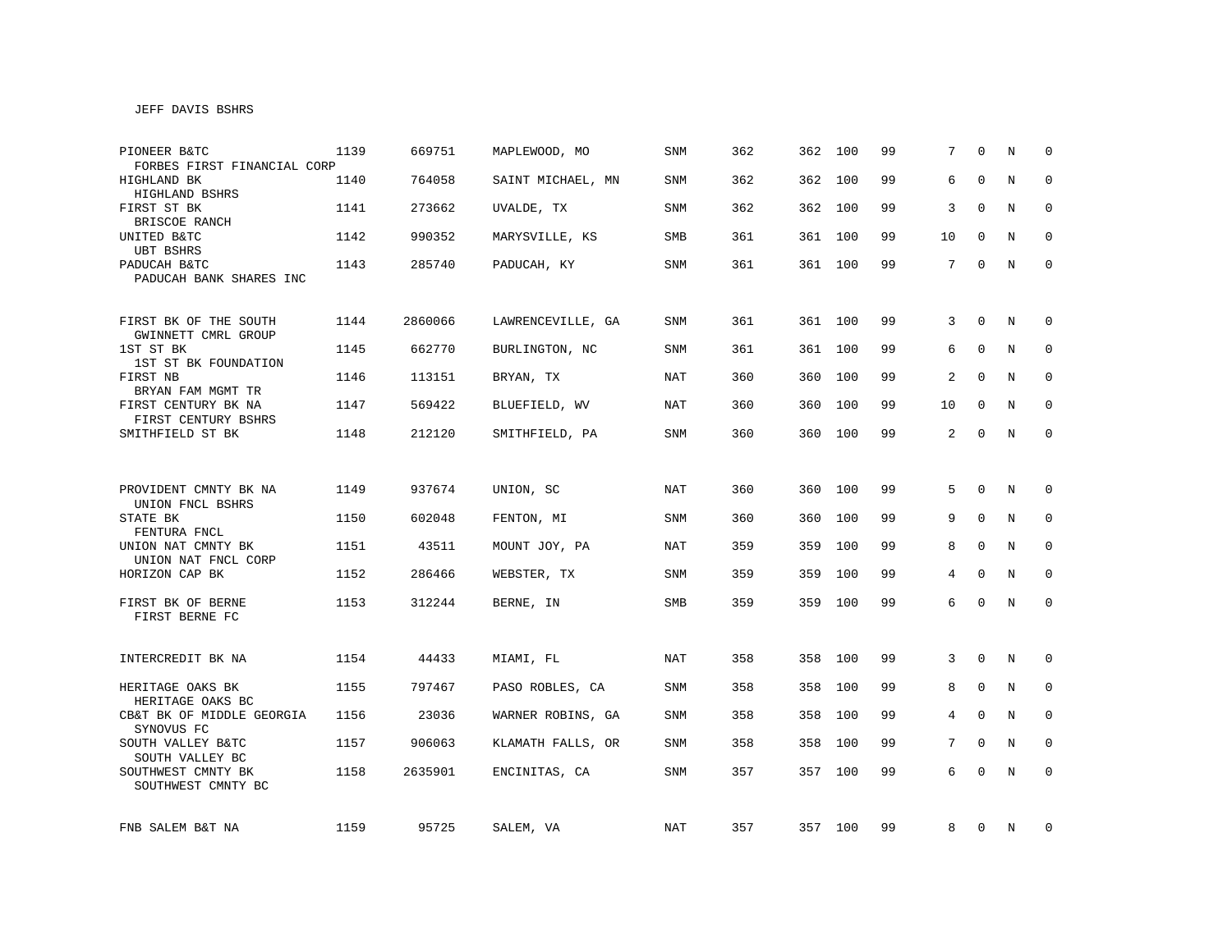JEFF DAVIS BSHRS

| | | | | | | | | | | | | |
|---|---|---|---|---|---|---|---|---|---|---|---|---|
| PIONEER B&TC<br>FORBES FIRST FINANCIAL CORP | 1139 | 669751 | MAPLEWOOD, MO | SNM | 362 | 362 | 100 | 99 | 7 | 0 | N | 0 |
| HIGHLAND BK<br>HIGHLAND BSHRS | 1140 | 764058 | SAINT MICHAEL, MN | SNM | 362 | 362 | 100 | 99 | 6 | 0 | N | 0 |
| FIRST ST BK<br>BRISCOE RANCH | 1141 | 273662 | UVALDE, TX | SNM | 362 | 362 | 100 | 99 | 3 | 0 | N | 0 |
| UNITED B&TC<br>UBT BSHRS | 1142 | 990352 | MARYSVILLE, KS | SMB | 361 | 361 | 100 | 99 | 10 | 0 | N | 0 |
| PADUCAH B&TC<br>PADUCAH BANK SHARES INC | 1143 | 285740 | PADUCAH, KY | SNM | 361 | 361 | 100 | 99 | 7 | 0 | N | 0 |
| FIRST BK OF THE SOUTH<br>GWINNETT CMRL GROUP | 1144 | 2860066 | LAWRENCEVILLE, GA | SNM | 361 | 361 | 100 | 99 | 3 | 0 | N | 0 |
| 1ST ST BK<br>1ST ST BK FOUNDATION | 1145 | 662770 | BURLINGTON, NC | SNM | 361 | 361 | 100 | 99 | 6 | 0 | N | 0 |
| FIRST NB<br>BRYAN FAM MGMT TR | 1146 | 113151 | BRYAN, TX | NAT | 360 | 360 | 100 | 99 | 2 | 0 | N | 0 |
| FIRST CENTURY BK NA<br>FIRST CENTURY BSHRS | 1147 | 569422 | BLUEFIELD, WV | NAT | 360 | 360 | 100 | 99 | 10 | 0 | N | 0 |
| SMITHFIELD ST BK | 1148 | 212120 | SMITHFIELD, PA | SNM | 360 | 360 | 100 | 99 | 2 | 0 | N | 0 |
| PROVIDENT CMNTY BK NA<br>UNION FNCL BSHRS | 1149 | 937674 | UNION, SC | NAT | 360 | 360 | 100 | 99 | 5 | 0 | N | 0 |
| STATE BK<br>FENTURA FNCL | 1150 | 602048 | FENTON, MI | SNM | 360 | 360 | 100 | 99 | 9 | 0 | N | 0 |
| UNION NAT CMNTY BK<br>UNION NAT FNCL CORP | 1151 | 43511 | MOUNT JOY, PA | NAT | 359 | 359 | 100 | 99 | 8 | 0 | N | 0 |
| HORIZON CAP BK | 1152 | 286466 | WEBSTER, TX | SNM | 359 | 359 | 100 | 99 | 4 | 0 | N | 0 |
| FIRST BK OF BERNE<br>FIRST BERNE FC | 1153 | 312244 | BERNE, IN | SMB | 359 | 359 | 100 | 99 | 6 | 0 | N | 0 |
| INTERCREDIT BK NA | 1154 | 44433 | MIAMI, FL | NAT | 358 | 358 | 100 | 99 | 3 | 0 | N | 0 |
| HERITAGE OAKS BK<br>HERITAGE OAKS BC | 1155 | 797467 | PASO ROBLES, CA | SNM | 358 | 358 | 100 | 99 | 8 | 0 | N | 0 |
| CB&T BK OF MIDDLE GEORGIA<br>SYNOVUS FC | 1156 | 23036 | WARNER ROBINS, GA | SNM | 358 | 358 | 100 | 99 | 4 | 0 | N | 0 |
| SOUTH VALLEY B&TC<br>SOUTH VALLEY BC | 1157 | 906063 | KLAMATH FALLS, OR | SNM | 358 | 358 | 100 | 99 | 7 | 0 | N | 0 |
| SOUTHWEST CMNTY BK<br>SOUTHWEST CMNTY BC | 1158 | 2635901 | ENCINITAS, CA | SNM | 357 | 357 | 100 | 99 | 6 | 0 | N | 0 |
| FNB SALEM B&T NA | 1159 | 95725 | SALEM, VA | NAT | 357 | 357 | 100 | 99 | 8 | 0 | N | 0 |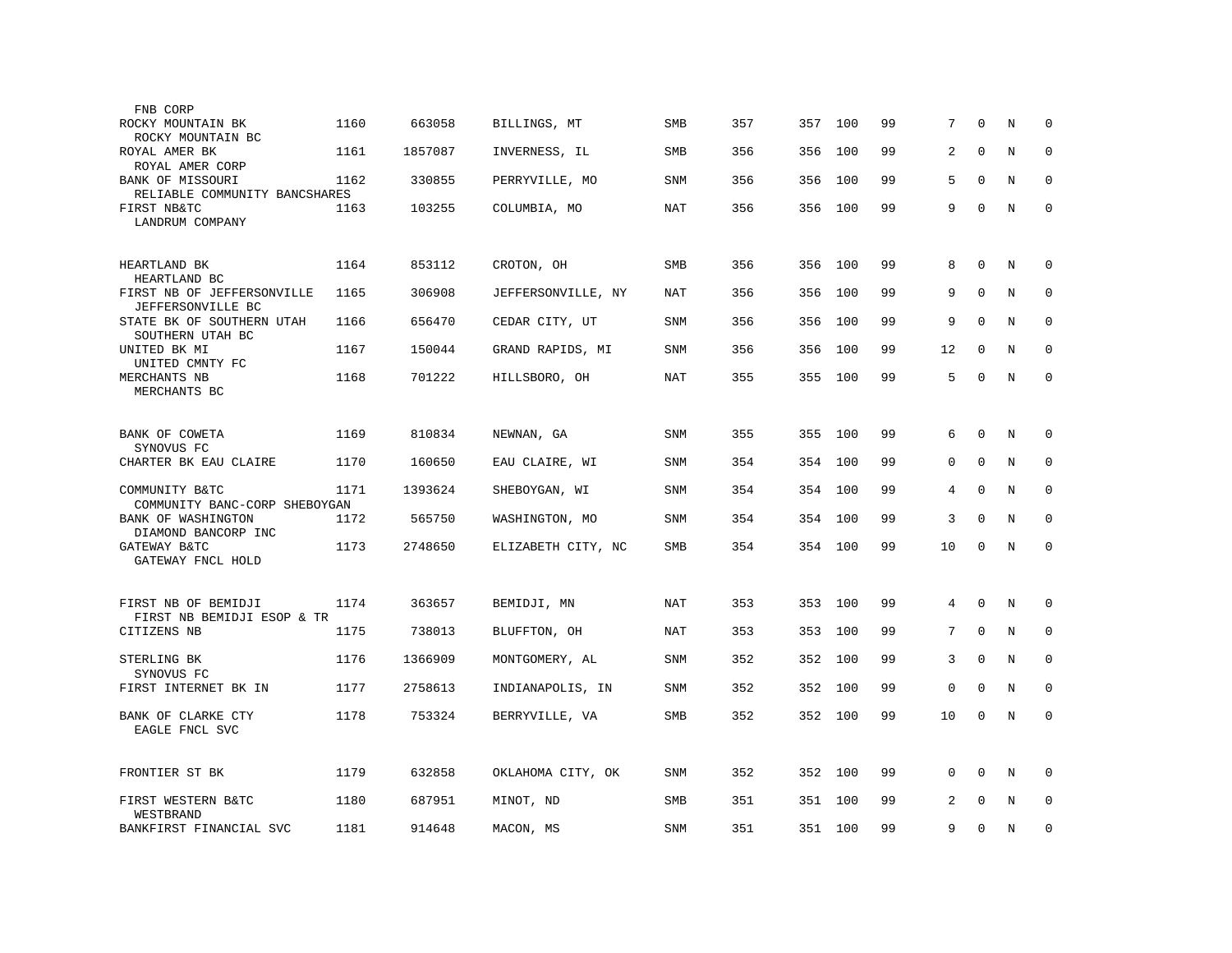| Bank / Holding Company | Rank | ID | Location | Type | | | | | | | | |
|---|---|---|---|---|---|---|---|---|---|---|---|---|
| FNB CORP | | | | | | | | | | | | |
| ROCKY MOUNTAIN BK<br>ROCKY MOUNTAIN BC | 1160 | 663058 | BILLINGS, MT | SMB | 357 | 357 | 100 | 99 | 7 | 0 | N | 0 |
| ROYAL AMER BK<br>ROYAL AMER CORP | 1161 | 1857087 | INVERNESS, IL | SMB | 356 | 356 | 100 | 99 | 2 | 0 | N | 0 |
| BANK OF MISSOURI<br>RELIABLE COMMUNITY BANCSHARES | 1162 | 330855 | PERRYVILLE, MO | SNM | 356 | 356 | 100 | 99 | 5 | 0 | N | 0 |
| FIRST NB&TC<br>LANDRUM COMPANY | 1163 | 103255 | COLUMBIA, MO | NAT | 356 | 356 | 100 | 99 | 9 | 0 | N | 0 |
| HEARTLAND BK<br>HEARTLAND BC | 1164 | 853112 | CROTON, OH | SMB | 356 | 356 | 100 | 99 | 8 | 0 | N | 0 |
| FIRST NB OF JEFFERSONVILLE<br>JEFFERSONVILLE BC | 1165 | 306908 | JEFFERSONVILLE, NY | NAT | 356 | 356 | 100 | 99 | 9 | 0 | N | 0 |
| STATE BK OF SOUTHERN UTAH<br>SOUTHERN UTAH BC | 1166 | 656470 | CEDAR CITY, UT | SNM | 356 | 356 | 100 | 99 | 9 | 0 | N | 0 |
| UNITED BK MI<br>UNITED CMNTY FC | 1167 | 150044 | GRAND RAPIDS, MI | SNM | 356 | 356 | 100 | 99 | 12 | 0 | N | 0 |
| MERCHANTS NB<br>MERCHANTS BC | 1168 | 701222 | HILLSBORO, OH | NAT | 355 | 355 | 100 | 99 | 5 | 0 | N | 0 |
| BANK OF COWETA<br>SYNOVUS FC | 1169 | 810834 | NEWNAN, GA | SNM | 355 | 355 | 100 | 99 | 6 | 0 | N | 0 |
| CHARTER BK EAU CLAIRE | 1170 | 160650 | EAU CLAIRE, WI | SNM | 354 | 354 | 100 | 99 | 0 | 0 | N | 0 |
| COMMUNITY B&TC<br>COMMUNITY BANC-CORP SHEBOYGAN | 1171 | 1393624 | SHEBOYGAN, WI | SNM | 354 | 354 | 100 | 99 | 4 | 0 | N | 0 |
| BANK OF WASHINGTON<br>DIAMOND BANCORP INC | 1172 | 565750 | WASHINGTON, MO | SNM | 354 | 354 | 100 | 99 | 3 | 0 | N | 0 |
| GATEWAY B&TC<br>GATEWAY FNCL HOLD | 1173 | 2748650 | ELIZABETH CITY, NC | SMB | 354 | 354 | 100 | 99 | 10 | 0 | N | 0 |
| FIRST NB OF BEMIDJI<br>FIRST NB BEMIDJI ESOP & TR | 1174 | 363657 | BEMIDJI, MN | NAT | 353 | 353 | 100 | 99 | 4 | 0 | N | 0 |
| CITIZENS NB | 1175 | 738013 | BLUFFTON, OH | NAT | 353 | 353 | 100 | 99 | 7 | 0 | N | 0 |
| STERLING BK<br>SYNOVUS FC | 1176 | 1366909 | MONTGOMERY, AL | SNM | 352 | 352 | 100 | 99 | 3 | 0 | N | 0 |
| FIRST INTERNET BK IN | 1177 | 2758613 | INDIANAPOLIS, IN | SNM | 352 | 352 | 100 | 99 | 0 | 0 | N | 0 |
| BANK OF CLARKE CTY<br>EAGLE FNCL SVC | 1178 | 753324 | BERRYVILLE, VA | SMB | 352 | 352 | 100 | 99 | 10 | 0 | N | 0 |
| FRONTIER ST BK | 1179 | 632858 | OKLAHOMA CITY, OK | SNM | 352 | 352 | 100 | 99 | 0 | 0 | N | 0 |
| FIRST WESTERN B&TC<br>WESTBRAND | 1180 | 687951 | MINOT, ND | SMB | 351 | 351 | 100 | 99 | 2 | 0 | N | 0 |
| BANKFIRST FINANCIAL SVC | 1181 | 914648 | MACON, MS | SNM | 351 | 351 | 100 | 99 | 9 | 0 | N | 0 |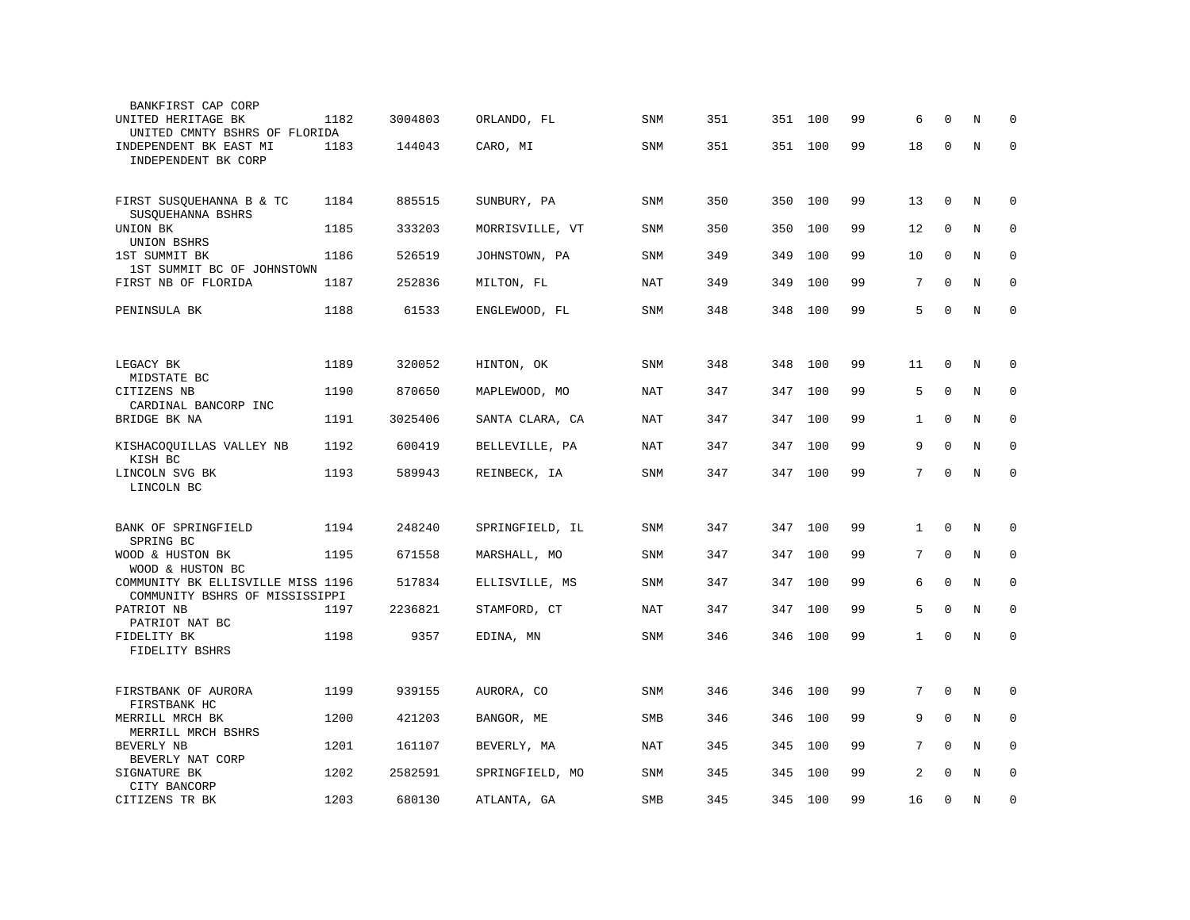| Bank / Holding Company | Rank | ID | Location | Type | | | | | | | | |
|---|---|---|---|---|---|---|---|---|---|---|---|---|
| BANKFIRST CAP CORP | | | | | | | | | | | | |
| UNITED HERITAGE BK | 1182 | 3004803 | ORLANDO, FL | SNM | 351 | 351 | 100 | 99 | 6 | 0 | N | 0 |
| UNITED CMNTY BSHRS OF FLORIDA | | | | | | | | | | | | |
| INDEPENDENT BK EAST MI | 1183 | 144043 | CARO, MI | SNM | 351 | 351 | 100 | 99 | 18 | 0 | N | 0 |
| INDEPENDENT BK CORP | | | | | | | | | | | | |
| FIRST SUSQUEHANNA B & TC | 1184 | 885515 | SUNBURY, PA | SNM | 350 | 350 | 100 | 99 | 13 | 0 | N | 0 |
| SUSQUEHANNA BSHRS | | | | | | | | | | | | |
| UNION BK | 1185 | 333203 | MORRISVILLE, VT | SNM | 350 | 350 | 100 | 99 | 12 | 0 | N | 0 |
| UNION BSHRS | | | | | | | | | | | | |
| 1ST SUMMIT BK | 1186 | 526519 | JOHNSTOWN, PA | SNM | 349 | 349 | 100 | 99 | 10 | 0 | N | 0 |
| 1ST SUMMIT BC OF JOHNSTOWN | | | | | | | | | | | | |
| FIRST NB OF FLORIDA | 1187 | 252836 | MILTON, FL | NAT | 349 | 349 | 100 | 99 | 7 | 0 | N | 0 |
| PENINSULA BK | 1188 | 61533 | ENGLEWOOD, FL | SNM | 348 | 348 | 100 | 99 | 5 | 0 | N | 0 |
| LEGACY BK | 1189 | 320052 | HINTON, OK | SNM | 348 | 348 | 100 | 99 | 11 | 0 | N | 0 |
| MIDSTATE BC | | | | | | | | | | | | |
| CITIZENS NB | 1190 | 870650 | MAPLEWOOD, MO | NAT | 347 | 347 | 100 | 99 | 5 | 0 | N | 0 |
| CARDINAL BANCORP INC | | | | | | | | | | | | |
| BRIDGE BK NA | 1191 | 3025406 | SANTA CLARA, CA | NAT | 347 | 347 | 100 | 99 | 1 | 0 | N | 0 |
| KISHACOQUILLAS VALLEY NB | 1192 | 600419 | BELLEVILLE, PA | NAT | 347 | 347 | 100 | 99 | 9 | 0 | N | 0 |
| KISH BC | | | | | | | | | | | | |
| LINCOLN SVG BK | 1193 | 589943 | REINBECK, IA | SNM | 347 | 347 | 100 | 99 | 7 | 0 | N | 0 |
| LINCOLN BC | | | | | | | | | | | | |
| BANK OF SPRINGFIELD | 1194 | 248240 | SPRINGFIELD, IL | SNM | 347 | 347 | 100 | 99 | 1 | 0 | N | 0 |
| SPRING BC | | | | | | | | | | | | |
| WOOD & HUSTON BK | 1195 | 671558 | MARSHALL, MO | SNM | 347 | 347 | 100 | 99 | 7 | 0 | N | 0 |
| WOOD & HUSTON BC | | | | | | | | | | | | |
| COMMUNITY BK ELLISVILLE MISS | 1196 | 517834 | ELLISVILLE, MS | SNM | 347 | 347 | 100 | 99 | 6 | 0 | N | 0 |
| COMMUNITY BSHRS OF MISSISSIPPI | | | | | | | | | | | | |
| PATRIOT NB | 1197 | 2236821 | STAMFORD, CT | NAT | 347 | 347 | 100 | 99 | 5 | 0 | N | 0 |
| PATRIOT NAT BC | | | | | | | | | | | | |
| FIDELITY BK | 1198 | 9357 | EDINA, MN | SNM | 346 | 346 | 100 | 99 | 1 | 0 | N | 0 |
| FIDELITY BSHRS | | | | | | | | | | | | |
| FIRSTBANK OF AURORA | 1199 | 939155 | AURORA, CO | SNM | 346 | 346 | 100 | 99 | 7 | 0 | N | 0 |
| FIRSTBANK HC | | | | | | | | | | | | |
| MERRILL MRCH BK | 1200 | 421203 | BANGOR, ME | SMB | 346 | 346 | 100 | 99 | 9 | 0 | N | 0 |
| MERRILL MRCH BSHRS | | | | | | | | | | | | |
| BEVERLY NB | 1201 | 161107 | BEVERLY, MA | NAT | 345 | 345 | 100 | 99 | 7 | 0 | N | 0 |
| BEVERLY NAT CORP | | | | | | | | | | | | |
| SIGNATURE BK | 1202 | 2582591 | SPRINGFIELD, MO | SNM | 345 | 345 | 100 | 99 | 2 | 0 | N | 0 |
| CITY BANCORP | | | | | | | | | | | | |
| CITIZENS TR BK | 1203 | 680130 | ATLANTA, GA | SMB | 345 | 345 | 100 | 99 | 16 | 0 | N | 0 |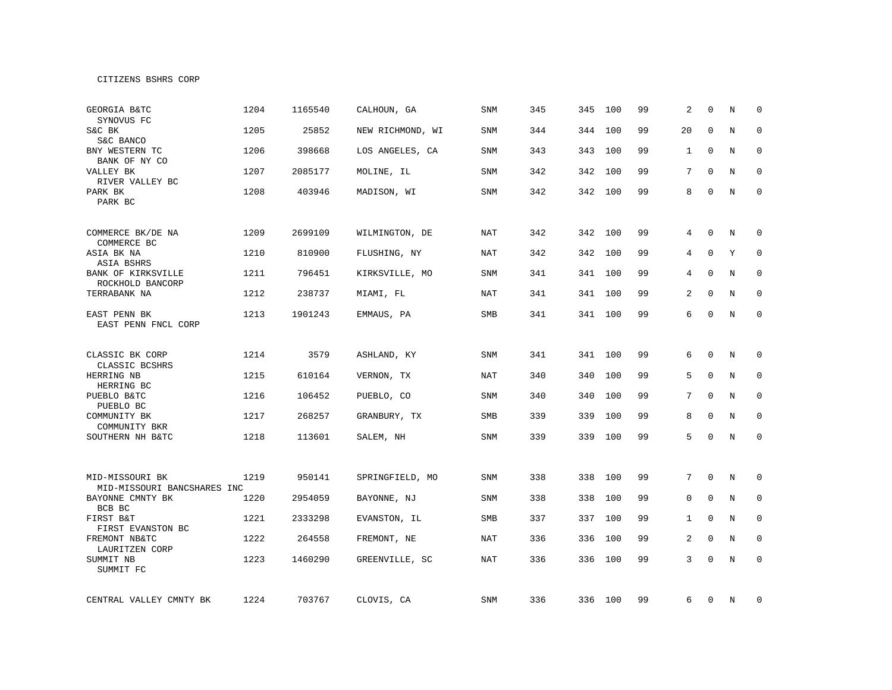CITIZENS BSHRS CORP

| | | | | | | | | | | | | |
|---|---|---|---|---|---|---|---|---|---|---|---|---|
| GEORGIA B&TC<br>SYNOVUS FC | 1204 | 1165540 | CALHOUN, GA | SNM | 345 | 345 | 100 | 99 | 2 | 0 | N | 0 |
| S&C BK<br>S&C BANCO | 1205 | 25852 | NEW RICHMOND, WI | SNM | 344 | 344 | 100 | 99 | 20 | 0 | N | 0 |
| BNY WESTERN TC<br>BANK OF NY CO | 1206 | 398668 | LOS ANGELES, CA | SNM | 343 | 343 | 100 | 99 | 1 | 0 | N | 0 |
| VALLEY BK<br>RIVER VALLEY BC | 1207 | 2085177 | MOLINE, IL | SNM | 342 | 342 | 100 | 99 | 7 | 0 | N | 0 |
| PARK BK<br>PARK BC | 1208 | 403946 | MADISON, WI | SNM | 342 | 342 | 100 | 99 | 8 | 0 | N | 0 |
| COMMERCE BK/DE NA<br>COMMERCE BC | 1209 | 2699109 | WILMINGTON, DE | NAT | 342 | 342 | 100 | 99 | 4 | 0 | N | 0 |
| ASIA BK NA<br>ASIA BSHRS | 1210 | 810900 | FLUSHING, NY | NAT | 342 | 342 | 100 | 99 | 4 | 0 | Y | 0 |
| BANK OF KIRKSVILLE<br>ROCKHOLD BANCORP | 1211 | 796451 | KIRKSVILLE, MO | SNM | 341 | 341 | 100 | 99 | 4 | 0 | N | 0 |
| TERRABANK NA | 1212 | 238737 | MIAMI, FL | NAT | 341 | 341 | 100 | 99 | 2 | 0 | N | 0 |
| EAST PENN BK<br>EAST PENN FNCL CORP | 1213 | 1901243 | EMMAUS, PA | SMB | 341 | 341 | 100 | 99 | 6 | 0 | N | 0 |
| CLASSIC BK CORP<br>CLASSIC BCSHRS | 1214 | 3579 | ASHLAND, KY | SNM | 341 | 341 | 100 | 99 | 6 | 0 | N | 0 |
| HERRING NB<br>HERRING BC | 1215 | 610164 | VERNON, TX | NAT | 340 | 340 | 100 | 99 | 5 | 0 | N | 0 |
| PUEBLO B&TC<br>PUEBLO BC | 1216 | 106452 | PUEBLO, CO | SNM | 340 | 340 | 100 | 99 | 7 | 0 | N | 0 |
| COMMUNITY BK<br>COMMUNITY BKR | 1217 | 268257 | GRANBURY, TX | SMB | 339 | 339 | 100 | 99 | 8 | 0 | N | 0 |
| SOUTHERN NH B&TC | 1218 | 113601 | SALEM, NH | SNM | 339 | 339 | 100 | 99 | 5 | 0 | N | 0 |
| MID-MISSOURI BK<br>MID-MISSOURI BANCSHARES INC | 1219 | 950141 | SPRINGFIELD, MO | SNM | 338 | 338 | 100 | 99 | 7 | 0 | N | 0 |
| BAYONNE CMNTY BK<br>BCB BC | 1220 | 2954059 | BAYONNE, NJ | SNM | 338 | 338 | 100 | 99 | 0 | 0 | N | 0 |
| FIRST B&T<br>FIRST EVANSTON BC | 1221 | 2333298 | EVANSTON, IL | SMB | 337 | 337 | 100 | 99 | 1 | 0 | N | 0 |
| FREMONT NB&TC<br>LAURITZEN CORP | 1222 | 264558 | FREMONT, NE | NAT | 336 | 336 | 100 | 99 | 2 | 0 | N | 0 |
| SUMMIT NB<br>SUMMIT FC | 1223 | 1460290 | GREENVILLE, SC | NAT | 336 | 336 | 100 | 99 | 3 | 0 | N | 0 |
| CENTRAL VALLEY CMNTY BK | 1224 | 703767 | CLOVIS, CA | SNM | 336 | 336 | 100 | 99 | 6 | 0 | N | 0 |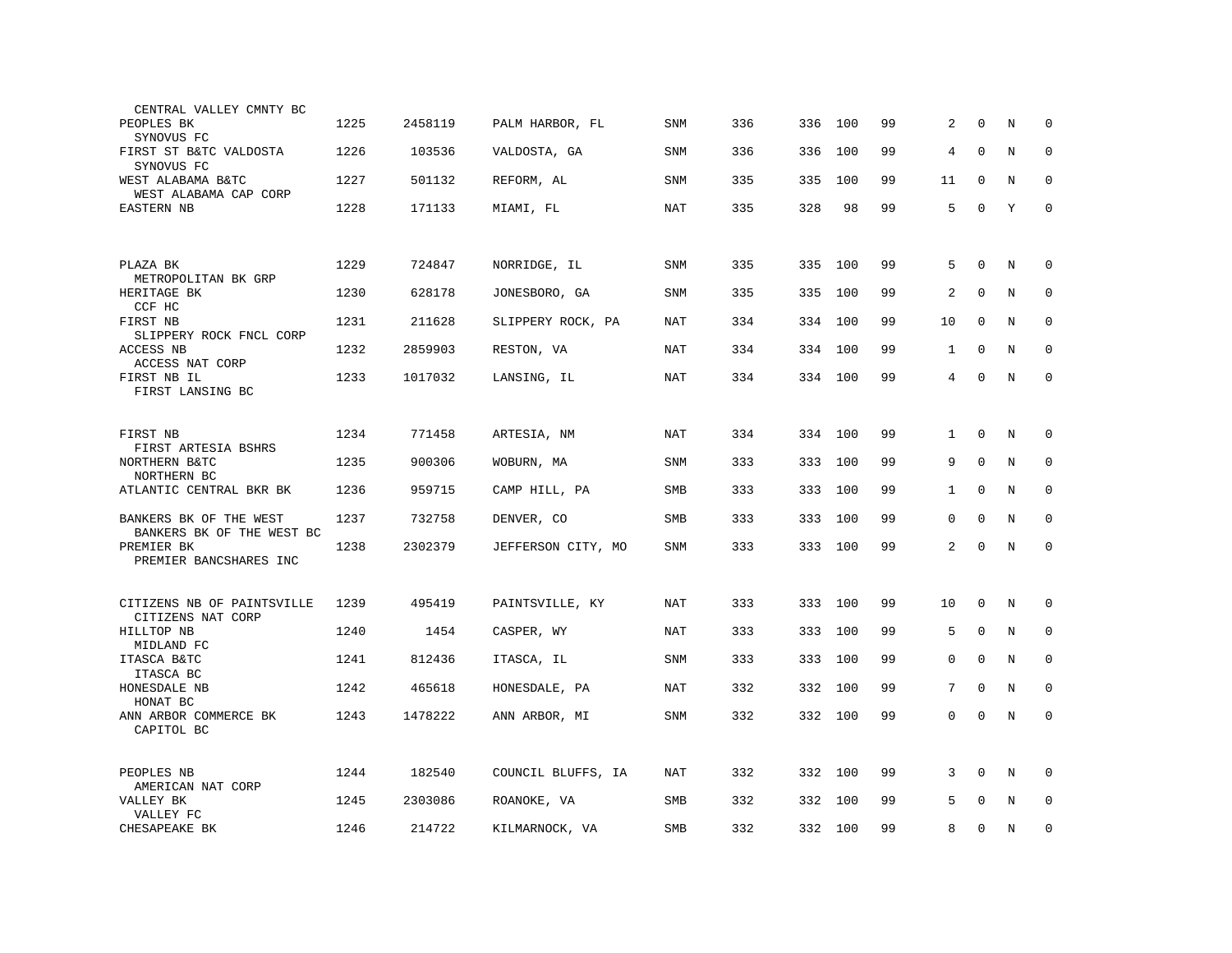| | | | | | | | | | | | | |
|---|---|---|---|---|---|---|---|---|---|---|---|---|
| CENTRAL VALLEY CMNTY BC | | | | | | | | | | | | |
| PEOPLES BK | 1225 | 2458119 | PALM HARBOR, FL | SNM | 336 | 336 | 100 | 99 | 2 | 0 | N | 0 |
| SYNOVUS FC | | | | | | | | | | | | |
| FIRST ST B&TC VALDOSTA | 1226 | 103536 | VALDOSTA, GA | SNM | 336 | 336 | 100 | 99 | 4 | 0 | N | 0 |
| SYNOVUS FC | | | | | | | | | | | | |
| WEST ALABAMA B&TC | 1227 | 501132 | REFORM, AL | SNM | 335 | 335 | 100 | 99 | 11 | 0 | N | 0 |
| WEST ALABAMA CAP CORP | | | | | | | | | | | | |
| EASTERN NB | 1228 | 171133 | MIAMI, FL | NAT | 335 | 328 | 98 | 99 | 5 | 0 | Y | 0 |
| PLAZA BK | 1229 | 724847 | NORRIDGE, IL | SNM | 335 | 335 | 100 | 99 | 5 | 0 | N | 0 |
| METROPOLITAN BK GRP | | | | | | | | | | | | |
| HERITAGE BK | 1230 | 628178 | JONESBORO, GA | SNM | 335 | 335 | 100 | 99 | 2 | 0 | N | 0 |
| CCF HC | | | | | | | | | | | | |
| FIRST NB | 1231 | 211628 | SLIPPERY ROCK, PA | NAT | 334 | 334 | 100 | 99 | 10 | 0 | N | 0 |
| SLIPPERY ROCK FNCL CORP | | | | | | | | | | | | |
| ACCESS NB | 1232 | 2859903 | RESTON, VA | NAT | 334 | 334 | 100 | 99 | 1 | 0 | N | 0 |
| ACCESS NAT CORP | | | | | | | | | | | | |
| FIRST NB IL | 1233 | 1017032 | LANSING, IL | NAT | 334 | 334 | 100 | 99 | 4 | 0 | N | 0 |
| FIRST LANSING BC | | | | | | | | | | | | |
| FIRST NB | 1234 | 771458 | ARTESIA, NM | NAT | 334 | 334 | 100 | 99 | 1 | 0 | N | 0 |
| FIRST ARTESIA BSHRS | | | | | | | | | | | | |
| NORTHERN B&TC | 1235 | 900306 | WOBURN, MA | SNM | 333 | 333 | 100 | 99 | 9 | 0 | N | 0 |
| NORTHERN BC | | | | | | | | | | | | |
| ATLANTIC CENTRAL BKR BK | 1236 | 959715 | CAMP HILL, PA | SMB | 333 | 333 | 100 | 99 | 1 | 0 | N | 0 |
| BANKERS BK OF THE WEST | 1237 | 732758 | DENVER, CO | SMB | 333 | 333 | 100 | 99 | 0 | 0 | N | 0 |
| BANKERS BK OF THE WEST BC | | | | | | | | | | | | |
| PREMIER BK | 1238 | 2302379 | JEFFERSON CITY, MO | SNM | 333 | 333 | 100 | 99 | 2 | 0 | N | 0 |
| PREMIER BANCSHARES INC | | | | | | | | | | | | |
| CITIZENS NB OF PAINTSVILLE | 1239 | 495419 | PAINTSVILLE, KY | NAT | 333 | 333 | 100 | 99 | 10 | 0 | N | 0 |
| CITIZENS NAT CORP | | | | | | | | | | | | |
| HILLTOP NB | 1240 | 1454 | CASPER, WY | NAT | 333 | 333 | 100 | 99 | 5 | 0 | N | 0 |
| MIDLAND FC | | | | | | | | | | | | |
| ITASCA B&TC | 1241 | 812436 | ITASCA, IL | SNM | 333 | 333 | 100 | 99 | 0 | 0 | N | 0 |
| ITASCA BC | | | | | | | | | | | | |
| HONESDALE NB | 1242 | 465618 | HONESDALE, PA | NAT | 332 | 332 | 100 | 99 | 7 | 0 | N | 0 |
| HONAT BC | | | | | | | | | | | | |
| ANN ARBOR COMMERCE BK | 1243 | 1478222 | ANN ARBOR, MI | SNM | 332 | 332 | 100 | 99 | 0 | 0 | N | 0 |
| CAPITOL BC | | | | | | | | | | | | |
| PEOPLES NB | 1244 | 182540 | COUNCIL BLUFFS, IA | NAT | 332 | 332 | 100 | 99 | 3 | 0 | N | 0 |
| AMERICAN NAT CORP | | | | | | | | | | | | |
| VALLEY BK | 1245 | 2303086 | ROANOKE, VA | SMB | 332 | 332 | 100 | 99 | 5 | 0 | N | 0 |
| VALLEY FC | | | | | | | | | | | | |
| CHESAPEAKE BK | 1246 | 214722 | KILMARNOCK, VA | SMB | 332 | 332 | 100 | 99 | 8 | 0 | N | 0 |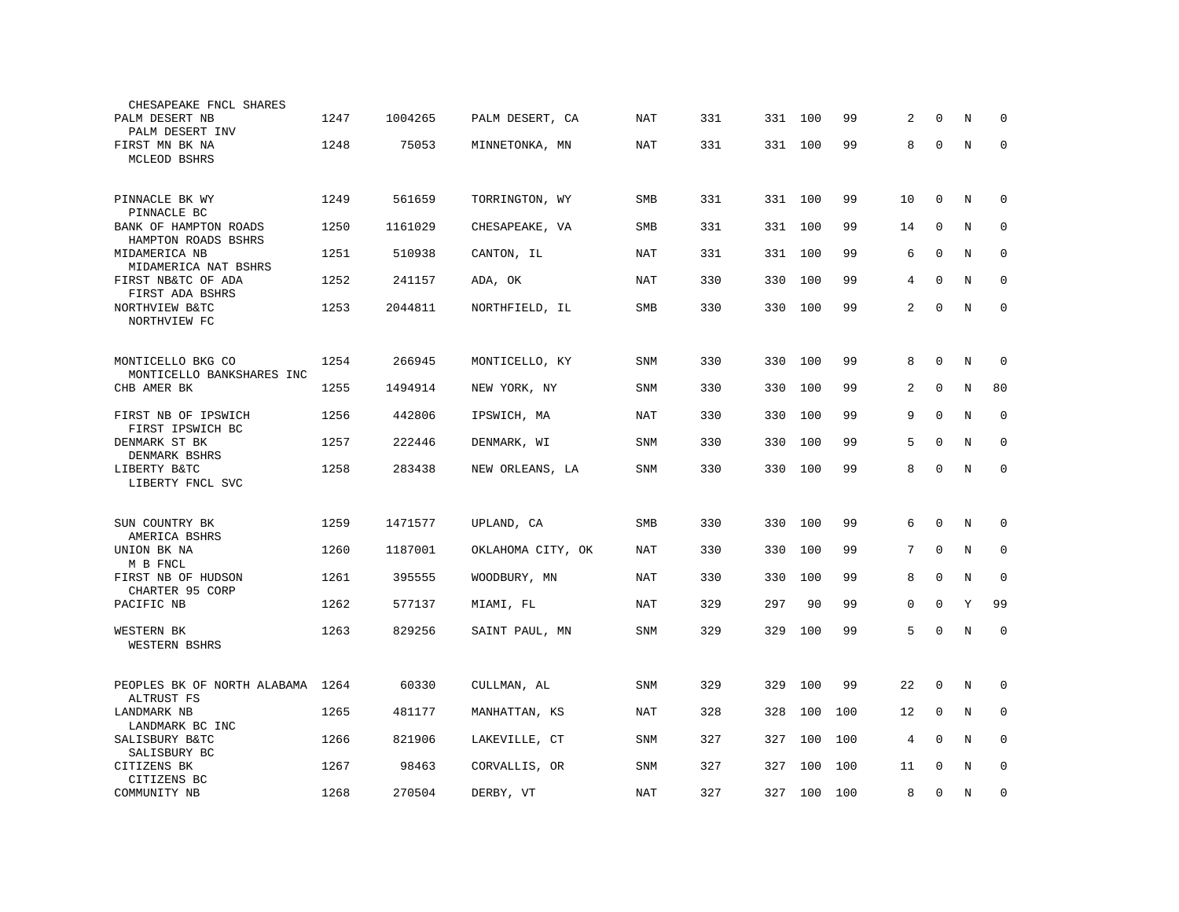| | | | | | | | | | | | | |
|---|---|---|---|---|---|---|---|---|---|---|---|---|
| CHESAPEAKE FNCL SHARES | | | | | | | | | | | | |
| PALM DESERT NB | 1247 | 1004265 | PALM DESERT, CA | NAT | 331 | 331 | 100 | 99 | 2 | 0 | N | 0 |
| PALM DESERT INV | | | | | | | | | | | | |
| FIRST MN BK NA | 1248 | 75053 | MINNETONKA, MN | NAT | 331 | 331 | 100 | 99 | 8 | 0 | N | 0 |
| MCLEOD BSHRS | | | | | | | | | | | | |
| PINNACLE BK WY | 1249 | 561659 | TORRINGTON, WY | SMB | 331 | 331 | 100 | 99 | 10 | 0 | N | 0 |
| PINNACLE BC | | | | | | | | | | | | |
| BANK OF HAMPTON ROADS | 1250 | 1161029 | CHESAPEAKE, VA | SMB | 331 | 331 | 100 | 99 | 14 | 0 | N | 0 |
| HAMPTON ROADS BSHRS | | | | | | | | | | | | |
| MIDAMERICA NB | 1251 | 510938 | CANTON, IL | NAT | 331 | 331 | 100 | 99 | 6 | 0 | N | 0 |
| MIDAMERICA NAT BSHRS | | | | | | | | | | | | |
| FIRST NB&TC OF ADA | 1252 | 241157 | ADA, OK | NAT | 330 | 330 | 100 | 99 | 4 | 0 | N | 0 |
| FIRST ADA BSHRS | | | | | | | | | | | | |
| NORTHVIEW B&TC | 1253 | 2044811 | NORTHFIELD, IL | SMB | 330 | 330 | 100 | 99 | 2 | 0 | N | 0 |
| NORTHVIEW FC | | | | | | | | | | | | |
| MONTICELLO BKG CO | 1254 | 266945 | MONTICELLO, KY | SNM | 330 | 330 | 100 | 99 | 8 | 0 | N | 0 |
| MONTICELLO BANKSHARES INC | | | | | | | | | | | | |
| CHB AMER BK | 1255 | 1494914 | NEW YORK, NY | SNM | 330 | 330 | 100 | 99 | 2 | 0 | N | 80 |
| FIRST NB OF IPSWICH | 1256 | 442806 | IPSWICH, MA | NAT | 330 | 330 | 100 | 99 | 9 | 0 | N | 0 |
| FIRST IPSWICH BC | | | | | | | | | | | | |
| DENMARK ST BK | 1257 | 222446 | DENMARK, WI | SNM | 330 | 330 | 100 | 99 | 5 | 0 | N | 0 |
| DENMARK BSHRS | | | | | | | | | | | | |
| LIBERTY B&TC | 1258 | 283438 | NEW ORLEANS, LA | SNM | 330 | 330 | 100 | 99 | 8 | 0 | N | 0 |
| LIBERTY FNCL SVC | | | | | | | | | | | | |
| SUN COUNTRY BK | 1259 | 1471577 | UPLAND, CA | SMB | 330 | 330 | 100 | 99 | 6 | 0 | N | 0 |
| AMERICA BSHRS | | | | | | | | | | | | |
| UNION BK NA | 1260 | 1187001 | OKLAHOMA CITY, OK | NAT | 330 | 330 | 100 | 99 | 7 | 0 | N | 0 |
| M B FNCL | | | | | | | | | | | | |
| FIRST NB OF HUDSON | 1261 | 395555 | WOODBURY, MN | NAT | 330 | 330 | 100 | 99 | 8 | 0 | N | 0 |
| CHARTER 95 CORP | | | | | | | | | | | | |
| PACIFIC NB | 1262 | 577137 | MIAMI, FL | NAT | 329 | 297 | 90 | 99 | 0 | 0 | Y | 99 |
| WESTERN BK | 1263 | 829256 | SAINT PAUL, MN | SNM | 329 | 329 | 100 | 99 | 5 | 0 | N | 0 |
| WESTERN BSHRS | | | | | | | | | | | | |
| PEOPLES BK OF NORTH ALABAMA | 1264 | 60330 | CULLMAN, AL | SNM | 329 | 329 | 100 | 99 | 22 | 0 | N | 0 |
| ALTRUST FS | | | | | | | | | | | | |
| LANDMARK NB | 1265 | 481177 | MANHATTAN, KS | NAT | 328 | 328 | 100 | 100 | 12 | 0 | N | 0 |
| LANDMARK BC INC | | | | | | | | | | | | |
| SALISBURY B&TC | 1266 | 821906 | LAKEVILLE, CT | SNM | 327 | 327 | 100 | 100 | 4 | 0 | N | 0 |
| SALISBURY BC | | | | | | | | | | | | |
| CITIZENS BK | 1267 | 98463 | CORVALLIS, OR | SNM | 327 | 327 | 100 | 100 | 11 | 0 | N | 0 |
| CITIZENS BC | | | | | | | | | | | | |
| COMMUNITY NB | 1268 | 270504 | DERBY, VT | NAT | 327 | 327 | 100 | 100 | 8 | 0 | N | 0 |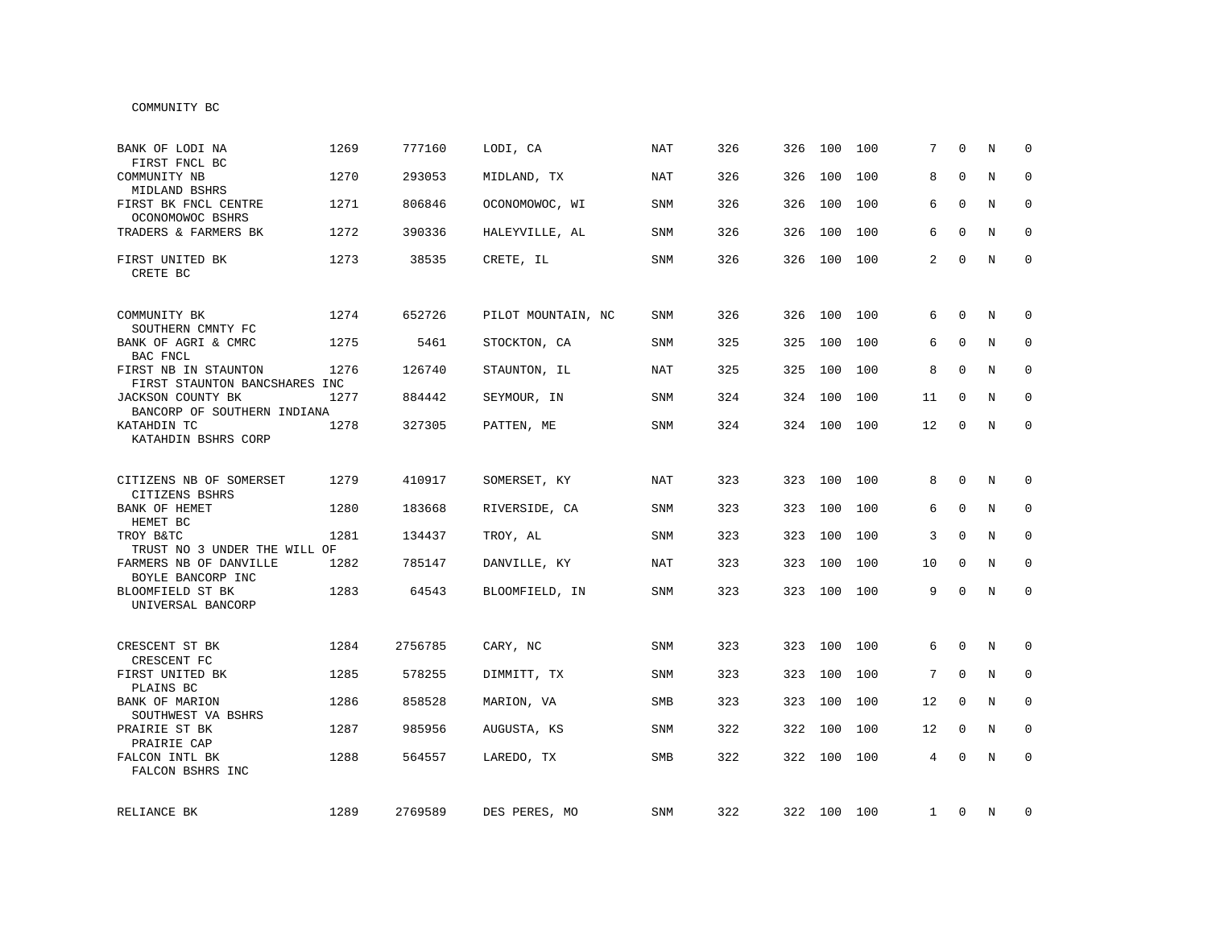COMMUNITY BC

| | | | | | | | | | | | | | |
|---|---|---|---|---|---|---|---|---|---|---|---|---|---|
| BANK OF LODI NA<br>FIRST FNCL BC | 1269 | 777160 | LODI, CA | NAT | 326 | 326 | 100 | 100 | 7 | 0 | N | 0 |
| COMMUNITY NB<br>MIDLAND BSHRS | 1270 | 293053 | MIDLAND, TX | NAT | 326 | 326 | 100 | 100 | 8 | 0 | N | 0 |
| FIRST BK FNCL CENTRE<br>OCONOMOWOC BSHRS | 1271 | 806846 | OCONOMOWOC, WI | SNM | 326 | 326 | 100 | 100 | 6 | 0 | N | 0 |
| TRADERS & FARMERS BK | 1272 | 390336 | HALEYVILLE, AL | SNM | 326 | 326 | 100 | 100 | 6 | 0 | N | 0 |
| FIRST UNITED BK<br>CRETE BC | 1273 | 38535 | CRETE, IL | SNM | 326 | 326 | 100 | 100 | 2 | 0 | N | 0 |
| COMMUNITY BK<br>SOUTHERN CMNTY FC | 1274 | 652726 | PILOT MOUNTAIN, NC | SNM | 326 | 326 | 100 | 100 | 6 | 0 | N | 0 |
| BANK OF AGRI & CMRC<br>BAC FNCL | 1275 | 5461 | STOCKTON, CA | SNM | 325 | 325 | 100 | 100 | 6 | 0 | N | 0 |
| FIRST NB IN STAUNTON<br>FIRST STAUNTON BANCSHARES INC | 1276 | 126740 | STAUNTON, IL | NAT | 325 | 325 | 100 | 100 | 8 | 0 | N | 0 |
| JACKSON COUNTY BK<br>BANCORP OF SOUTHERN INDIANA | 1277 | 884442 | SEYMOUR, IN | SNM | 324 | 324 | 100 | 100 | 11 | 0 | N | 0 |
| KATAHDIN TC<br>KATAHDIN BSHRS CORP | 1278 | 327305 | PATTEN, ME | SNM | 324 | 324 | 100 | 100 | 12 | 0 | N | 0 |
| CITIZENS NB OF SOMERSET<br>CITIZENS BSHRS | 1279 | 410917 | SOMERSET, KY | NAT | 323 | 323 | 100 | 100 | 8 | 0 | N | 0 |
| BANK OF HEMET<br>HEMET BC | 1280 | 183668 | RIVERSIDE, CA | SNM | 323 | 323 | 100 | 100 | 6 | 0 | N | 0 |
| TROY B&TC<br>TRUST NO 3 UNDER THE WILL OF | 1281 | 134437 | TROY, AL | SNM | 323 | 323 | 100 | 100 | 3 | 0 | N | 0 |
| FARMERS NB OF DANVILLE<br>BOYLE BANCORP INC | 1282 | 785147 | DANVILLE, KY | NAT | 323 | 323 | 100 | 100 | 10 | 0 | N | 0 |
| BLOOMFIELD ST BK<br>UNIVERSAL BANCORP | 1283 | 64543 | BLOOMFIELD, IN | SNM | 323 | 323 | 100 | 100 | 9 | 0 | N | 0 |
| CRESCENT ST BK<br>CRESCENT FC | 1284 | 2756785 | CARY, NC | SNM | 323 | 323 | 100 | 100 | 6 | 0 | N | 0 |
| FIRST UNITED BK<br>PLAINS BC | 1285 | 578255 | DIMMITT, TX | SNM | 323 | 323 | 100 | 100 | 7 | 0 | N | 0 |
| BANK OF MARION<br>SOUTHWEST VA BSHRS | 1286 | 858528 | MARION, VA | SMB | 323 | 323 | 100 | 100 | 12 | 0 | N | 0 |
| PRAIRIE ST BK<br>PRAIRIE CAP | 1287 | 985956 | AUGUSTA, KS | SNM | 322 | 322 | 100 | 100 | 12 | 0 | N | 0 |
| FALCON INTL BK<br>FALCON BSHRS INC | 1288 | 564557 | LAREDO, TX | SMB | 322 | 322 | 100 | 100 | 4 | 0 | N | 0 |
| RELIANCE BK | 1289 | 2769589 | DES PERES, MO | SNM | 322 | 322 | 100 | 100 | 1 | 0 | N | 0 |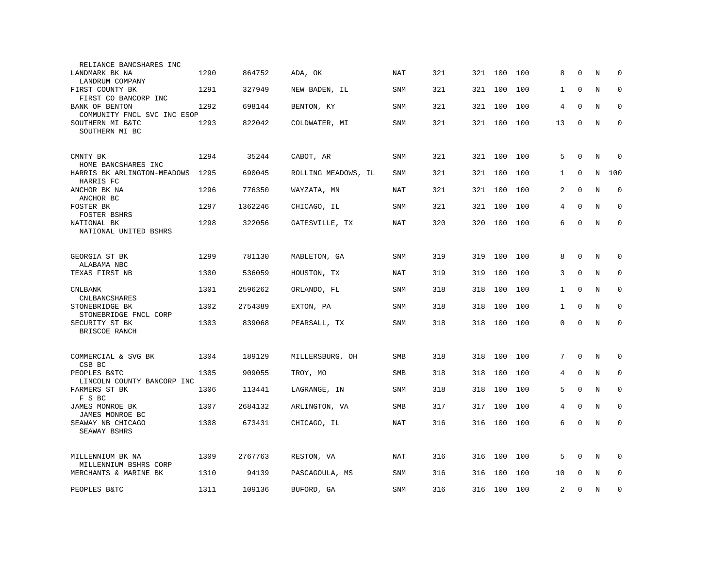| | | | | | | | | | | | | |
|---|---|---|---|---|---|---|---|---|---|---|---|---|
| RELIANCE BANCSHARES INC | | | | | | | | | | | | |
| LANDMARK BK NA | 1290 | 864752 | ADA, OK | NAT | 321 | 321 | 100 | 100 | 8 | 0 | N | 0 |
| LANDRUM COMPANY | | | | | | | | | | | | |
| FIRST COUNTY BK | 1291 | 327949 | NEW BADEN, IL | SNM | 321 | 321 | 100 | 100 | 1 | 0 | N | 0 |
| FIRST CO BANCORP INC | | | | | | | | | | | | |
| BANK OF BENTON | 1292 | 698144 | BENTON, KY | SNM | 321 | 321 | 100 | 100 | 4 | 0 | N | 0 |
| COMMUNITY FNCL SVC INC ESOP | | | | | | | | | | | | |
| SOUTHERN MI B&TC | 1293 | 822042 | COLDWATER, MI | SNM | 321 | 321 | 100 | 100 | 13 | 0 | N | 0 |
| SOUTHERN MI BC | | | | | | | | | | | | |
| CMNTY BK | 1294 | 35244 | CABOT, AR | SNM | 321 | 321 | 100 | 100 | 5 | 0 | N | 0 |
| HOME BANCSHARES INC | | | | | | | | | | | | |
| HARRIS BK ARLINGTON-MEADOWS | 1295 | 690045 | ROLLING MEADOWS, IL | SNM | 321 | 321 | 100 | 100 | 1 | 0 | N | 100 |
| HARRIS FC | | | | | | | | | | | | |
| ANCHOR BK NA | 1296 | 776350 | WAYZATA, MN | NAT | 321 | 321 | 100 | 100 | 2 | 0 | N | 0 |
| ANCHOR BC | | | | | | | | | | | | |
| FOSTER BK | 1297 | 1362246 | CHICAGO, IL | SNM | 321 | 321 | 100 | 100 | 4 | 0 | N | 0 |
| FOSTER BSHRS | | | | | | | | | | | | |
| NATIONAL BK | 1298 | 322056 | GATESVILLE, TX | NAT | 320 | 320 | 100 | 100 | 6 | 0 | N | 0 |
| NATIONAL UNITED BSHRS | | | | | | | | | | | | |
| GEORGIA ST BK | 1299 | 781130 | MABLETON, GA | SNM | 319 | 319 | 100 | 100 | 8 | 0 | N | 0 |
| ALABAMA NBC | | | | | | | | | | | | |
| TEXAS FIRST NB | 1300 | 536059 | HOUSTON, TX | NAT | 319 | 319 | 100 | 100 | 3 | 0 | N | 0 |
| CNLBANK | 1301 | 2596262 | ORLANDO, FL | SNM | 318 | 318 | 100 | 100 | 1 | 0 | N | 0 |
| CNLBANCSHARES | | | | | | | | | | | | |
| STONEBRIDGE BK | 1302 | 2754389 | EXTON, PA | SNM | 318 | 318 | 100 | 100 | 1 | 0 | N | 0 |
| STONEBRIDGE FNCL CORP | | | | | | | | | | | | |
| SECURITY ST BK | 1303 | 839068 | PEARSALL, TX | SNM | 318 | 318 | 100 | 100 | 0 | 0 | N | 0 |
| BRISCOE RANCH | | | | | | | | | | | | |
| COMMERCIAL & SVG BK | 1304 | 189129 | MILLERSBURG, OH | SMB | 318 | 318 | 100 | 100 | 7 | 0 | N | 0 |
| CSB BC | | | | | | | | | | | | |
| PEOPLES B&TC | 1305 | 909055 | TROY, MO | SMB | 318 | 318 | 100 | 100 | 4 | 0 | N | 0 |
| LINCOLN COUNTY BANCORP INC | | | | | | | | | | | | |
| FARMERS ST BK | 1306 | 113441 | LAGRANGE, IN | SNM | 318 | 318 | 100 | 100 | 5 | 0 | N | 0 |
| F S BC | | | | | | | | | | | | |
| JAMES MONROE BK | 1307 | 2684132 | ARLINGTON, VA | SMB | 317 | 317 | 100 | 100 | 4 | 0 | N | 0 |
| JAMES MONROE BC | | | | | | | | | | | | |
| SEAWAY NB CHICAGO | 1308 | 673431 | CHICAGO, IL | NAT | 316 | 316 | 100 | 100 | 6 | 0 | N | 0 |
| SEAWAY BSHRS | | | | | | | | | | | | |
| MILLENNIUM BK NA | 1309 | 2767763 | RESTON, VA | NAT | 316 | 316 | 100 | 100 | 5 | 0 | N | 0 |
| MILLENNIUM BSHRS CORP | | | | | | | | | | | | |
| MERCHANTS & MARINE BK | 1310 | 94139 | PASCAGOULA, MS | SNM | 316 | 316 | 100 | 100 | 10 | 0 | N | 0 |
| PEOPLES B&TC | 1311 | 109136 | BUFORD, GA | SNM | 316 | 316 | 100 | 100 | 2 | 0 | N | 0 |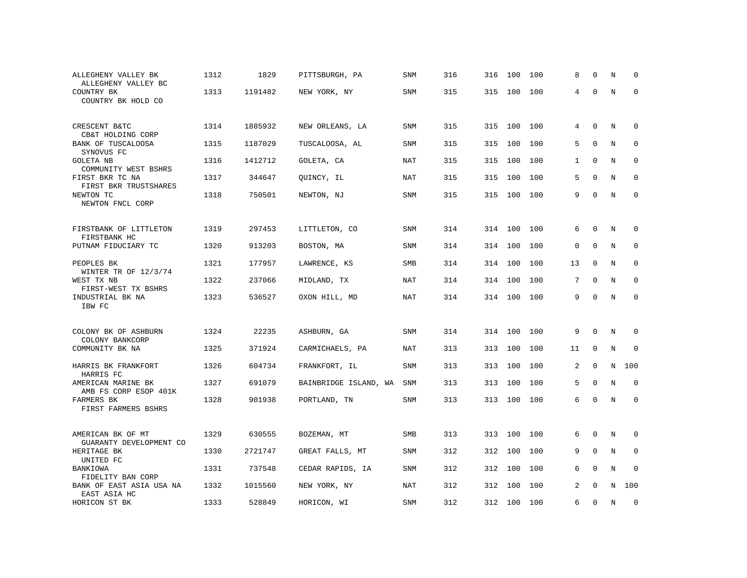| | | | | | | | | | | | | |
|---|---|---|---|---|---|---|---|---|---|---|---|---|
| ALLEGHENY VALLEY BK<br>ALLEGHENY VALLEY BC | 1312 | 1829 | PITTSBURGH, PA | SNM | 316 | 316 | 100 | 100 | 8 | 0 | N | 0 |
| COUNTRY BK<br>COUNTRY BK HOLD CO | 1313 | 1191482 | NEW YORK, NY | SNM | 315 | 315 | 100 | 100 | 4 | 0 | N | 0 |
| CRESCENT B&TC<br>CB&T HOLDING CORP | 1314 | 1885932 | NEW ORLEANS, LA | SNM | 315 | 315 | 100 | 100 | 4 | 0 | N | 0 |
| BANK OF TUSCALOOSA<br>SYNOVUS FC | 1315 | 1187029 | TUSCALOOSA, AL | SNM | 315 | 315 | 100 | 100 | 5 | 0 | N | 0 |
| GOLETA NB<br>COMMUNITY WEST BSHRS | 1316 | 1412712 | GOLETA, CA | NAT | 315 | 315 | 100 | 100 | 1 | 0 | N | 0 |
| FIRST BKR TC NA<br>FIRST BKR TRUSTSHARES | 1317 | 344647 | QUINCY, IL | NAT | 315 | 315 | 100 | 100 | 5 | 0 | N | 0 |
| NEWTON TC<br>NEWTON FNCL CORP | 1318 | 750501 | NEWTON, NJ | SNM | 315 | 315 | 100 | 100 | 9 | 0 | N | 0 |
| FIRSTBANK OF LITTLETON<br>FIRSTBANK HC | 1319 | 297453 | LITTLETON, CO | SNM | 314 | 314 | 100 | 100 | 6 | 0 | N | 0 |
| PUTNAM FIDUCIARY TC | 1320 | 913203 | BOSTON, MA | SNM | 314 | 314 | 100 | 100 | 0 | 0 | N | 0 |
| PEOPLES BK<br>WINTER TR OF 12/3/74 | 1321 | 177957 | LAWRENCE, KS | SMB | 314 | 314 | 100 | 100 | 13 | 0 | N | 0 |
| WEST TX NB<br>FIRST-WEST TX BSHRS | 1322 | 237066 | MIDLAND, TX | NAT | 314 | 314 | 100 | 100 | 7 | 0 | N | 0 |
| INDUSTRIAL BK NA<br>IBW FC | 1323 | 536527 | OXON HILL, MD | NAT | 314 | 314 | 100 | 100 | 9 | 0 | N | 0 |
| COLONY BK OF ASHBURN<br>COLONY BANKCORP | 1324 | 22235 | ASHBURN, GA | SNM | 314 | 314 | 100 | 100 | 9 | 0 | N | 0 |
| COMMUNITY BK NA | 1325 | 371924 | CARMICHAELS, PA | NAT | 313 | 313 | 100 | 100 | 11 | 0 | N | 0 |
| HARRIS BK FRANKFORT<br>HARRIS FC | 1326 | 604734 | FRANKFORT, IL | SNM | 313 | 313 | 100 | 100 | 2 | 0 | N | 100 |
| AMERICAN MARINE BK<br>AMB FS CORP ESOP 401K | 1327 | 691079 | BAINBRIDGE ISLAND, WA | SNM | 313 | 313 | 100 | 100 | 5 | 0 | N | 0 |
| FARMERS BK<br>FIRST FARMERS BSHRS | 1328 | 901938 | PORTLAND, TN | SNM | 313 | 313 | 100 | 100 | 6 | 0 | N | 0 |
| AMERICAN BK OF MT<br>GUARANTY DEVELOPMENT CO | 1329 | 630555 | BOZEMAN, MT | SMB | 313 | 313 | 100 | 100 | 6 | 0 | N | 0 |
| HERITAGE BK<br>UNITED FC | 1330 | 2721747 | GREAT FALLS, MT | SNM | 312 | 312 | 100 | 100 | 9 | 0 | N | 0 |
| BANKIOWA<br>FIDELITY BAN CORP | 1331 | 737548 | CEDAR RAPIDS, IA | SNM | 312 | 312 | 100 | 100 | 6 | 0 | N | 0 |
| BANK OF EAST ASIA USA NA<br>EAST ASIA HC | 1332 | 1015560 | NEW YORK, NY | NAT | 312 | 312 | 100 | 100 | 2 | 0 | N | 100 |
| HORICON ST BK | 1333 | 528849 | HORICON, WI | SNM | 312 | 312 | 100 | 100 | 6 | 0 | N | 0 |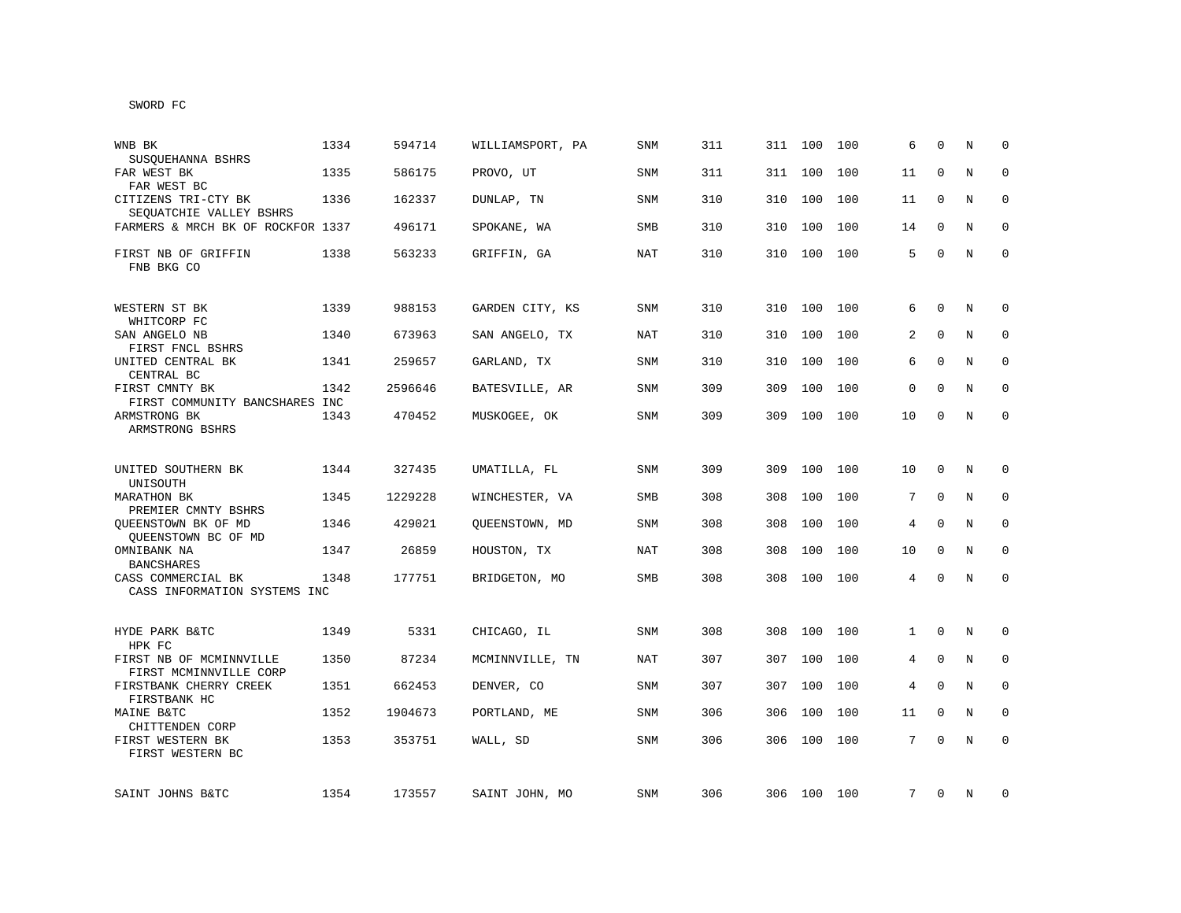SWORD FC

| Bank / Holding Company | Rank | ID | Location | Type | | | | | | | | |
|---|---|---|---|---|---|---|---|---|---|---|---|---|
| WNB BK<br>SUSQUEHANNA BSHRS | 1334 | 594714 | WILLIAMSPORT, PA | SNM | 311 | 311 | 100 | 100 | 6 | 0 | N | 0 |
| FAR WEST BK<br>FAR WEST BC | 1335 | 586175 | PROVO, UT | SNM | 311 | 311 | 100 | 100 | 11 | 0 | N | 0 |
| CITIZENS TRI-CTY BK<br>SEQUATCHIE VALLEY BSHRS | 1336 | 162337 | DUNLAP, TN | SNM | 310 | 310 | 100 | 100 | 11 | 0 | N | 0 |
| FARMERS & MRCH BK OF ROCKFOR | 1337 | 496171 | SPOKANE, WA | SMB | 310 | 310 | 100 | 100 | 14 | 0 | N | 0 |
| FIRST NB OF GRIFFIN<br>FNB BKG CO | 1338 | 563233 | GRIFFIN, GA | NAT | 310 | 310 | 100 | 100 | 5 | 0 | N | 0 |
| WESTERN ST BK<br>WHITCORP FC | 1339 | 988153 | GARDEN CITY, KS | SNM | 310 | 310 | 100 | 100 | 6 | 0 | N | 0 |
| SAN ANGELO NB<br>FIRST FNCL BSHRS | 1340 | 673963 | SAN ANGELO, TX | NAT | 310 | 310 | 100 | 100 | 2 | 0 | N | 0 |
| UNITED CENTRAL BK<br>CENTRAL BC | 1341 | 259657 | GARLAND, TX | SNM | 310 | 310 | 100 | 100 | 6 | 0 | N | 0 |
| FIRST CMNTY BK<br>FIRST COMMUNITY BANCSHARES INC | 1342 | 2596646 | BATESVILLE, AR | SNM | 309 | 309 | 100 | 100 | 0 | 0 | N | 0 |
| ARMSTRONG BK<br>ARMSTRONG BSHRS | 1343 | 470452 | MUSKOGEE, OK | SNM | 309 | 309 | 100 | 100 | 10 | 0 | N | 0 |
| UNITED SOUTHERN BK<br>UNISOUTH | 1344 | 327435 | UMATILLA, FL | SNM | 309 | 309 | 100 | 100 | 10 | 0 | N | 0 |
| MARATHON BK<br>PREMIER CMNTY BSHRS | 1345 | 1229228 | WINCHESTER, VA | SMB | 308 | 308 | 100 | 100 | 7 | 0 | N | 0 |
| QUEENSTOWN BK OF MD<br>QUEENSTOWN BC OF MD | 1346 | 429021 | QUEENSTOWN, MD | SNM | 308 | 308 | 100 | 100 | 4 | 0 | N | 0 |
| OMNIBANK NA<br>BANCSHARES | 1347 | 26859 | HOUSTON, TX | NAT | 308 | 308 | 100 | 100 | 10 | 0 | N | 0 |
| CASS COMMERCIAL BK<br>CASS INFORMATION SYSTEMS INC | 1348 | 177751 | BRIDGETON, MO | SMB | 308 | 308 | 100 | 100 | 4 | 0 | N | 0 |
| HYDE PARK B&TC<br>HPK FC | 1349 | 5331 | CHICAGO, IL | SNM | 308 | 308 | 100 | 100 | 1 | 0 | N | 0 |
| FIRST NB OF MCMINNVILLE<br>FIRST MCMINNVILLE CORP | 1350 | 87234 | MCMINNVILLE, TN | NAT | 307 | 307 | 100 | 100 | 4 | 0 | N | 0 |
| FIRSTBANK CHERRY CREEK<br>FIRSTBANK HC | 1351 | 662453 | DENVER, CO | SNM | 307 | 307 | 100 | 100 | 4 | 0 | N | 0 |
| MAINE B&TC<br>CHITTENDEN CORP | 1352 | 1904673 | PORTLAND, ME | SNM | 306 | 306 | 100 | 100 | 11 | 0 | N | 0 |
| FIRST WESTERN BK<br>FIRST WESTERN BC | 1353 | 353751 | WALL, SD | SNM | 306 | 306 | 100 | 100 | 7 | 0 | N | 0 |
| SAINT JOHNS B&TC | 1354 | 173557 | SAINT JOHN, MO | SNM | 306 | 306 | 100 | 100 | 7 | 0 | N | 0 |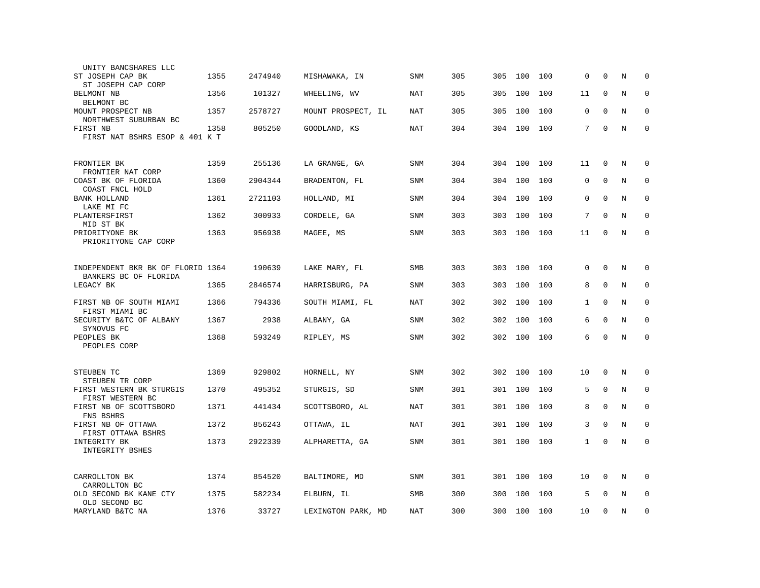| Name | Rank | ID | Location | Type | | | | | | | | |
|---|---|---|---|---|---|---|---|---|---|---|---|---|
| UNITY BANCSHARES LLC | | | | | | | | | | | | |
| ST JOSEPH CAP BK<br>ST JOSEPH CAP CORP | 1355 | 2474940 | MISHAWAKA, IN | SNM | 305 | 305 | 100 | 100 | 0 | 0 | N | 0 |
| BELMONT NB<br>BELMONT BC | 1356 | 101327 | WHEELING, WV | NAT | 305 | 305 | 100 | 100 | 11 | 0 | N | 0 |
| MOUNT PROSPECT NB<br>NORTHWEST SUBURBAN BC | 1357 | 2578727 | MOUNT PROSPECT, IL | NAT | 305 | 305 | 100 | 100 | 0 | 0 | N | 0 |
| FIRST NB<br>FIRST NAT BSHRS ESOP & 401 K T | 1358 | 805250 | GOODLAND, KS | NAT | 304 | 304 | 100 | 100 | 7 | 0 | N | 0 |
| FRONTIER BK<br>FRONTIER NAT CORP | 1359 | 255136 | LA GRANGE, GA | SNM | 304 | 304 | 100 | 100 | 11 | 0 | N | 0 |
| COAST BK OF FLORIDA<br>COAST FNCL HOLD | 1360 | 2904344 | BRADENTON, FL | SNM | 304 | 304 | 100 | 100 | 0 | 0 | N | 0 |
| BANK HOLLAND<br>LAKE MI FC | 1361 | 2721103 | HOLLAND, MI | SNM | 304 | 304 | 100 | 100 | 0 | 0 | N | 0 |
| PLANTERSFIRST<br>MID ST BK | 1362 | 300933 | CORDELE, GA | SNM | 303 | 303 | 100 | 100 | 7 | 0 | N | 0 |
| PRIORITYONE BK<br>PRIORITYONE CAP CORP | 1363 | 956938 | MAGEE, MS | SNM | 303 | 303 | 100 | 100 | 11 | 0 | N | 0 |
| INDEPENDENT BKR BK OF FLORID<br>BANKERS BC OF FLORIDA | 1364 | 190639 | LAKE MARY, FL | SMB | 303 | 303 | 100 | 100 | 0 | 0 | N | 0 |
| LEGACY BK | 1365 | 2846574 | HARRISBURG, PA | SNM | 303 | 303 | 100 | 100 | 8 | 0 | N | 0 |
| FIRST NB OF SOUTH MIAMI<br>FIRST MIAMI BC | 1366 | 794336 | SOUTH MIAMI, FL | NAT | 302 | 302 | 100 | 100 | 1 | 0 | N | 0 |
| SECURITY B&TC OF ALBANY<br>SYNOVUS FC | 1367 | 2938 | ALBANY, GA | SNM | 302 | 302 | 100 | 100 | 6 | 0 | N | 0 |
| PEOPLES BK<br>PEOPLES CORP | 1368 | 593249 | RIPLEY, MS | SNM | 302 | 302 | 100 | 100 | 6 | 0 | N | 0 |
| STEUBEN TC<br>STEUBEN TR CORP | 1369 | 929802 | HORNELL, NY | SNM | 302 | 302 | 100 | 100 | 10 | 0 | N | 0 |
| FIRST WESTERN BK STURGIS<br>FIRST WESTERN BC | 1370 | 495352 | STURGIS, SD | SNM | 301 | 301 | 100 | 100 | 5 | 0 | N | 0 |
| FIRST NB OF SCOTTSBORO<br>FNS BSHRS | 1371 | 441434 | SCOTTSBORO, AL | NAT | 301 | 301 | 100 | 100 | 8 | 0 | N | 0 |
| FIRST NB OF OTTAWA<br>FIRST OTTAWA BSHRS | 1372 | 856243 | OTTAWA, IL | NAT | 301 | 301 | 100 | 100 | 3 | 0 | N | 0 |
| INTEGRITY BK<br>INTEGRITY BSHES | 1373 | 2922339 | ALPHARETTA, GA | SNM | 301 | 301 | 100 | 100 | 1 | 0 | N | 0 |
| CARROLLTON BK<br>CARROLLTON BC | 1374 | 854520 | BALTIMORE, MD | SNM | 301 | 301 | 100 | 100 | 10 | 0 | N | 0 |
| OLD SECOND BK KANE CTY<br>OLD SECOND BC | 1375 | 582234 | ELBURN, IL | SMB | 300 | 300 | 100 | 100 | 5 | 0 | N | 0 |
| MARYLAND B&TC NA | 1376 | 33727 | LEXINGTON PARK, MD | NAT | 300 | 300 | 100 | 100 | 10 | 0 | N | 0 |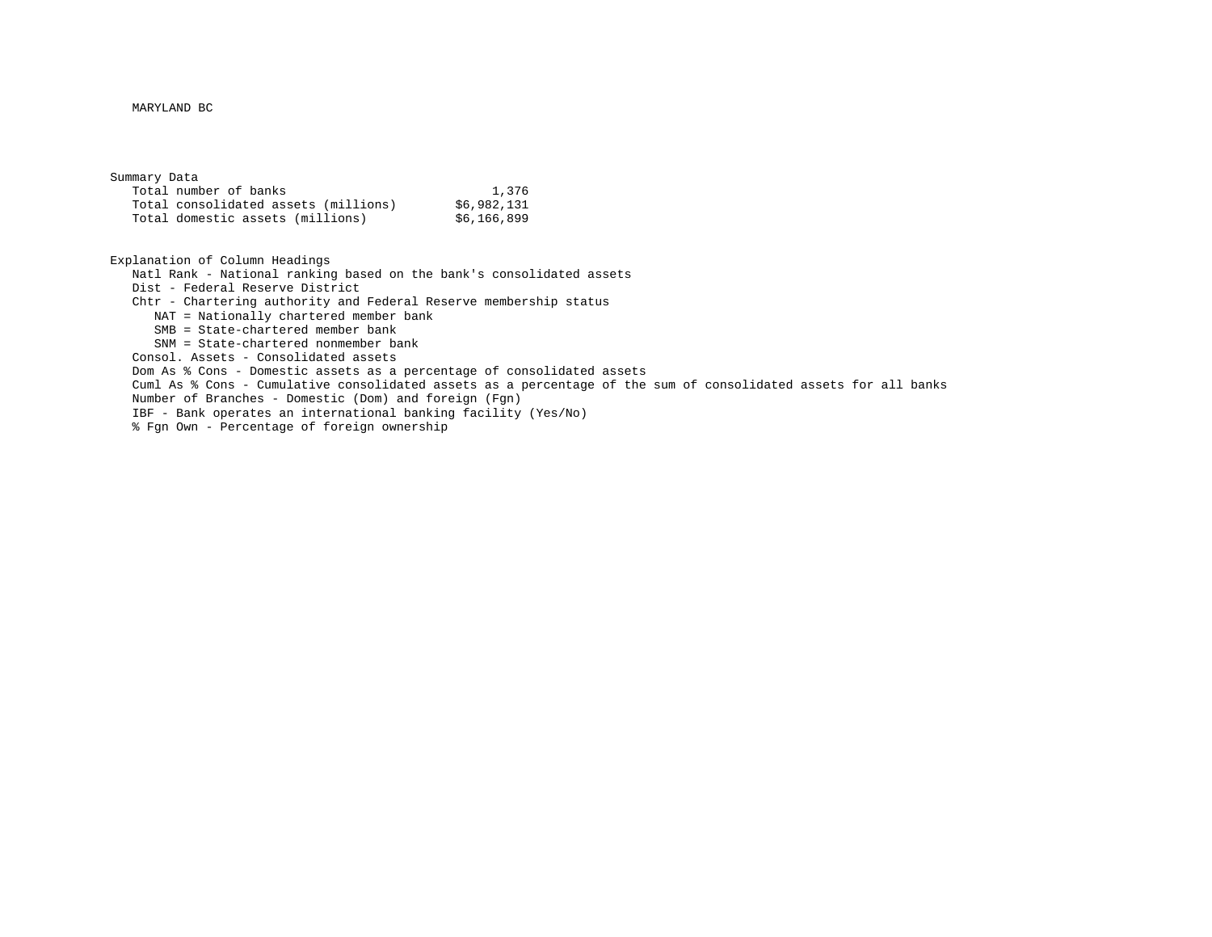MARYLAND BC

Summary Data

| | |
|---|---|
| Total number of banks | 1,376 |
| Total consolidated assets (millions) | $6,982,131 |
| Total domestic assets (millions) | $6,166,899 |

Explanation of Column Headings

- Natl Rank - National ranking based on the bank's consolidated assets
- Dist - Federal Reserve District
- Chtr - Chartering authority and Federal Reserve membership status
  - NAT = Nationally chartered member bank
  - SMB = State-chartered member bank
  - SNM = State-chartered nonmember bank
- Consol. Assets - Consolidated assets
- Dom As % Cons - Domestic assets as a percentage of consolidated assets
- Cuml As % Cons - Cumulative consolidated assets as a percentage of the sum of consolidated assets for all banks
- Number of Branches - Domestic (Dom) and foreign (Fgn)
- IBF - Bank operates an international banking facility (Yes/No)
- % Fgn Own - Percentage of foreign ownership